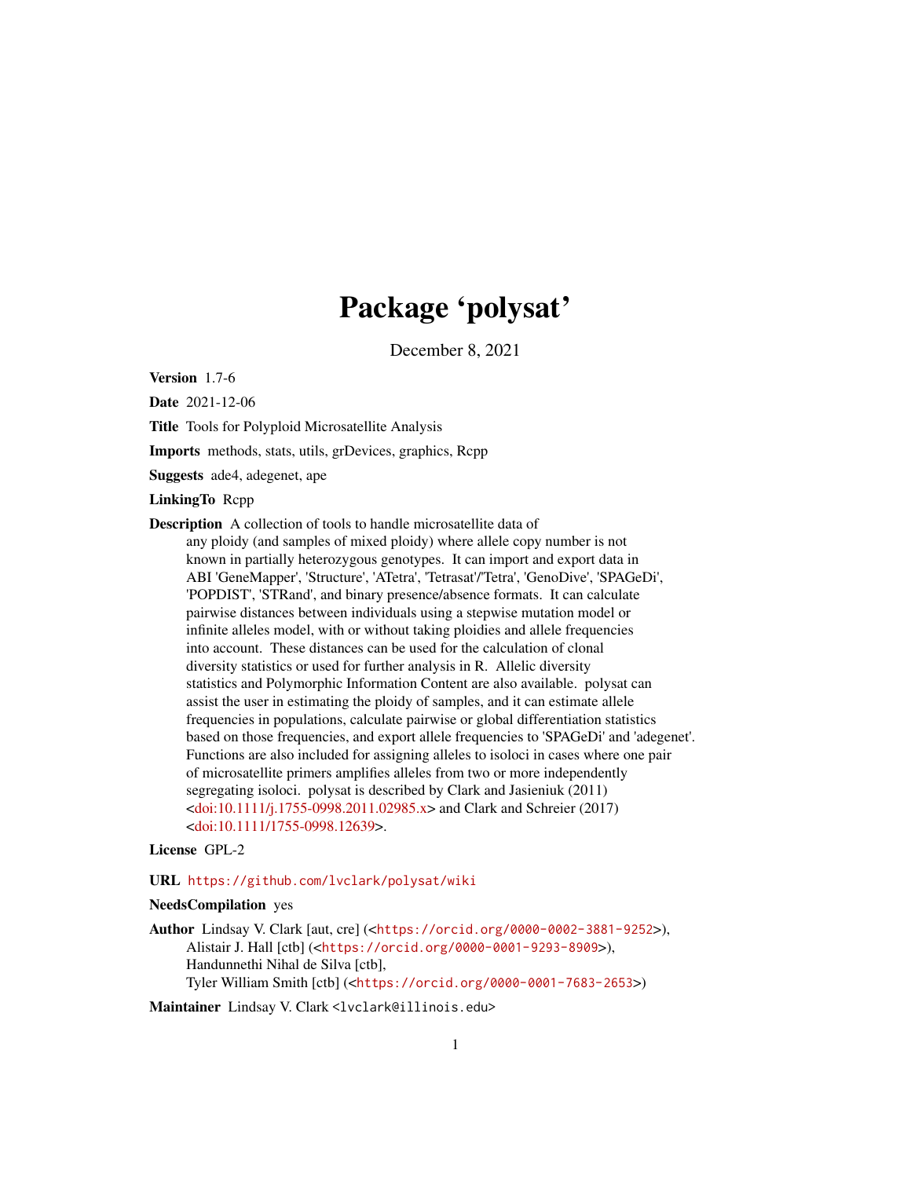# Package 'polysat'

December 8, 2021

**Version** 1.7-6

**Date** 2021-12-06

**Title** Tools for Polyploid Microsatellite Analysis

**Imports** methods, stats, utils, grDevices, graphics, Rcpp

**Suggests** ade4, adegenet, ape

**LinkingTo** Rcpp

**Description** A collection of tools to handle microsatellite data of any ploidy (and samples of mixed ploidy) where allele copy number is not known in partially heterozygous genotypes. It can import and export data in ABI 'GeneMapper', 'Structure', 'ATetra', 'Tetrasat'/'Tetra', 'GenoDive', 'SPAGeDi', 'POPDIST', 'STRand', and binary presence/absence formats. It can calculate pairwise distances between individuals using a stepwise mutation model or infinite alleles model, with or without taking ploidies and allele frequencies into account. These distances can be used for the calculation of clonal diversity statistics or used for further analysis in R. Allelic diversity statistics and Polymorphic Information Content are also available. polysat can assist the user in estimating the ploidy of samples, and it can estimate allele frequencies in populations, calculate pairwise or global differentiation statistics based on those frequencies, and export allele frequencies to 'SPAGeDi' and 'adegenet'. Functions are also included for assigning alleles to isoloci in cases where one pair of microsatellite primers amplifies alleles from two or more independently segregating isoloci. polysat is described by Clark and Jasieniuk (2011) <doi:10.1111/j.1755-0998.2011.02985.x> and Clark and Schreier (2017) <doi:10.1111/1755-0998.12639>.

**License** GPL-2

**URL** https://github.com/lvclark/polysat/wiki

**NeedsCompilation** yes

**Author** Lindsay V. Clark [aut, cre] (<https://orcid.org/0000-0002-3881-9252>), Alistair J. Hall [ctb] (<https://orcid.org/0000-0001-9293-8909>), Handunnethi Nihal de Silva [ctb], Tyler William Smith [ctb] (<https://orcid.org/0000-0001-7683-2653>)

**Maintainer** Lindsay V. Clark <lvclark@illinois.edu>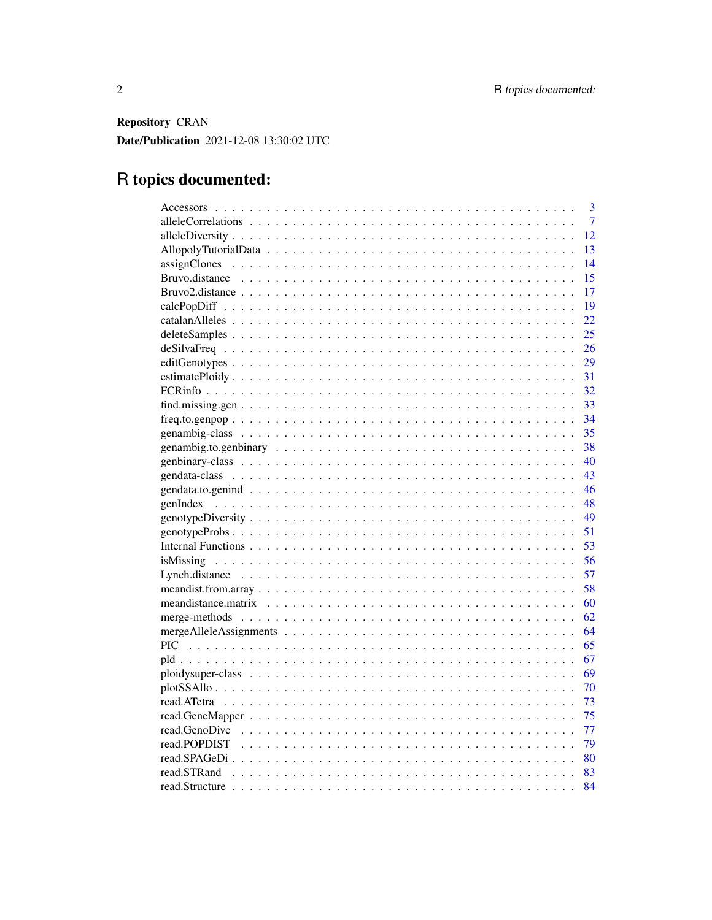**Repository** CRAN

**Date/Publication** 2021-12-08 13:30:02 UTC

# R topics documented:

| | |
|---|---|
| Accessors | 3 |
| alleleCorrelations | 7 |
| alleleDiversity | 12 |
| AllopolyTutorialData | 13 |
| assignClones | 14 |
| Bruvo.distance | 15 |
| Bruvo2.distance | 17 |
| calcPopDiff | 19 |
| catalanAlleles | 22 |
| deleteSamples | 25 |
| deSilvaFreq | 26 |
| editGenotypes | 29 |
| estimatePloidy | 31 |
| FCRinfo | 32 |
| find.missing.gen | 33 |
| freq.to.genpop | 34 |
| genambig-class | 35 |
| genambig.to.genbinary | 38 |
| genbinary-class | 40 |
| gendata-class | 43 |
| gendata.to.genind | 46 |
| genIndex | 48 |
| genotypeDiversity | 49 |
| genotypeProbs | 51 |
| Internal Functions | 53 |
| isMissing | 56 |
| Lynch.distance | 57 |
| meandist.from.array | 58 |
| meandistance.matrix | 60 |
| merge-methods | 62 |
| mergeAlleleAssignments | 64 |
| PIC | 65 |
| pld | 67 |
| ploidysuper-class | 69 |
| plotSSAllo | 70 |
| read.ATetra | 73 |
| read.GeneMapper | 75 |
| read.GenoDive | 77 |
| read.POPDIST | 79 |
| read.SPAGeDi | 80 |
| read.STRand | 83 |
| read.Structure | 84 |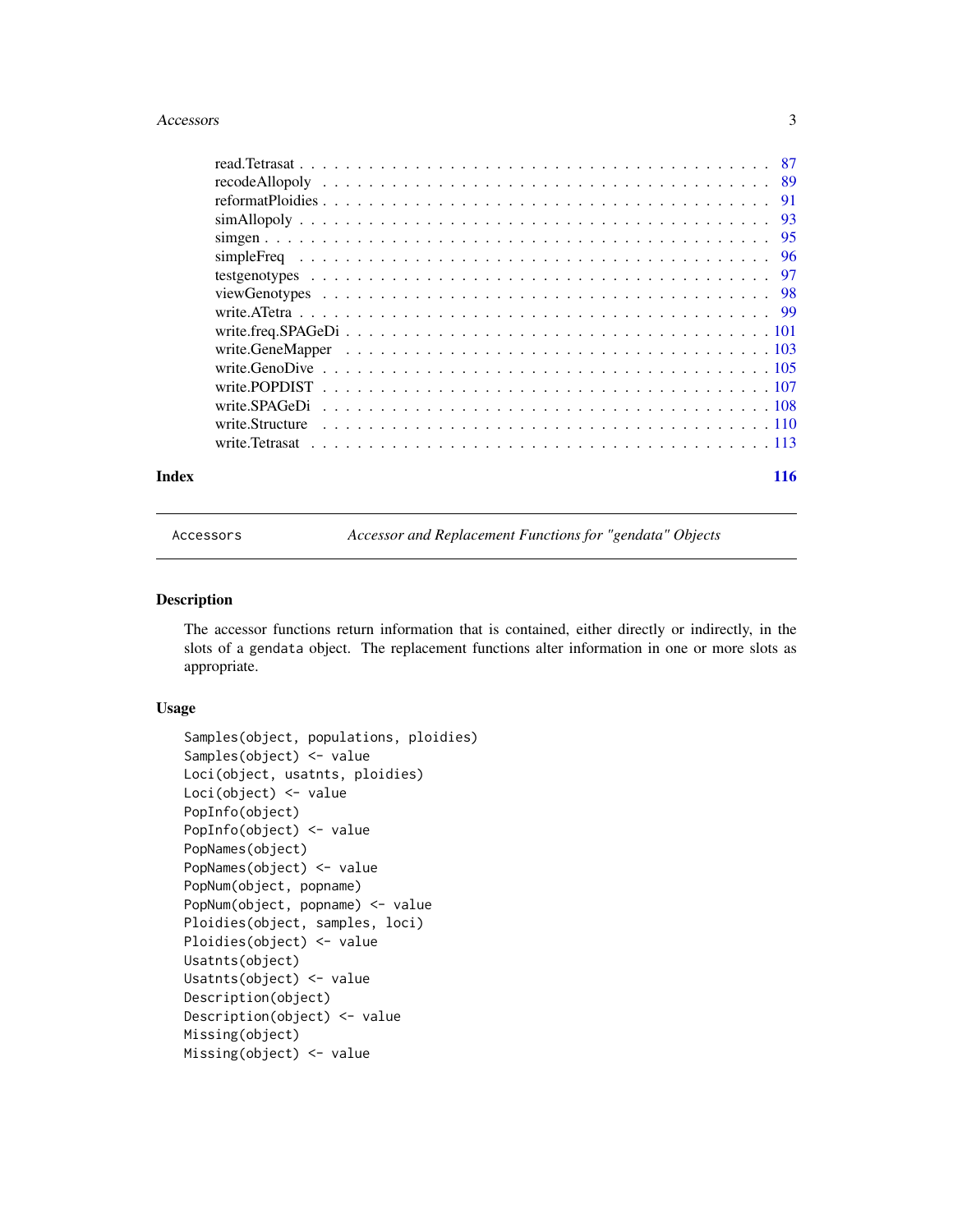read.Tetrasat . . . . . . . . . . . . . . . . . . . . . . . . . . . . . . . . . . . . . . 87
recodeAllopoly . . . . . . . . . . . . . . . . . . . . . . . . . . . . . . . . . . . . . 89
reformatPloidies . . . . . . . . . . . . . . . . . . . . . . . . . . . . . . . . . . . . 91
simAllopoly . . . . . . . . . . . . . . . . . . . . . . . . . . . . . . . . . . . . . . 93
simgen . . . . . . . . . . . . . . . . . . . . . . . . . . . . . . . . . . . . . . . . . 95
simpleFreq . . . . . . . . . . . . . . . . . . . . . . . . . . . . . . . . . . . . . . . 96
testgenotypes . . . . . . . . . . . . . . . . . . . . . . . . . . . . . . . . . . . . . 97
viewGenotypes . . . . . . . . . . . . . . . . . . . . . . . . . . . . . . . . . . . . . 98
write.ATetra . . . . . . . . . . . . . . . . . . . . . . . . . . . . . . . . . . . . . . 99
write.freq.SPAGeDi . . . . . . . . . . . . . . . . . . . . . . . . . . . . . . . . . . 101
write.GeneMapper . . . . . . . . . . . . . . . . . . . . . . . . . . . . . . . . . . . 103
write.GenoDive . . . . . . . . . . . . . . . . . . . . . . . . . . . . . . . . . . . . 105
write.POPDIST . . . . . . . . . . . . . . . . . . . . . . . . . . . . . . . . . . . . 107
write.SPAGeDi . . . . . . . . . . . . . . . . . . . . . . . . . . . . . . . . . . . . 108
write.Structure . . . . . . . . . . . . . . . . . . . . . . . . . . . . . . . . . . . . 110
write.Tetrasat . . . . . . . . . . . . . . . . . . . . . . . . . . . . . . . . . . . . 113

**Index** **116**

---

Accessors — *Accessor and Replacement Functions for "gendata" Objects*

---

## Description

The accessor functions return information that is contained, either directly or indirectly, in the slots of a `gendata` object. The replacement functions alter information in one or more slots as appropriate.

## Usage

```
Samples(object, populations, ploidies)
Samples(object) <- value
Loci(object, usatnts, ploidies)
Loci(object) <- value
PopInfo(object)
PopInfo(object) <- value
PopNames(object)
PopNames(object) <- value
PopNum(object, popname)
PopNum(object, popname) <- value
Ploidies(object, samples, loci)
Ploidies(object) <- value
Usatnts(object)
Usatnts(object) <- value
Description(object)
Description(object) <- value
Missing(object)
Missing(object) <- value
```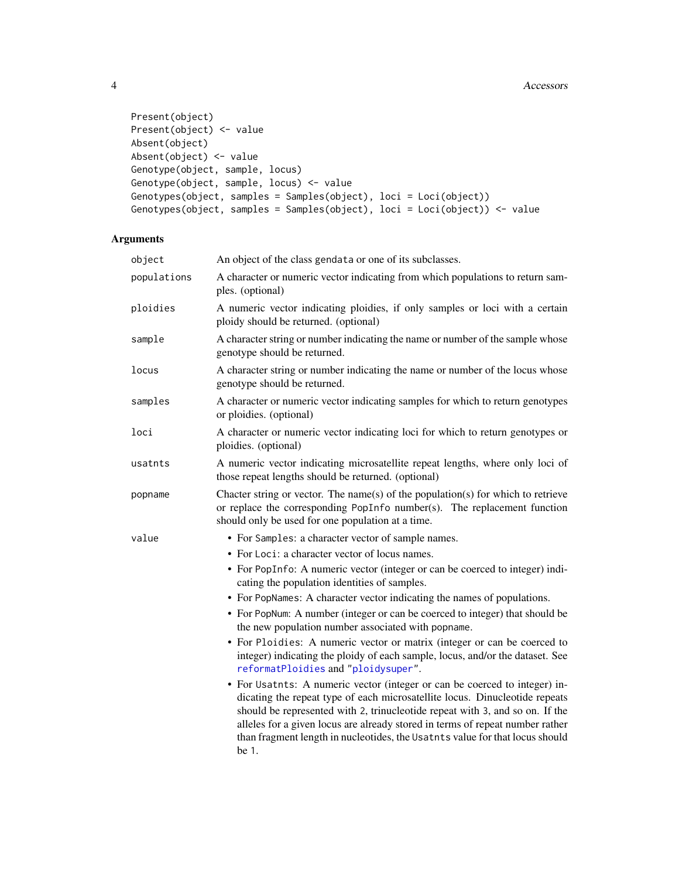```
Present(object)
Present(object) <- value
Absent(object)
Absent(object) <- value
Genotype(object, sample, locus)
Genotype(object, sample, locus) <- value
Genotypes(object, samples = Samples(object), loci = Loci(object))
Genotypes(object, samples = Samples(object), loci = Loci(object)) <- value
```

## Arguments

| | |
|---|---|
| object | An object of the class gendata or one of its subclasses. |
| populations | A character or numeric vector indicating from which populations to return samples. (optional) |
| ploidies | A numeric vector indicating ploidies, if only samples or loci with a certain ploidy should be returned. (optional) |
| sample | A character string or number indicating the name or number of the sample whose genotype should be returned. |
| locus | A character string or number indicating the name or number of the locus whose genotype should be returned. |
| samples | A character or numeric vector indicating samples for which to return genotypes or ploidies. (optional) |
| loci | A character or numeric vector indicating loci for which to return genotypes or ploidies. (optional) |
| usatnts | A numeric vector indicating microsatellite repeat lengths, where only loci of those repeat lengths should be returned. (optional) |
| popname | Chacter string or vector. The name(s) of the population(s) for which to retrieve or replace the corresponding PopInfo number(s). The replacement function should only be used for one population at a time. |
| value | • For Samples: a character vector of sample names. • For Loci: a character vector of locus names. • For PopInfo: A numeric vector (integer or can be coerced to integer) indicating the population identities of samples. • For PopNames: A character vector indicating the names of populations. • For PopNum: A number (integer or can be coerced to integer) that should be the new population number associated with popname. • For Ploidies: A numeric vector or matrix (integer or can be coerced to integer) indicating the ploidy of each sample, locus, and/or the dataset. See reformatPloidies and "ploidysuper". • For Usatnts: A numeric vector (integer or can be coerced to integer) indicating the repeat type of each microsatellite locus. Dinucleotide repeats should be represented with 2, trinucleotide repeat with 3, and so on. If the alleles for a given locus are already stored in terms of repeat number rather than fragment length in nucleotides, the Usatnts value for that locus should be 1. |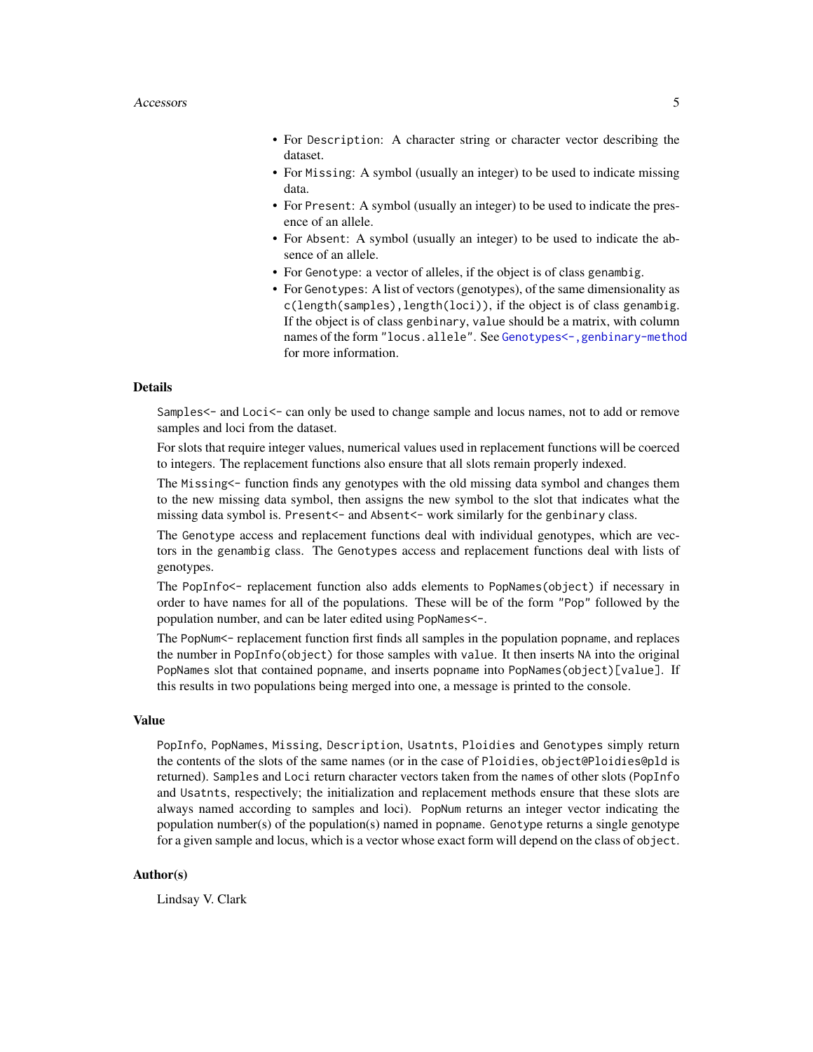- For `Description`: A character string or character vector describing the dataset.
- For `Missing`: A symbol (usually an integer) to be used to indicate missing data.
- For `Present`: A symbol (usually an integer) to be used to indicate the presence of an allele.
- For `Absent`: A symbol (usually an integer) to be used to indicate the absence of an allele.
- For `Genotype`: a vector of alleles, if the object is of class `genambig`.
- For `Genotypes`: A list of vectors (genotypes), of the same dimensionality as `c(length(samples),length(loci))`, if the object is of class `genambig`. If the object is of class `genbinary`, `value` should be a matrix, with column names of the form `"locus.allele"`. See `Genotypes<-,genbinary-method` for more information.

### Details

`Samples<-` and `Loci<-` can only be used to change sample and locus names, not to add or remove samples and loci from the dataset.

For slots that require integer values, numerical values used in replacement functions will be coerced to integers. The replacement functions also ensure that all slots remain properly indexed.

The `Missing<-` function finds any genotypes with the old missing data symbol and changes them to the new missing data symbol, then assigns the new symbol to the slot that indicates what the missing data symbol is. `Present<-` and `Absent<-` work similarly for the `genbinary` class.

The `Genotype` access and replacement functions deal with individual genotypes, which are vectors in the `genambig` class. The `Genotypes` access and replacement functions deal with lists of genotypes.

The `PopInfo<-` replacement function also adds elements to `PopNames(object)` if necessary in order to have names for all of the populations. These will be of the form `"Pop"` followed by the population number, and can be later edited using `PopNames<-`.

The `PopNum<-` replacement function first finds all samples in the population `popname`, and replaces the number in `PopInfo(object)` for those samples with `value`. It then inserts `NA` into the original `PopNames` slot that contained `popname`, and inserts `popname` into `PopNames(object)[value]`. If this results in two populations being merged into one, a message is printed to the console.

### Value

`PopInfo`, `PopNames`, `Missing`, `Description`, `Usatnts`, `Ploidies` and `Genotypes` simply return the contents of the slots of the same names (or in the case of `Ploidies`, `object@Ploidies@pld` is returned). `Samples` and `Loci` return character vectors taken from the `names` of other slots (`PopInfo` and `Usatnts`, respectively; the initialization and replacement methods ensure that these slots are always named according to samples and loci). `PopNum` returns an integer vector indicating the population number(s) of the population(s) named in `popname`. `Genotype` returns a single genotype for a given sample and locus, which is a vector whose exact form will depend on the class of `object`.

### Author(s)

Lindsay V. Clark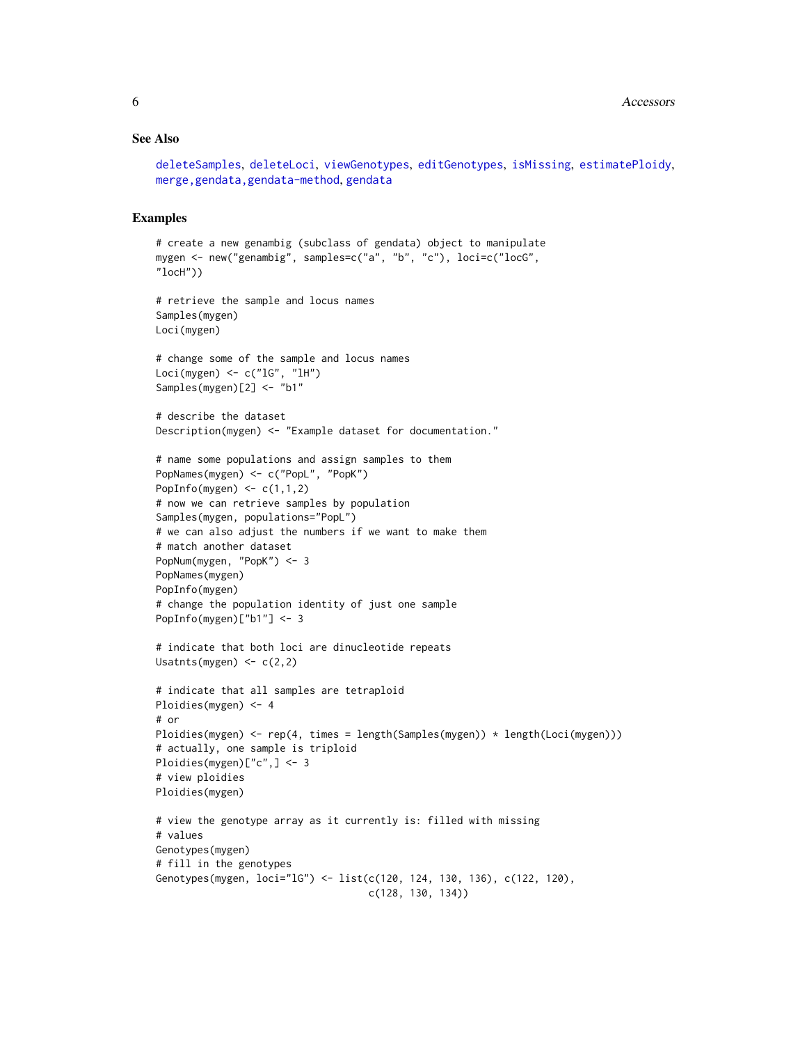### See Also

deleteSamples, deleteLoci, viewGenotypes, editGenotypes, isMissing, estimatePloidy, merge,gendata,gendata-method, gendata

### Examples

```
# create a new genambig (subclass of gendata) object to manipulate
mygen <- new("genambig", samples=c("a", "b", "c"), loci=c("locG",
"locH"))

# retrieve the sample and locus names
Samples(mygen)
Loci(mygen)

# change some of the sample and locus names
Loci(mygen) <- c("lG", "lH")
Samples(mygen)[2] <- "b1"

# describe the dataset
Description(mygen) <- "Example dataset for documentation."

# name some populations and assign samples to them
PopNames(mygen) <- c("PopL", "PopK")
PopInfo(mygen) <- c(1,1,2)
# now we can retrieve samples by population
Samples(mygen, populations="PopL")
# we can also adjust the numbers if we want to make them
# match another dataset
PopNum(mygen, "PopK") <- 3
PopNames(mygen)
PopInfo(mygen)
# change the population identity of just one sample
PopInfo(mygen)["b1"] <- 3

# indicate that both loci are dinucleotide repeats
Usatnts(mygen) <- c(2,2)

# indicate that all samples are tetraploid
Ploidies(mygen) <- 4
# or
Ploidies(mygen) <- rep(4, times = length(Samples(mygen)) * length(Loci(mygen)))
# actually, one sample is triploid
Ploidies(mygen)["c",] <- 3
# view ploidies
Ploidies(mygen)

# view the genotype array as it currently is: filled with missing
# values
Genotypes(mygen)
# fill in the genotypes
Genotypes(mygen, loci="lG") <- list(c(120, 124, 130, 136), c(122, 120),
                                    c(128, 130, 134))
```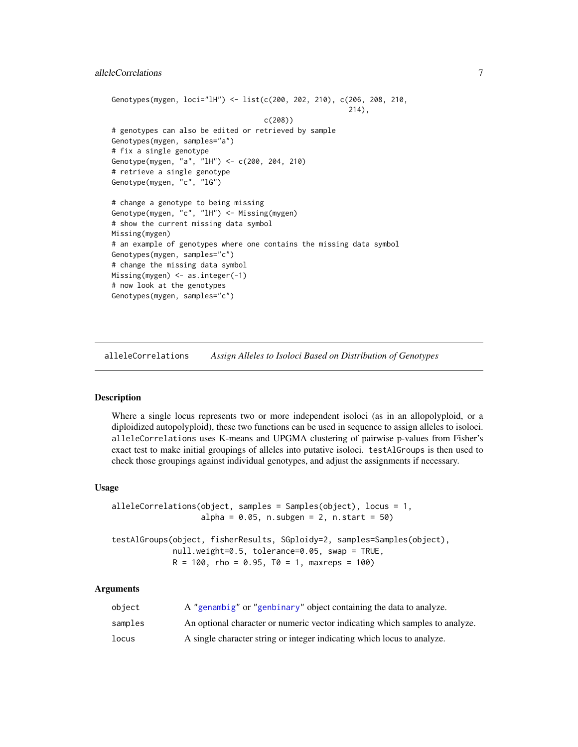```
Genotypes(mygen, loci="lH") <- list(c(200, 202, 210), c(206, 208, 210,
                                                          214),
                                     c(208))
# genotypes can also be edited or retrieved by sample
Genotypes(mygen, samples="a")
# fix a single genotype
Genotype(mygen, "a", "lH") <- c(200, 204, 210)
# retrieve a single genotype
Genotype(mygen, "c", "lG")

# change a genotype to being missing
Genotype(mygen, "c", "lH") <- Missing(mygen)
# show the current missing data symbol
Missing(mygen)
# an example of genotypes where one contains the missing data symbol
Genotypes(mygen, samples="c")
# change the missing data symbol
Missing(mygen) <- as.integer(-1)
# now look at the genotypes
Genotypes(mygen, samples="c")
```

---

## alleleCorrelations *Assign Alleles to Isoloci Based on Distribution of Genotypes*

---

### Description

Where a single locus represents two or more independent isoloci (as in an allopolyploid, or a diploidized autopolyploid), these two functions can be used in sequence to assign alleles to isoloci. `alleleCorrelations` uses K-means and UPGMA clustering of pairwise p-values from Fisher's exact test to make initial groupings of alleles into putative isoloci. `testAlGroups` is then used to check those groupings against individual genotypes, and adjust the assignments if necessary.

### Usage

```
alleleCorrelations(object, samples = Samples(object), locus = 1,
                   alpha = 0.05, n.subgen = 2, n.start = 50)

testAlGroups(object, fisherResults, SGploidy=2, samples=Samples(object),
             null.weight=0.5, tolerance=0.05, swap = TRUE,
             R = 100, rho = 0.95, T0 = 1, maxreps = 100)
```

### Arguments

| | |
|---|---|
| object | A "genambig" or "genbinary" object containing the data to analyze. |
| samples | An optional character or numeric vector indicating which samples to analyze. |
| locus | A single character string or integer indicating which locus to analyze. |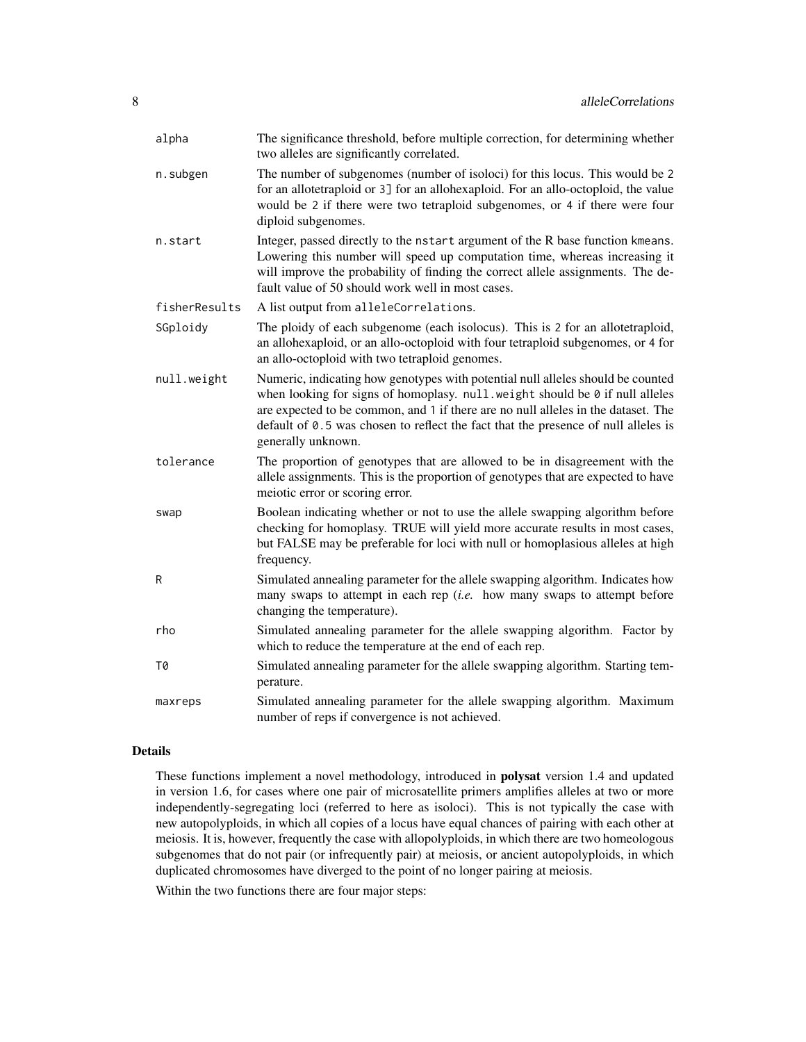| | |
|---|---|
| `alpha` | The significance threshold, before multiple correction, for determining whether two alleles are significantly correlated. |
| `n.subgen` | The number of subgenomes (number of isoloci) for this locus. This would be 2 for an allotetraploid or 3] for an allohexaploid. For an allo-octoploid, the value would be 2 if there were two tetraploid subgenomes, or 4 if there were four diploid subgenomes. |
| `n.start` | Integer, passed directly to the `nstart` argument of the R base function `kmeans`. Lowering this number will speed up computation time, whereas increasing it will improve the probability of finding the correct allele assignments. The default value of 50 should work well in most cases. |
| `fisherResults` | A list output from `alleleCorrelations`. |
| `SGploidy` | The ploidy of each subgenome (each isolocus). This is 2 for an allotetraploid, an allohexaploid, or an allo-octoploid with four tetraploid subgenomes, or 4 for an allo-octoploid with two tetraploid genomes. |
| `null.weight` | Numeric, indicating how genotypes with potential null alleles should be counted when looking for signs of homoplasy. `null.weight` should be `0` if null alleles are expected to be common, and `1` if there are no null alleles in the dataset. The default of `0.5` was chosen to reflect the fact that the presence of null alleles is generally unknown. |
| `tolerance` | The proportion of genotypes that are allowed to be in disagreement with the allele assignments. This is the proportion of genotypes that are expected to have meiotic error or scoring error. |
| `swap` | Boolean indicating whether or not to use the allele swapping algorithm before checking for homoplasy. TRUE will yield more accurate results in most cases, but FALSE may be preferable for loci with null or homoplasious alleles at high frequency. |
| `R` | Simulated annealing parameter for the allele swapping algorithm. Indicates how many swaps to attempt in each rep (*i.e.* how many swaps to attempt before changing the temperature). |
| `rho` | Simulated annealing parameter for the allele swapping algorithm. Factor by which to reduce the temperature at the end of each rep. |
| `T0` | Simulated annealing parameter for the allele swapping algorithm. Starting temperature. |
| `maxreps` | Simulated annealing parameter for the allele swapping algorithm. Maximum number of reps if convergence is not achieved. |

## Details

These functions implement a novel methodology, introduced in **polysat** version 1.4 and updated in version 1.6, for cases where one pair of microsatellite primers amplifies alleles at two or more independently-segregating loci (referred to here as isoloci). This is not typically the case with new autopolyploids, in which all copies of a locus have equal chances of pairing with each other at meiosis. It is, however, frequently the case with allopolyploids, in which there are two homeologous subgenomes that do not pair (or infrequently pair) at meiosis, or ancient autopolyploids, in which duplicated chromosomes have diverged to the point of no longer pairing at meiosis.

Within the two functions there are four major steps: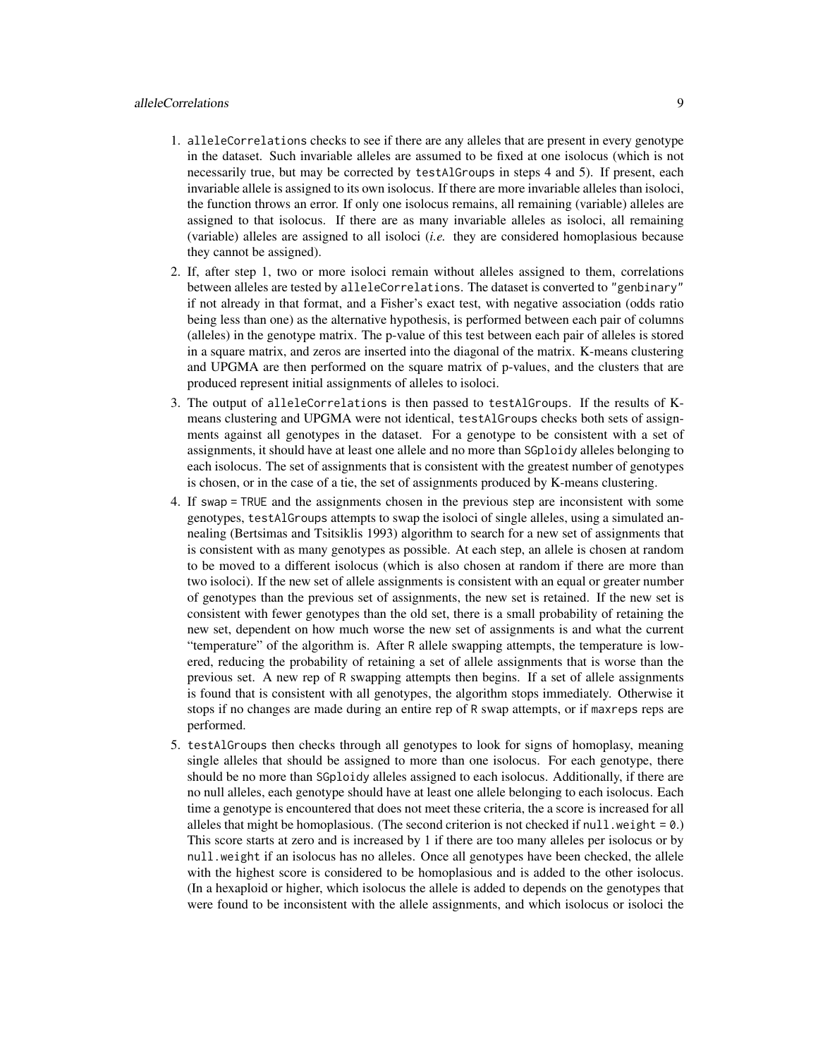1. `alleleCorrelations` checks to see if there are any alleles that are present in every genotype in the dataset. Such invariable alleles are assumed to be fixed at one isolocus (which is not necessarily true, but may be corrected by `testAlGroups` in steps 4 and 5). If present, each invariable allele is assigned to its own isolocus. If there are more invariable alleles than isoloci, the function throws an error. If only one isolocus remains, all remaining (variable) alleles are assigned to that isolocus. If there are as many invariable alleles as isoloci, all remaining (variable) alleles are assigned to all isoloci (*i.e.* they are considered homoplasious because they cannot be assigned).
2. If, after step 1, two or more isoloci remain without alleles assigned to them, correlations between alleles are tested by `alleleCorrelations`. The dataset is converted to `"genbinary"` if not already in that format, and a Fisher's exact test, with negative association (odds ratio being less than one) as the alternative hypothesis, is performed between each pair of columns (alleles) in the genotype matrix. The p-value of this test between each pair of alleles is stored in a square matrix, and zeros are inserted into the diagonal of the matrix. K-means clustering and UPGMA are then performed on the square matrix of p-values, and the clusters that are produced represent initial assignments of alleles to isoloci.
3. The output of `alleleCorrelations` is then passed to `testAlGroups`. If the results of K-means clustering and UPGMA were not identical, `testAlGroups` checks both sets of assignments against all genotypes in the dataset. For a genotype to be consistent with a set of assignments, it should have at least one allele and no more than `SGploidy` alleles belonging to each isolocus. The set of assignments that is consistent with the greatest number of genotypes is chosen, or in the case of a tie, the set of assignments produced by K-means clustering.
4. If `swap = TRUE` and the assignments chosen in the previous step are inconsistent with some genotypes, `testAlGroups` attempts to swap the isoloci of single alleles, using a simulated annealing (Bertsimas and Tsitsiklis 1993) algorithm to search for a new set of assignments that is consistent with as many genotypes as possible. At each step, an allele is chosen at random to be moved to a different isolocus (which is also chosen at random if there are more than two isoloci). If the new set of allele assignments is consistent with an equal or greater number of genotypes than the previous set of assignments, the new set is retained. If the new set is consistent with fewer genotypes than the old set, there is a small probability of retaining the new set, dependent on how much worse the new set of assignments is and what the current "temperature" of the algorithm is. After `R` allele swapping attempts, the temperature is lowered, reducing the probability of retaining a set of allele assignments that is worse than the previous set. A new rep of `R` swapping attempts then begins. If a set of allele assignments is found that is consistent with all genotypes, the algorithm stops immediately. Otherwise it stops if no changes are made during an entire rep of `R` swap attempts, or if `maxreps` reps are performed.
5. `testAlGroups` then checks through all genotypes to look for signs of homoplasy, meaning single alleles that should be assigned to more than one isolocus. For each genotype, there should be no more than `SGploidy` alleles assigned to each isolocus. Additionally, if there are no null alleles, each genotype should have at least one allele belonging to each isolocus. Each time a genotype is encountered that does not meet these criteria, the a score is increased for all alleles that might be homoplasious. (The second criterion is not checked if `null.weight = 0`.) This score starts at zero and is increased by 1 if there are too many alleles per isolocus or by `null.weight` if an isolocus has no alleles. Once all genotypes have been checked, the allele with the highest score is considered to be homoplasious and is added to the other isolocus. (In a hexaploid or higher, which isolocus the allele is added to depends on the genotypes that were found to be inconsistent with the allele assignments, and which isolocus or isoloci the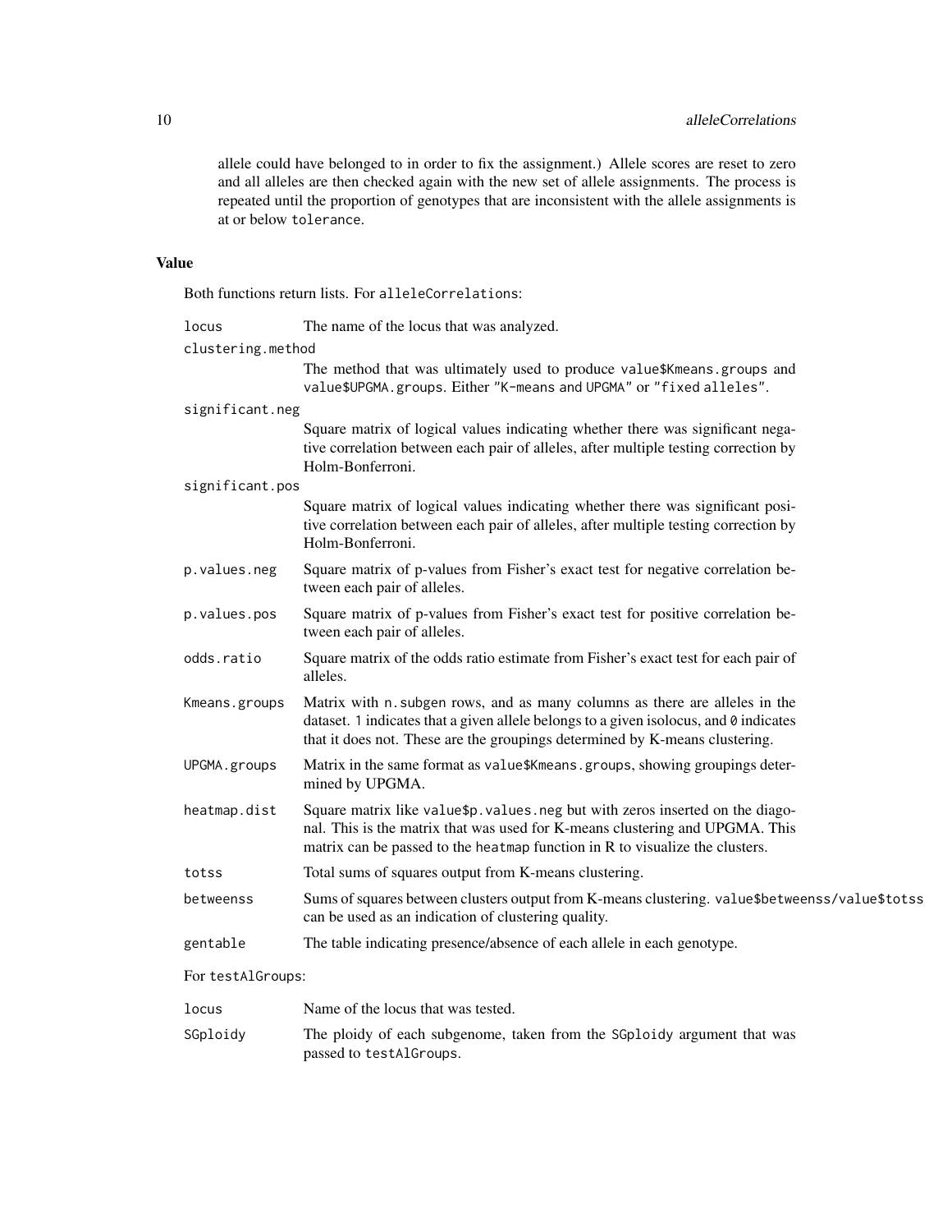allele could have belonged to in order to fix the assignment.) Allele scores are reset to zero and all alleles are then checked again with the new set of allele assignments. The process is repeated until the proportion of genotypes that are inconsistent with the allele assignments is at or below `tolerance`.

## Value

Both functions return lists. For `alleleCorrelations`:

`locus` The name of the locus that was analyzed.

`clustering.method` The method that was ultimately used to produce `value$Kmeans.groups` and `value$UPGMA.groups`. Either `"K-means and UPGMA"` or `"fixed alleles"`.

`significant.neg` Square matrix of logical values indicating whether there was significant negative correlation between each pair of alleles, after multiple testing correction by Holm-Bonferroni.

`significant.pos` Square matrix of logical values indicating whether there was significant positive correlation between each pair of alleles, after multiple testing correction by Holm-Bonferroni.

`p.values.neg` Square matrix of p-values from Fisher's exact test for negative correlation between each pair of alleles.

`p.values.pos` Square matrix of p-values from Fisher's exact test for positive correlation between each pair of alleles.

`odds.ratio` Square matrix of the odds ratio estimate from Fisher's exact test for each pair of alleles.

`Kmeans.groups` Matrix with `n.subgen` rows, and as many columns as there are alleles in the dataset. `1` indicates that a given allele belongs to a given isolocus, and `0` indicates that it does not. These are the groupings determined by K-means clustering.

`UPGMA.groups` Matrix in the same format as `value$Kmeans.groups`, showing groupings determined by UPGMA.

`heatmap.dist` Square matrix like `value$p.values.neg` but with zeros inserted on the diagonal. This is the matrix that was used for K-means clustering and UPGMA. This matrix can be passed to the `heatmap` function in R to visualize the clusters.

`totss` Total sums of squares output from K-means clustering.

`betweenss` Sums of squares between clusters output from K-means clustering. `value$betweenss/value$totss` can be used as an indication of clustering quality.

`gentable` The table indicating presence/absence of each allele in each genotype.

For `testAlGroups`:

`locus` Name of the locus that was tested.

`SGploidy` The ploidy of each subgenome, taken from the `SGploidy` argument that was passed to `testAlGroups`.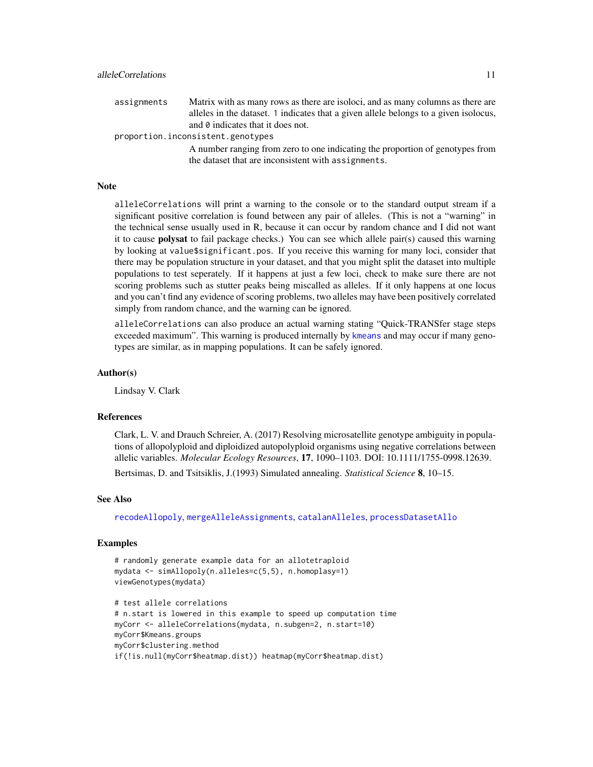`assignments` Matrix with as many rows as there are isoloci, and as many columns as there are alleles in the dataset. 1 indicates that a given allele belongs to a given isolocus, and 0 indicates that it does not.

`proportion.inconsistent.genotypes`
A number ranging from zero to one indicating the proportion of genotypes from the dataset that are inconsistent with `assignments`.

## Note

`alleleCorrelations` will print a warning to the console or to the standard output stream if a significant positive correlation is found between any pair of alleles. (This is not a "warning" in the technical sense usually used in R, because it can occur by random chance and I did not want it to cause **polysat** to fail package checks.) You can see which allele pair(s) caused this warning by looking at `value$significant.pos`. If you receive this warning for many loci, consider that there may be population structure in your dataset, and that you might split the dataset into multiple populations to test seperately. If it happens at just a few loci, check to make sure there are not scoring problems such as stutter peaks being miscalled as alleles. If it only happens at one locus and you can't find any evidence of scoring problems, two alleles may have been positively correlated simply from random chance, and the warning can be ignored.

`alleleCorrelations` can also produce an actual warning stating "Quick-TRANSfer stage steps exceeded maximum". This warning is produced internally by `kmeans` and may occur if many genotypes are similar, as in mapping populations. It can be safely ignored.

## Author(s)

Lindsay V. Clark

## References

Clark, L. V. and Drauch Schreier, A. (2017) Resolving microsatellite genotype ambiguity in populations of allopolyploid and diploidized autopolyploid organisms using negative correlations between allelic variables. *Molecular Ecology Resources*, **17**, 1090–1103. DOI: 10.1111/1755-0998.12639.

Bertsimas, D. and Tsitsiklis, J.(1993) Simulated annealing. *Statistical Science* **8**, 10–15.

## See Also

`recodeAllopoly`, `mergeAlleleAssignments`, `catalanAlleles`, `processDatasetAllo`

## Examples

```
# randomly generate example data for an allotetraploid
mydata <- simAllopoly(n.alleles=c(5,5), n.homoplasy=1)
viewGenotypes(mydata)

# test allele correlations
# n.start is lowered in this example to speed up computation time
myCorr <- alleleCorrelations(mydata, n.subgen=2, n.start=10)
myCorr$Kmeans.groups
myCorr$clustering.method
if(!is.null(myCorr$heatmap.dist)) heatmap(myCorr$heatmap.dist)
```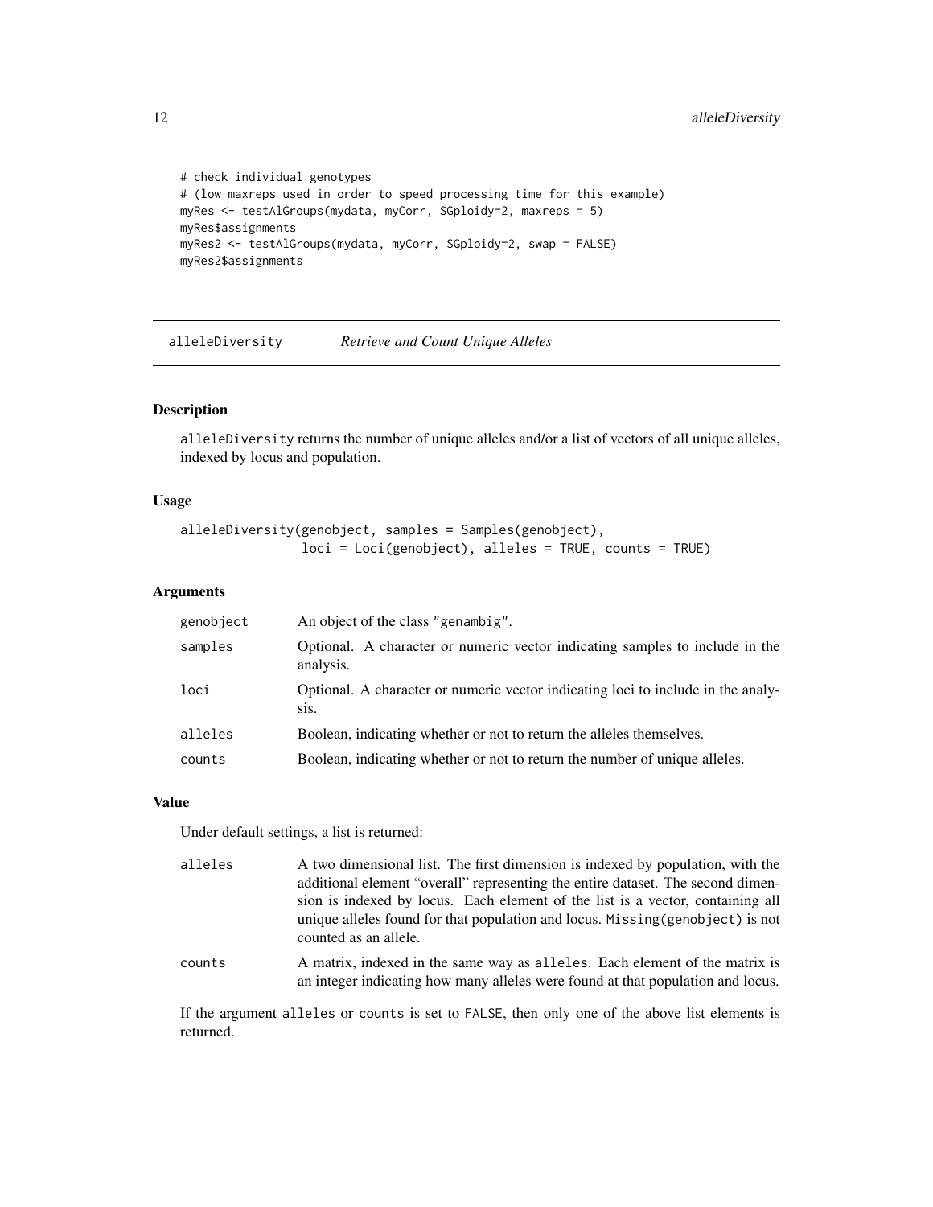```
# check individual genotypes
# (low maxreps used in order to speed processing time for this example)
myRes <- testAlGroups(mydata, myCorr, SGploidy=2, maxreps = 5)
myRes$assignments
myRes2 <- testAlGroups(mydata, myCorr, SGploidy=2, swap = FALSE)
myRes2$assignments
```

## alleleDiversity    *Retrieve and Count Unique Alleles*

### Description

alleleDiversity returns the number of unique alleles and/or a list of vectors of all unique alleles, indexed by locus and population.

### Usage

```
alleleDiversity(genobject, samples = Samples(genobject),
                loci = Loci(genobject), alleles = TRUE, counts = TRUE)
```

### Arguments

| | |
|---|---|
| genobject | An object of the class "genambig". |
| samples | Optional. A character or numeric vector indicating samples to include in the analysis. |
| loci | Optional. A character or numeric vector indicating loci to include in the analysis. |
| alleles | Boolean, indicating whether or not to return the alleles themselves. |
| counts | Boolean, indicating whether or not to return the number of unique alleles. |

### Value

Under default settings, a list is returned:

| | |
|---|---|
| alleles | A two dimensional list. The first dimension is indexed by population, with the additional element "overall" representing the entire dataset. The second dimension is indexed by locus. Each element of the list is a vector, containing all unique alleles found for that population and locus. Missing(genobject) is not counted as an allele. |
| counts | A matrix, indexed in the same way as alleles. Each element of the matrix is an integer indicating how many alleles were found at that population and locus. |

If the argument alleles or counts is set to FALSE, then only one of the above list elements is returned.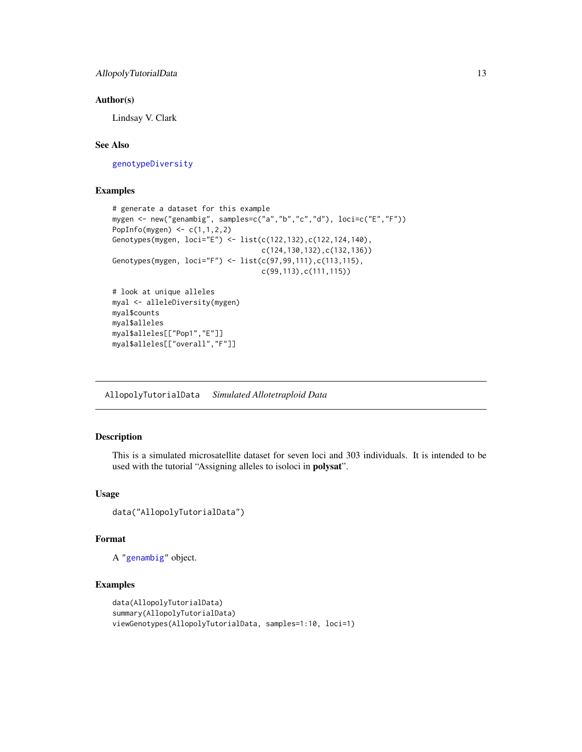### Author(s)

Lindsay V. Clark

### See Also

genotypeDiversity

### Examples

```
# generate a dataset for this example
mygen <- new("genambig", samples=c("a","b","c","d"), loci=c("E","F"))
PopInfo(mygen) <- c(1,1,2,2)
Genotypes(mygen, loci="E") <- list(c(122,132),c(122,124,140),
                                   c(124,130,132),c(132,136))
Genotypes(mygen, loci="F") <- list(c(97,99,111),c(113,115),
                                   c(99,113),c(111,115))

# look at unique alleles
myal <- alleleDiversity(mygen)
myal$counts
myal$alleles
myal$alleles[["Pop1","E"]]
myal$alleles[["overall","F"]]
```

---

## AllopolyTutorialData *Simulated Allotetraploid Data*

### Description

This is a simulated microsatellite dataset for seven loci and 303 individuals. It is intended to be used with the tutorial "Assigning alleles to isoloci in **polysat**".

### Usage

```
data("AllopolyTutorialData")
```

### Format

A "genambig" object.

### Examples

```
data(AllopolyTutorialData)
summary(AllopolyTutorialData)
viewGenotypes(AllopolyTutorialData, samples=1:10, loci=1)
```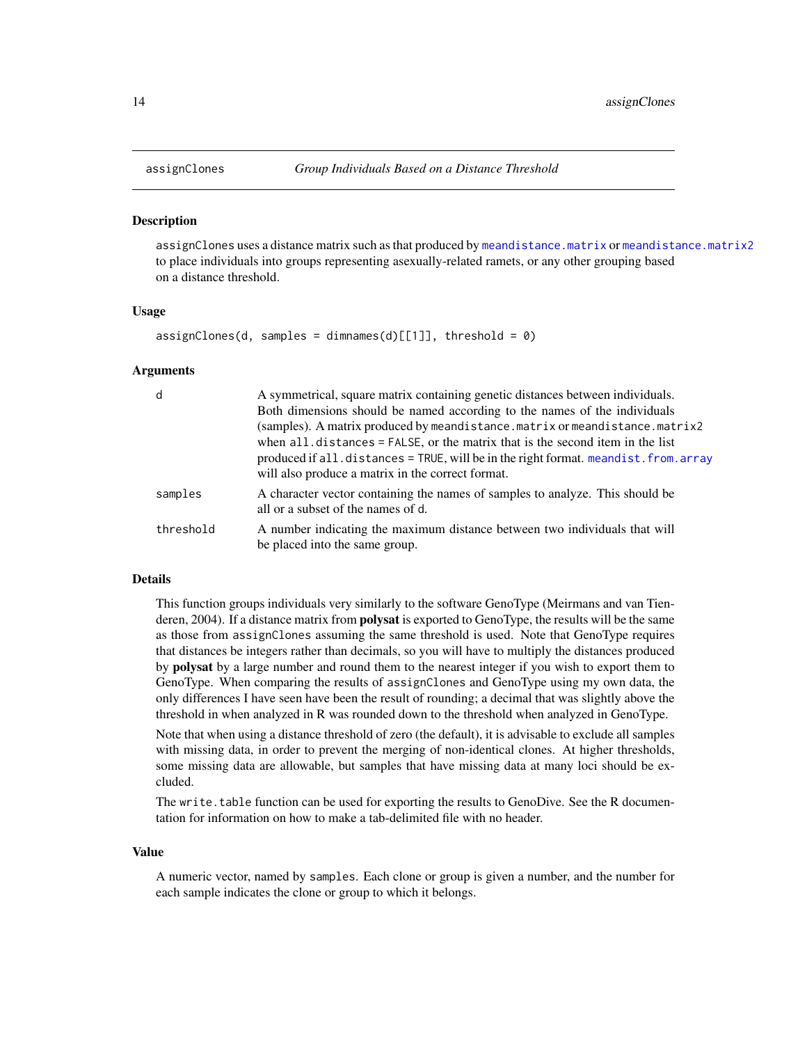## assignClones *Group Individuals Based on a Distance Threshold*

### Description

`assignClones` uses a distance matrix such as that produced by `meandistance.matrix` or `meandistance.matrix2` to place individuals into groups representing asexually-related ramets, or any other grouping based on a distance threshold.

### Usage

```
assignClones(d, samples = dimnames(d)[[1]], threshold = 0)
```

### Arguments

| | |
|---|---|
| `d` | A symmetrical, square matrix containing genetic distances between individuals. Both dimensions should be named according to the names of the individuals (samples). A matrix produced by `meandistance.matrix` or `meandistance.matrix2` when `all.distances = FALSE`, or the matrix that is the second item in the list produced if `all.distances = TRUE`, will be in the right format. `meandist.from.array` will also produce a matrix in the correct format. |
| `samples` | A character vector containing the names of samples to analyze. This should be all or a subset of the names of `d`. |
| `threshold` | A number indicating the maximum distance between two individuals that will be placed into the same group. |

### Details

This function groups individuals very similarly to the software GenoType (Meirmans and van Tienderen, 2004). If a distance matrix from **polysat** is exported to GenoType, the results will be the same as those from `assignClones` assuming the same threshold is used. Note that GenoType requires that distances be integers rather than decimals, so you will have to multiply the distances produced by **polysat** by a large number and round them to the nearest integer if you wish to export them to GenoType. When comparing the results of `assignClones` and GenoType using my own data, the only differences I have seen have been the result of rounding; a decimal that was slightly above the threshold in when analyzed in R was rounded down to the threshold when analyzed in GenoType.

Note that when using a distance threshold of zero (the default), it is advisable to exclude all samples with missing data, in order to prevent the merging of non-identical clones. At higher thresholds, some missing data are allowable, but samples that have missing data at many loci should be excluded.

The `write.table` function can be used for exporting the results to GenoDive. See the R documentation for information on how to make a tab-delimited file with no header.

### Value

A numeric vector, named by `samples`. Each clone or group is given a number, and the number for each sample indicates the clone or group to which it belongs.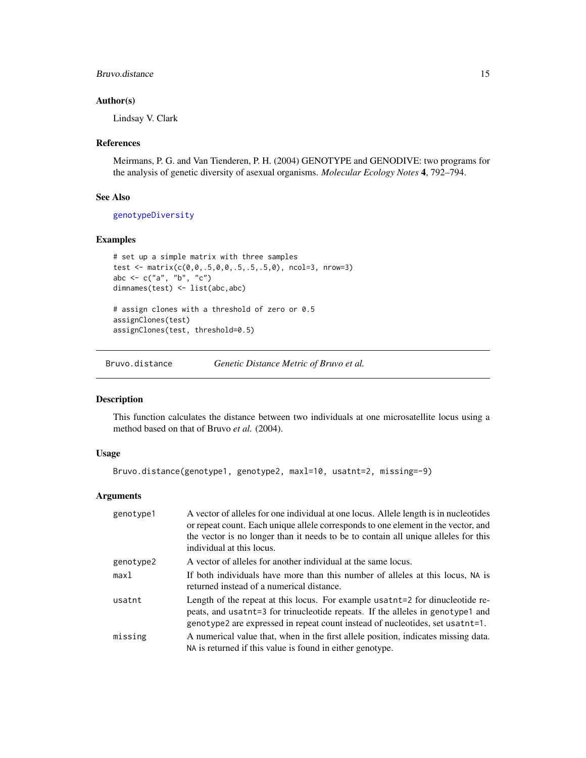## Author(s)

Lindsay V. Clark

## References

Meirmans, P. G. and Van Tienderen, P. H. (2004) GENOTYPE and GENODIVE: two programs for the analysis of genetic diversity of asexual organisms. *Molecular Ecology Notes* **4**, 792–794.

## See Also

genotypeDiversity

## Examples

```
# set up a simple matrix with three samples
test <- matrix(c(0,0,.5,0,0,.5,.5,.5,0), ncol=3, nrow=3)
abc <- c("a", "b", "c")
dimnames(test) <- list(abc,abc)

# assign clones with a threshold of zero or 0.5
assignClones(test)
assignClones(test, threshold=0.5)
```

---

# Bruvo.distance — *Genetic Distance Metric of Bruvo et al.*

## Description

This function calculates the distance between two individuals at one microsatellite locus using a method based on that of Bruvo *et al.* (2004).

## Usage

```
Bruvo.distance(genotype1, genotype2, maxl=10, usatnt=2, missing=-9)
```

## Arguments

| Argument | Description |
|---|---|
| genotype1 | A vector of alleles for one individual at one locus. Allele length is in nucleotides or repeat count. Each unique allele corresponds to one element in the vector, and the vector is no longer than it needs to be to contain all unique alleles for this individual at this locus. |
| genotype2 | A vector of alleles for another individual at the same locus. |
| maxl | If both individuals have more than this number of alleles at this locus, NA is returned instead of a numerical distance. |
| usatnt | Length of the repeat at this locus. For example usatnt=2 for dinucleotide repeats, and usatnt=3 for trinucleotide repeats. If the alleles in genotype1 and genotype2 are expressed in repeat count instead of nucleotides, set usatnt=1. |
| missing | A numerical value that, when in the first allele position, indicates missing data. NA is returned if this value is found in either genotype. |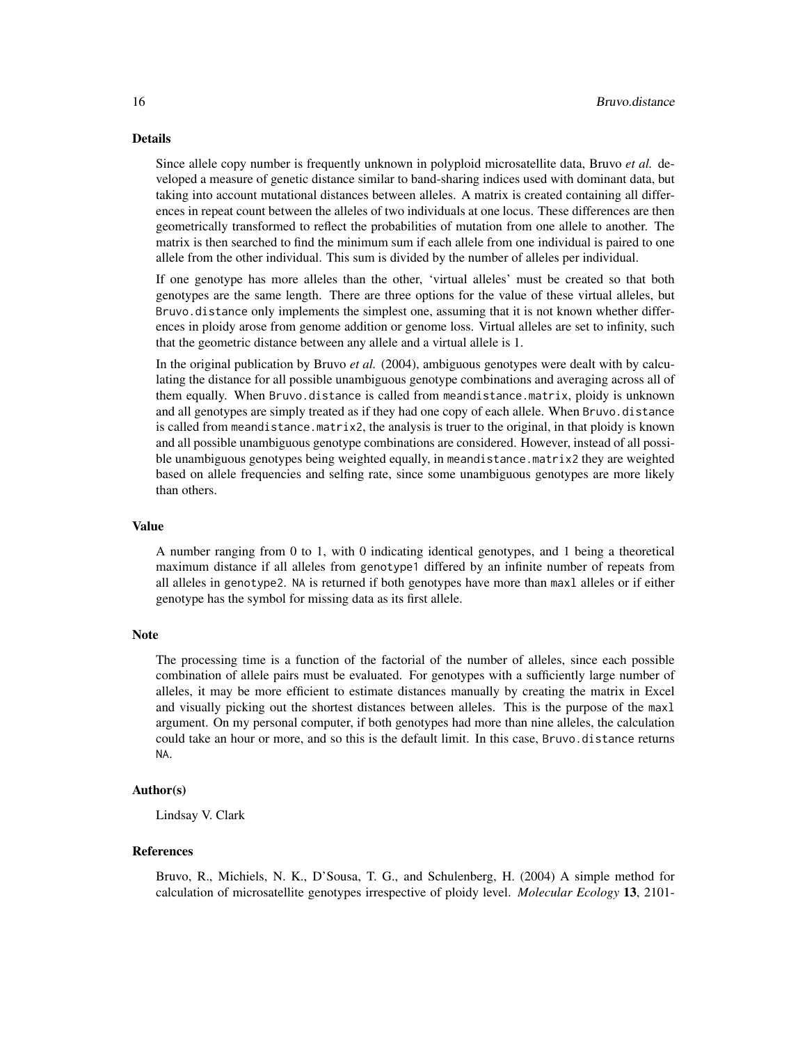## Details

Since allele copy number is frequently unknown in polyploid microsatellite data, Bruvo *et al.* developed a measure of genetic distance similar to band-sharing indices used with dominant data, but taking into account mutational distances between alleles. A matrix is created containing all differences in repeat count between the alleles of two individuals at one locus. These differences are then geometrically transformed to reflect the probabilities of mutation from one allele to another. The matrix is then searched to find the minimum sum if each allele from one individual is paired to one allele from the other individual. This sum is divided by the number of alleles per individual.

If one genotype has more alleles than the other, 'virtual alleles' must be created so that both genotypes are the same length. There are three options for the value of these virtual alleles, but `Bruvo.distance` only implements the simplest one, assuming that it is not known whether differences in ploidy arose from genome addition or genome loss. Virtual alleles are set to infinity, such that the geometric distance between any allele and a virtual allele is 1.

In the original publication by Bruvo *et al.* (2004), ambiguous genotypes were dealt with by calculating the distance for all possible unambiguous genotype combinations and averaging across all of them equally. When `Bruvo.distance` is called from `meandistance.matrix`, ploidy is unknown and all genotypes are simply treated as if they had one copy of each allele. When `Bruvo.distance` is called from `meandistance.matrix2`, the analysis is truer to the original, in that ploidy is known and all possible unambiguous genotype combinations are considered. However, instead of all possible unambiguous genotypes being weighted equally, in `meandistance.matrix2` they are weighted based on allele frequencies and selfing rate, since some unambiguous genotypes are more likely than others.

## Value

A number ranging from 0 to 1, with 0 indicating identical genotypes, and 1 being a theoretical maximum distance if all alleles from `genotype1` differed by an infinite number of repeats from all alleles in `genotype2`. `NA` is returned if both genotypes have more than `maxl` alleles or if either genotype has the symbol for missing data as its first allele.

## Note

The processing time is a function of the factorial of the number of alleles, since each possible combination of allele pairs must be evaluated. For genotypes with a sufficiently large number of alleles, it may be more efficient to estimate distances manually by creating the matrix in Excel and visually picking out the shortest distances between alleles. This is the purpose of the `maxl` argument. On my personal computer, if both genotypes had more than nine alleles, the calculation could take an hour or more, and so this is the default limit. In this case, `Bruvo.distance` returns `NA`.

## Author(s)

Lindsay V. Clark

## References

Bruvo, R., Michiels, N. K., D'Sousa, T. G., and Schulenberg, H. (2004) A simple method for calculation of microsatellite genotypes irrespective of ploidy level. *Molecular Ecology* **13**, 2101-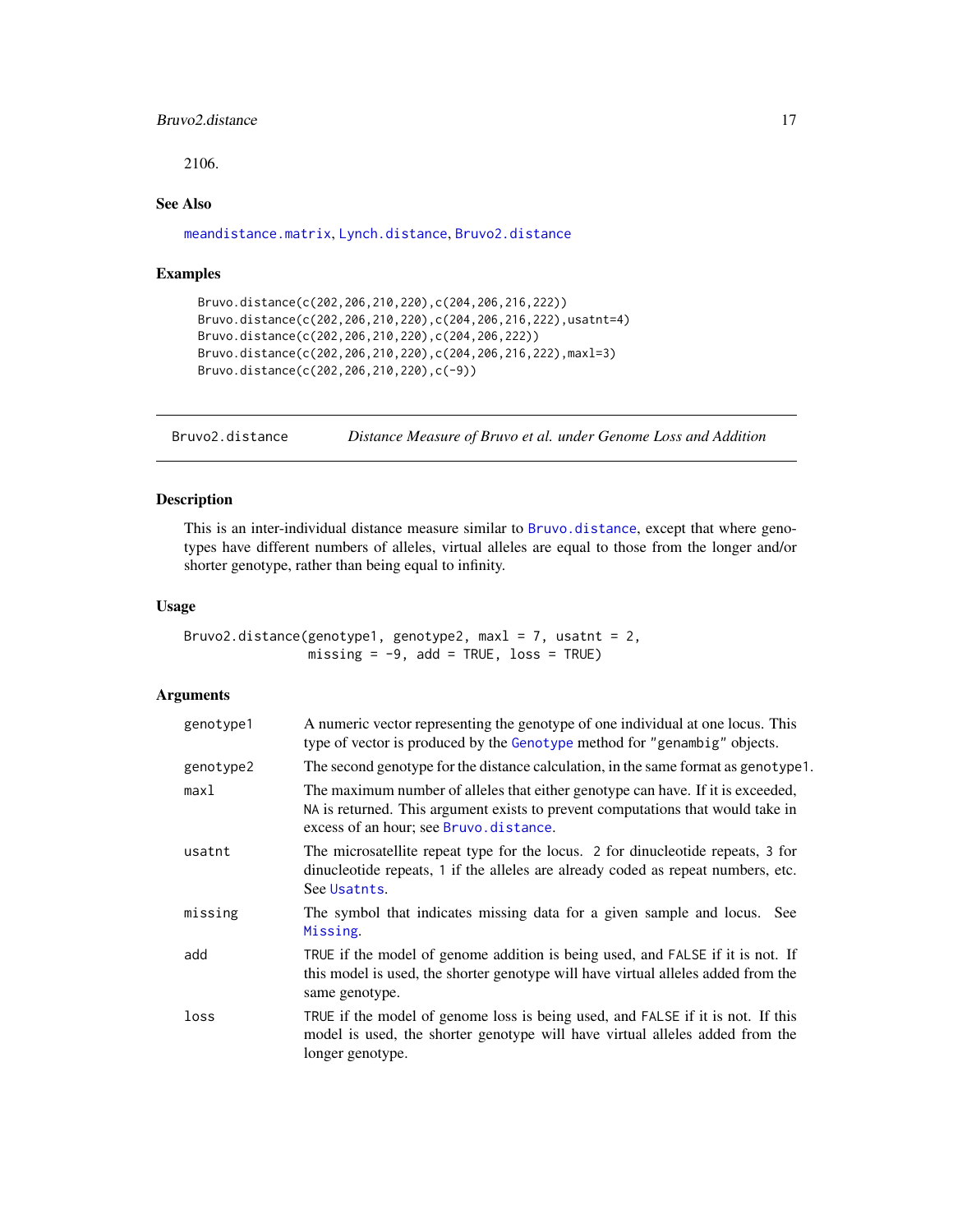2106.

### See Also

meandistance.matrix, Lynch.distance, Bruvo2.distance

### Examples

```
Bruvo.distance(c(202,206,210,220),c(204,206,216,222))
Bruvo.distance(c(202,206,210,220),c(204,206,216,222),usatnt=4)
Bruvo.distance(c(202,206,210,220),c(204,206,222))
Bruvo.distance(c(202,206,210,220),c(204,206,216,222),maxl=3)
Bruvo.distance(c(202,206,210,220),c(-9))
```

---

## Bruvo2.distance — *Distance Measure of Bruvo et al. under Genome Loss and Addition*

### Description

This is an inter-individual distance measure similar to Bruvo.distance, except that where genotypes have different numbers of alleles, virtual alleles are equal to those from the longer and/or shorter genotype, rather than being equal to infinity.

### Usage

```
Bruvo2.distance(genotype1, genotype2, maxl = 7, usatnt = 2,
                missing = -9, add = TRUE, loss = TRUE)
```

### Arguments

| | |
|---|---|
| genotype1 | A numeric vector representing the genotype of one individual at one locus. This type of vector is produced by the Genotype method for "genambig" objects. |
| genotype2 | The second genotype for the distance calculation, in the same format as genotype1. |
| maxl | The maximum number of alleles that either genotype can have. If it is exceeded, NA is returned. This argument exists to prevent computations that would take in excess of an hour; see Bruvo.distance. |
| usatnt | The microsatellite repeat type for the locus. 2 for dinucleotide repeats, 3 for dinucleotide repeats, 1 if the alleles are already coded as repeat numbers, etc. See Usatnts. |
| missing | The symbol that indicates missing data for a given sample and locus. See Missing. |
| add | TRUE if the model of genome addition is being used, and FALSE if it is not. If this model is used, the shorter genotype will have virtual alleles added from the same genotype. |
| loss | TRUE if the model of genome loss is being used, and FALSE if it is not. If this model is used, the shorter genotype will have virtual alleles added from the longer genotype. |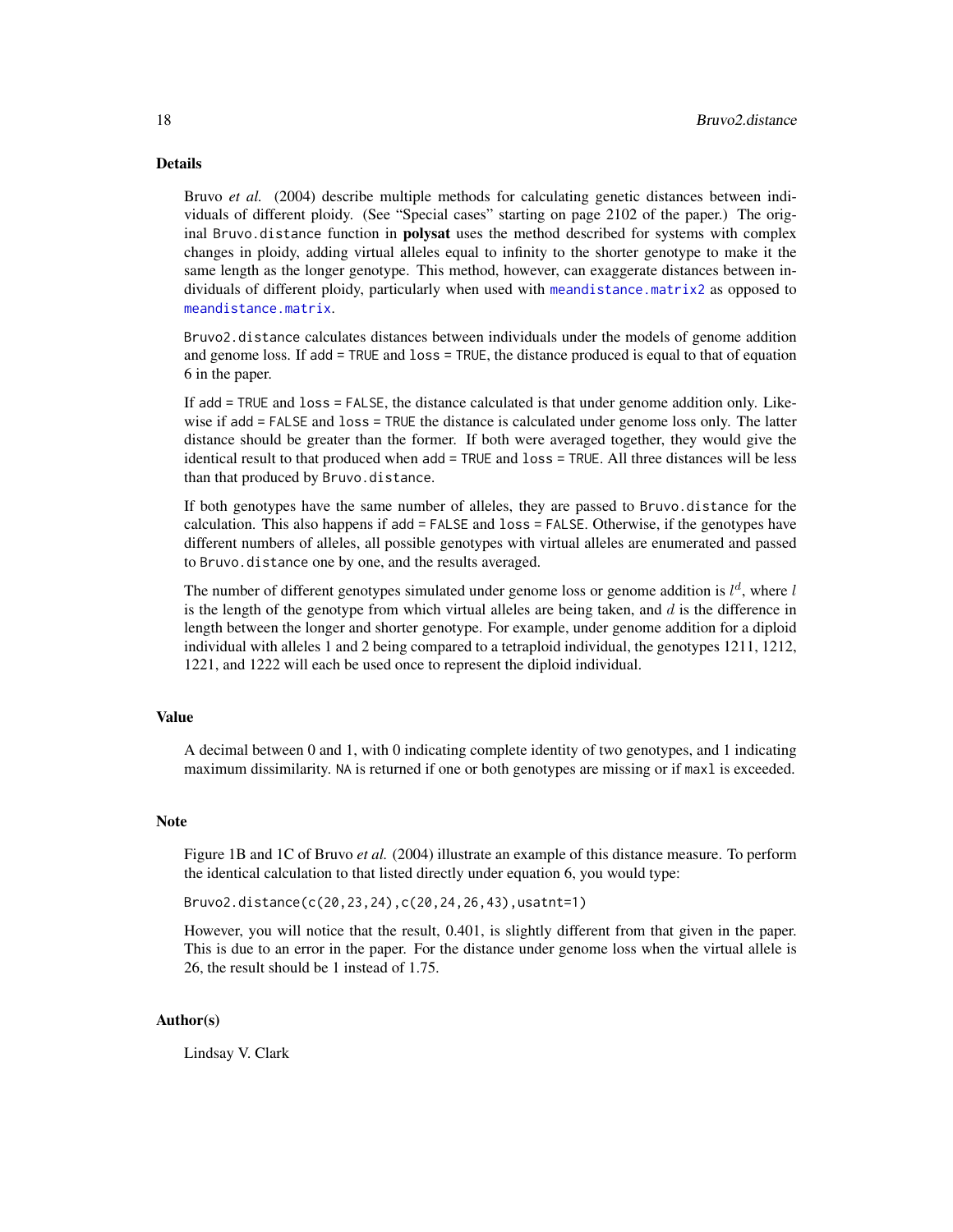### Details

Bruvo *et al.* (2004) describe multiple methods for calculating genetic distances between individuals of different ploidy. (See "Special cases" starting on page 2102 of the paper.) The original `Bruvo.distance` function in **polysat** uses the method described for systems with complex changes in ploidy, adding virtual alleles equal to infinity to the shorter genotype to make it the same length as the longer genotype. This method, however, can exaggerate distances between individuals of different ploidy, particularly when used with `meandistance.matrix2` as opposed to `meandistance.matrix`.

`Bruvo2.distance` calculates distances between individuals under the models of genome addition and genome loss. If `add = TRUE` and `loss = TRUE`, the distance produced is equal to that of equation 6 in the paper.

If `add = TRUE` and `loss = FALSE`, the distance calculated is that under genome addition only. Likewise if `add = FALSE` and `loss = TRUE` the distance is calculated under genome loss only. The latter distance should be greater than the former. If both were averaged together, they would give the identical result to that produced when `add = TRUE` and `loss = TRUE`. All three distances will be less than that produced by `Bruvo.distance`.

If both genotypes have the same number of alleles, they are passed to `Bruvo.distance` for the calculation. This also happens if `add = FALSE` and `loss = FALSE`. Otherwise, if the genotypes have different numbers of alleles, all possible genotypes with virtual alleles are enumerated and passed to `Bruvo.distance` one by one, and the results averaged.

The number of different genotypes simulated under genome loss or genome addition is $l^d$, where $l$ is the length of the genotype from which virtual alleles are being taken, and $d$ is the difference in length between the longer and shorter genotype. For example, under genome addition for a diploid individual with alleles 1 and 2 being compared to a tetraploid individual, the genotypes 1211, 1212, 1221, and 1222 will each be used once to represent the diploid individual.

### Value

A decimal between 0 and 1, with 0 indicating complete identity of two genotypes, and 1 indicating maximum dissimilarity. `NA` is returned if one or both genotypes are missing or if `maxl` is exceeded.

### Note

Figure 1B and 1C of Bruvo *et al.* (2004) illustrate an example of this distance measure. To perform the identical calculation to that listed directly under equation 6, you would type:

```
Bruvo2.distance(c(20,23,24),c(20,24,26,43),usatnt=1)
```

However, you will notice that the result, 0.401, is slightly different from that given in the paper. This is due to an error in the paper. For the distance under genome loss when the virtual allele is 26, the result should be 1 instead of 1.75.

### Author(s)

Lindsay V. Clark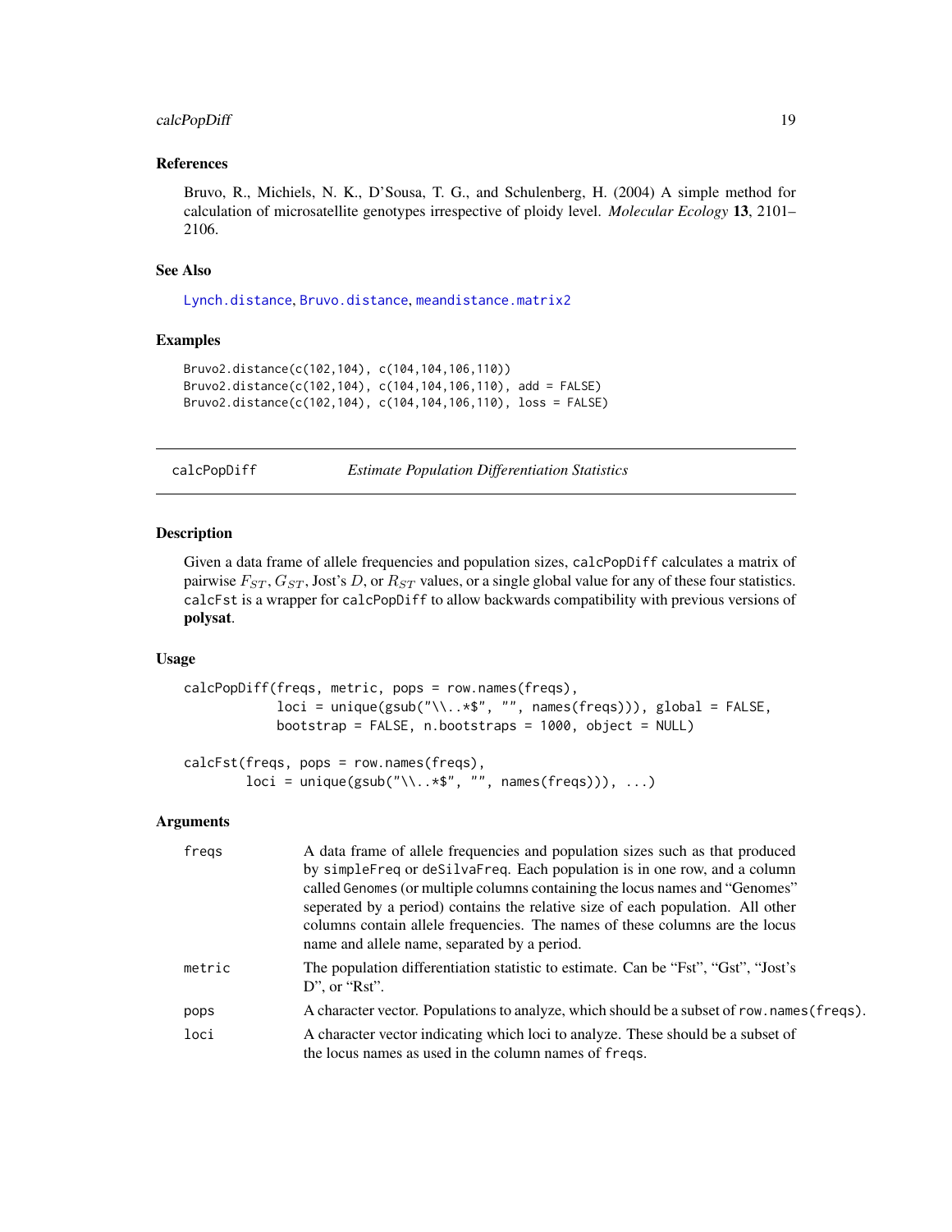## References

Bruvo, R., Michiels, N. K., D'Sousa, T. G., and Schulenberg, H. (2004) A simple method for calculation of microsatellite genotypes irrespective of ploidy level. *Molecular Ecology* **13**, 2101–2106.

## See Also

Lynch.distance, Bruvo.distance, meandistance.matrix2

## Examples

```
Bruvo2.distance(c(102,104), c(104,104,106,110))
Bruvo2.distance(c(102,104), c(104,104,106,110), add = FALSE)
Bruvo2.distance(c(102,104), c(104,104,106,110), loss = FALSE)
```

---

# calcPopDiff — *Estimate Population Differentiation Statistics*

## Description

Given a data frame of allele frequencies and population sizes, calcPopDiff calculates a matrix of pairwise $F_{ST}$, $G_{ST}$, Jost's $D$, or $R_{ST}$ values, or a single global value for any of these four statistics. calcFst is a wrapper for calcPopDiff to allow backwards compatibility with previous versions of **polysat**.

## Usage

```
calcPopDiff(freqs, metric, pops = row.names(freqs),
            loci = unique(gsub("\\..*$", "", names(freqs))), global = FALSE,
            bootstrap = FALSE, n.bootstraps = 1000, object = NULL)

calcFst(freqs, pops = row.names(freqs),
        loci = unique(gsub("\\..*$", "", names(freqs))), ...)
```

## Arguments

| | |
|---|---|
| freqs | A data frame of allele frequencies and population sizes such as that produced by simpleFreq or deSilvaFreq. Each population is in one row, and a column called Genomes (or multiple columns containing the locus names and "Genomes" seperated by a period) contains the relative size of each population. All other columns contain allele frequencies. The names of these columns are the locus name and allele name, separated by a period. |
| metric | The population differentiation statistic to estimate. Can be "Fst", "Gst", "Jost's D", or "Rst". |
| pops | A character vector. Populations to analyze, which should be a subset of row.names(freqs). |
| loci | A character vector indicating which loci to analyze. These should be a subset of the locus names as used in the column names of freqs. |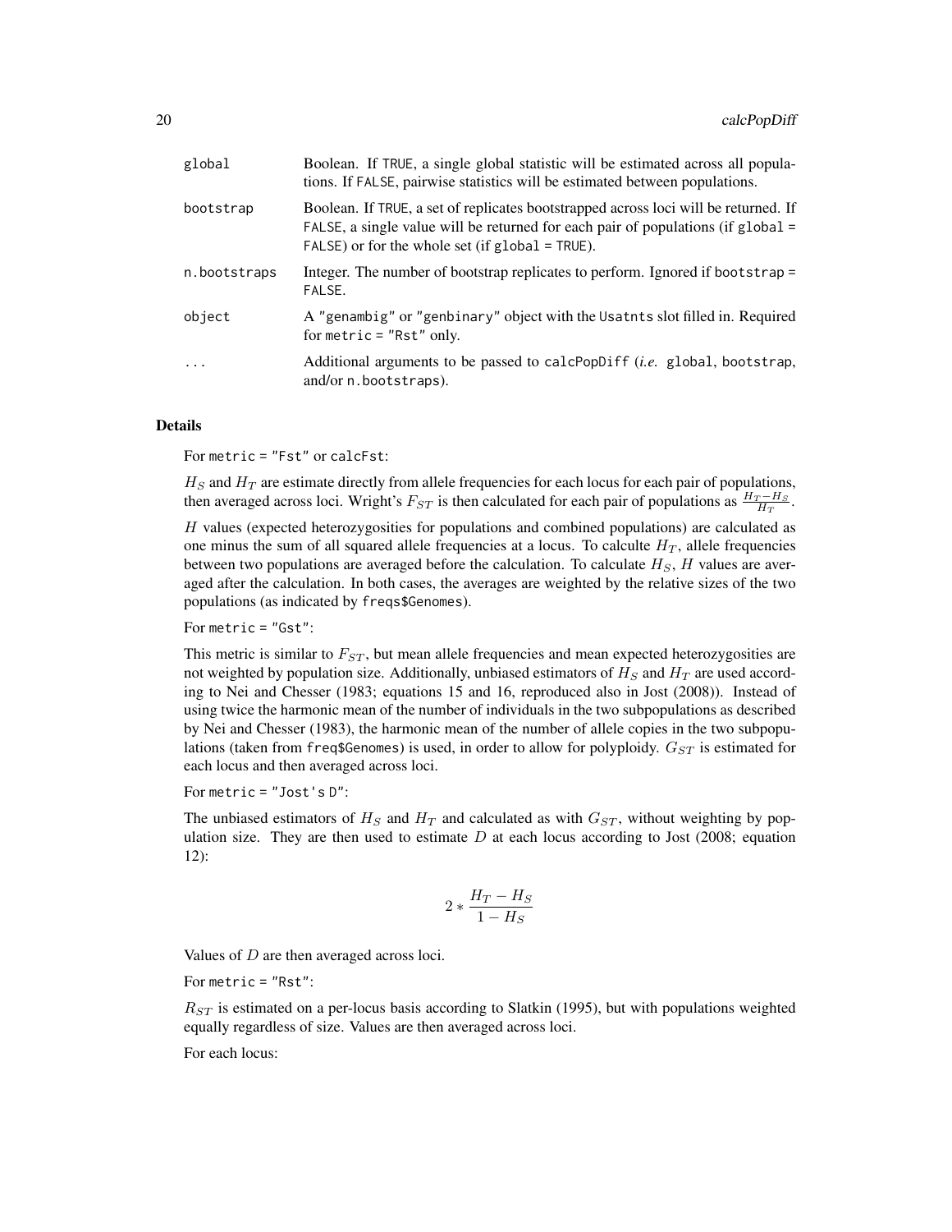| | |
|---|---|
| global | Boolean. If TRUE, a single global statistic will be estimated across all populations. If FALSE, pairwise statistics will be estimated between populations. |
| bootstrap | Boolean. If TRUE, a set of replicates bootstrapped across loci will be returned. If FALSE, a single value will be returned for each pair of populations (if global = FALSE) or for the whole set (if global = TRUE). |
| n.bootstraps | Integer. The number of bootstrap replicates to perform. Ignored if bootstrap = FALSE. |
| object | A "genambig" or "genbinary" object with the Usatnts slot filled in. Required for metric = "Rst" only. |
| ... | Additional arguments to be passed to calcPopDiff (*i.e.* global, bootstrap, and/or n.bootstraps). |

## Details

For metric = "Fst" or calcFst:

$H_S$ and $H_T$ are estimate directly from allele frequencies for each locus for each pair of populations, then averaged across loci. Wright's $F_{ST}$ is then calculated for each pair of populations as $\frac{H_T - H_S}{H_T}$.

$H$ values (expected heterozygosities for populations and combined populations) are calculated as one minus the sum of all squared allele frequencies at a locus. To calculte $H_T$, allele frequencies between two populations are averaged before the calculation. To calculate $H_S$, $H$ values are averaged after the calculation. In both cases, the averages are weighted by the relative sizes of the two populations (as indicated by freqs$Genomes).

For metric = "Gst":

This metric is similar to $F_{ST}$, but mean allele frequencies and mean expected heterozygosities are not weighted by population size. Additionally, unbiased estimators of $H_S$ and $H_T$ are used according to Nei and Chesser (1983; equations 15 and 16, reproduced also in Jost (2008)). Instead of using twice the harmonic mean of the number of individuals in the two subpopulations as described by Nei and Chesser (1983), the harmonic mean of the number of allele copies in the two subpopulations (taken from freq$Genomes) is used, in order to allow for polyploidy. $G_{ST}$ is estimated for each locus and then averaged across loci.

For metric = "Jost's D":

The unbiased estimators of $H_S$ and $H_T$ and calculated as with $G_{ST}$, without weighting by population size. They are then used to estimate $D$ at each locus according to Jost (2008; equation 12):

$$2 * \frac{H_T - H_S}{1 - H_S}$$

Values of $D$ are then averaged across loci.

For metric = "Rst":

$R_{ST}$ is estimated on a per-locus basis according to Slatkin (1995), but with populations weighted equally regardless of size. Values are then averaged across loci.

For each locus: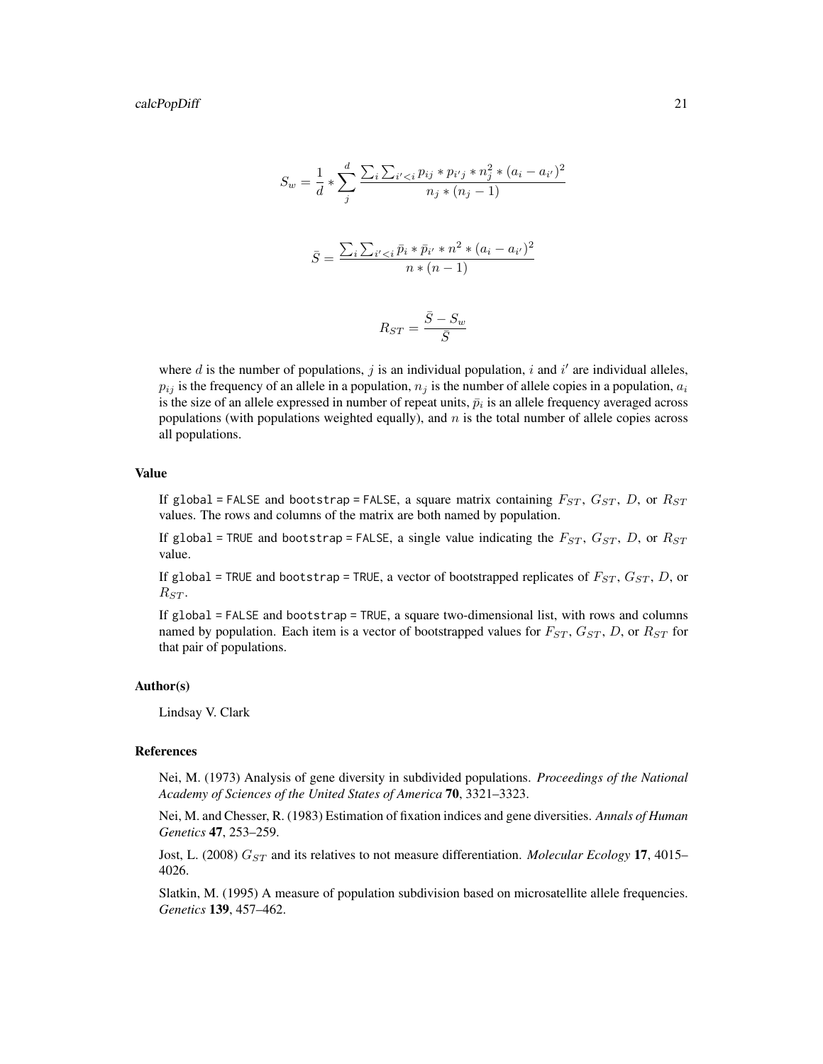$$S_w = \frac{1}{d} * \sum_{j}^{d} \frac{\sum_i \sum_{i'<i} p_{ij} * p_{i'j} * n_j^2 * (a_i - a_{i'})^2}{n_j * (n_j - 1)}$$

$$\bar{S} = \frac{\sum_i \sum_{i'<i} \bar{p}_i * \bar{p}_{i'} * n^2 * (a_i - a_{i'})^2}{n * (n-1)}$$

$$R_{ST} = \frac{\bar{S} - S_w}{\bar{S}}$$

where $d$ is the number of populations, $j$ is an individual population, $i$ and $i'$ are individual alleles, $p_{ij}$ is the frequency of an allele in a population, $n_j$ is the number of allele copies in a population, $a_i$ is the size of an allele expressed in number of repeat units, $\bar{p}_i$ is an allele frequency averaged across populations (with populations weighted equally), and $n$ is the total number of allele copies across all populations.

### Value

If global = FALSE and bootstrap = FALSE, a square matrix containing $F_{ST}$, $G_{ST}$, $D$, or $R_{ST}$ values. The rows and columns of the matrix are both named by population.

If global = TRUE and bootstrap = FALSE, a single value indicating the $F_{ST}$, $G_{ST}$, $D$, or $R_{ST}$ value.

If global = TRUE and bootstrap = TRUE, a vector of bootstrapped replicates of $F_{ST}$, $G_{ST}$, $D$, or $R_{ST}$.

If global = FALSE and bootstrap = TRUE, a square two-dimensional list, with rows and columns named by population. Each item is a vector of bootstrapped values for $F_{ST}$, $G_{ST}$, $D$, or $R_{ST}$ for that pair of populations.

### Author(s)

Lindsay V. Clark

### References

Nei, M. (1973) Analysis of gene diversity in subdivided populations. *Proceedings of the National Academy of Sciences of the United States of America* **70**, 3321–3323.

Nei, M. and Chesser, R. (1983) Estimation of fixation indices and gene diversities. *Annals of Human Genetics* **47**, 253–259.

Jost, L. (2008) $G_{ST}$ and its relatives to not measure differentiation. *Molecular Ecology* **17**, 4015–4026.

Slatkin, M. (1995) A measure of population subdivision based on microsatellite allele frequencies. *Genetics* **139**, 457–462.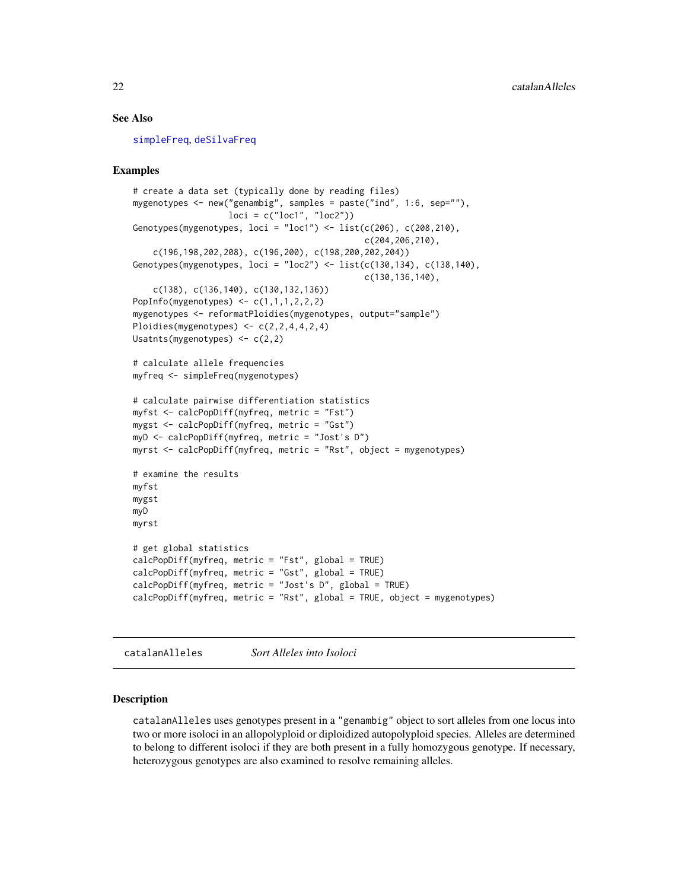## See Also

simpleFreq, deSilvaFreq

## Examples

```
# create a data set (typically done by reading files)
mygenotypes <- new("genambig", samples = paste("ind", 1:6, sep=""),
                   loci = c("loc1", "loc2"))
Genotypes(mygenotypes, loci = "loc1") <- list(c(206), c(208,210),
                                              c(204,206,210),
    c(196,198,202,208), c(196,200), c(198,200,202,204))
Genotypes(mygenotypes, loci = "loc2") <- list(c(130,134), c(138,140),
                                              c(130,136,140),
    c(138), c(136,140), c(130,132,136))
PopInfo(mygenotypes) <- c(1,1,1,2,2,2)
mygenotypes <- reformatPloidies(mygenotypes, output="sample")
Ploidies(mygenotypes) <- c(2,2,4,4,2,4)
Usatnts(mygenotypes) <- c(2,2)

# calculate allele frequencies
myfreq <- simpleFreq(mygenotypes)

# calculate pairwise differentiation statistics
myfst <- calcPopDiff(myfreq, metric = "Fst")
mygst <- calcPopDiff(myfreq, metric = "Gst")
myD <- calcPopDiff(myfreq, metric = "Jost's D")
myrst <- calcPopDiff(myfreq, metric = "Rst", object = mygenotypes)

# examine the results
myfst
mygst
myD
myrst

# get global statistics
calcPopDiff(myfreq, metric = "Fst", global = TRUE)
calcPopDiff(myfreq, metric = "Gst", global = TRUE)
calcPopDiff(myfreq, metric = "Jost's D", global = TRUE)
calcPopDiff(myfreq, metric = "Rst", global = TRUE, object = mygenotypes)
```

---

# catalanAlleles *Sort Alleles into Isoloci*

---

## Description

catalanAlleles uses genotypes present in a "genambig" object to sort alleles from one locus into two or more isoloci in an allopolyploid or diploidized autopolyploid species. Alleles are determined to belong to different isoloci if they are both present in a fully homozygous genotype. If necessary, heterozygous genotypes are also examined to resolve remaining alleles.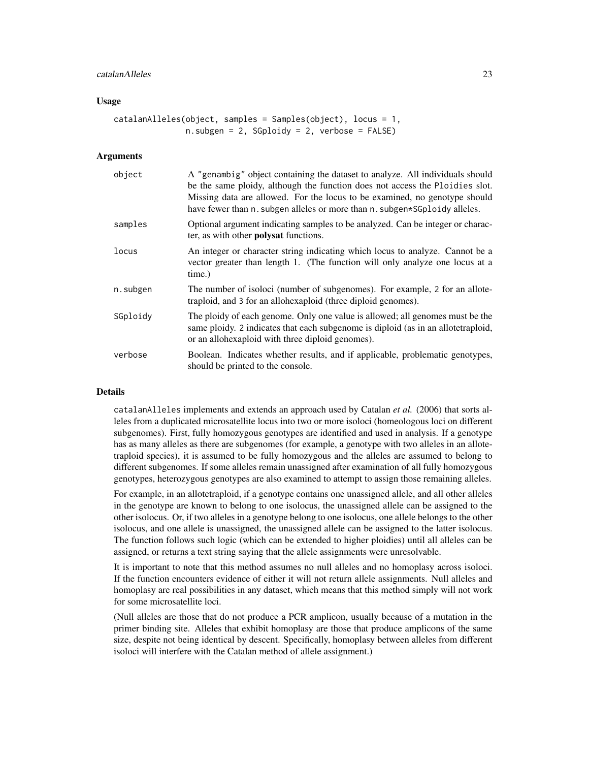## Usage

```
catalanAlleles(object, samples = Samples(object), locus = 1,
               n.subgen = 2, SGploidy = 2, verbose = FALSE)
```

## Arguments

| | |
|---|---|
| `object` | A "genambig" object containing the dataset to analyze. All individuals should be the same ploidy, although the function does not access the `Ploidies` slot. Missing data are allowed. For the locus to be examined, no genotype should have fewer than `n.subgen` alleles or more than `n.subgen*SGploidy` alleles. |
| `samples` | Optional argument indicating samples to be analyzed. Can be integer or character, as with other **polysat** functions. |
| `locus` | An integer or character string indicating which locus to analyze. Cannot be a vector greater than length 1. (The function will only analyze one locus at a time.) |
| `n.subgen` | The number of isoloci (number of subgenomes). For example, `2` for an allotetraploid, and `3` for an allohexaploid (three diploid genomes). |
| `SGploidy` | The ploidy of each genome. Only one value is allowed; all genomes must be the same ploidy. `2` indicates that each subgenome is diploid (as in an allotetraploid, or an allohexaploid with three diploid genomes). |
| `verbose` | Boolean. Indicates whether results, and if applicable, problematic genotypes, should be printed to the console. |

## Details

`catalanAlleles` implements and extends an approach used by Catalan *et al.* (2006) that sorts alleles from a duplicated microsatellite locus into two or more isoloci (homeologous loci on different subgenomes). First, fully homozygous genotypes are identified and used in analysis. If a genotype has as many alleles as there are subgenomes (for example, a genotype with two alleles in an allotetraploid species), it is assumed to be fully homozygous and the alleles are assumed to belong to different subgenomes. If some alleles remain unassigned after examination of all fully homozygous genotypes, heterozygous genotypes are also examined to attempt to assign those remaining alleles.

For example, in an allotetraploid, if a genotype contains one unassigned allele, and all other alleles in the genotype are known to belong to one isolocus, the unassigned allele can be assigned to the other isolocus. Or, if two alleles in a genotype belong to one isolocus, one allele belongs to the other isolocus, and one allele is unassigned, the unassigned allele can be assigned to the latter isolocus. The function follows such logic (which can be extended to higher ploidies) until all alleles can be assigned, or returns a text string saying that the allele assignments were unresolvable.

It is important to note that this method assumes no null alleles and no homoplasy across isoloci. If the function encounters evidence of either it will not return allele assignments. Null alleles and homoplasy are real possibilities in any dataset, which means that this method simply will not work for some microsatellite loci.

(Null alleles are those that do not produce a PCR amplicon, usually because of a mutation in the primer binding site. Alleles that exhibit homoplasy are those that produce amplicons of the same size, despite not being identical by descent. Specifically, homoplasy between alleles from different isoloci will interfere with the Catalan method of allele assignment.)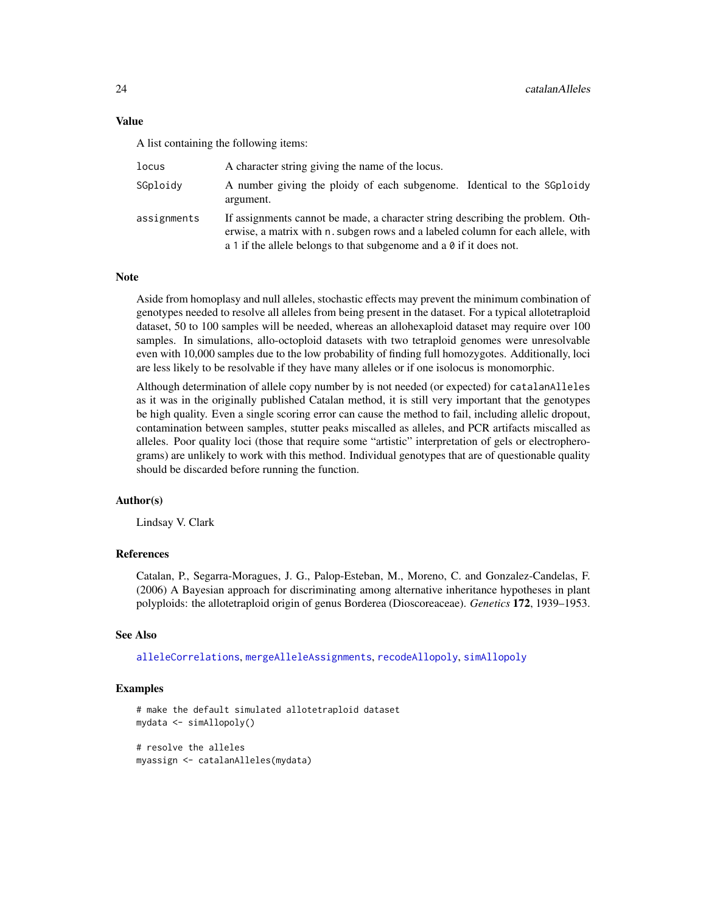### Value

A list containing the following items:

| | |
|---|---|
| `locus` | A character string giving the name of the locus. |
| `SGploidy` | A number giving the ploidy of each subgenome. Identical to the `SGploidy` argument. |
| `assignments` | If assignments cannot be made, a character string describing the problem. Otherwise, a matrix with `n.subgen` rows and a labeled column for each allele, with a `1` if the allele belongs to that subgenome and a `0` if it does not. |

### Note

Aside from homoplasy and null alleles, stochastic effects may prevent the minimum combination of genotypes needed to resolve all alleles from being present in the dataset. For a typical allotetraploid dataset, 50 to 100 samples will be needed, whereas an allohexaploid dataset may require over 100 samples. In simulations, allo-octoploid datasets with two tetraploid genomes were unresolvable even with 10,000 samples due to the low probability of finding full homozygotes. Additionally, loci are less likely to be resolvable if they have many alleles or if one isolocus is monomorphic.

Although determination of allele copy number by is not needed (or expected) for `catalanAlleles` as it was in the originally published Catalan method, it is still very important that the genotypes be high quality. Even a single scoring error can cause the method to fail, including allelic dropout, contamination between samples, stutter peaks miscalled as alleles, and PCR artifacts miscalled as alleles. Poor quality loci (those that require some "artistic" interpretation of gels or electropherograms) are unlikely to work with this method. Individual genotypes that are of questionable quality should be discarded before running the function.

### Author(s)

Lindsay V. Clark

### References

Catalan, P., Segarra-Moragues, J. G., Palop-Esteban, M., Moreno, C. and Gonzalez-Candelas, F. (2006) A Bayesian approach for discriminating among alternative inheritance hypotheses in plant polyploids: the allotetraploid origin of genus Borderea (Dioscoreaceae). *Genetics* **172**, 1939–1953.

### See Also

`alleleCorrelations`, `mergeAlleleAssignments`, `recodeAllopoly`, `simAllopoly`

### Examples

```
# make the default simulated allotetraploid dataset
mydata <- simAllopoly()

# resolve the alleles
myassign <- catalanAlleles(mydata)
```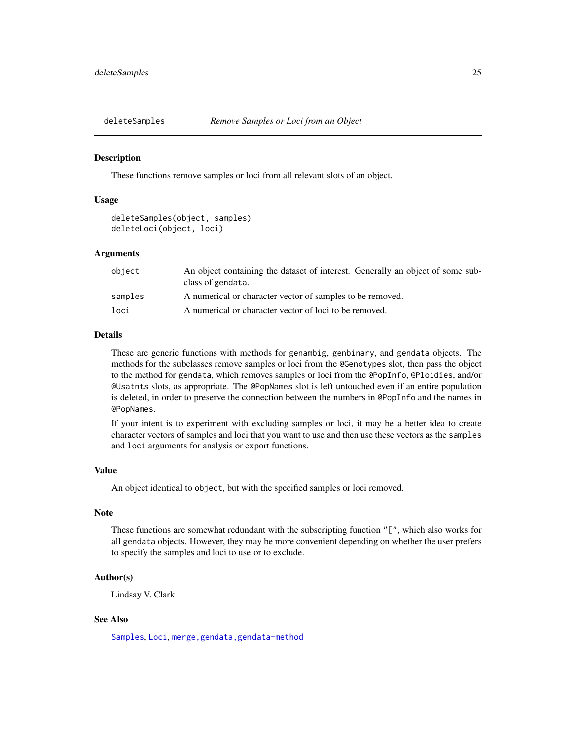## deleteSamples — *Remove Samples or Loci from an Object*

### Description

These functions remove samples or loci from all relevant slots of an object.

### Usage

```
deleteSamples(object, samples)
deleteLoci(object, loci)
```

### Arguments

| | |
|---|---|
| `object` | An object containing the dataset of interest. Generally an object of some subclass of `gendata`. |
| `samples` | A numerical or character vector of samples to be removed. |
| `loci` | A numerical or character vector of loci to be removed. |

### Details

These are generic functions with methods for `genambig`, `genbinary`, and `gendata` objects. The methods for the subclasses remove samples or loci from the `@Genotypes` slot, then pass the object to the method for `gendata`, which removes samples or loci from the `@PopInfo`, `@Ploidies`, and/or `@Usatnts` slots, as appropriate. The `@PopNames` slot is left untouched even if an entire population is deleted, in order to preserve the connection between the numbers in `@PopInfo` and the names in `@PopNames`.

If your intent is to experiment with excluding samples or loci, it may be a better idea to create character vectors of samples and loci that you want to use and then use these vectors as the `samples` and `loci` arguments for analysis or export functions.

### Value

An object identical to `object`, but with the specified samples or loci removed.

### Note

These functions are somewhat redundant with the subscripting function `"["`, which also works for all `gendata` objects. However, they may be more convenient depending on whether the user prefers to specify the samples and loci to use or to exclude.

### Author(s)

Lindsay V. Clark

### See Also

`Samples`, `Loci`, `merge,gendata,gendata-method`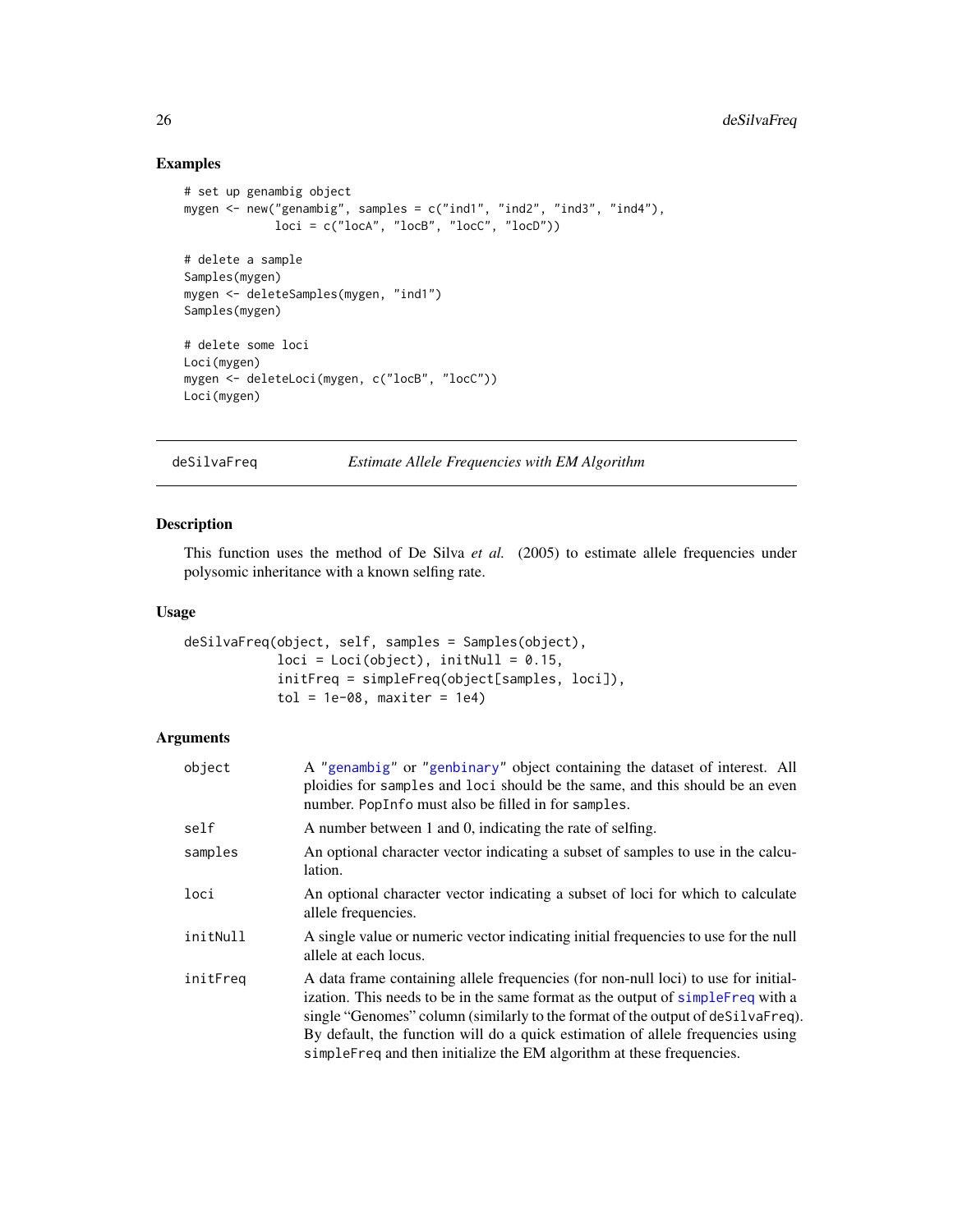## Examples

```
# set up genambig object
mygen <- new("genambig", samples = c("ind1", "ind2", "ind3", "ind4"),
             loci = c("locA", "locB", "locC", "locD"))

# delete a sample
Samples(mygen)
mygen <- deleteSamples(mygen, "ind1")
Samples(mygen)

# delete some loci
Loci(mygen)
mygen <- deleteLoci(mygen, c("locB", "locC"))
Loci(mygen)
```

---

# deSilvaFreq — *Estimate Allele Frequencies with EM Algorithm*

---

## Description

This function uses the method of De Silva *et al.* (2005) to estimate allele frequencies under polysomic inheritance with a known selfing rate.

## Usage

```
deSilvaFreq(object, self, samples = Samples(object),
            loci = Loci(object), initNull = 0.15,
            initFreq = simpleFreq(object[samples, loci]),
            tol = 1e-08, maxiter = 1e4)
```

## Arguments

| | |
|---|---|
| `object` | A "genambig" or "genbinary" object containing the dataset of interest. All ploidies for `samples` and `loci` should be the same, and this should be an even number. `PopInfo` must also be filled in for `samples`. |
| `self` | A number between 1 and 0, indicating the rate of selfing. |
| `samples` | An optional character vector indicating a subset of samples to use in the calculation. |
| `loci` | An optional character vector indicating a subset of loci for which to calculate allele frequencies. |
| `initNull` | A single value or numeric vector indicating initial frequencies to use for the null allele at each locus. |
| `initFreq` | A data frame containing allele frequencies (for non-null loci) to use for initialization. This needs to be in the same format as the output of `simpleFreq` with a single "Genomes" column (similarly to the format of the output of `deSilvaFreq`). By default, the function will do a quick estimation of allele frequencies using `simpleFreq` and then initialize the EM algorithm at these frequencies. |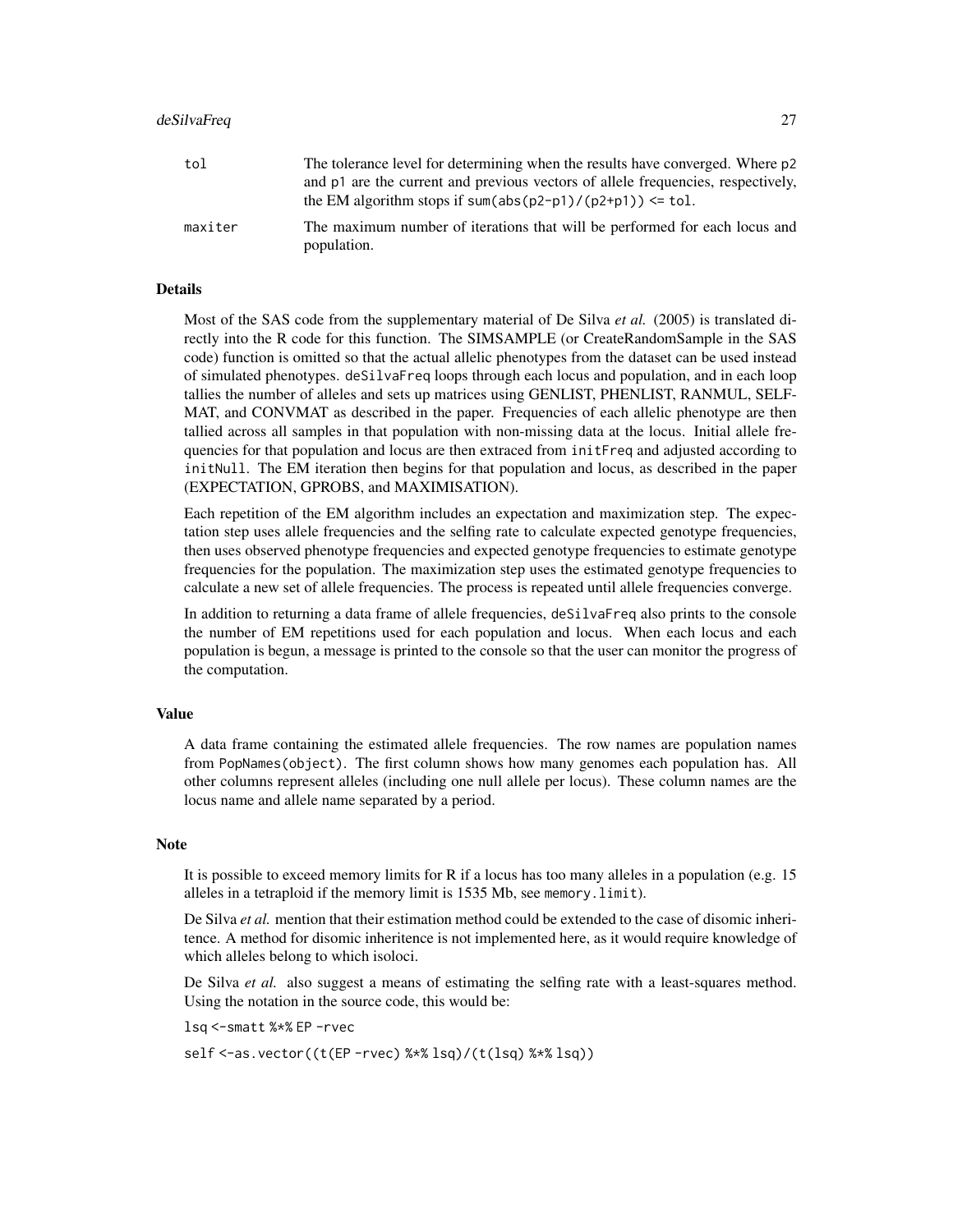tol
: The tolerance level for determining when the results have converged. Where `p2` and `p1` are the current and previous vectors of allele frequencies, respectively, the EM algorithm stops if `sum(abs(p2-p1)/(p2+p1)) <= tol`.

maxiter
: The maximum number of iterations that will be performed for each locus and population.

### Details

Most of the SAS code from the supplementary material of De Silva *et al.* (2005) is translated directly into the R code for this function. The SIMSAMPLE (or CreateRandomSample in the SAS code) function is omitted so that the actual allelic phenotypes from the dataset can be used instead of simulated phenotypes. `deSilvaFreq` loops through each locus and population, and in each loop tallies the number of alleles and sets up matrices using GENLIST, PHENLIST, RANMUL, SELFMAT, and CONVMAT as described in the paper. Frequencies of each allelic phenotype are then tallied across all samples in that population with non-missing data at the locus. Initial allele frequencies for that population and locus are then extraced from `initFreq` and adjusted according to `initNull`. The EM iteration then begins for that population and locus, as described in the paper (EXPECTATION, GPROBS, and MAXIMISATION).

Each repetition of the EM algorithm includes an expectation and maximization step. The expectation step uses allele frequencies and the selfing rate to calculate expected genotype frequencies, then uses observed phenotype frequencies and expected genotype frequencies to estimate genotype frequencies for the population. The maximization step uses the estimated genotype frequencies to calculate a new set of allele frequencies. The process is repeated until allele frequencies converge.

In addition to returning a data frame of allele frequencies, `deSilvaFreq` also prints to the console the number of EM repetitions used for each population and locus. When each locus and each population is begun, a message is printed to the console so that the user can monitor the progress of the computation.

### Value

A data frame containing the estimated allele frequencies. The row names are population names from `PopNames(object)`. The first column shows how many genomes each population has. All other columns represent alleles (including one null allele per locus). These column names are the locus name and allele name separated by a period.

### Note

It is possible to exceed memory limits for R if a locus has too many alleles in a population (e.g. 15 alleles in a tetraploid if the memory limit is 1535 Mb, see `memory.limit`).

De Silva *et al.* mention that their estimation method could be extended to the case of disomic inheritence. A method for disomic inheritence is not implemented here, as it would require knowledge of which alleles belong to which isoloci.

De Silva *et al.* also suggest a means of estimating the selfing rate with a least-squares method. Using the notation in the source code, this would be:

```
lsq <- smatt %*% EP - rvec

self <- as.vector((t(EP - rvec) %*% lsq)/(t(lsq) %*% lsq))
```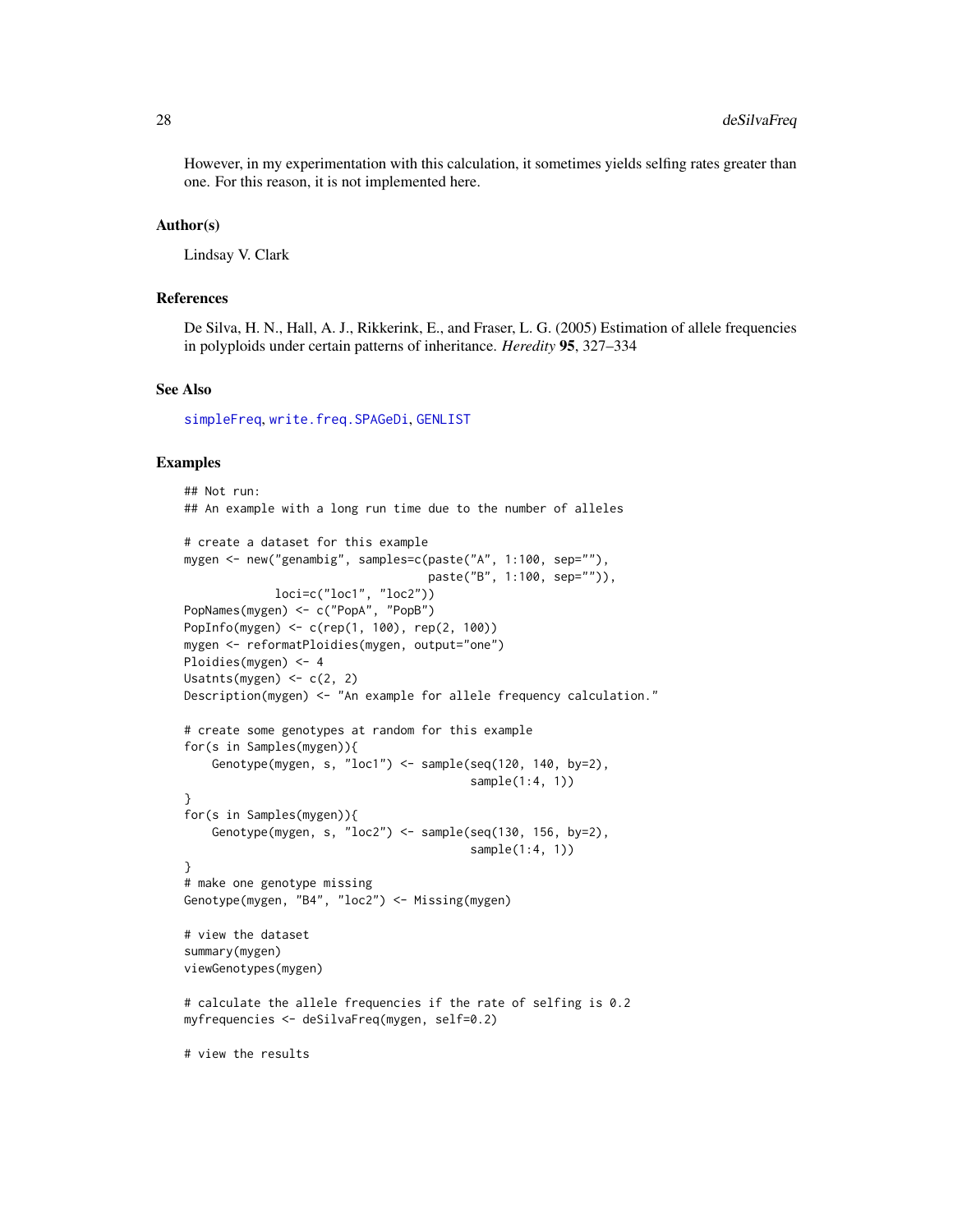However, in my experimentation with this calculation, it sometimes yields selfing rates greater than one. For this reason, it is not implemented here.

### Author(s)

Lindsay V. Clark

### References

De Silva, H. N., Hall, A. J., Rikkerink, E., and Fraser, L. G. (2005) Estimation of allele frequencies in polyploids under certain patterns of inheritance. *Heredity* **95**, 327–334

### See Also

simpleFreq, write.freq.SPAGeDi, GENLIST

### Examples

```
## Not run:
## An example with a long run time due to the number of alleles

# create a dataset for this example
mygen <- new("genambig", samples=c(paste("A", 1:100, sep=""),
                                   paste("B", 1:100, sep="")),
             loci=c("loc1", "loc2"))
PopNames(mygen) <- c("PopA", "PopB")
PopInfo(mygen) <- c(rep(1, 100), rep(2, 100))
mygen <- reformatPloidies(mygen, output="one")
Ploidies(mygen) <- 4
Usatnts(mygen) <- c(2, 2)
Description(mygen) <- "An example for allele frequency calculation."

# create some genotypes at random for this example
for(s in Samples(mygen)){
    Genotype(mygen, s, "loc1") <- sample(seq(120, 140, by=2),
                                         sample(1:4, 1))
}
for(s in Samples(mygen)){
    Genotype(mygen, s, "loc2") <- sample(seq(130, 156, by=2),
                                         sample(1:4, 1))
}
# make one genotype missing
Genotype(mygen, "B4", "loc2") <- Missing(mygen)

# view the dataset
summary(mygen)
viewGenotypes(mygen)

# calculate the allele frequencies if the rate of selfing is 0.2
myfrequencies <- deSilvaFreq(mygen, self=0.2)

# view the results
```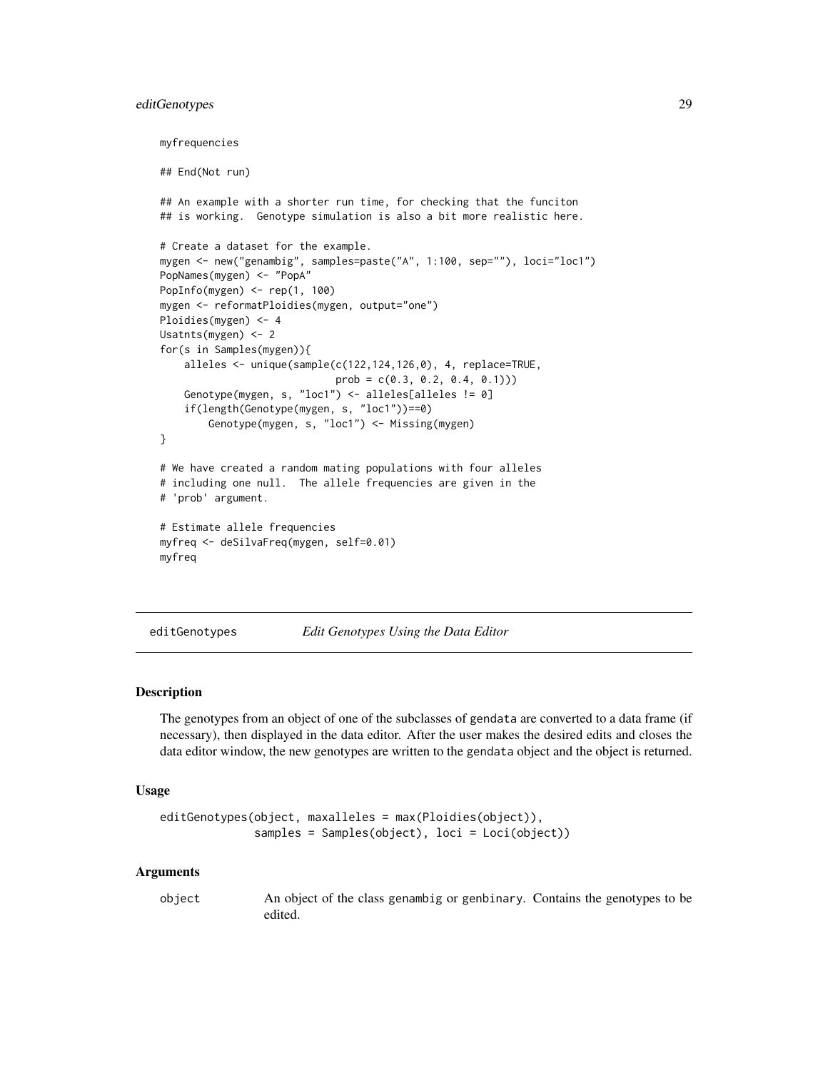```
myfrequencies

## End(Not run)

## An example with a shorter run time, for checking that the funciton
## is working.  Genotype simulation is also a bit more realistic here.

# Create a dataset for the example.
mygen <- new("genambig", samples=paste("A", 1:100, sep=""), loci="loc1")
PopNames(mygen) <- "PopA"
PopInfo(mygen) <- rep(1, 100)
mygen <- reformatPloidies(mygen, output="one")
Ploidies(mygen) <- 4
Usatnts(mygen) <- 2
for(s in Samples(mygen)){
    alleles <- unique(sample(c(122,124,126,0), 4, replace=TRUE,
                             prob = c(0.3, 0.2, 0.4, 0.1)))
    Genotype(mygen, s, "loc1") <- alleles[alleles != 0]
    if(length(Genotype(mygen, s, "loc1"))==0)
        Genotype(mygen, s, "loc1") <- Missing(mygen)
}

# We have created a random mating populations with four alleles
# including one null.  The allele frequencies are given in the
# 'prob' argument.

# Estimate allele frequencies
myfreq <- deSilvaFreq(mygen, self=0.01)
myfreq
```

---

## editGenotypes *Edit Genotypes Using the Data Editor*

### Description

The genotypes from an object of one of the subclasses of gendata are converted to a data frame (if necessary), then displayed in the data editor. After the user makes the desired edits and closes the data editor window, the new genotypes are written to the gendata object and the object is returned.

### Usage

```
editGenotypes(object, maxalleles = max(Ploidies(object)),
              samples = Samples(object), loci = Loci(object))
```

### Arguments

object    An object of the class genambig or genbinary. Contains the genotypes to be edited.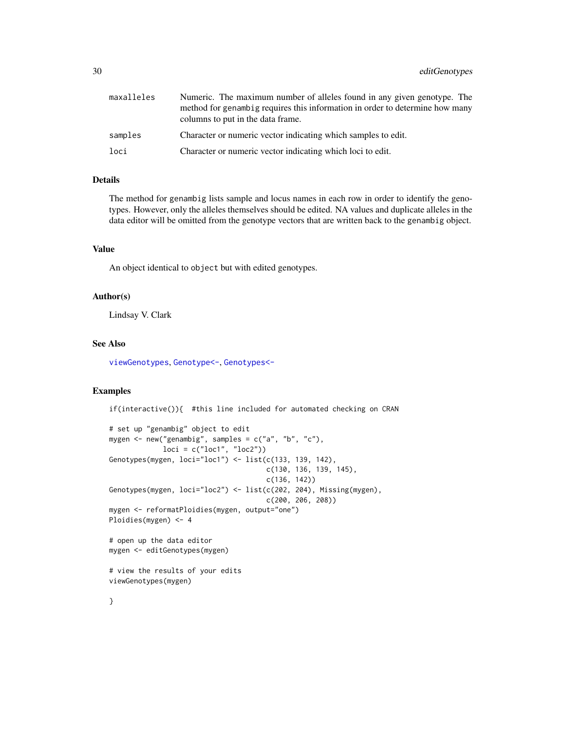| | |
|---|---|
| maxalleles | Numeric. The maximum number of alleles found in any given genotype. The method for genambig requires this information in order to determine how many columns to put in the data frame. |
| samples | Character or numeric vector indicating which samples to edit. |
| loci | Character or numeric vector indicating which loci to edit. |

## Details

The method for genambig lists sample and locus names in each row in order to identify the genotypes. However, only the alleles themselves should be edited. NA values and duplicate alleles in the data editor will be omitted from the genotype vectors that are written back to the genambig object.

## Value

An object identical to object but with edited genotypes.

## Author(s)

Lindsay V. Clark

## See Also

viewGenotypes, Genotype<-, Genotypes<-

## Examples

```
if(interactive()){  #this line included for automated checking on CRAN

# set up "genambig" object to edit
mygen <- new("genambig", samples = c("a", "b", "c"),
             loci = c("loc1", "loc2"))
Genotypes(mygen, loci="loc1") <- list(c(133, 139, 142),
                                      c(130, 136, 139, 145),
                                      c(136, 142))
Genotypes(mygen, loci="loc2") <- list(c(202, 204), Missing(mygen),
                                      c(200, 206, 208))
mygen <- reformatPloidies(mygen, output="one")
Ploidies(mygen) <- 4

# open up the data editor
mygen <- editGenotypes(mygen)

# view the results of your edits
viewGenotypes(mygen)

}
```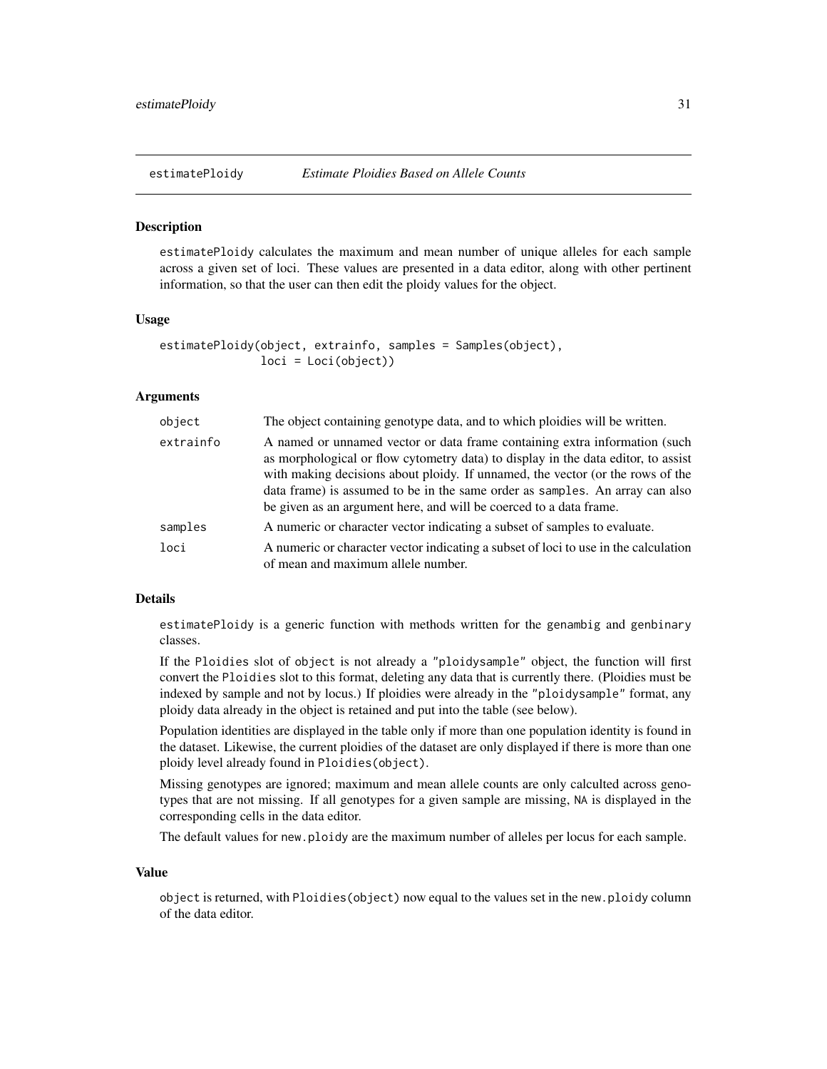## estimatePloidy — *Estimate Ploidies Based on Allele Counts*

### Description

estimatePloidy calculates the maximum and mean number of unique alleles for each sample across a given set of loci. These values are presented in a data editor, along with other pertinent information, so that the user can then edit the ploidy values for the object.

### Usage

```
estimatePloidy(object, extrainfo, samples = Samples(object),
               loci = Loci(object))
```

### Arguments

| | |
|---|---|
| object | The object containing genotype data, and to which ploidies will be written. |
| extrainfo | A named or unnamed vector or data frame containing extra information (such as morphological or flow cytometry data) to display in the data editor, to assist with making decisions about ploidy. If unnamed, the vector (or the rows of the data frame) is assumed to be in the same order as samples. An array can also be given as an argument here, and will be coerced to a data frame. |
| samples | A numeric or character vector indicating a subset of samples to evaluate. |
| loci | A numeric or character vector indicating a subset of loci to use in the calculation of mean and maximum allele number. |

### Details

estimatePloidy is a generic function with methods written for the genambig and genbinary classes.

If the Ploidies slot of object is not already a "ploidysample" object, the function will first convert the Ploidies slot to this format, deleting any data that is currently there. (Ploidies must be indexed by sample and not by locus.) If ploidies were already in the "ploidysample" format, any ploidy data already in the object is retained and put into the table (see below).

Population identities are displayed in the table only if more than one population identity is found in the dataset. Likewise, the current ploidies of the dataset are only displayed if there is more than one ploidy level already found in Ploidies(object).

Missing genotypes are ignored; maximum and mean allele counts are only calculted across genotypes that are not missing. If all genotypes for a given sample are missing, NA is displayed in the corresponding cells in the data editor.

The default values for new.ploidy are the maximum number of alleles per locus for each sample.

### Value

object is returned, with Ploidies(object) now equal to the values set in the new.ploidy column of the data editor.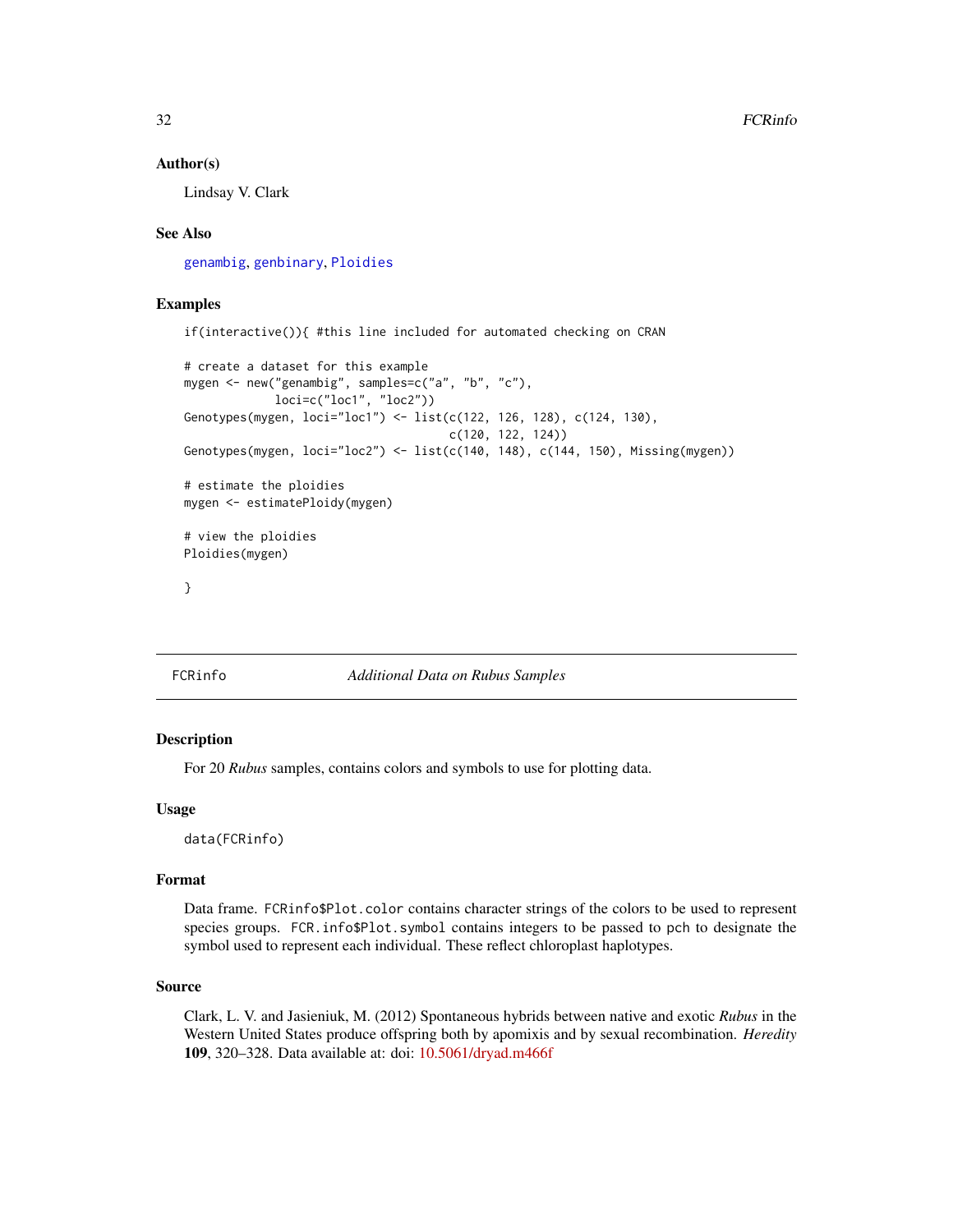### Author(s)

Lindsay V. Clark

### See Also

genambig, genbinary, Ploidies

### Examples

```
if(interactive()){ #this line included for automated checking on CRAN

# create a dataset for this example
mygen <- new("genambig", samples=c("a", "b", "c"),
             loci=c("loc1", "loc2"))
Genotypes(mygen, loci="loc1") <- list(c(122, 126, 128), c(124, 130),
                                      c(120, 122, 124))
Genotypes(mygen, loci="loc2") <- list(c(140, 148), c(144, 150), Missing(mygen))

# estimate the ploidies
mygen <- estimatePloidy(mygen)

# view the ploidies
Ploidies(mygen)

}
```

---

## FCRinfo — *Additional Data on Rubus Samples*

### Description

For 20 *Rubus* samples, contains colors and symbols to use for plotting data.

### Usage

```
data(FCRinfo)
```

### Format

Data frame. `FCRinfo$Plot.color` contains character strings of the colors to be used to represent species groups. `FCR.info$Plot.symbol` contains integers to be passed to `pch` to designate the symbol used to represent each individual. These reflect chloroplast haplotypes.

### Source

Clark, L. V. and Jasieniuk, M. (2012) Spontaneous hybrids between native and exotic *Rubus* in the Western United States produce offspring both by apomixis and by sexual recombination. *Heredity* **109**, 320–328. Data available at: doi: 10.5061/dryad.m466f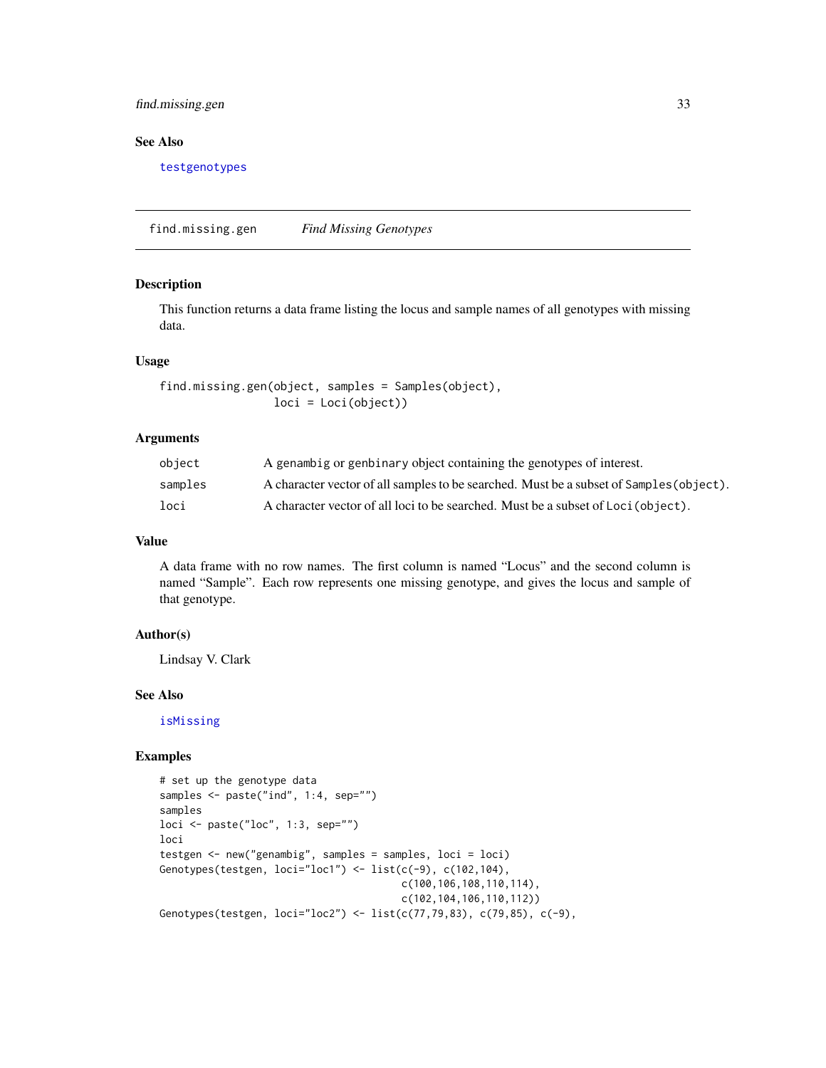## See Also

testgenotypes

---

## find.missing.gen — *Find Missing Genotypes*

### Description

This function returns a data frame listing the locus and sample names of all genotypes with missing data.

### Usage

```
find.missing.gen(object, samples = Samples(object),
                 loci = Loci(object))
```

### Arguments

| | |
|---|---|
| object | A `genambig` or `genbinary` object containing the genotypes of interest. |
| samples | A character vector of all samples to be searched. Must be a subset of `Samples(object)`. |
| loci | A character vector of all loci to be searched. Must be a subset of `Loci(object)`. |

### Value

A data frame with no row names. The first column is named "Locus" and the second column is named "Sample". Each row represents one missing genotype, and gives the locus and sample of that genotype.

### Author(s)

Lindsay V. Clark

### See Also

isMissing

### Examples

```
# set up the genotype data
samples <- paste("ind", 1:4, sep="")
samples
loci <- paste("loc", 1:3, sep="")
loci
testgen <- new("genambig", samples = samples, loci = loci)
Genotypes(testgen, loci="loc1") <- list(c(-9), c(102,104),
                                        c(100,106,108,110,114),
                                        c(102,104,106,110,112))
Genotypes(testgen, loci="loc2") <- list(c(77,79,83), c(79,85), c(-9),
```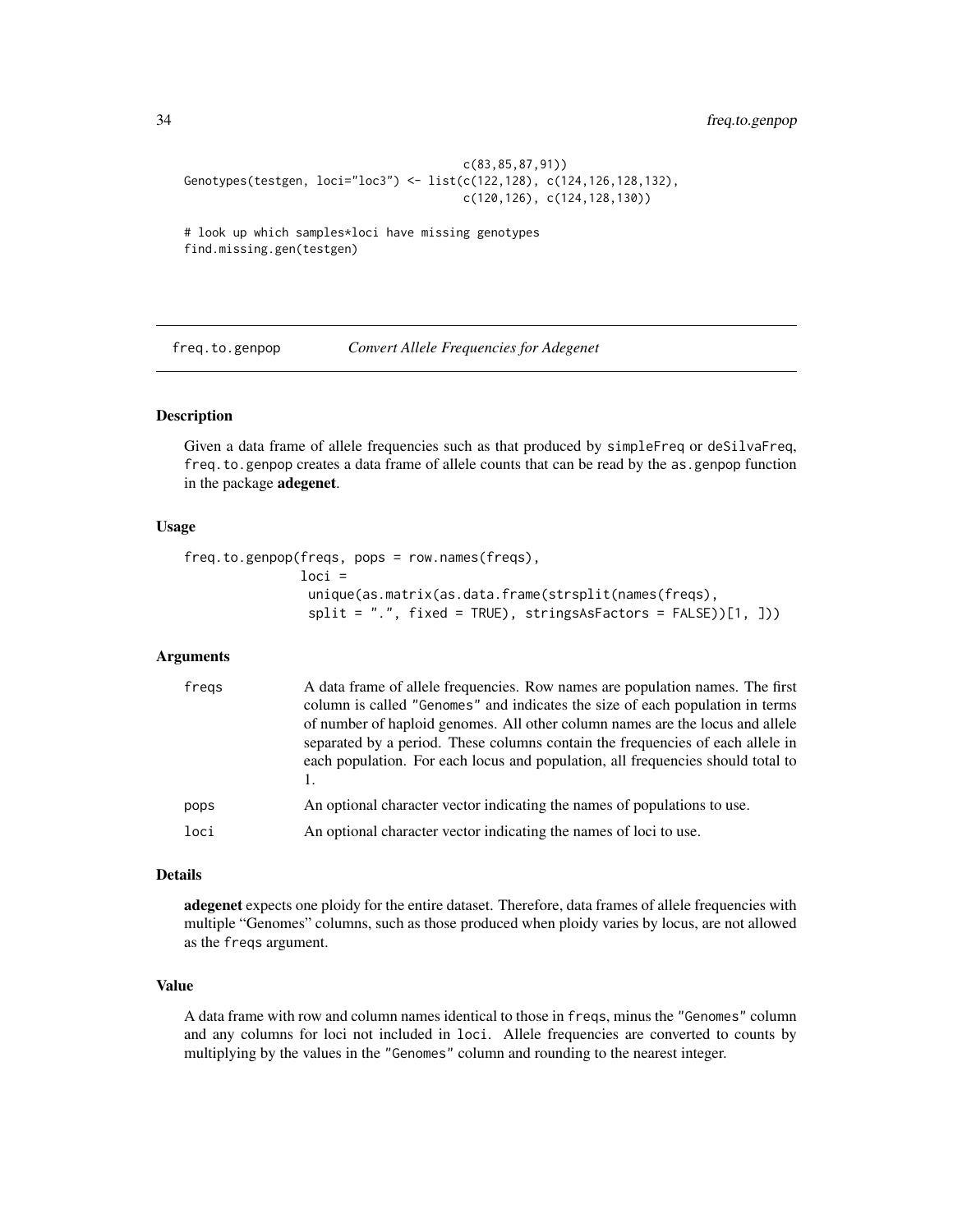```
                                        c(83,85,87,91))
Genotypes(testgen, loci="loc3") <- list(c(122,128), c(124,126,128,132),
                                        c(120,126), c(124,128,130))

# look up which samples*loci have missing genotypes
find.missing.gen(testgen)
```

## freq.to.genpop — *Convert Allele Frequencies for Adegenet*

### Description

Given a data frame of allele frequencies such as that produced by `simpleFreq` or `deSilvaFreq`, `freq.to.genpop` creates a data frame of allele counts that can be read by the `as.genpop` function in the package **adegenet**.

### Usage

```
freq.to.genpop(freqs, pops = row.names(freqs),
               loci =
                unique(as.matrix(as.data.frame(strsplit(names(freqs),
                split = ".", fixed = TRUE), stringsAsFactors = FALSE))[1, ]))
```

### Arguments

| | |
|---|---|
| `freqs` | A data frame of allele frequencies. Row names are population names. The first column is called `"Genomes"` and indicates the size of each population in terms of number of haploid genomes. All other column names are the locus and allele separated by a period. These columns contain the frequencies of each allele in each population. For each locus and population, all frequencies should total to 1. |
| `pops` | An optional character vector indicating the names of populations to use. |
| `loci` | An optional character vector indicating the names of loci to use. |

### Details

**adegenet** expects one ploidy for the entire dataset. Therefore, data frames of allele frequencies with multiple "Genomes" columns, such as those produced when ploidy varies by locus, are not allowed as the `freqs` argument.

### Value

A data frame with row and column names identical to those in `freqs`, minus the `"Genomes"` column and any columns for loci not included in `loci`. Allele frequencies are converted to counts by multiplying by the values in the `"Genomes"` column and rounding to the nearest integer.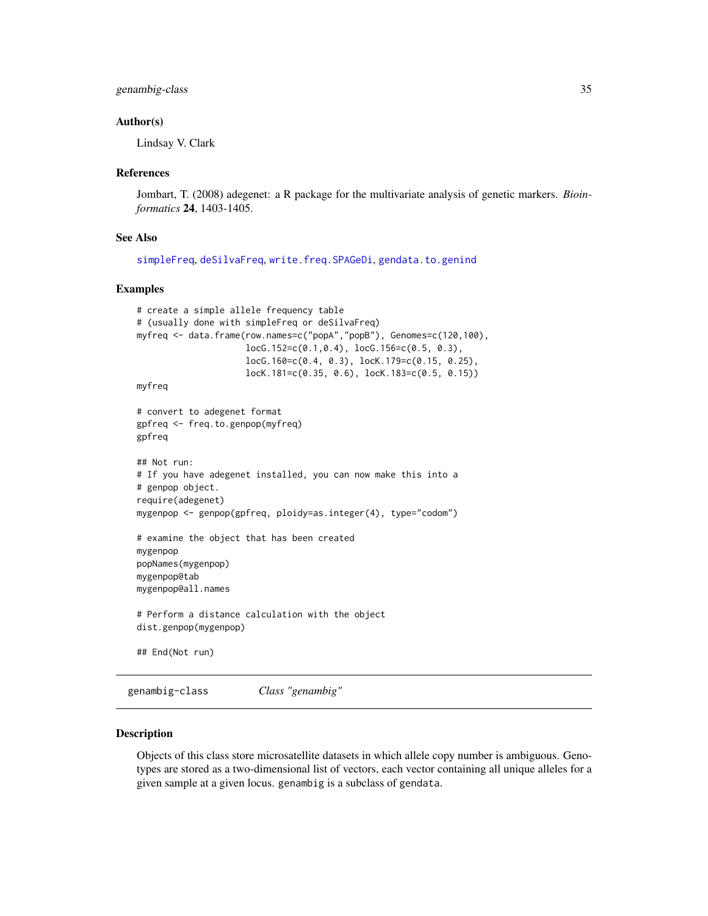### Author(s)

Lindsay V. Clark

### References

Jombart, T. (2008) adegenet: a R package for the multivariate analysis of genetic markers. *Bioinformatics* **24**, 1403-1405.

### See Also

simpleFreq, deSilvaFreq, write.freq.SPAGeDi, gendata.to.genind

### Examples

```
# create a simple allele frequency table
# (usually done with simpleFreq or deSilvaFreq)
myfreq <- data.frame(row.names=c("popA","popB"), Genomes=c(120,100),
                     locG.152=c(0.1,0.4), locG.156=c(0.5, 0.3),
                     locG.160=c(0.4, 0.3), locK.179=c(0.15, 0.25),
                     locK.181=c(0.35, 0.6), locK.183=c(0.5, 0.15))
myfreq

# convert to adegenet format
gpfreq <- freq.to.genpop(myfreq)
gpfreq

## Not run:
# If you have adegenet installed, you can now make this into a
# genpop object.
require(adegenet)
mygenpop <- genpop(gpfreq, ploidy=as.integer(4), type="codom")

# examine the object that has been created
mygenpop
popNames(mygenpop)
mygenpop@tab
mygenpop@all.names

# Perform a distance calculation with the object
dist.genpop(mygenpop)

## End(Not run)
```

---

## genambig-class *Class "genambig"*

---

### Description

Objects of this class store microsatellite datasets in which allele copy number is ambiguous. Genotypes are stored as a two-dimensional list of vectors, each vector containing all unique alleles for a given sample at a given locus. genambig is a subclass of gendata.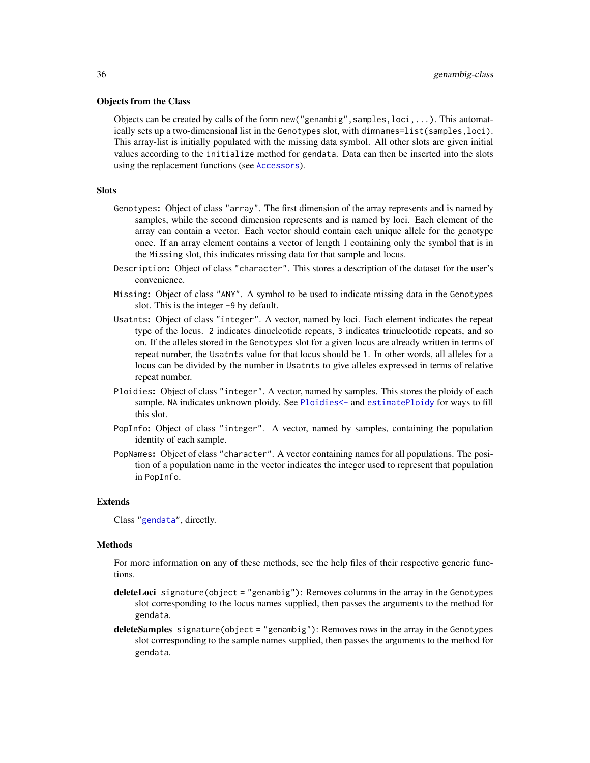### Objects from the Class

Objects can be created by calls of the form `new("genambig",samples,loci,...)`. This automatically sets up a two-dimensional list in the `Genotypes` slot, with `dimnames=list(samples,loci)`. This array-list is initially populated with the missing data symbol. All other slots are given initial values according to the `initialize` method for `gendata`. Data can then be inserted into the slots using the replacement functions (see `Accessors`).

### Slots

- `Genotypes`: Object of class `"array"`. The first dimension of the array represents and is named by samples, while the second dimension represents and is named by loci. Each element of the array can contain a vector. Each vector should contain each unique allele for the genotype once. If an array element contains a vector of length 1 containing only the symbol that is in the `Missing` slot, this indicates missing data for that sample and locus.
- `Description`: Object of class `"character"`. This stores a description of the dataset for the user's convenience.
- `Missing`: Object of class `"ANY"`. A symbol to be used to indicate missing data in the `Genotypes` slot. This is the integer `-9` by default.
- `Usatnts`: Object of class `"integer"`. A vector, named by loci. Each element indicates the repeat type of the locus. `2` indicates dinucleotide repeats, `3` indicates trinucleotide repeats, and so on. If the alleles stored in the `Genotypes` slot for a given locus are already written in terms of repeat number, the `Usatnts` value for that locus should be `1`. In other words, all alleles for a locus can be divided by the number in `Usatnts` to give alleles expressed in terms of relative repeat number.
- `Ploidies`: Object of class `"integer"`. A vector, named by samples. This stores the ploidy of each sample. `NA` indicates unknown ploidy. See `Ploidies<-` and `estimatePloidy` for ways to fill this slot.
- `PopInfo`: Object of class `"integer"`. A vector, named by samples, containing the population identity of each sample.
- `PopNames`: Object of class `"character"`. A vector containing names for all populations. The position of a population name in the vector indicates the integer used to represent that population in `PopInfo`.

### Extends

Class `"gendata"`, directly.

### Methods

For more information on any of these methods, see the help files of their respective generic functions.

- **deleteLoci** `signature(object = "genambig")`: Removes columns in the array in the `Genotypes` slot corresponding to the locus names supplied, then passes the arguments to the method for `gendata`.
- **deleteSamples** `signature(object = "genambig")`: Removes rows in the array in the `Genotypes` slot corresponding to the sample names supplied, then passes the arguments to the method for `gendata`.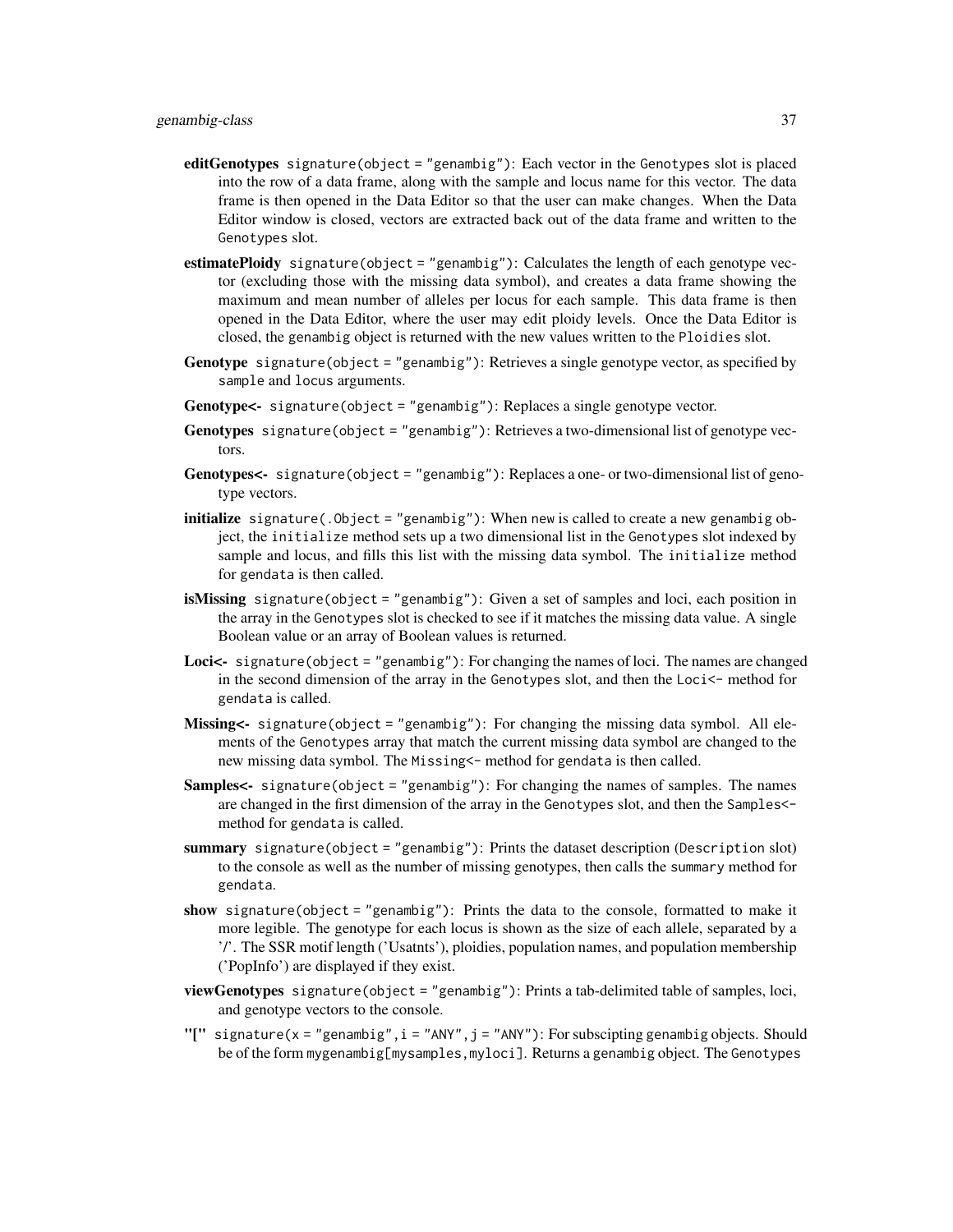**editGenotypes** `signature(object = "genambig")`: Each vector in the Genotypes slot is placed into the row of a data frame, along with the sample and locus name for this vector. The data frame is then opened in the Data Editor so that the user can make changes. When the Data Editor window is closed, vectors are extracted back out of the data frame and written to the Genotypes slot.

**estimatePloidy** `signature(object = "genambig")`: Calculates the length of each genotype vector (excluding those with the missing data symbol), and creates a data frame showing the maximum and mean number of alleles per locus for each sample. This data frame is then opened in the Data Editor, where the user may edit ploidy levels. Once the Data Editor is closed, the genambig object is returned with the new values written to the `Ploidies` slot.

**Genotype** `signature(object = "genambig")`: Retrieves a single genotype vector, as specified by `sample` and `locus` arguments.

**Genotype<-** `signature(object = "genambig")`: Replaces a single genotype vector.

**Genotypes** `signature(object = "genambig")`: Retrieves a two-dimensional list of genotype vectors.

**Genotypes<-** `signature(object = "genambig")`: Replaces a one- or two-dimensional list of genotype vectors.

**initialize** `signature(.Object = "genambig")`: When new is called to create a new genambig object, the `initialize` method sets up a two dimensional list in the Genotypes slot indexed by sample and locus, and fills this list with the missing data symbol. The `initialize` method for gendata is then called.

**isMissing** `signature(object = "genambig")`: Given a set of samples and loci, each position in the array in the Genotypes slot is checked to see if it matches the missing data value. A single Boolean value or an array of Boolean values is returned.

**Loci<-** `signature(object = "genambig")`: For changing the names of loci. The names are changed in the second dimension of the array in the Genotypes slot, and then the `Loci<-` method for gendata is called.

**Missing<-** `signature(object = "genambig")`: For changing the missing data symbol. All elements of the Genotypes array that match the current missing data symbol are changed to the new missing data symbol. The `Missing<-` method for gendata is then called.

**Samples<-** `signature(object = "genambig")`: For changing the names of samples. The names are changed in the first dimension of the array in the Genotypes slot, and then the `Samples<-` method for gendata is called.

**summary** `signature(object = "genambig")`: Prints the dataset description (`Description` slot) to the console as well as the number of missing genotypes, then calls the `summary` method for gendata.

**show** `signature(object = "genambig")`: Prints the data to the console, formatted to make it more legible. The genotype for each locus is shown as the size of each allele, separated by a '/'. The SSR motif length ('Usatnts'), ploidies, population names, and population membership ('PopInfo') are displayed if they exist.

**viewGenotypes** `signature(object = "genambig")`: Prints a tab-delimited table of samples, loci, and genotype vectors to the console.

**"["** `signature(x = "genambig", i = "ANY", j = "ANY")`: For subscipting genambig objects. Should be of the form `mygenambig[mysamples,myloci]`. Returns a genambig object. The Genotypes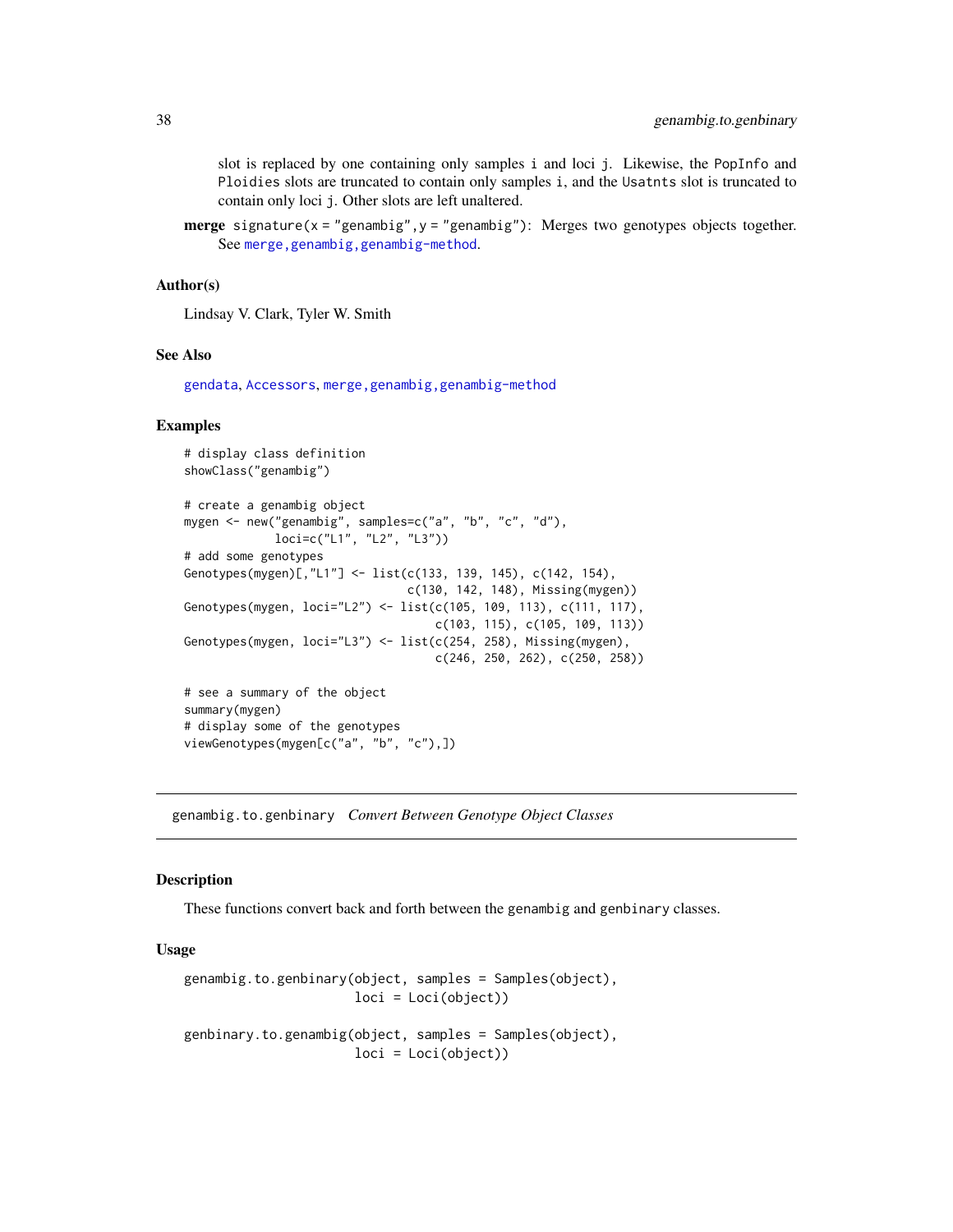slot is replaced by one containing only samples i and loci j. Likewise, the PopInfo and Ploidies slots are truncated to contain only samples i, and the Usatnts slot is truncated to contain only loci j. Other slots are left unaltered.

**merge** signature(x = "genambig", y = "genambig"): Merges two genotypes objects together. See merge,genambig,genambig-method.

### Author(s)

Lindsay V. Clark, Tyler W. Smith

### See Also

gendata, Accessors, merge,genambig,genambig-method

### Examples

```
# display class definition
showClass("genambig")

# create a genambig object
mygen <- new("genambig", samples=c("a", "b", "c", "d"),
             loci=c("L1", "L2", "L3"))
# add some genotypes
Genotypes(mygen)[,"L1"] <- list(c(133, 139, 145), c(142, 154),
                                c(130, 142, 148), Missing(mygen))
Genotypes(mygen, loci="L2") <- list(c(105, 109, 113), c(111, 117),
                                    c(103, 115), c(105, 109, 113))
Genotypes(mygen, loci="L3") <- list(c(254, 258), Missing(mygen),
                                    c(246, 250, 262), c(250, 258))

# see a summary of the object
summary(mygen)
# display some of the genotypes
viewGenotypes(mygen[c("a", "b", "c"),])
```

## genambig.to.genbinary *Convert Between Genotype Object Classes*

### Description

These functions convert back and forth between the genambig and genbinary classes.

### Usage

```
genambig.to.genbinary(object, samples = Samples(object),
                      loci = Loci(object))

genbinary.to.genambig(object, samples = Samples(object),
                      loci = Loci(object))
```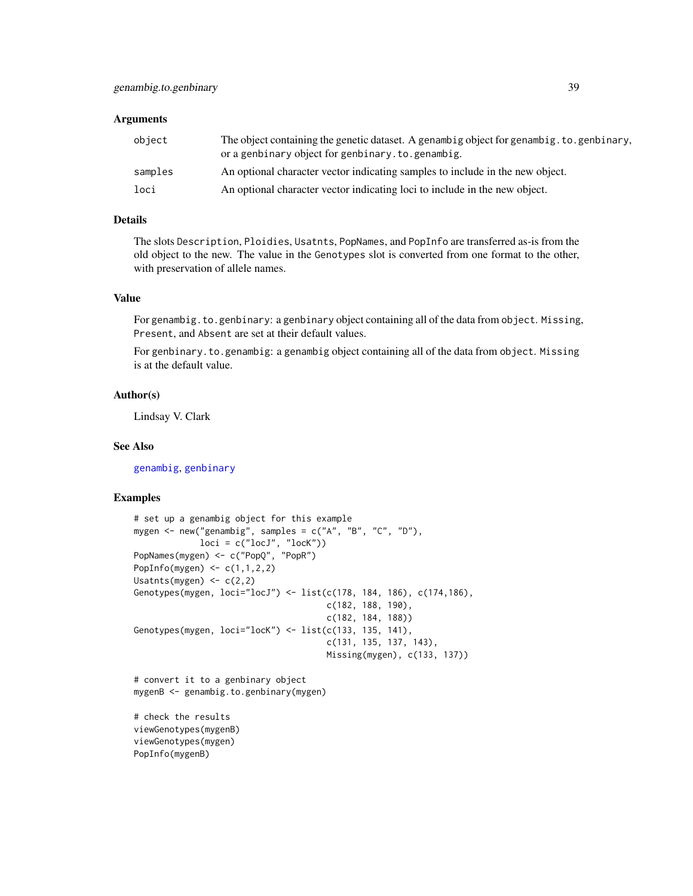## Arguments

| | |
|---|---|
| `object` | The object containing the genetic dataset. A `genambig` object for `genambig.to.genbinary`, or a `genbinary` object for `genbinary.to.genambig`. |
| `samples` | An optional character vector indicating samples to include in the new object. |
| `loci` | An optional character vector indicating loci to include in the new object. |

## Details

The slots `Description`, `Ploidies`, `Usatnts`, `PopNames`, and `PopInfo` are transferred as-is from the old object to the new. The value in the `Genotypes` slot is converted from one format to the other, with preservation of allele names.

## Value

For `genambig.to.genbinary`: a `genbinary` object containing all of the data from `object`. `Missing`, `Present`, and `Absent` are set at their default values.

For `genbinary.to.genambig`: a `genambig` object containing all of the data from `object`. `Missing` is at the default value.

## Author(s)

Lindsay V. Clark

## See Also

`genambig`, `genbinary`

## Examples

```
# set up a genambig object for this example
mygen <- new("genambig", samples = c("A", "B", "C", "D"),
             loci = c("locJ", "locK"))
PopNames(mygen) <- c("PopQ", "PopR")
PopInfo(mygen) <- c(1,1,2,2)
Usatnts(mygen) <- c(2,2)
Genotypes(mygen, loci="locJ") <- list(c(178, 184, 186), c(174,186),
                                      c(182, 188, 190),
                                      c(182, 184, 188))
Genotypes(mygen, loci="locK") <- list(c(133, 135, 141),
                                      c(131, 135, 137, 143),
                                      Missing(mygen), c(133, 137))

# convert it to a genbinary object
mygenB <- genambig.to.genbinary(mygen)

# check the results
viewGenotypes(mygenB)
viewGenotypes(mygen)
PopInfo(mygenB)
```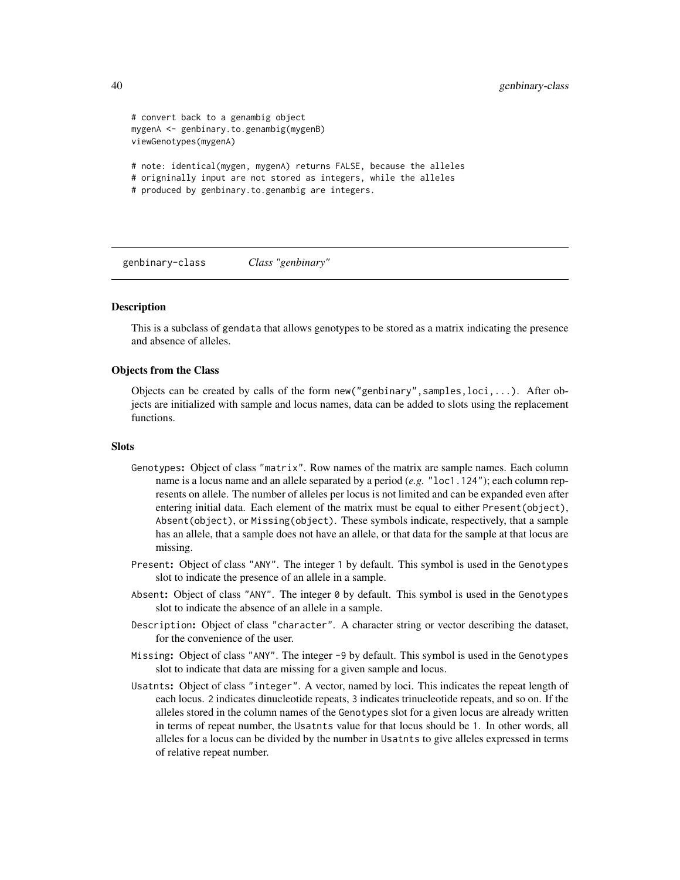```
# convert back to a genambig object
mygenA <- genbinary.to.genambig(mygenB)
viewGenotypes(mygenA)

# note: identical(mygen, mygenA) returns FALSE, because the alleles
# origninally input are not stored as integers, while the alleles
# produced by genbinary.to.genambig are integers.
```

---

genbinary-class *Class "genbinary"*

---

### Description

This is a subclass of gendata that allows genotypes to be stored as a matrix indicating the presence and absence of alleles.

### Objects from the Class

Objects can be created by calls of the form `new("genbinary",samples,loci,...)`. After objects are initialized with sample and locus names, data can be added to slots using the replacement functions.

### Slots

- `Genotypes`: Object of class `"matrix"`. Row names of the matrix are sample names. Each column name is a locus name and an allele separated by a period (*e.g.* `"loc1.124"`); each column represents on allele. The number of alleles per locus is not limited and can be expanded even after entering initial data. Each element of the matrix must be equal to either `Present(object)`, `Absent(object)`, or `Missing(object)`. These symbols indicate, respectively, that a sample has an allele, that a sample does not have an allele, or that data for the sample at that locus are missing.
- `Present`: Object of class `"ANY"`. The integer `1` by default. This symbol is used in the `Genotypes` slot to indicate the presence of an allele in a sample.
- `Absent`: Object of class `"ANY"`. The integer `0` by default. This symbol is used in the `Genotypes` slot to indicate the absence of an allele in a sample.
- `Description`: Object of class `"character"`. A character string or vector describing the dataset, for the convenience of the user.
- `Missing`: Object of class `"ANY"`. The integer `-9` by default. This symbol is used in the `Genotypes` slot to indicate that data are missing for a given sample and locus.
- `Usatnts`: Object of class `"integer"`. A vector, named by loci. This indicates the repeat length of each locus. `2` indicates dinucleotide repeats, `3` indicates trinucleotide repeats, and so on. If the alleles stored in the column names of the `Genotypes` slot for a given locus are already written in terms of repeat number, the `Usatnts` value for that locus should be `1`. In other words, all alleles for a locus can be divided by the number in `Usatnts` to give alleles expressed in terms of relative repeat number.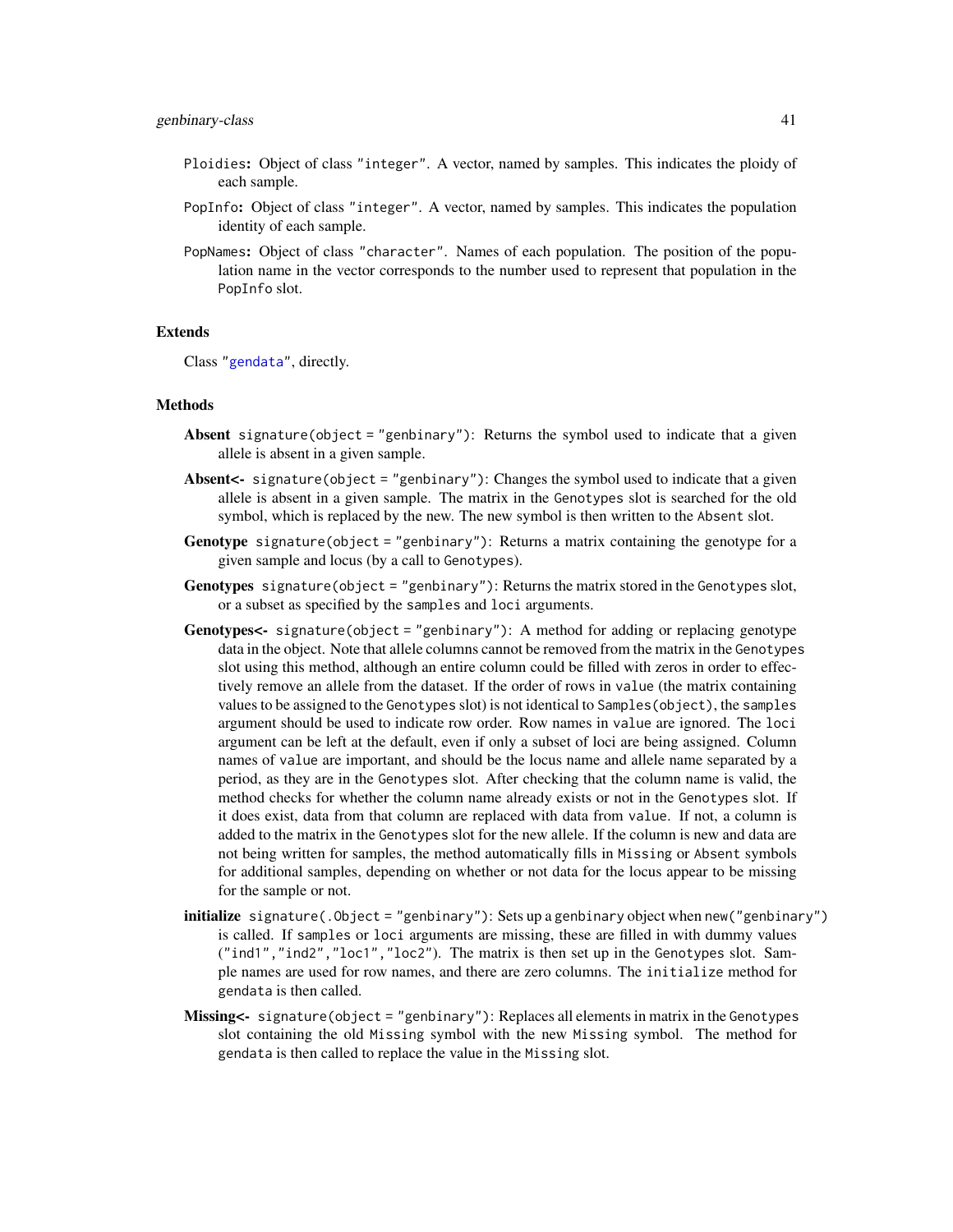`Ploidies`: Object of class `"integer"`. A vector, named by samples. This indicates the ploidy of each sample.

`PopInfo`: Object of class `"integer"`. A vector, named by samples. This indicates the population identity of each sample.

`PopNames`: Object of class `"character"`. Names of each population. The position of the population name in the vector corresponds to the number used to represent that population in the `PopInfo` slot.

## Extends

Class "gendata", directly.

## Methods

**Absent** `signature(object = "genbinary")`: Returns the symbol used to indicate that a given allele is absent in a given sample.

**Absent<-** `signature(object = "genbinary")`: Changes the symbol used to indicate that a given allele is absent in a given sample. The matrix in the `Genotypes` slot is searched for the old symbol, which is replaced by the new. The new symbol is then written to the `Absent` slot.

**Genotype** `signature(object = "genbinary")`: Returns a matrix containing the genotype for a given sample and locus (by a call to `Genotypes`).

**Genotypes** `signature(object = "genbinary")`: Returns the matrix stored in the `Genotypes` slot, or a subset as specified by the `samples` and `loci` arguments.

**Genotypes<-** `signature(object = "genbinary")`: A method for adding or replacing genotype data in the object. Note that allele columns cannot be removed from the matrix in the `Genotypes` slot using this method, although an entire column could be filled with zeros in order to effectively remove an allele from the dataset. If the order of rows in `value` (the matrix containing values to be assigned to the `Genotypes` slot) is not identical to `Samples(object)`, the `samples` argument should be used to indicate row order. Row names in `value` are ignored. The `loci` argument can be left at the default, even if only a subset of loci are being assigned. Column names of `value` are important, and should be the locus name and allele name separated by a period, as they are in the `Genotypes` slot. After checking that the column name is valid, the method checks for whether the column name already exists or not in the `Genotypes` slot. If it does exist, data from that column are replaced with data from `value`. If not, a column is added to the matrix in the `Genotypes` slot for the new allele. If the column is new and data are not being written for samples, the method automatically fills in `Missing` or `Absent` symbols for additional samples, depending on whether or not data for the locus appear to be missing for the sample or not.

**initialize** `signature(.Object = "genbinary")`: Sets up a `genbinary` object when `new("genbinary")` is called. If `samples` or `loci` arguments are missing, these are filled in with dummy values (`"ind1","ind2","loc1","loc2"`). The matrix is then set up in the `Genotypes` slot. Sample names are used for row names, and there are zero columns. The `initialize` method for `gendata` is then called.

**Missing<-** `signature(object = "genbinary")`: Replaces all elements in matrix in the `Genotypes` slot containing the old `Missing` symbol with the new `Missing` symbol. The method for `gendata` is then called to replace the value in the `Missing` slot.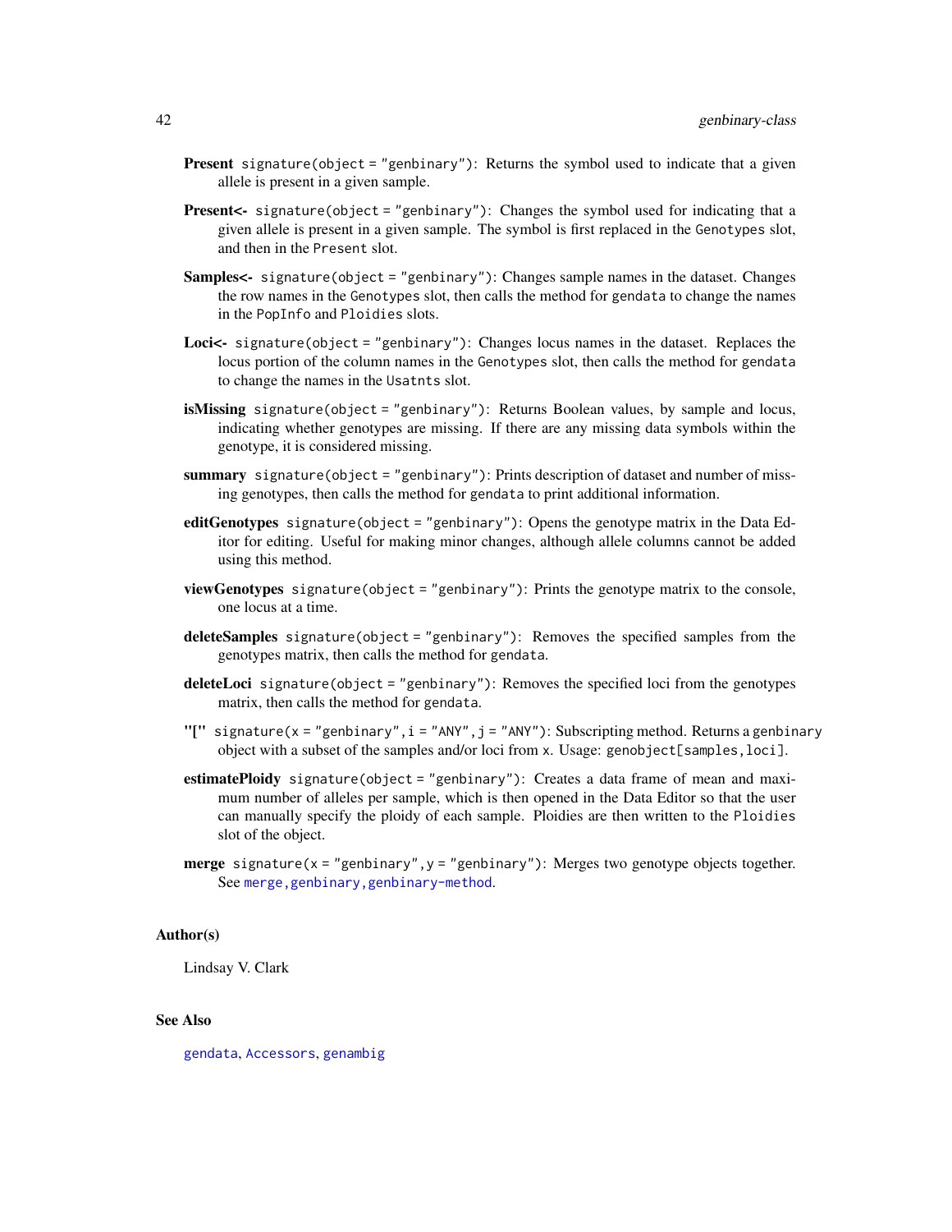**Present** `signature(object = "genbinary")`: Returns the symbol used to indicate that a given allele is present in a given sample.

**Present<-** `signature(object = "genbinary")`: Changes the symbol used for indicating that a given allele is present in a given sample. The symbol is first replaced in the `Genotypes` slot, and then in the `Present` slot.

**Samples<-** `signature(object = "genbinary")`: Changes sample names in the dataset. Changes the row names in the `Genotypes` slot, then calls the method for `gendata` to change the names in the `PopInfo` and `Ploidies` slots.

**Loci<-** `signature(object = "genbinary")`: Changes locus names in the dataset. Replaces the locus portion of the column names in the `Genotypes` slot, then calls the method for `gendata` to change the names in the `Usatnts` slot.

**isMissing** `signature(object = "genbinary")`: Returns Boolean values, by sample and locus, indicating whether genotypes are missing. If there are any missing data symbols within the genotype, it is considered missing.

**summary** `signature(object = "genbinary")`: Prints description of dataset and number of missing genotypes, then calls the method for `gendata` to print additional information.

**editGenotypes** `signature(object = "genbinary")`: Opens the genotype matrix in the Data Editor for editing. Useful for making minor changes, although allele columns cannot be added using this method.

**viewGenotypes** `signature(object = "genbinary")`: Prints the genotype matrix to the console, one locus at a time.

**deleteSamples** `signature(object = "genbinary")`: Removes the specified samples from the genotypes matrix, then calls the method for `gendata`.

**deleteLoci** `signature(object = "genbinary")`: Removes the specified loci from the genotypes matrix, then calls the method for `gendata`.

**"["** `signature(x = "genbinary", i = "ANY", j = "ANY")`: Subscripting method. Returns a `genbinary` object with a subset of the samples and/or loci from `x`. Usage: `genobject[samples,loci]`.

**estimatePloidy** `signature(object = "genbinary")`: Creates a data frame of mean and maximum number of alleles per sample, which is then opened in the Data Editor so that the user can manually specify the ploidy of each sample. Ploidies are then written to the `Ploidies` slot of the object.

**merge** `signature(x = "genbinary", y = "genbinary")`: Merges two genotype objects together. See `merge,genbinary,genbinary-method`.

## Author(s)

Lindsay V. Clark

## See Also

`gendata`, `Accessors`, `genambig`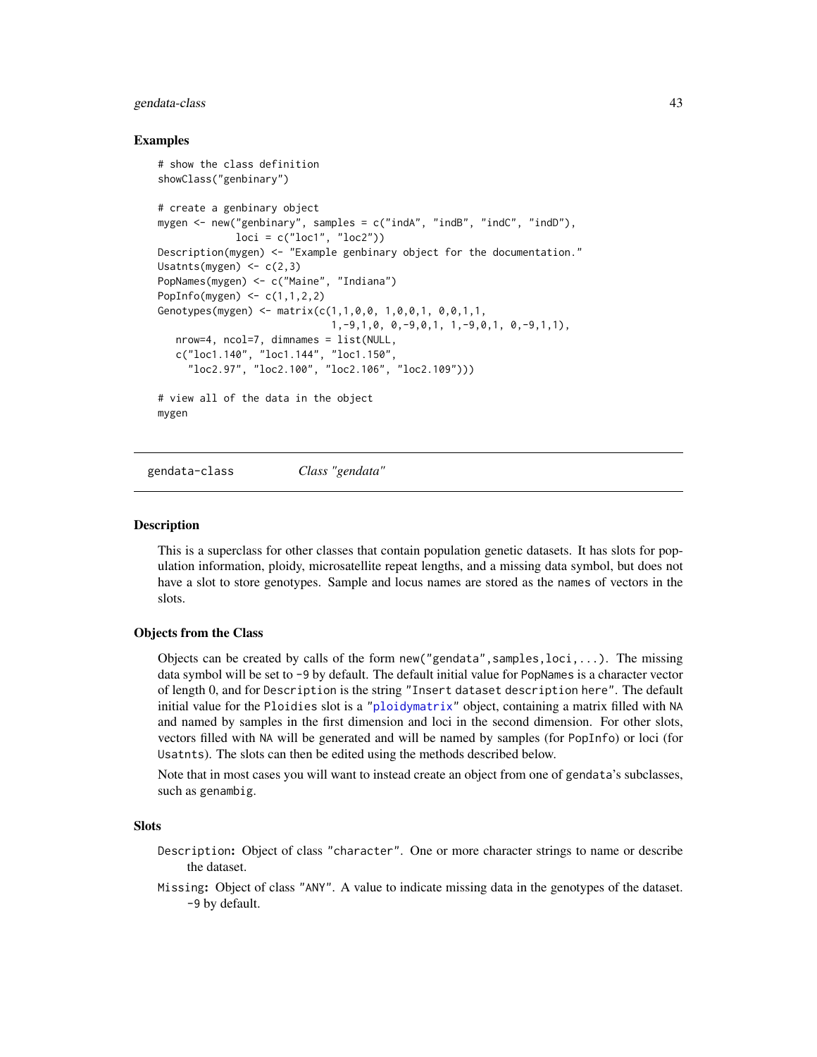### Examples

```
# show the class definition
showClass("genbinary")

# create a genbinary object
mygen <- new("genbinary", samples = c("indA", "indB", "indC", "indD"),
             loci = c("loc1", "loc2"))
Description(mygen) <- "Example genbinary object for the documentation."
Usatnts(mygen) <- c(2,3)
PopNames(mygen) <- c("Maine", "Indiana")
PopInfo(mygen) <- c(1,1,2,2)
Genotypes(mygen) <- matrix(c(1,1,0,0, 1,0,0,1, 0,0,1,1,
                             1,-9,1,0, 0,-9,0,1, 1,-9,0,1, 0,-9,1,1),
   nrow=4, ncol=7, dimnames = list(NULL,
   c("loc1.140", "loc1.144", "loc1.150",
     "loc2.97", "loc2.100", "loc2.106", "loc2.109")))

# view all of the data in the object
mygen
```

---

## gendata-class &nbsp;&nbsp;&nbsp; *Class "gendata"*

### Description

This is a superclass for other classes that contain population genetic datasets. It has slots for population information, ploidy, microsatellite repeat lengths, and a missing data symbol, but does not have a slot to store genotypes. Sample and locus names are stored as the names of vectors in the slots.

### Objects from the Class

Objects can be created by calls of the form `new("gendata",samples,loci,...)`. The missing data symbol will be set to `-9` by default. The default initial value for `PopNames` is a character vector of length 0, and for `Description` is the string `"Insert dataset description here"`. The default initial value for the `Ploidies` slot is a "`ploidymatrix`" object, containing a matrix filled with `NA` and named by samples in the first dimension and loci in the second dimension. For other slots, vectors filled with `NA` will be generated and will be named by samples (for `PopInfo`) or loci (for `Usatnts`). The slots can then be edited using the methods described below.

Note that in most cases you will want to instead create an object from one of `gendata`'s subclasses, such as `genambig`.

### Slots

`Description`: Object of class `"character"`. One or more character strings to name or describe the dataset.

`Missing`: Object of class `"ANY"`. A value to indicate missing data in the genotypes of the dataset. `-9` by default.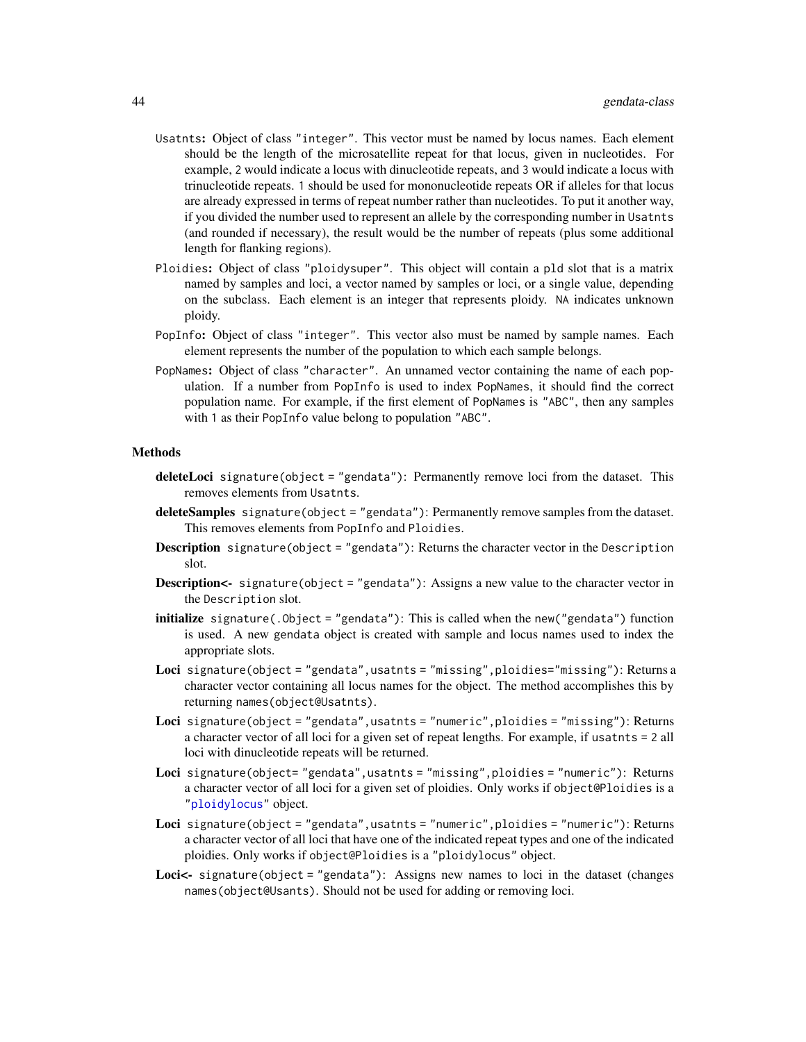Usatnts: Object of class "integer". This vector must be named by locus names. Each element should be the length of the microsatellite repeat for that locus, given in nucleotides. For example, 2 would indicate a locus with dinucleotide repeats, and 3 would indicate a locus with trinucleotide repeats. 1 should be used for mononucleotide repeats OR if alleles for that locus are already expressed in terms of repeat number rather than nucleotides. To put it another way, if you divided the number used to represent an allele by the corresponding number in Usatnts (and rounded if necessary), the result would be the number of repeats (plus some additional length for flanking regions).

Ploidies: Object of class "ploidysuper". This object will contain a pld slot that is a matrix named by samples and loci, a vector named by samples or loci, or a single value, depending on the subclass. Each element is an integer that represents ploidy. NA indicates unknown ploidy.

PopInfo: Object of class "integer". This vector also must be named by sample names. Each element represents the number of the population to which each sample belongs.

PopNames: Object of class "character". An unnamed vector containing the name of each population. If a number from PopInfo is used to index PopNames, it should find the correct population name. For example, if the first element of PopNames is "ABC", then any samples with 1 as their PopInfo value belong to population "ABC".

## Methods

**deleteLoci** signature(object = "gendata"): Permanently remove loci from the dataset. This removes elements from Usatnts.

**deleteSamples** signature(object = "gendata"): Permanently remove samples from the dataset. This removes elements from PopInfo and Ploidies.

**Description** signature(object = "gendata"): Returns the character vector in the Description slot.

**Description<-** signature(object = "gendata"): Assigns a new value to the character vector in the Description slot.

**initialize** signature(.Object = "gendata"): This is called when the new("gendata") function is used. A new gendata object is created with sample and locus names used to index the appropriate slots.

**Loci** signature(object = "gendata",usatnts = "missing",ploidies="missing"): Returns a character vector containing all locus names for the object. The method accomplishes this by returning names(object@Usatnts).

**Loci** signature(object = "gendata",usatnts = "numeric",ploidies = "missing"): Returns a character vector of all loci for a given set of repeat lengths. For example, if usatnts = 2 all loci with dinucleotide repeats will be returned.

**Loci** signature(object= "gendata",usatnts = "missing",ploidies = "numeric"): Returns a character vector of all loci for a given set of ploidies. Only works if object@Ploidies is a "ploidylocus" object.

**Loci** signature(object = "gendata",usatnts = "numeric",ploidies = "numeric"): Returns a character vector of all loci that have one of the indicated repeat types and one of the indicated ploidies. Only works if object@Ploidies is a "ploidylocus" object.

**Loci<-** signature(object = "gendata"): Assigns new names to loci in the dataset (changes names(object@Usants). Should not be used for adding or removing loci.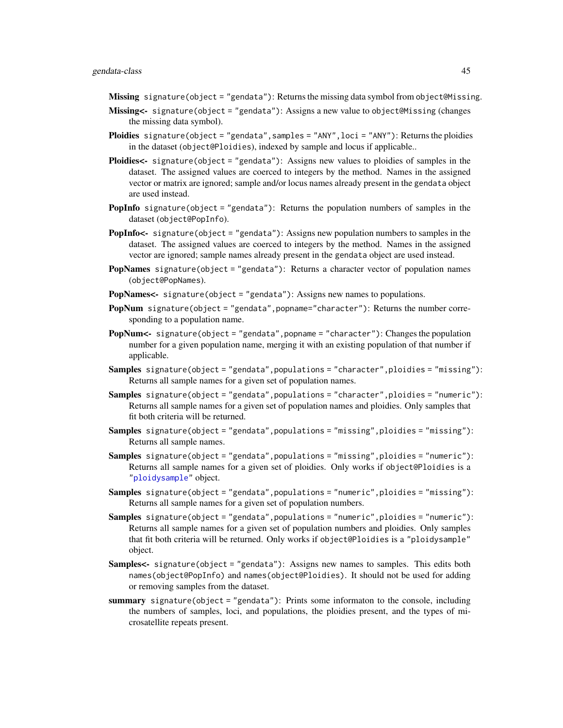**Missing** `signature(object = "gendata")`: Returns the missing data symbol from `object@Missing`.

**Missing<-** `signature(object = "gendata")`: Assigns a new value to `object@Missing` (changes the missing data symbol).

**Ploidies** `signature(object = "gendata", samples = "ANY", loci = "ANY")`: Returns the ploidies in the dataset (`object@Ploidies`), indexed by sample and locus if applicable..

**Ploidies<-** `signature(object = "gendata")`: Assigns new values to ploidies of samples in the dataset. The assigned values are coerced to integers by the method. Names in the assigned vector or matrix are ignored; sample and/or locus names already present in the `gendata` object are used instead.

**PopInfo** `signature(object = "gendata")`: Returns the population numbers of samples in the dataset (`object@PopInfo`).

**PopInfo<-** `signature(object = "gendata")`: Assigns new population numbers to samples in the dataset. The assigned values are coerced to integers by the method. Names in the assigned vector are ignored; sample names already present in the `gendata` object are used instead.

**PopNames** `signature(object = "gendata")`: Returns a character vector of population names (`object@PopNames`).

**PopNames<-** `signature(object = "gendata")`: Assigns new names to populations.

**PopNum** `signature(object = "gendata", popname="character")`: Returns the number corresponding to a population name.

**PopNum<-** `signature(object = "gendata", popname = "character")`: Changes the population number for a given population name, merging it with an existing population of that number if applicable.

**Samples** `signature(object = "gendata", populations = "character", ploidies = "missing")`: Returns all sample names for a given set of population names.

**Samples** `signature(object = "gendata", populations = "character", ploidies = "numeric")`: Returns all sample names for a given set of population names and ploidies. Only samples that fit both criteria will be returned.

**Samples** `signature(object = "gendata", populations = "missing", ploidies = "missing")`: Returns all sample names.

**Samples** `signature(object = "gendata", populations = "missing", ploidies = "numeric")`: Returns all sample names for a given set of ploidies. Only works if `object@Ploidies` is a `"ploidysample"` object.

**Samples** `signature(object = "gendata", populations = "numeric", ploidies = "missing")`: Returns all sample names for a given set of population numbers.

**Samples** `signature(object = "gendata", populations = "numeric", ploidies = "numeric")`: Returns all sample names for a given set of population numbers and ploidies. Only samples that fit both criteria will be returned. Only works if `object@Ploidies` is a `"ploidysample"` object.

**Samples<-** `signature(object = "gendata")`: Assigns new names to samples. This edits both `names(object@PopInfo)` and `names(object@Ploidies)`. It should not be used for adding or removing samples from the dataset.

**summary** `signature(object = "gendata")`: Prints some informaton to the console, including the numbers of samples, loci, and populations, the ploidies present, and the types of microsatellite repeats present.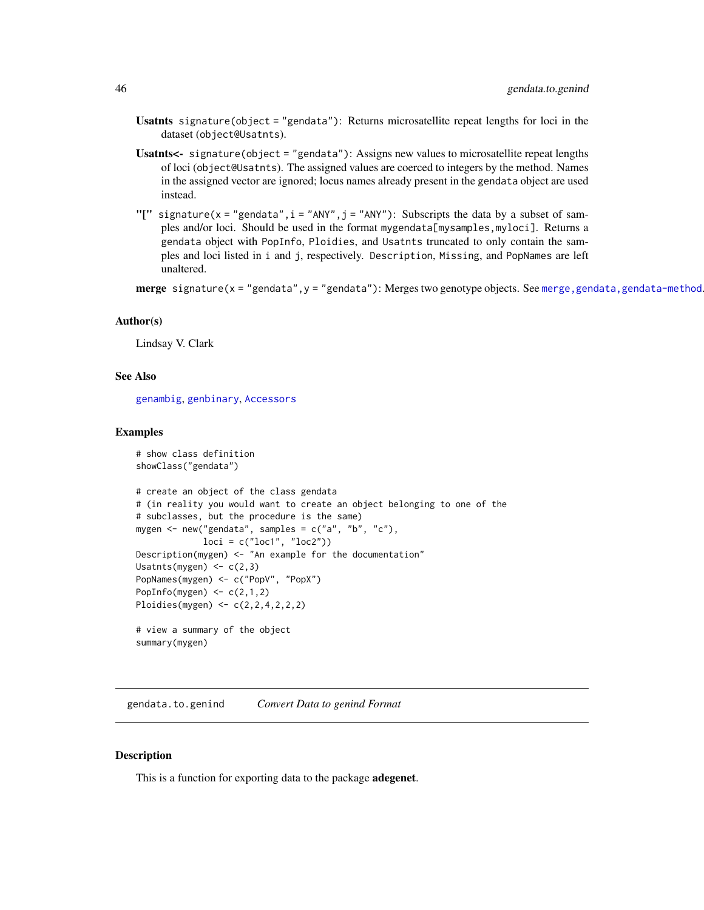**Usatnts** `signature(object = "gendata")`: Returns microsatellite repeat lengths for loci in the dataset (`object@Usatnts`).

**Usatnts<-** `signature(object = "gendata")`: Assigns new values to microsatellite repeat lengths of loci (`object@Usatnts`). The assigned values are coerced to integers by the method. Names in the assigned vector are ignored; locus names already present in the `gendata` object are used instead.

**"["** `signature(x = "gendata",i = "ANY",j = "ANY")`: Subscripts the data by a subset of samples and/or loci. Should be used in the format `mygendata[mysamples,myloci]`. Returns a `gendata` object with `PopInfo`, `Ploidies`, and `Usatnts` truncated to only contain the samples and loci listed in `i` and `j`, respectively. `Description`, `Missing`, and `PopNames` are left unaltered.

**merge** `signature(x = "gendata",y = "gendata")`: Merges two genotype objects. See `merge,gendata,gendata-method`.

### Author(s)

Lindsay V. Clark

### See Also

`genambig`, `genbinary`, `Accessors`

### Examples

```
# show class definition
showClass("gendata")

# create an object of the class gendata
# (in reality you would want to create an object belonging to one of the
# subclasses, but the procedure is the same)
mygen <- new("gendata", samples = c("a", "b", "c"),
             loci = c("loc1", "loc2"))
Description(mygen) <- "An example for the documentation"
Usatnts(mygen) <- c(2,3)
PopNames(mygen) <- c("PopV", "PopX")
PopInfo(mygen) <- c(2,1,2)
Ploidies(mygen) <- c(2,2,4,2,2,2)

# view a summary of the object
summary(mygen)
```

---

## gendata.to.genind *Convert Data to genind Format*

### Description

This is a function for exporting data to the package **adegenet**.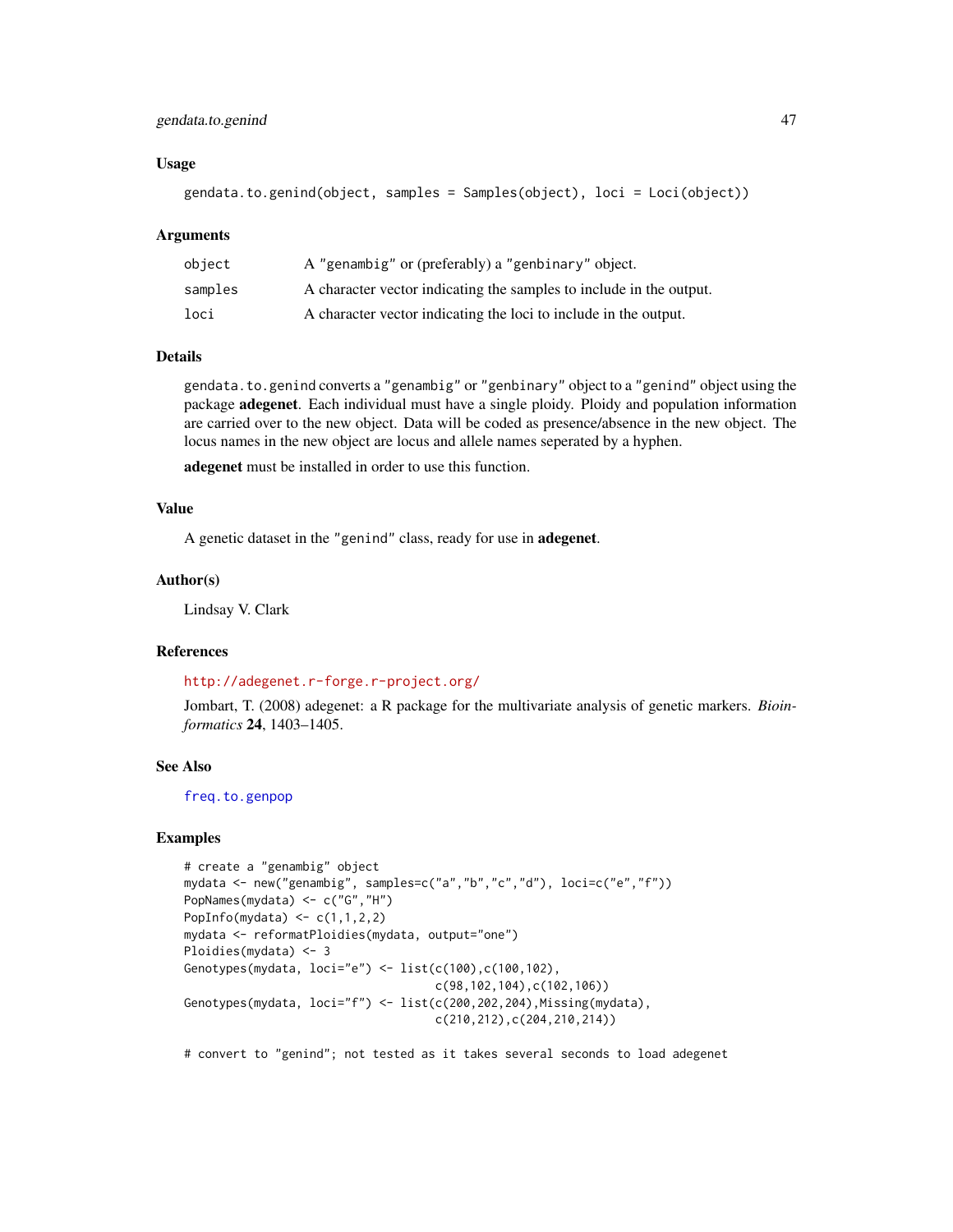## Usage

```
gendata.to.genind(object, samples = Samples(object), loci = Loci(object))
```

## Arguments

| | |
|---|---|
| object | A "genambig" or (preferably) a "genbinary" object. |
| samples | A character vector indicating the samples to include in the output. |
| loci | A character vector indicating the loci to include in the output. |

## Details

`gendata.to.genind` converts a "genambig" or "genbinary" object to a "genind" object using the package **adegenet**. Each individual must have a single ploidy. Ploidy and population information are carried over to the new object. Data will be coded as presence/absence in the new object. The locus names in the new object are locus and allele names seperated by a hyphen.

**adegenet** must be installed in order to use this function.

## Value

A genetic dataset in the "genind" class, ready for use in **adegenet**.

## Author(s)

Lindsay V. Clark

## References

http://adegenet.r-forge.r-project.org/

Jombart, T. (2008) adegenet: a R package for the multivariate analysis of genetic markers. *Bioinformatics* **24**, 1403–1405.

## See Also

freq.to.genpop

## Examples

```
# create a "genambig" object
mydata <- new("genambig", samples=c("a","b","c","d"), loci=c("e","f"))
PopNames(mydata) <- c("G","H")
PopInfo(mydata) <- c(1,1,2,2)
mydata <- reformatPloidies(mydata, output="one")
Ploidies(mydata) <- 3
Genotypes(mydata, loci="e") <- list(c(100),c(100,102),
                                    c(98,102,104),c(102,106))
Genotypes(mydata, loci="f") <- list(c(200,202,204),Missing(mydata),
                                    c(210,212),c(204,210,214))

# convert to "genind"; not tested as it takes several seconds to load adegenet
```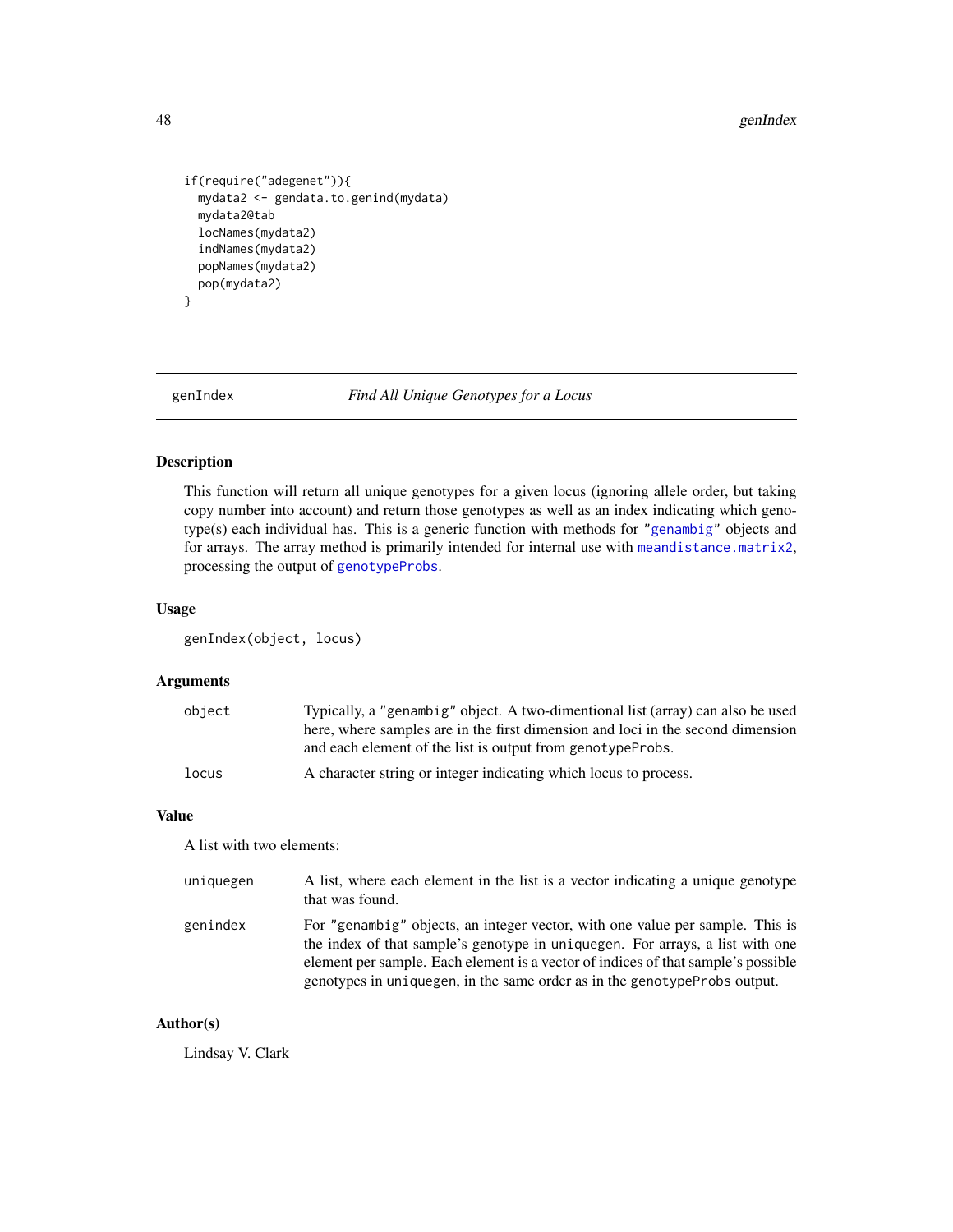```
if(require("adegenet")){
  mydata2 <- gendata.to.genind(mydata)
  mydata2@tab
  locNames(mydata2)
  indNames(mydata2)
  popNames(mydata2)
  pop(mydata2)
}
```

---

## genIndex — *Find All Unique Genotypes for a Locus*

### Description

This function will return all unique genotypes for a given locus (ignoring allele order, but taking copy number into account) and return those genotypes as well as an index indicating which genotype(s) each individual has. This is a generic function with methods for "genambig" objects and for arrays. The array method is primarily intended for internal use with meandistance.matrix2, processing the output of genotypeProbs.

### Usage

```
genIndex(object, locus)
```

### Arguments

| | |
|---|---|
| object | Typically, a "genambig" object. A two-dimentional list (array) can also be used here, where samples are in the first dimension and loci in the second dimension and each element of the list is output from genotypeProbs. |
| locus | A character string or integer indicating which locus to process. |

### Value

A list with two elements:

| | |
|---|---|
| uniquegen | A list, where each element in the list is a vector indicating a unique genotype that was found. |
| genindex | For "genambig" objects, an integer vector, with one value per sample. This is the index of that sample's genotype in uniquegen. For arrays, a list with one element per sample. Each element is a vector of indices of that sample's possible genotypes in uniquegen, in the same order as in the genotypeProbs output. |

### Author(s)

Lindsay V. Clark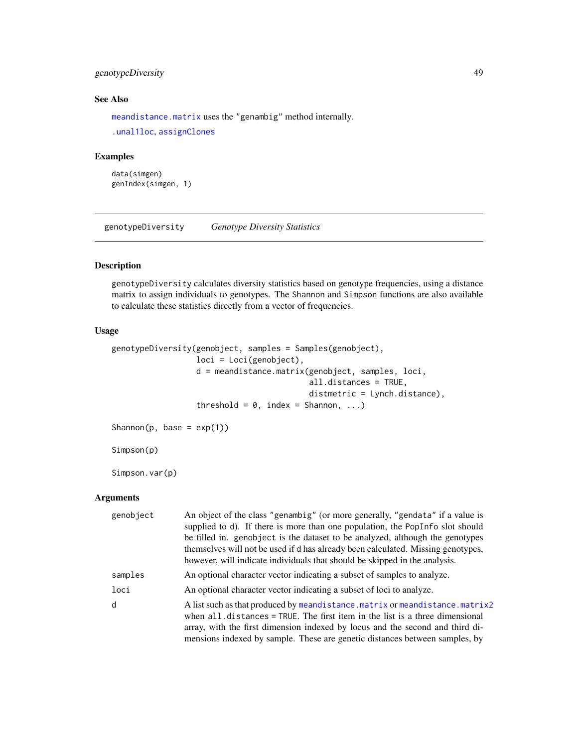### See Also

`meandistance.matrix` uses the "genambig" method internally.

`.unal1loc`, `assignClones`

### Examples

```
data(simgen)
genIndex(simgen, 1)
```

---

## genotypeDiversity *Genotype Diversity Statistics*

### Description

`genotypeDiversity` calculates diversity statistics based on genotype frequencies, using a distance matrix to assign individuals to genotypes. The `Shannon` and `Simpson` functions are also available to calculate these statistics directly from a vector of frequencies.

### Usage

```
genotypeDiversity(genobject, samples = Samples(genobject),
                  loci = Loci(genobject),
                  d = meandistance.matrix(genobject, samples, loci,
                                          all.distances = TRUE,
                                          distmetric = Lynch.distance),
                  threshold = 0, index = Shannon, ...)

Shannon(p, base = exp(1))

Simpson(p)

Simpson.var(p)
```

### Arguments

| | |
|---|---|
| genobject | An object of the class "genambig" (or more generally, "gendata" if a value is supplied to d). If there is more than one population, the PopInfo slot should be filled in. genobject is the dataset to be analyzed, although the genotypes themselves will not be used if d has already been calculated. Missing genotypes, however, will indicate individuals that should be skipped in the analysis. |
| samples | An optional character vector indicating a subset of samples to analyze. |
| loci | An optional character vector indicating a subset of loci to analyze. |
| d | A list such as that produced by `meandistance.matrix` or `meandistance.matrix2` when all.distances = TRUE. The first item in the list is a three dimensional array, with the first dimension indexed by locus and the second and third dimensions indexed by sample. These are genetic distances between samples, by |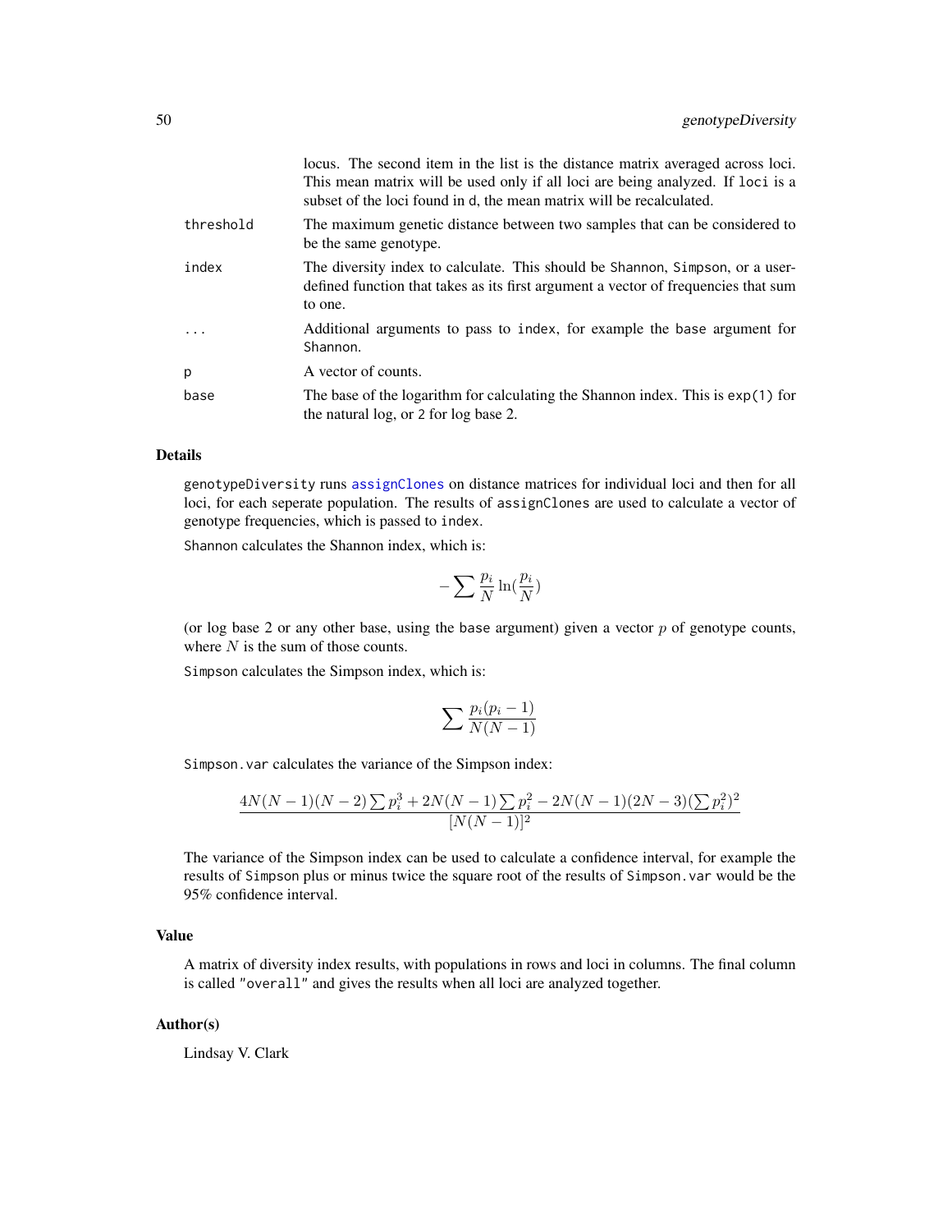| | |
|---|---|
| | locus. The second item in the list is the distance matrix averaged across loci. This mean matrix will be used only if all loci are being analyzed. If `loci` is a subset of the loci found in `d`, the mean matrix will be recalculated. |
| `threshold` | The maximum genetic distance between two samples that can be considered to be the same genotype. |
| `index` | The diversity index to calculate. This should be `Shannon`, `Simpson`, or a user-defined function that takes as its first argument a vector of frequencies that sum to one. |
| `...` | Additional arguments to pass to `index`, for example the `base` argument for `Shannon`. |
| `p` | A vector of counts. |
| `base` | The base of the logarithm for calculating the Shannon index. This is `exp(1)` for the natural log, or `2` for log base 2. |

## Details

`genotypeDiversity` runs `assignClones` on distance matrices for individual loci and then for all loci, for each seperate population. The results of `assignClones` are used to calculate a vector of genotype frequencies, which is passed to `index`.

`Shannon` calculates the Shannon index, which is:

$$-\sum \frac{p_i}{N} \ln(\frac{p_i}{N})$$

(or log base 2 or any other base, using the `base` argument) given a vector $p$ of genotype counts, where $N$ is the sum of those counts.

`Simpson` calculates the Simpson index, which is:

$$\sum \frac{p_i(p_i - 1)}{N(N-1)}$$

`Simpson.var` calculates the variance of the Simpson index:

$$\frac{4N(N-1)(N-2)\sum p_i^3 + 2N(N-1)\sum p_i^2 - 2N(N-1)(2N-3)(\sum p_i^2)^2}{[N(N-1)]^2}$$

The variance of the Simpson index can be used to calculate a confidence interval, for example the results of `Simpson` plus or minus twice the square root of the results of `Simpson.var` would be the 95% confidence interval.

## Value

A matrix of diversity index results, with populations in rows and loci in columns. The final column is called `"overall"` and gives the results when all loci are analyzed together.

## Author(s)

Lindsay V. Clark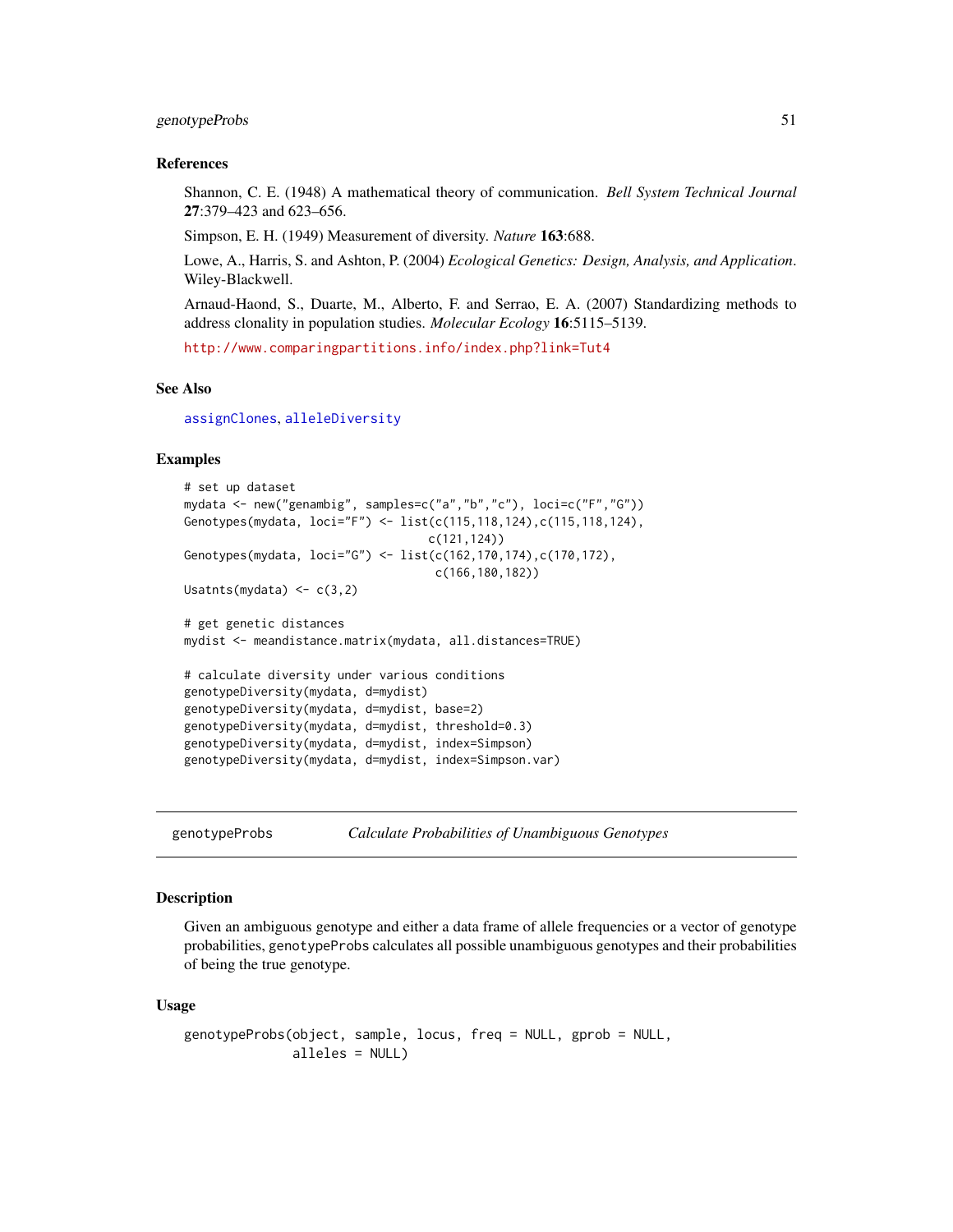### References

Shannon, C. E. (1948) A mathematical theory of communication. *Bell System Technical Journal* **27**:379–423 and 623–656.

Simpson, E. H. (1949) Measurement of diversity. *Nature* **163**:688.

Lowe, A., Harris, S. and Ashton, P. (2004) *Ecological Genetics: Design, Analysis, and Application*. Wiley-Blackwell.

Arnaud-Haond, S., Duarte, M., Alberto, F. and Serrao, E. A. (2007) Standardizing methods to address clonality in population studies. *Molecular Ecology* **16**:5115–5139.

http://www.comparingpartitions.info/index.php?link=Tut4

### See Also

assignClones, alleleDiversity

### Examples

```
# set up dataset
mydata <- new("genambig", samples=c("a","b","c"), loci=c("F","G"))
Genotypes(mydata, loci="F") <- list(c(115,118,124),c(115,118,124),
                                    c(121,124))
Genotypes(mydata, loci="G") <- list(c(162,170,174),c(170,172),
                                     c(166,180,182))
Usatnts(mydata) <- c(3,2)

# get genetic distances
mydist <- meandistance.matrix(mydata, all.distances=TRUE)

# calculate diversity under various conditions
genotypeDiversity(mydata, d=mydist)
genotypeDiversity(mydata, d=mydist, base=2)
genotypeDiversity(mydata, d=mydist, threshold=0.3)
genotypeDiversity(mydata, d=mydist, index=Simpson)
genotypeDiversity(mydata, d=mydist, index=Simpson.var)
```

---

## genotypeProbs *Calculate Probabilities of Unambiguous Genotypes*

---

### Description

Given an ambiguous genotype and either a data frame of allele frequencies or a vector of genotype probabilities, genotypeProbs calculates all possible unambiguous genotypes and their probabilities of being the true genotype.

### Usage

```
genotypeProbs(object, sample, locus, freq = NULL, gprob = NULL,
              alleles = NULL)
```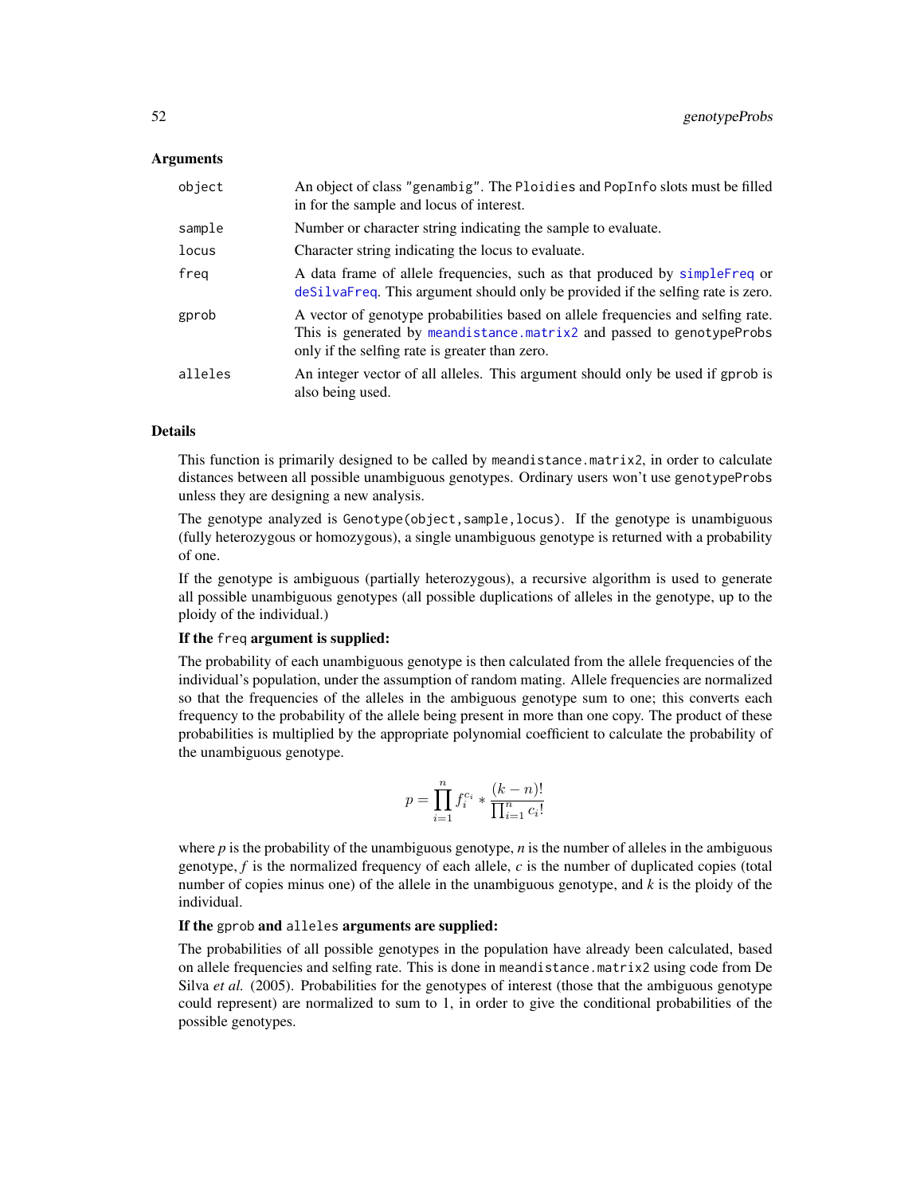### Arguments

| | |
|---|---|
| `object` | An object of class "genambig". The Ploidies and PopInfo slots must be filled in for the sample and locus of interest. |
| `sample` | Number or character string indicating the sample to evaluate. |
| `locus` | Character string indicating the locus to evaluate. |
| `freq` | A data frame of allele frequencies, such as that produced by simpleFreq or deSilvaFreq. This argument should only be provided if the selfing rate is zero. |
| `gprob` | A vector of genotype probabilities based on allele frequencies and selfing rate. This is generated by meandistance.matrix2 and passed to genotypeProbs only if the selfing rate is greater than zero. |
| `alleles` | An integer vector of all alleles. This argument should only be used if gprob is also being used. |

### Details

This function is primarily designed to be called by meandistance.matrix2, in order to calculate distances between all possible unambiguous genotypes. Ordinary users won't use genotypeProbs unless they are designing a new analysis.

The genotype analyzed is Genotype(object,sample,locus). If the genotype is unambiguous (fully heterozygous or homozygous), a single unambiguous genotype is returned with a probability of one.

If the genotype is ambiguous (partially heterozygous), a recursive algorithm is used to generate all possible unambiguous genotypes (all possible duplications of alleles in the genotype, up to the ploidy of the individual.)

**If the freq argument is supplied:**

The probability of each unambiguous genotype is then calculated from the allele frequencies of the individual's population, under the assumption of random mating. Allele frequencies are normalized so that the frequencies of the alleles in the ambiguous genotype sum to one; this converts each frequency to the probability of the allele being present in more than one copy. The product of these probabilities is multiplied by the appropriate polynomial coefficient to calculate the probability of the unambiguous genotype.

$$p = \prod_{i=1}^{n} f_i^{c_i} * \frac{(k-n)!}{\prod_{i=1}^{n} c_i!}$$

where $p$ is the probability of the unambiguous genotype, $n$ is the number of alleles in the ambiguous genotype, $f$ is the normalized frequency of each allele, $c$ is the number of duplicated copies (total number of copies minus one) of the allele in the unambiguous genotype, and $k$ is the ploidy of the individual.

**If the gprob and alleles arguments are supplied:**

The probabilities of all possible genotypes in the population have already been calculated, based on allele frequencies and selfing rate. This is done in meandistance.matrix2 using code from De Silva *et al.* (2005). Probabilities for the genotypes of interest (those that the ambiguous genotype could represent) are normalized to sum to 1, in order to give the conditional probabilities of the possible genotypes.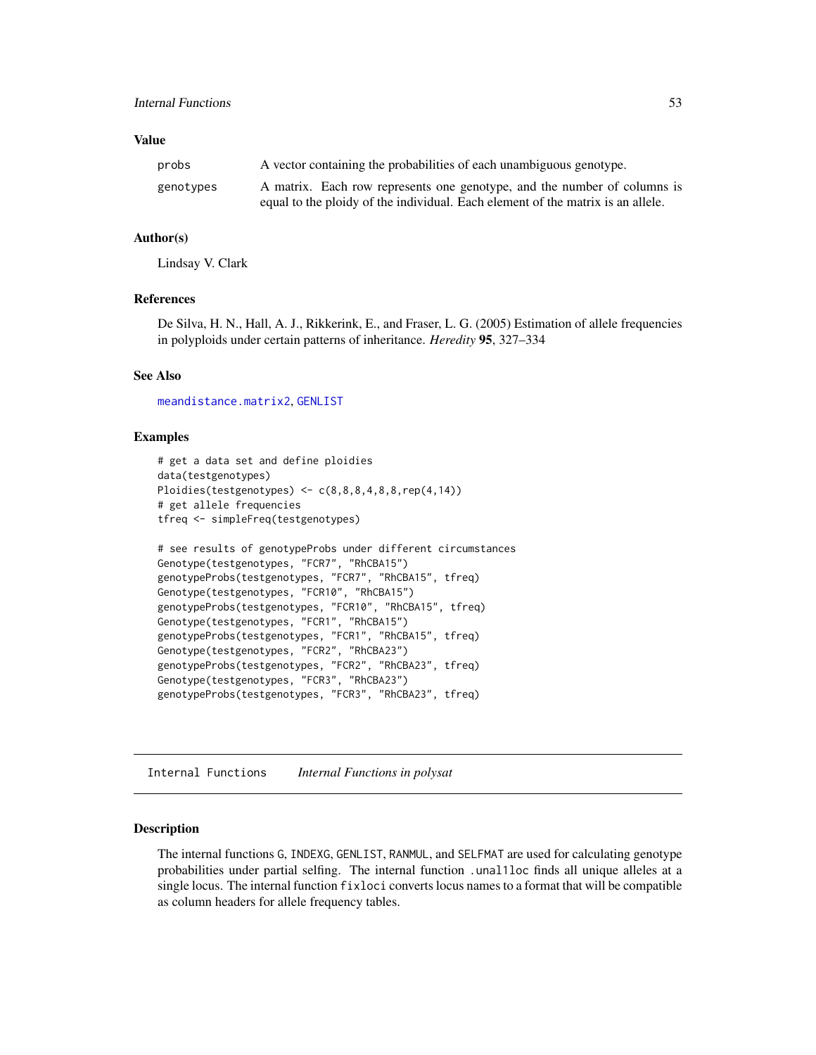### Value

| | |
|---|---|
| probs | A vector containing the probabilities of each unambiguous genotype. |
| genotypes | A matrix. Each row represents one genotype, and the number of columns is equal to the ploidy of the individual. Each element of the matrix is an allele. |

### Author(s)

Lindsay V. Clark

### References

De Silva, H. N., Hall, A. J., Rikkerink, E., and Fraser, L. G. (2005) Estimation of allele frequencies in polyploids under certain patterns of inheritance. *Heredity* **95**, 327–334

### See Also

meandistance.matrix2, GENLIST

### Examples

```
# get a data set and define ploidies
data(testgenotypes)
Ploidies(testgenotypes) <- c(8,8,8,4,8,8,rep(4,14))
# get allele frequencies
tfreq <- simpleFreq(testgenotypes)

# see results of genotypeProbs under different circumstances
Genotype(testgenotypes, "FCR7", "RhCBA15")
genotypeProbs(testgenotypes, "FCR7", "RhCBA15", tfreq)
Genotype(testgenotypes, "FCR10", "RhCBA15")
genotypeProbs(testgenotypes, "FCR10", "RhCBA15", tfreq)
Genotype(testgenotypes, "FCR1", "RhCBA15")
genotypeProbs(testgenotypes, "FCR1", "RhCBA15", tfreq)
Genotype(testgenotypes, "FCR2", "RhCBA23")
genotypeProbs(testgenotypes, "FCR2", "RhCBA23", tfreq)
Genotype(testgenotypes, "FCR3", "RhCBA23")
genotypeProbs(testgenotypes, "FCR3", "RhCBA23", tfreq)
```

---

## Internal Functions    *Internal Functions in polysat*

### Description

The internal functions G, INDEXG, GENLIST, RANMUL, and SELFMAT are used for calculating genotype probabilities under partial selfing. The internal function .unal1loc finds all unique alleles at a single locus. The internal function fixloci converts locus names to a format that will be compatible as column headers for allele frequency tables.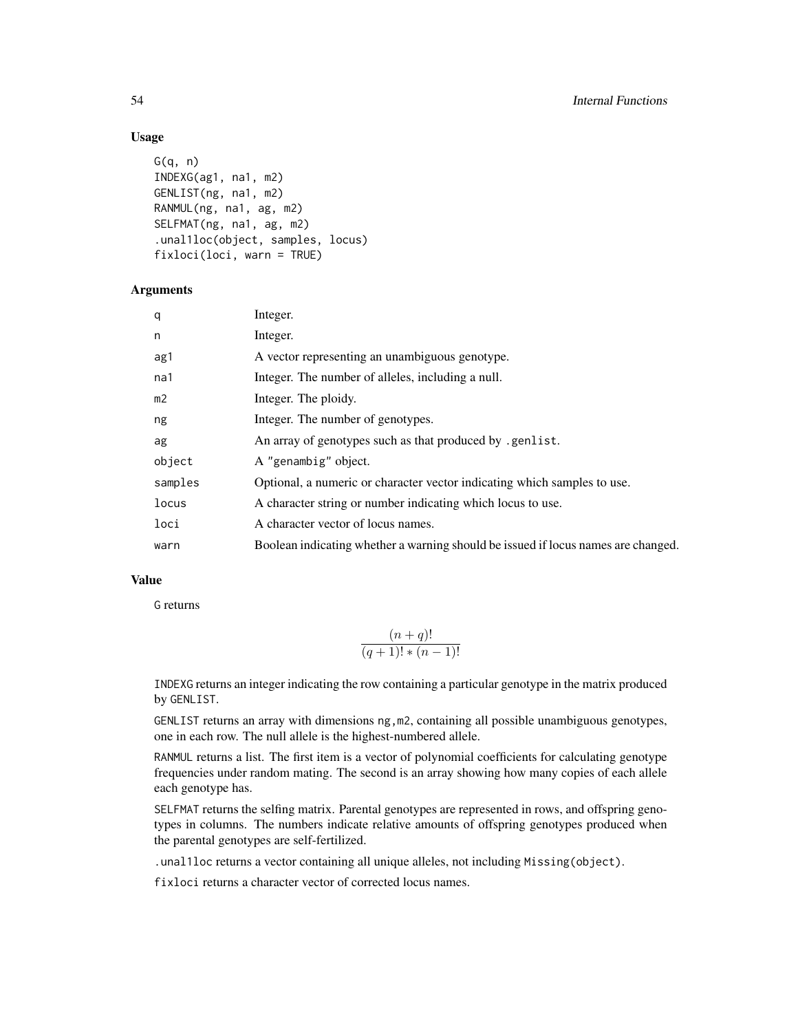## Usage

```
G(q, n)
INDEXG(ag1, na1, m2)
GENLIST(ng, na1, m2)
RANMUL(ng, na1, ag, m2)
SELFMAT(ng, na1, ag, m2)
.unal1loc(object, samples, locus)
fixloci(loci, warn = TRUE)
```

## Arguments

| | |
|---|---|
| q | Integer. |
| n | Integer. |
| ag1 | A vector representing an unambiguous genotype. |
| na1 | Integer. The number of alleles, including a null. |
| m2 | Integer. The ploidy. |
| ng | Integer. The number of genotypes. |
| ag | An array of genotypes such as that produced by `.genlist`. |
| object | A "genambig" object. |
| samples | Optional, a numeric or character vector indicating which samples to use. |
| locus | A character string or number indicating which locus to use. |
| loci | A character vector of locus names. |
| warn | Boolean indicating whether a warning should be issued if locus names are changed. |

## Value

`G` returns

$$\frac{(n+q)!}{(q+1)! * (n-1)!}$$

`INDEXG` returns an integer indicating the row containing a particular genotype in the matrix produced by `GENLIST`.

`GENLIST` returns an array with dimensions `ng,m2`, containing all possible unambiguous genotypes, one in each row. The null allele is the highest-numbered allele.

`RANMUL` returns a list. The first item is a vector of polynomial coefficients for calculating genotype frequencies under random mating. The second is an array showing how many copies of each allele each genotype has.

`SELFMAT` returns the selfing matrix. Parental genotypes are represented in rows, and offspring genotypes in columns. The numbers indicate relative amounts of offspring genotypes produced when the parental genotypes are self-fertilized.

`.unal1loc` returns a vector containing all unique alleles, not including `Missing(object)`.

`fixloci` returns a character vector of corrected locus names.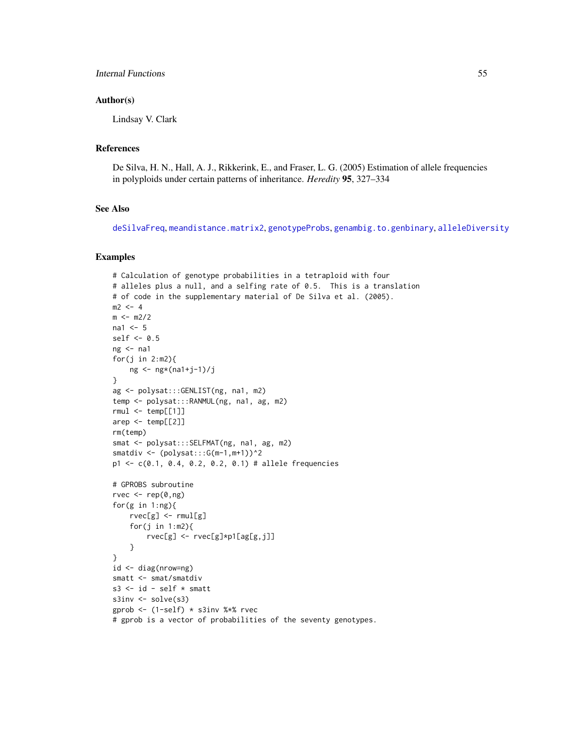## Author(s)

Lindsay V. Clark

## References

De Silva, H. N., Hall, A. J., Rikkerink, E., and Fraser, L. G. (2005) Estimation of allele frequencies in polyploids under certain patterns of inheritance. *Heredity* **95**, 327–334

## See Also

deSilvaFreq, meandistance.matrix2, genotypeProbs, genambig.to.genbinary, alleleDiversity

## Examples

```
# Calculation of genotype probabilities in a tetraploid with four
# alleles plus a null, and a selfing rate of 0.5.  This is a translation
# of code in the supplementary material of De Silva et al. (2005).
m2 <- 4
m <- m2/2
na1 <- 5
self <- 0.5
ng <- na1
for(j in 2:m2){
    ng <- ng*(na1+j-1)/j
}
ag <- polysat:::GENLIST(ng, na1, m2)
temp <- polysat:::RANMUL(ng, na1, ag, m2)
rmul <- temp[[1]]
arep <- temp[[2]]
rm(temp)
smat <- polysat:::SELFMAT(ng, na1, ag, m2)
smatdiv <- (polysat:::G(m-1,m+1))^2
p1 <- c(0.1, 0.4, 0.2, 0.2, 0.1) # allele frequencies

# GPROBS subroutine
rvec <- rep(0,ng)
for(g in 1:ng){
    rvec[g] <- rmul[g]
    for(j in 1:m2){
        rvec[g] <- rvec[g]*p1[ag[g,j]]
    }
}
id <- diag(nrow=ng)
smatt <- smat/smatdiv
s3 <- id - self * smatt
s3inv <- solve(s3)
gprob <- (1-self) * s3inv %*% rvec
# gprob is a vector of probabilities of the seventy genotypes.
```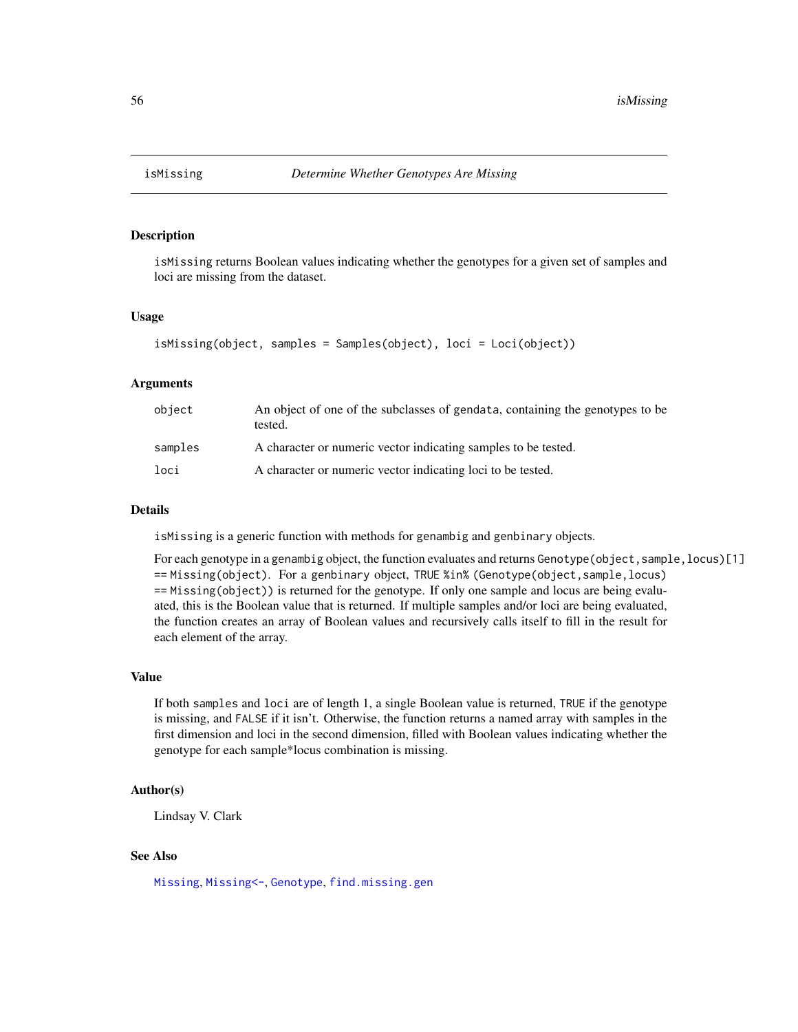## isMissing — *Determine Whether Genotypes Are Missing*

### Description

`isMissing` returns Boolean values indicating whether the genotypes for a given set of samples and loci are missing from the dataset.

### Usage

```
isMissing(object, samples = Samples(object), loci = Loci(object))
```

### Arguments

| | |
|---|---|
| `object` | An object of one of the subclasses of `gendata`, containing the genotypes to be tested. |
| `samples` | A character or numeric vector indicating samples to be tested. |
| `loci` | A character or numeric vector indicating loci to be tested. |

### Details

`isMissing` is a generic function with methods for `genambig` and `genbinary` objects.

For each genotype in a `genambig` object, the function evaluates and returns `Genotype(object,sample,locus)[1] == Missing(object)`. For a `genbinary` object, `TRUE %in% (Genotype(object,sample,locus) == Missing(object))` is returned for the genotype. If only one sample and locus are being evaluated, this is the Boolean value that is returned. If multiple samples and/or loci are being evaluated, the function creates an array of Boolean values and recursively calls itself to fill in the result for each element of the array.

### Value

If both `samples` and `loci` are of length 1, a single Boolean value is returned, `TRUE` if the genotype is missing, and `FALSE` if it isn't. Otherwise, the function returns a named array with samples in the first dimension and loci in the second dimension, filled with Boolean values indicating whether the genotype for each sample*locus combination is missing.

### Author(s)

Lindsay V. Clark

### See Also

`Missing`, `Missing<-`, `Genotype`, `find.missing.gen`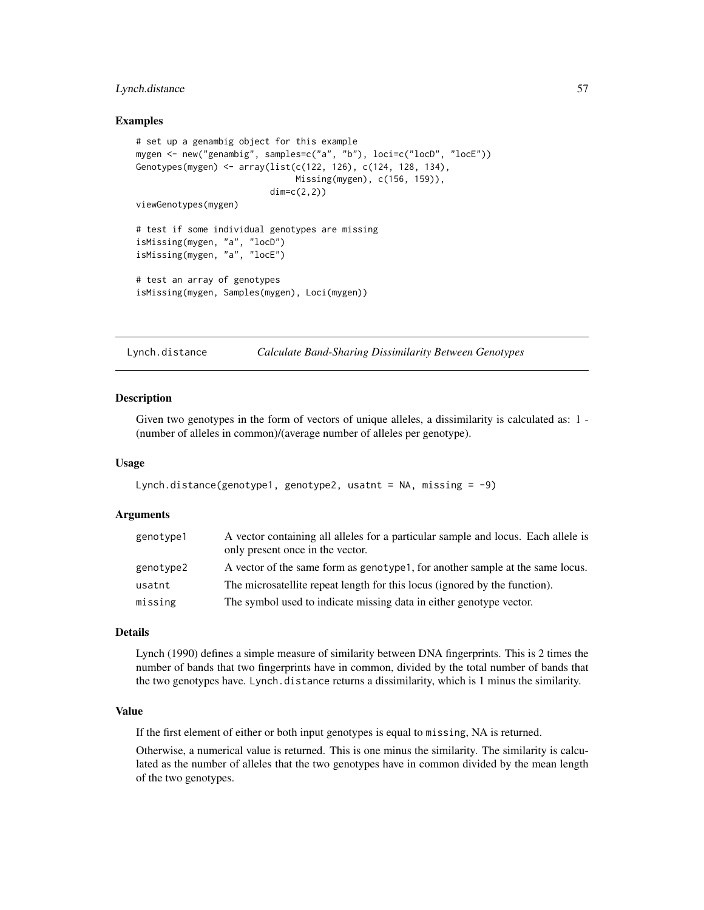### Examples

```
# set up a genambig object for this example
mygen <- new("genambig", samples=c("a", "b"), loci=c("locD", "locE"))
Genotypes(mygen) <- array(list(c(122, 126), c(124, 128, 134),
                               Missing(mygen), c(156, 159)),
                          dim=c(2,2))
viewGenotypes(mygen)

# test if some individual genotypes are missing
isMissing(mygen, "a", "locD")
isMissing(mygen, "a", "locE")

# test an array of genotypes
isMissing(mygen, Samples(mygen), Loci(mygen))
```

---

## Lynch.distance — *Calculate Band-Sharing Dissimilarity Between Genotypes*

---

### Description

Given two genotypes in the form of vectors of unique alleles, a dissimilarity is calculated as: 1 - (number of alleles in common)/(average number of alleles per genotype).

### Usage

```
Lynch.distance(genotype1, genotype2, usatnt = NA, missing = -9)
```

### Arguments

| | |
|---|---|
| genotype1 | A vector containing all alleles for a particular sample and locus. Each allele is only present once in the vector. |
| genotype2 | A vector of the same form as genotype1, for another sample at the same locus. |
| usatnt | The microsatellite repeat length for this locus (ignored by the function). |
| missing | The symbol used to indicate missing data in either genotype vector. |

### Details

Lynch (1990) defines a simple measure of similarity between DNA fingerprints. This is 2 times the number of bands that two fingerprints have in common, divided by the total number of bands that the two genotypes have. `Lynch.distance` returns a dissimilarity, which is 1 minus the similarity.

### Value

If the first element of either or both input genotypes is equal to `missing`, NA is returned.

Otherwise, a numerical value is returned. This is one minus the similarity. The similarity is calculated as the number of alleles that the two genotypes have in common divided by the mean length of the two genotypes.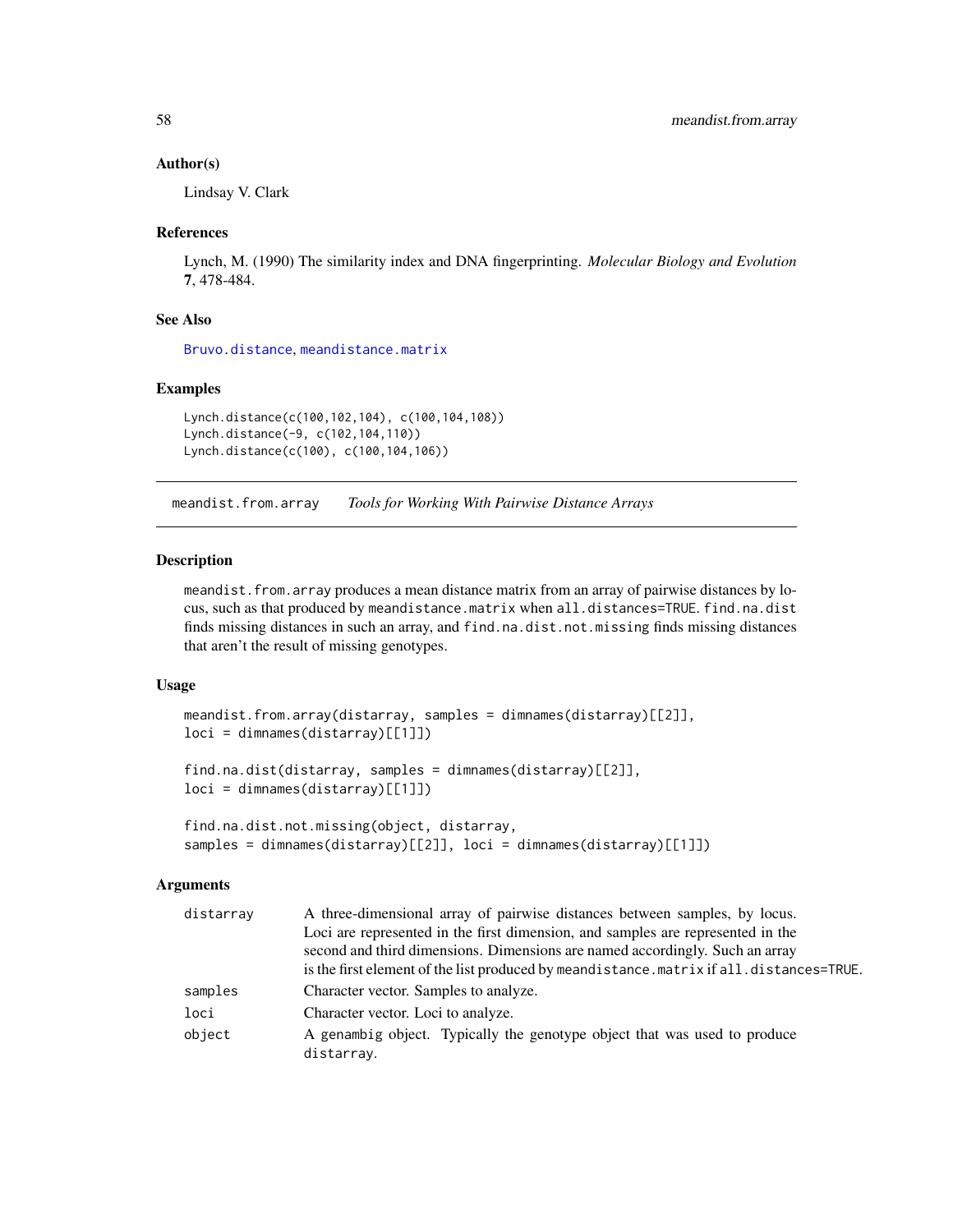### Author(s)

Lindsay V. Clark

### References

Lynch, M. (1990) The similarity index and DNA fingerprinting. *Molecular Biology and Evolution* **7**, 478-484.

### See Also

Bruvo.distance, meandistance.matrix

### Examples

```
Lynch.distance(c(100,102,104), c(100,104,108))
Lynch.distance(-9, c(102,104,110))
Lynch.distance(c(100), c(100,104,106))
```

---

## meandist.from.array    *Tools for Working With Pairwise Distance Arrays*

### Description

`meandist.from.array` produces a mean distance matrix from an array of pairwise distances by locus, such as that produced by `meandistance.matrix` when `all.distances=TRUE`. `find.na.dist` finds missing distances in such an array, and `find.na.dist.not.missing` finds missing distances that aren't the result of missing genotypes.

### Usage

```
meandist.from.array(distarray, samples = dimnames(distarray)[[2]],
loci = dimnames(distarray)[[1]])

find.na.dist(distarray, samples = dimnames(distarray)[[2]],
loci = dimnames(distarray)[[1]])

find.na.dist.not.missing(object, distarray,
samples = dimnames(distarray)[[2]], loci = dimnames(distarray)[[1]])
```

### Arguments

| | |
|---|---|
| `distarray` | A three-dimensional array of pairwise distances between samples, by locus. Loci are represented in the first dimension, and samples are represented in the second and third dimensions. Dimensions are named accordingly. Such an array is the first element of the list produced by `meandistance.matrix` if `all.distances=TRUE`. |
| `samples` | Character vector. Samples to analyze. |
| `loci` | Character vector. Loci to analyze. |
| `object` | A `genambig` object. Typically the genotype object that was used to produce `distarray`. |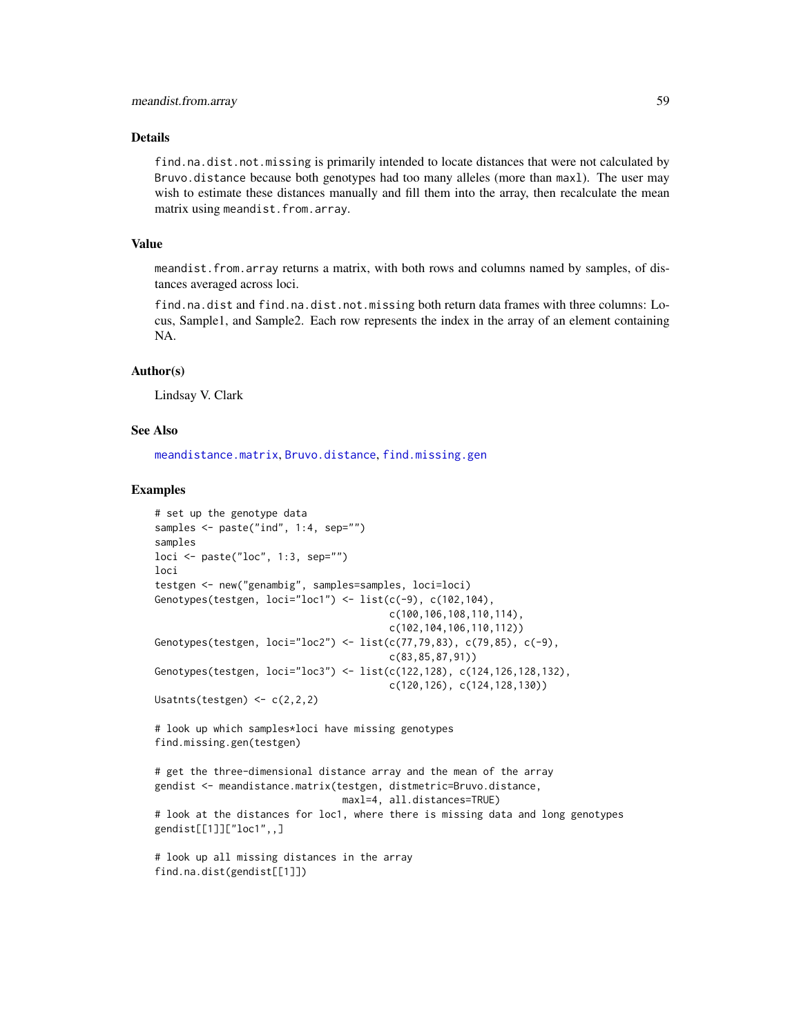## Details

find.na.dist.not.missing is primarily intended to locate distances that were not calculated by Bruvo.distance because both genotypes had too many alleles (more than maxl). The user may wish to estimate these distances manually and fill them into the array, then recalculate the mean matrix using meandist.from.array.

## Value

meandist.from.array returns a matrix, with both rows and columns named by samples, of distances averaged across loci.

find.na.dist and find.na.dist.not.missing both return data frames with three columns: Locus, Sample1, and Sample2. Each row represents the index in the array of an element containing NA.

## Author(s)

Lindsay V. Clark

## See Also

meandistance.matrix, Bruvo.distance, find.missing.gen

## Examples

```
# set up the genotype data
samples <- paste("ind", 1:4, sep="")
samples
loci <- paste("loc", 1:3, sep="")
loci
testgen <- new("genambig", samples=samples, loci=loci)
Genotypes(testgen, loci="loc1") <- list(c(-9), c(102,104),
                                        c(100,106,108,110,114),
                                        c(102,104,106,110,112))
Genotypes(testgen, loci="loc2") <- list(c(77,79,83), c(79,85), c(-9),
                                        c(83,85,87,91))
Genotypes(testgen, loci="loc3") <- list(c(122,128), c(124,126,128,132),
                                        c(120,126), c(124,128,130))
Usatnts(testgen) <- c(2,2,2)

# look up which samples*loci have missing genotypes
find.missing.gen(testgen)

# get the three-dimensional distance array and the mean of the array
gendist <- meandistance.matrix(testgen, distmetric=Bruvo.distance,
                               maxl=4, all.distances=TRUE)
# look at the distances for loc1, where there is missing data and long genotypes
gendist[[1]]["loc1",,]

# look up all missing distances in the array
find.na.dist(gendist[[1]])
```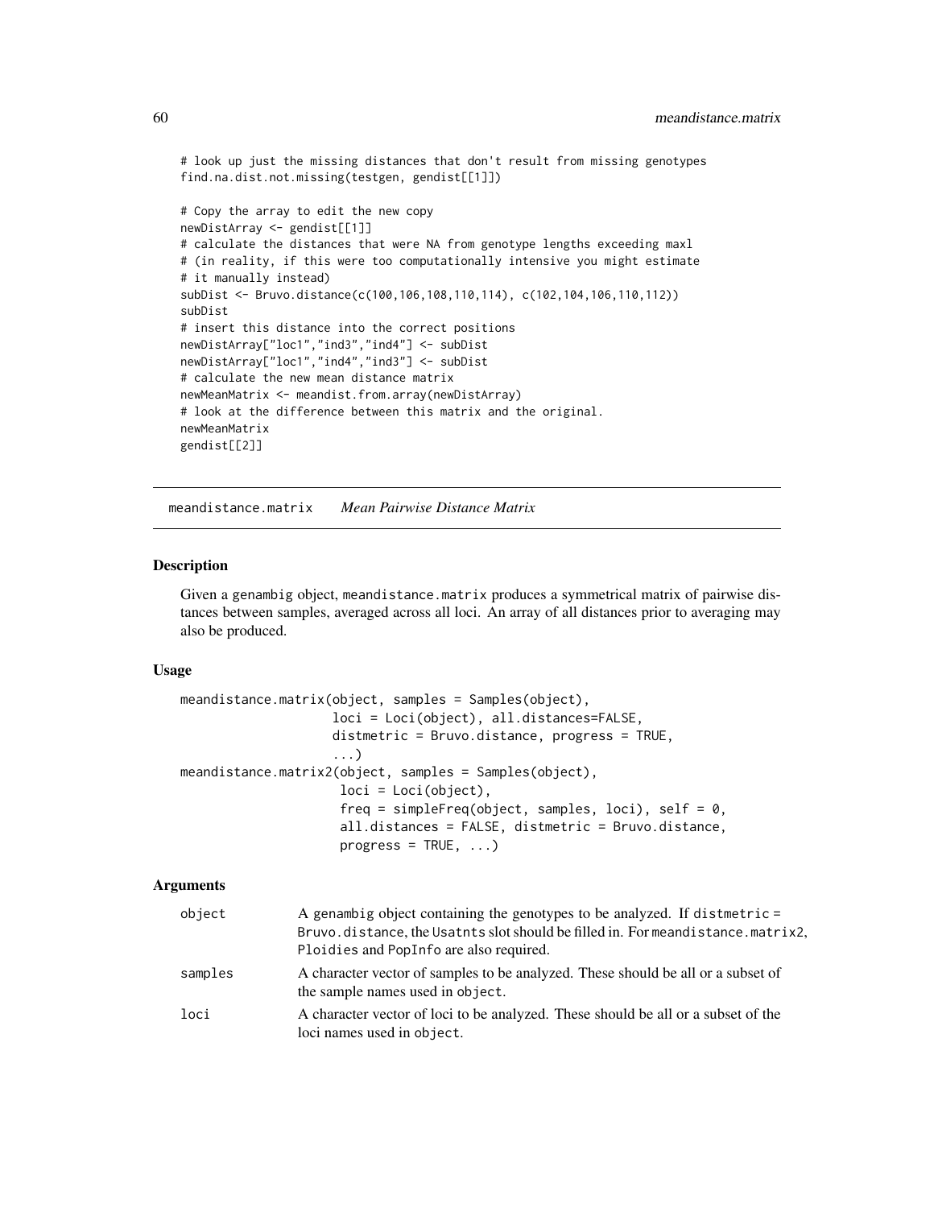```
# look up just the missing distances that don't result from missing genotypes
find.na.dist.not.missing(testgen, gendist[[1]])

# Copy the array to edit the new copy
newDistArray <- gendist[[1]]
# calculate the distances that were NA from genotype lengths exceeding maxl
# (in reality, if this were too computationally intensive you might estimate
# it manually instead)
subDist <- Bruvo.distance(c(100,106,108,110,114), c(102,104,106,110,112))
subDist
# insert this distance into the correct positions
newDistArray["loc1","ind3","ind4"] <- subDist
newDistArray["loc1","ind4","ind3"] <- subDist
# calculate the new mean distance matrix
newMeanMatrix <- meandist.from.array(newDistArray)
# look at the difference between this matrix and the original.
newMeanMatrix
gendist[[2]]
```

## meandistance.matrix *Mean Pairwise Distance Matrix*

### Description

Given a genambig object, meandistance.matrix produces a symmetrical matrix of pairwise distances between samples, averaged across all loci. An array of all distances prior to averaging may also be produced.

### Usage

```
meandistance.matrix(object, samples = Samples(object),
                    loci = Loci(object), all.distances=FALSE,
                    distmetric = Bruvo.distance, progress = TRUE,
                    ...)
meandistance.matrix2(object, samples = Samples(object),
                     loci = Loci(object),
                     freq = simpleFreq(object, samples, loci), self = 0,
                     all.distances = FALSE, distmetric = Bruvo.distance,
                     progress = TRUE, ...)
```

### Arguments

| | |
|---|---|
| object | A genambig object containing the genotypes to be analyzed. If distmetric = Bruvo.distance, the Usatnts slot should be filled in. For meandistance.matrix2, Ploidies and PopInfo are also required. |
| samples | A character vector of samples to be analyzed. These should be all or a subset of the sample names used in object. |
| loci | A character vector of loci to be analyzed. These should be all or a subset of the loci names used in object. |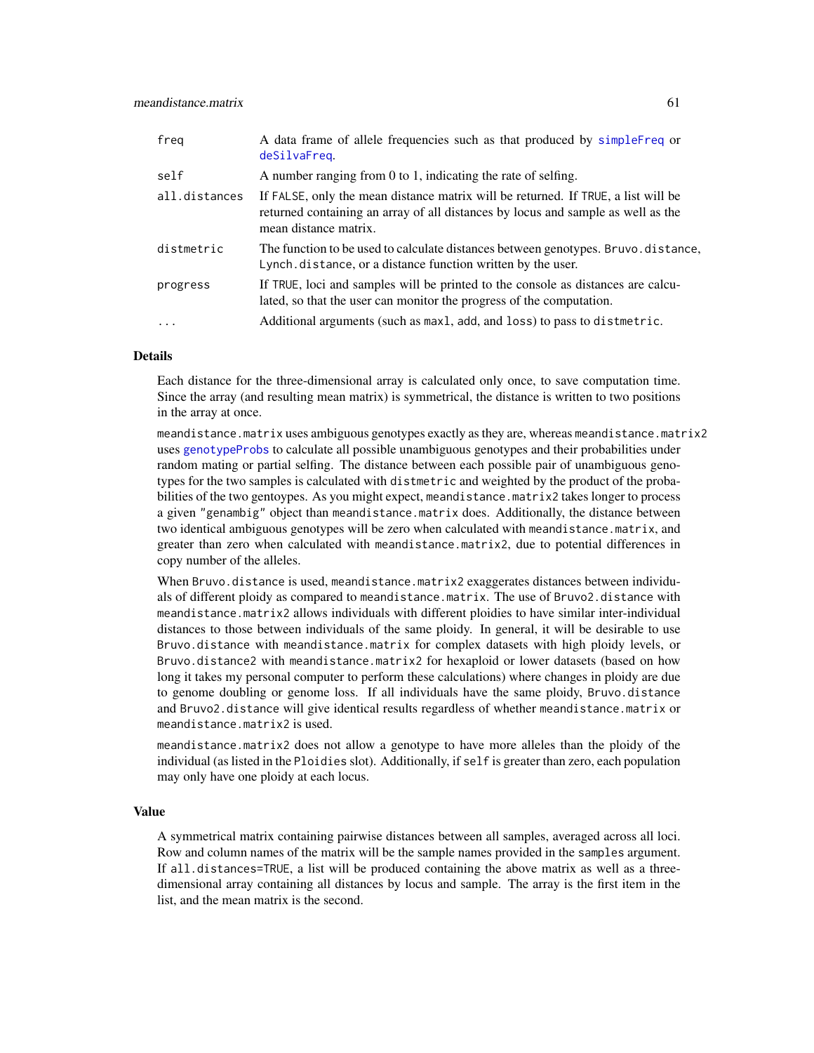| | |
|---|---|
| `freq` | A data frame of allele frequencies such as that produced by `simpleFreq` or `deSilvaFreq`. |
| `self` | A number ranging from 0 to 1, indicating the rate of selfing. |
| `all.distances` | If `FALSE`, only the mean distance matrix will be returned. If `TRUE`, a list will be returned containing an array of all distances by locus and sample as well as the mean distance matrix. |
| `distmetric` | The function to be used to calculate distances between genotypes. `Bruvo.distance`, `Lynch.distance`, or a distance function written by the user. |
| `progress` | If `TRUE`, loci and samples will be printed to the console as distances are calculated, so that the user can monitor the progress of the computation. |
| `...` | Additional arguments (such as `maxl`, `add`, and `loss`) to pass to `distmetric`. |

## Details

Each distance for the three-dimensional array is calculated only once, to save computation time. Since the array (and resulting mean matrix) is symmetrical, the distance is written to two positions in the array at once.

`meandistance.matrix` uses ambiguous genotypes exactly as they are, whereas `meandistance.matrix2` uses `genotypeProbs` to calculate all possible unambiguous genotypes and their probabilities under random mating or partial selfing. The distance between each possible pair of unambiguous genotypes for the two samples is calculated with `distmetric` and weighted by the product of the probabilities of the two gentoypes. As you might expect, `meandistance.matrix2` takes longer to process a given `"genambig"` object than `meandistance.matrix` does. Additionally, the distance between two identical ambiguous genotypes will be zero when calculated with `meandistance.matrix`, and greater than zero when calculated with `meandistance.matrix2`, due to potential differences in copy number of the alleles.

When `Bruvo.distance` is used, `meandistance.matrix2` exaggerates distances between individuals of different ploidy as compared to `meandistance.matrix`. The use of `Bruvo2.distance` with `meandistance.matrix2` allows individuals with different ploidies to have similar inter-individual distances to those between individuals of the same ploidy. In general, it will be desirable to use `Bruvo.distance` with `meandistance.matrix` for complex datasets with high ploidy levels, or `Bruvo.distance2` with `meandistance.matrix2` for hexaploid or lower datasets (based on how long it takes my personal computer to perform these calculations) where changes in ploidy are due to genome doubling or genome loss. If all individuals have the same ploidy, `Bruvo.distance` and `Bruvo2.distance` will give identical results regardless of whether `meandistance.matrix` or `meandistance.matrix2` is used.

`meandistance.matrix2` does not allow a genotype to have more alleles than the ploidy of the individual (as listed in the `Ploidies` slot). Additionally, if `self` is greater than zero, each population may only have one ploidy at each locus.

## Value

A symmetrical matrix containing pairwise distances between all samples, averaged across all loci. Row and column names of the matrix will be the sample names provided in the `samples` argument. If `all.distances=TRUE`, a list will be produced containing the above matrix as well as a three-dimensional array containing all distances by locus and sample. The array is the first item in the list, and the mean matrix is the second.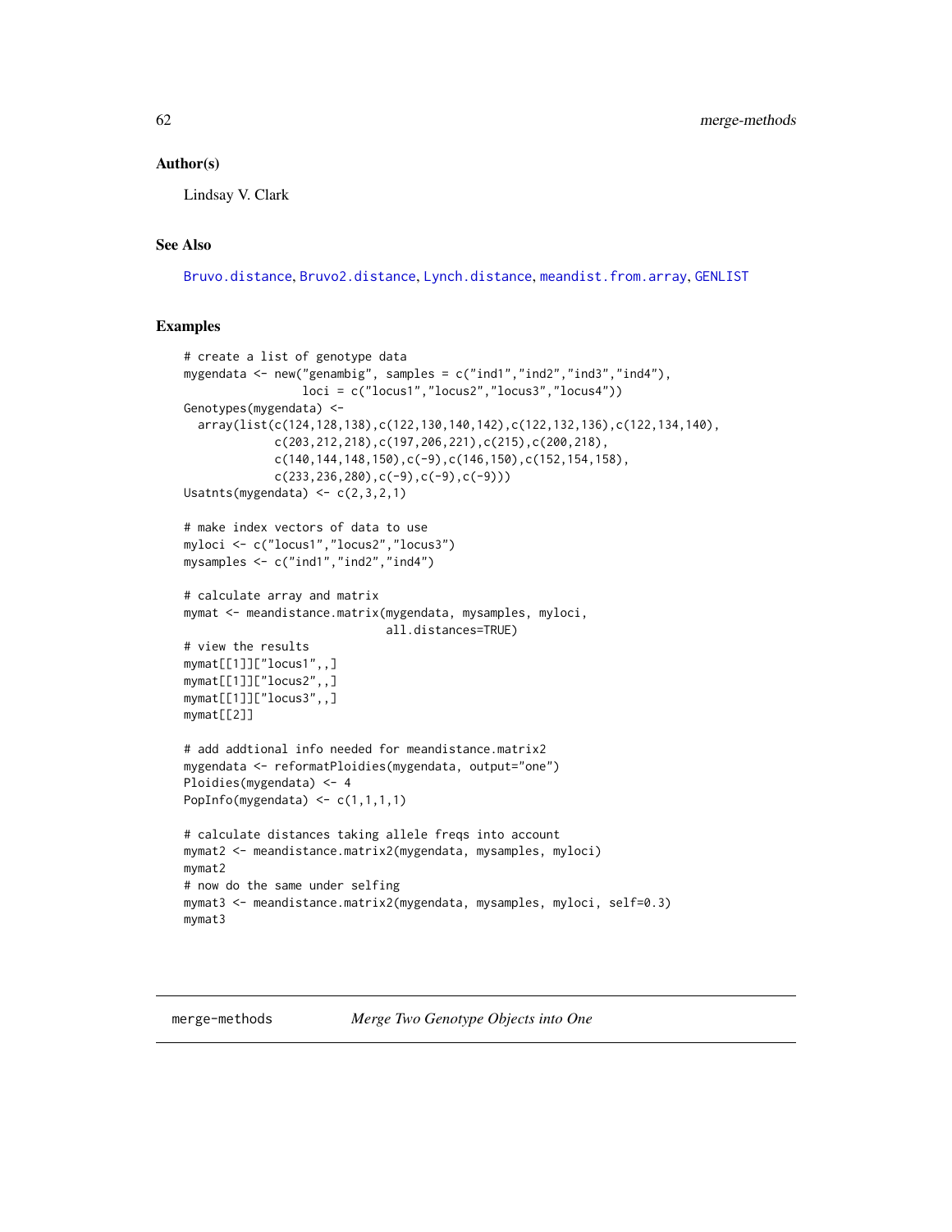### Author(s)

Lindsay V. Clark

### See Also

Bruvo.distance, Bruvo2.distance, Lynch.distance, meandist.from.array, GENLIST

### Examples

```
# create a list of genotype data
mygendata <- new("genambig", samples = c("ind1","ind2","ind3","ind4"),
                 loci = c("locus1","locus2","locus3","locus4"))
Genotypes(mygendata) <-
  array(list(c(124,128,138),c(122,130,140,142),c(122,132,136),c(122,134,140),
             c(203,212,218),c(197,206,221),c(215),c(200,218),
             c(140,144,148,150),c(-9),c(146,150),c(152,154,158),
             c(233,236,280),c(-9),c(-9),c(-9)))
Usatnts(mygendata) <- c(2,3,2,1)

# make index vectors of data to use
myloci <- c("locus1","locus2","locus3")
mysamples <- c("ind1","ind2","ind4")

# calculate array and matrix
mymat <- meandistance.matrix(mygendata, mysamples, myloci,
                             all.distances=TRUE)
# view the results
mymat[[1]]["locus1",,]
mymat[[1]]["locus2",,]
mymat[[1]]["locus3",,]
mymat[[2]]

# add addtional info needed for meandistance.matrix2
mygendata <- reformatPloidies(mygendata, output="one")
Ploidies(mygendata) <- 4
PopInfo(mygendata) <- c(1,1,1,1)

# calculate distances taking allele freqs into account
mymat2 <- meandistance.matrix2(mygendata, mysamples, myloci)
mymat2
# now do the same under selfing
mymat3 <- meandistance.matrix2(mygendata, mysamples, myloci, self=0.3)
mymat3
```

---

merge-methods    *Merge Two Genotype Objects into One*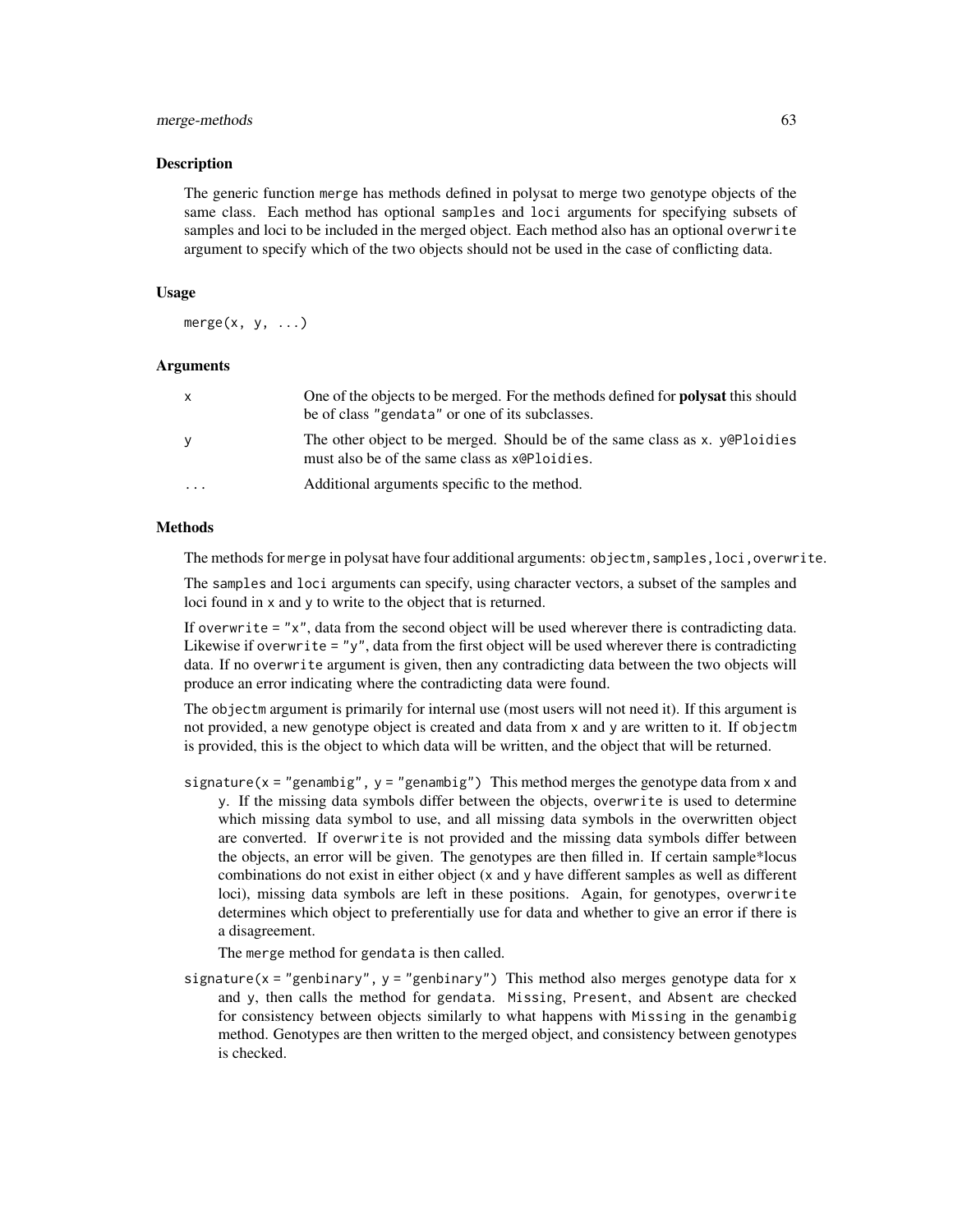### Description

The generic function merge has methods defined in polysat to merge two genotype objects of the same class. Each method has optional samples and loci arguments for specifying subsets of samples and loci to be included in the merged object. Each method also has an optional overwrite argument to specify which of the two objects should not be used in the case of conflicting data.

### Usage

```
merge(x, y, ...)
```

### Arguments

| | |
|---|---|
| x | One of the objects to be merged. For the methods defined for **polysat** this should be of class "gendata" or one of its subclasses. |
| y | The other object to be merged. Should be of the same class as x. y@Ploidies must also be of the same class as x@Ploidies. |
| ... | Additional arguments specific to the method. |

### Methods

The methods for merge in polysat have four additional arguments: objectm, samples, loci, overwrite.

The samples and loci arguments can specify, using character vectors, a subset of the samples and loci found in x and y to write to the object that is returned.

If overwrite = "x", data from the second object will be used wherever there is contradicting data. Likewise if overwrite = "y", data from the first object will be used wherever there is contradicting data. If no overwrite argument is given, then any contradicting data between the two objects will produce an error indicating where the contradicting data were found.

The objectm argument is primarily for internal use (most users will not need it). If this argument is not provided, a new genotype object is created and data from x and y are written to it. If objectm is provided, this is the object to which data will be written, and the object that will be returned.

signature(x = "genambig", y = "genambig") This method merges the genotype data from x and y. If the missing data symbols differ between the objects, overwrite is used to determine which missing data symbol to use, and all missing data symbols in the overwritten object are converted. If overwrite is not provided and the missing data symbols differ between the objects, an error will be given. The genotypes are then filled in. If certain sample*locus combinations do not exist in either object (x and y have different samples as well as different loci), missing data symbols are left in these positions. Again, for genotypes, overwrite determines which object to preferentially use for data and whether to give an error if there is a disagreement.

The merge method for gendata is then called.

signature(x = "genbinary", y = "genbinary") This method also merges genotype data for x and y, then calls the method for gendata. Missing, Present, and Absent are checked for consistency between objects similarly to what happens with Missing in the genambig method. Genotypes are then written to the merged object, and consistency between genotypes is checked.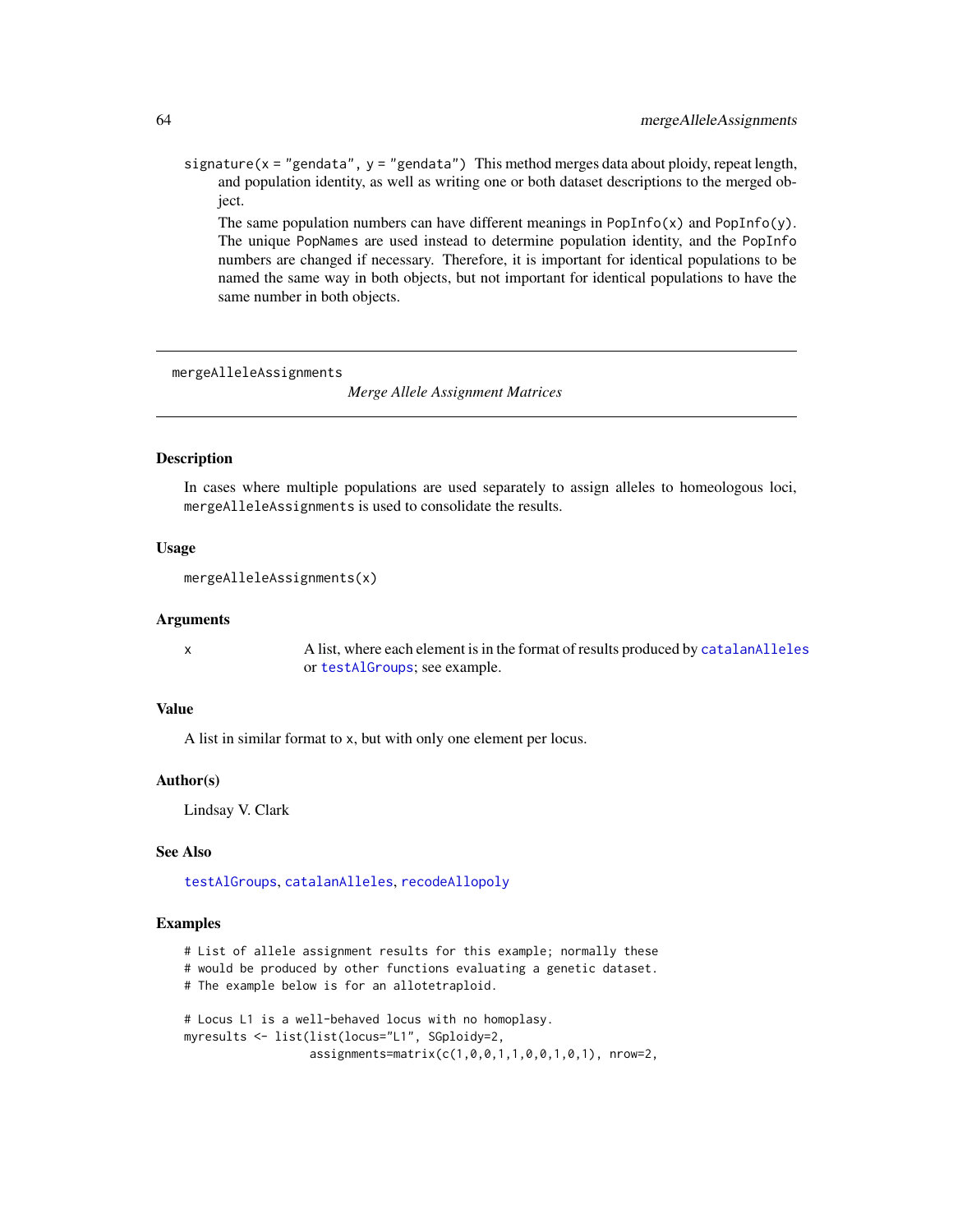`signature(x = "gendata", y = "gendata")` This method merges data about ploidy, repeat length, and population identity, as well as writing one or both dataset descriptions to the merged object.

The same population numbers can have different meanings in `PopInfo(x)` and `PopInfo(y)`. The unique `PopNames` are used instead to determine population identity, and the `PopInfo` numbers are changed if necessary. Therefore, it is important for identical populations to be named the same way in both objects, but not important for identical populations to have the same number in both objects.

---

mergeAlleleAssignments *Merge Allele Assignment Matrices*

---

## Description

In cases where multiple populations are used separately to assign alleles to homeologous loci, `mergeAlleleAssignments` is used to consolidate the results.

## Usage

```
mergeAlleleAssignments(x)
```

## Arguments

x A list, where each element is in the format of results produced by `catalanAlleles` or `testAlGroups`; see example.

## Value

A list in similar format to x, but with only one element per locus.

## Author(s)

Lindsay V. Clark

## See Also

`testAlGroups`, `catalanAlleles`, `recodeAllopoly`

## Examples

```
# List of allele assignment results for this example; normally these
# would be produced by other functions evaluating a genetic dataset.
# The example below is for an allotetraploid.

# Locus L1 is a well-behaved locus with no homoplasy.
myresults <- list(list(locus="L1", SGploidy=2,
                  assignments=matrix(c(1,0,0,1,1,0,0,1,0,1), nrow=2,
```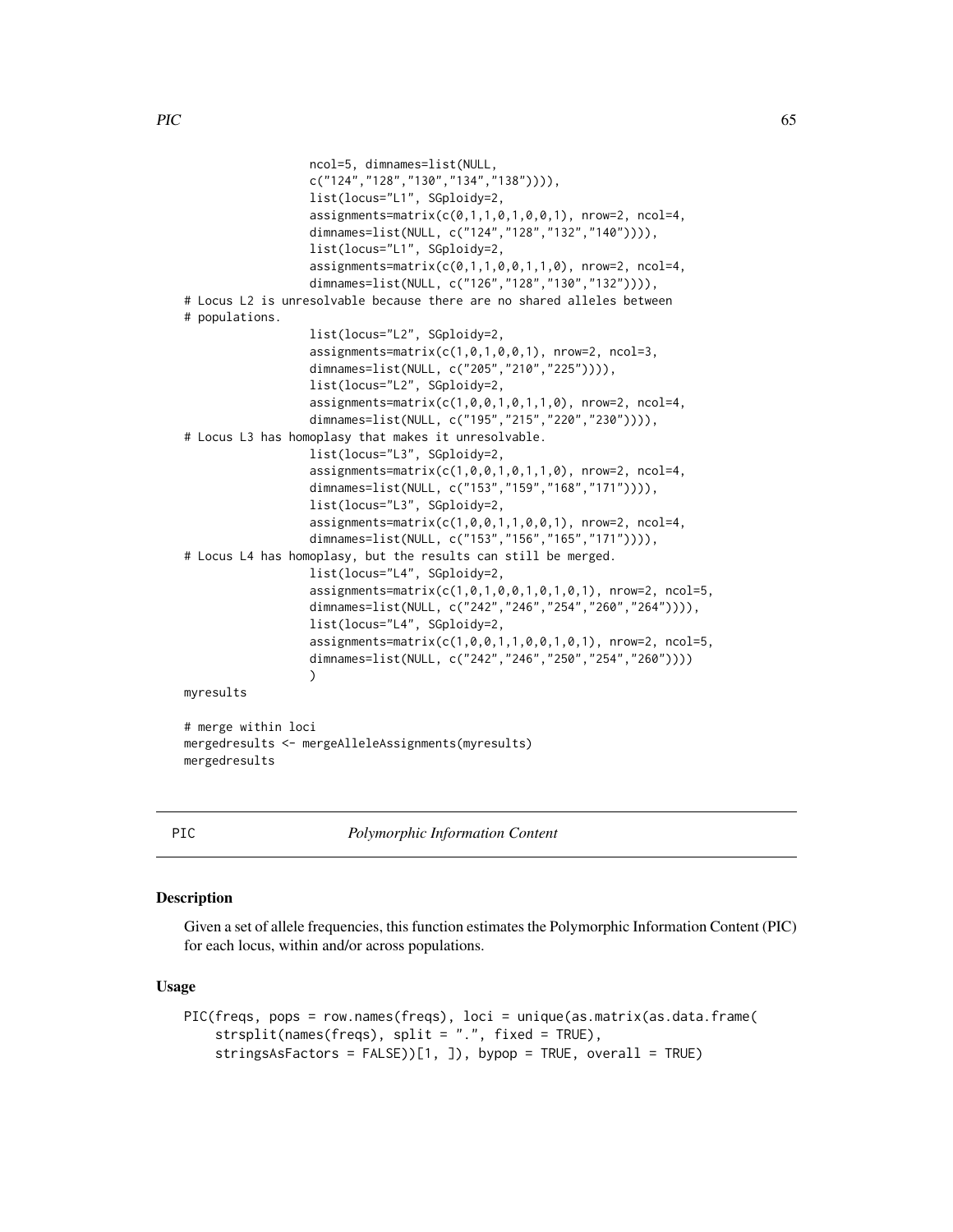```
                 ncol=5, dimnames=list(NULL,
                 c("124","128","130","134","138")))),
                 list(locus="L1", SGploidy=2,
                 assignments=matrix(c(0,1,1,0,1,0,0,1), nrow=2, ncol=4,
                 dimnames=list(NULL, c("124","128","132","140")))),
                 list(locus="L1", SGploidy=2,
                 assignments=matrix(c(0,1,1,0,0,1,1,0), nrow=2, ncol=4,
                 dimnames=list(NULL, c("126","128","130","132")))),
# Locus L2 is unresolvable because there are no shared alleles between
# populations.
                 list(locus="L2", SGploidy=2,
                 assignments=matrix(c(1,0,1,0,0,1), nrow=2, ncol=3,
                 dimnames=list(NULL, c("205","210","225")))),
                 list(locus="L2", SGploidy=2,
                 assignments=matrix(c(1,0,0,1,0,1,1,0), nrow=2, ncol=4,
                 dimnames=list(NULL, c("195","215","220","230")))),
# Locus L3 has homoplasy that makes it unresolvable.
                 list(locus="L3", SGploidy=2,
                 assignments=matrix(c(1,0,0,1,0,1,1,0), nrow=2, ncol=4,
                 dimnames=list(NULL, c("153","159","168","171")))),
                 list(locus="L3", SGploidy=2,
                 assignments=matrix(c(1,0,0,1,1,0,0,1), nrow=2, ncol=4,
                 dimnames=list(NULL, c("153","156","165","171")))),
# Locus L4 has homoplasy, but the results can still be merged.
                 list(locus="L4", SGploidy=2,
                 assignments=matrix(c(1,0,1,0,0,1,0,1,0,1), nrow=2, ncol=5,
                 dimnames=list(NULL, c("242","246","254","260","264")))),
                 list(locus="L4", SGploidy=2,
                 assignments=matrix(c(1,0,0,1,1,0,0,1,0,1), nrow=2, ncol=5,
                 dimnames=list(NULL, c("242","246","250","254","260"))))
                 )
myresults

# merge within loci
mergedresults <- mergeAlleleAssignments(myresults)
mergedresults
```

---

PIC *Polymorphic Information Content*

---

## Description

Given a set of allele frequencies, this function estimates the Polymorphic Information Content (PIC) for each locus, within and/or across populations.

## Usage

```
PIC(freqs, pops = row.names(freqs), loci = unique(as.matrix(as.data.frame(
    strsplit(names(freqs), split = ".", fixed = TRUE),
    stringsAsFactors = FALSE))[1, ]), bypop = TRUE, overall = TRUE)
```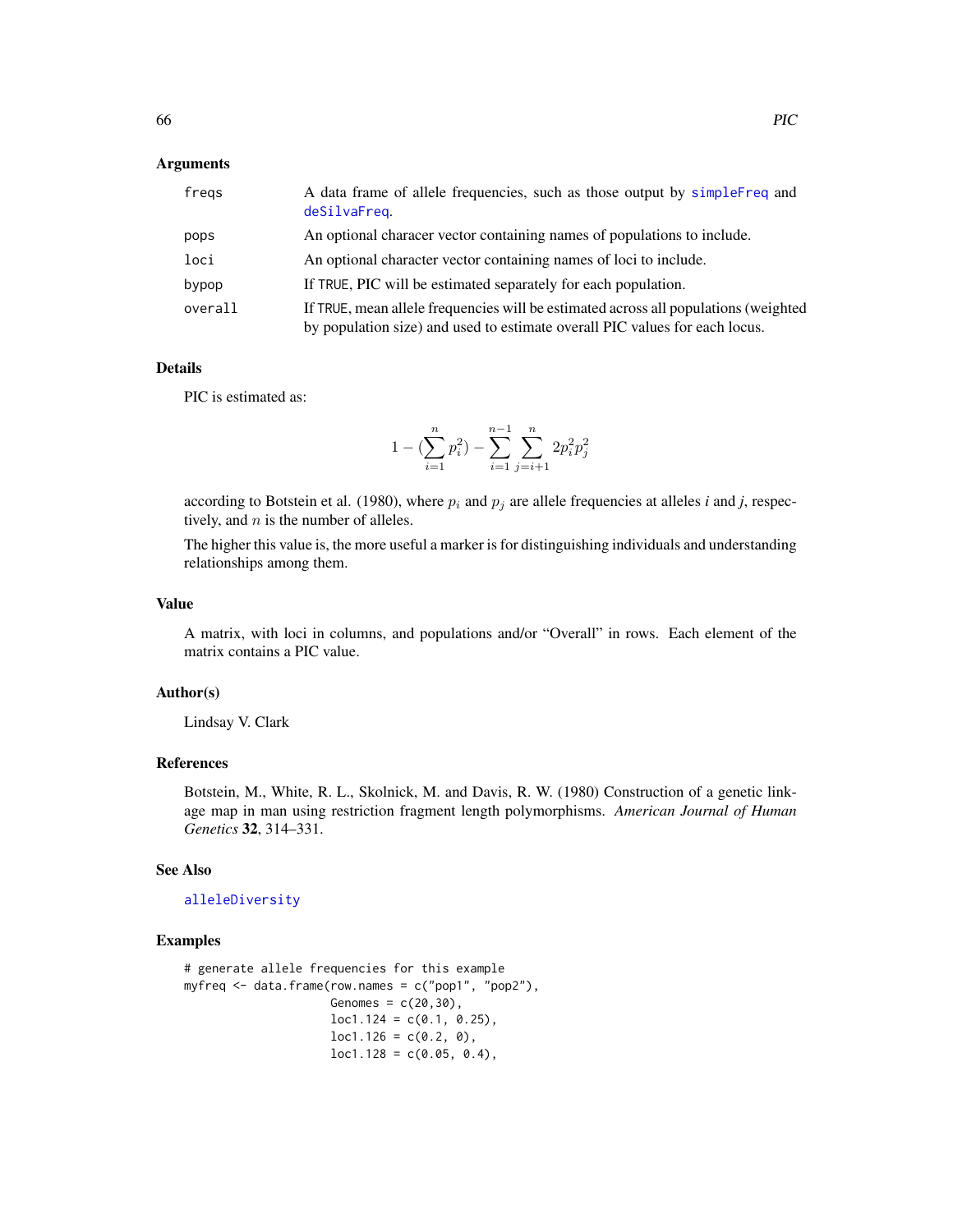### Arguments

| | |
|---|---|
| freqs | A data frame of allele frequencies, such as those output by simpleFreq and deSilvaFreq. |
| pops | An optional characer vector containing names of populations to include. |
| loci | An optional character vector containing names of loci to include. |
| bypop | If TRUE, PIC will be estimated separately for each population. |
| overall | If TRUE, mean allele frequencies will be estimated across all populations (weighted by population size) and used to estimate overall PIC values for each locus. |

### Details

PIC is estimated as:

$$1 - (\sum_{i=1}^{n} p_i^2) - \sum_{i=1}^{n-1} \sum_{j=i+1}^{n} 2p_i^2 p_j^2$$

according to Botstein et al. (1980), where $p_i$ and $p_j$ are allele frequencies at alleles *i* and *j*, respectively, and $n$ is the number of alleles.

The higher this value is, the more useful a marker is for distinguishing individuals and understanding relationships among them.

### Value

A matrix, with loci in columns, and populations and/or "Overall" in rows. Each element of the matrix contains a PIC value.

### Author(s)

Lindsay V. Clark

### References

Botstein, M., White, R. L., Skolnick, M. and Davis, R. W. (1980) Construction of a genetic linkage map in man using restriction fragment length polymorphisms. *American Journal of Human Genetics* **32**, 314–331.

### See Also

alleleDiversity

### Examples

```
# generate allele frequencies for this example
myfreq <- data.frame(row.names = c("pop1", "pop2"),
                     Genomes = c(20,30),
                     loc1.124 = c(0.1, 0.25),
                     loc1.126 = c(0.2, 0),
                     loc1.128 = c(0.05, 0.4),
```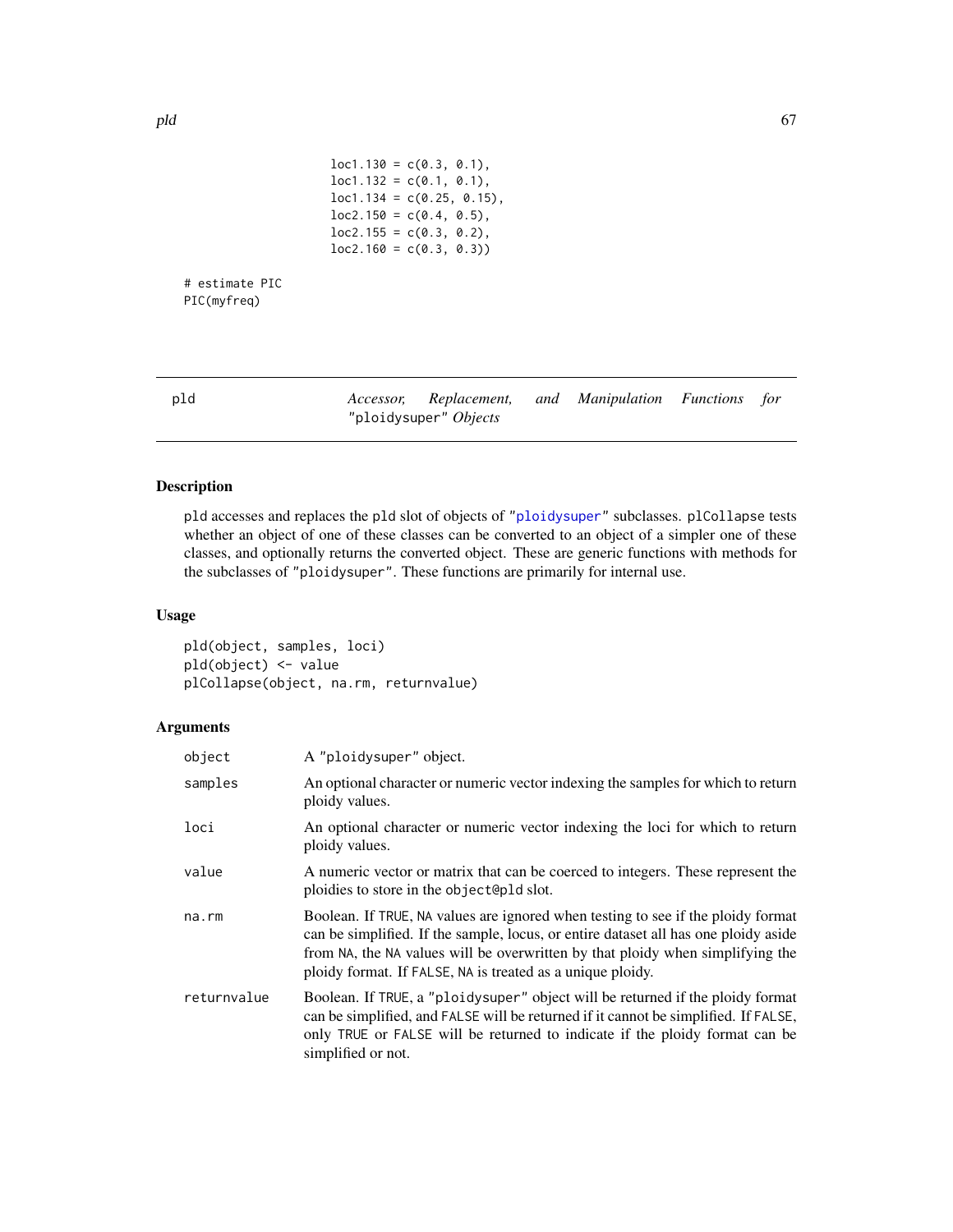```
loc1.130 = c(0.3, 0.1),
                    loc1.132 = c(0.1, 0.1),
                    loc1.134 = c(0.25, 0.15),
                    loc2.150 = c(0.4, 0.5),
                    loc2.155 = c(0.3, 0.2),
                    loc2.160 = c(0.3, 0.3))

# estimate PIC
PIC(myfreq)
```

## pld — *Accessor, Replacement, and Manipulation Functions for "ploidysuper" Objects*

### Description

pld accesses and replaces the pld slot of objects of "ploidysuper" subclasses. plCollapse tests whether an object of one of these classes can be converted to an object of a simpler one of these classes, and optionally returns the converted object. These are generic functions with methods for the subclasses of "ploidysuper". These functions are primarily for internal use.

### Usage

```
pld(object, samples, loci)
pld(object) <- value
plCollapse(object, na.rm, returnvalue)
```

### Arguments

| | |
|---|---|
| object | A "ploidysuper" object. |
| samples | An optional character or numeric vector indexing the samples for which to return ploidy values. |
| loci | An optional character or numeric vector indexing the loci for which to return ploidy values. |
| value | A numeric vector or matrix that can be coerced to integers. These represent the ploidies to store in the object@pld slot. |
| na.rm | Boolean. If TRUE, NA values are ignored when testing to see if the ploidy format can be simplified. If the sample, locus, or entire dataset all has one ploidy aside from NA, the NA values will be overwritten by that ploidy when simplifying the ploidy format. If FALSE, NA is treated as a unique ploidy. |
| returnvalue | Boolean. If TRUE, a "ploidysuper" object will be returned if the ploidy format can be simplified, and FALSE will be returned if it cannot be simplified. If FALSE, only TRUE or FALSE will be returned to indicate if the ploidy format can be simplified or not. |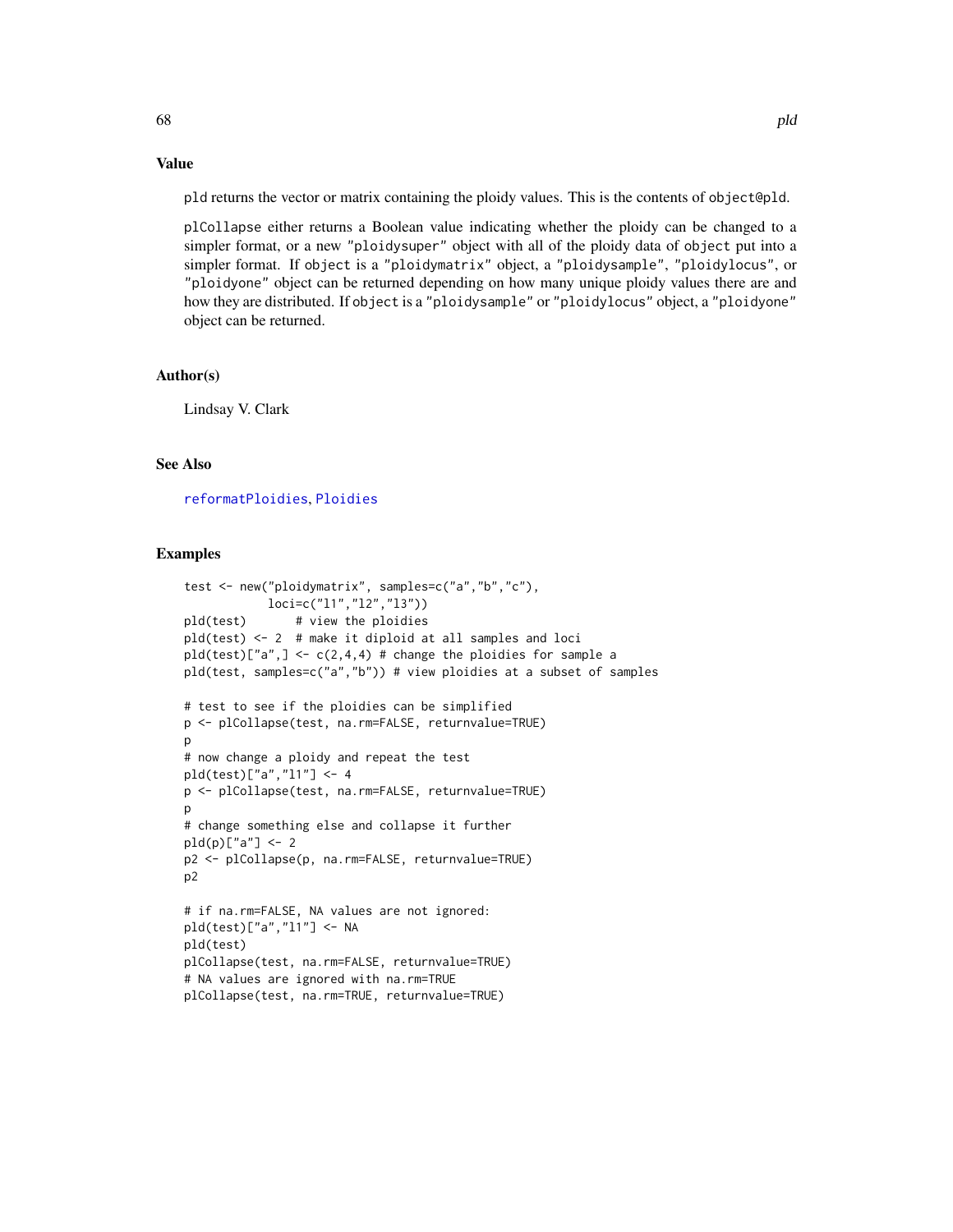## Value

pld returns the vector or matrix containing the ploidy values. This is the contents of object@pld.

plCollapse either returns a Boolean value indicating whether the ploidy can be changed to a simpler format, or a new "ploidysuper" object with all of the ploidy data of object put into a simpler format. If object is a "ploidymatrix" object, a "ploidysample", "ploidylocus", or "ploidyone" object can be returned depending on how many unique ploidy values there are and how they are distributed. If object is a "ploidysample" or "ploidylocus" object, a "ploidyone" object can be returned.

## Author(s)

Lindsay V. Clark

## See Also

reformatPloidies, Ploidies

## Examples

```
test <- new("ploidymatrix", samples=c("a","b","c"),
            loci=c("l1","l2","l3"))
pld(test)       # view the ploidies
pld(test) <- 2  # make it diploid at all samples and loci
pld(test)["a",] <- c(2,4,4) # change the ploidies for sample a
pld(test, samples=c("a","b")) # view ploidies at a subset of samples

# test to see if the ploidies can be simplified
p <- plCollapse(test, na.rm=FALSE, returnvalue=TRUE)
p
# now change a ploidy and repeat the test
pld(test)["a","l1"] <- 4
p <- plCollapse(test, na.rm=FALSE, returnvalue=TRUE)
p
# change something else and collapse it further
pld(p)["a"] <- 2
p2 <- plCollapse(p, na.rm=FALSE, returnvalue=TRUE)
p2

# if na.rm=FALSE, NA values are not ignored:
pld(test)["a","l1"] <- NA
pld(test)
plCollapse(test, na.rm=FALSE, returnvalue=TRUE)
# NA values are ignored with na.rm=TRUE
plCollapse(test, na.rm=TRUE, returnvalue=TRUE)
```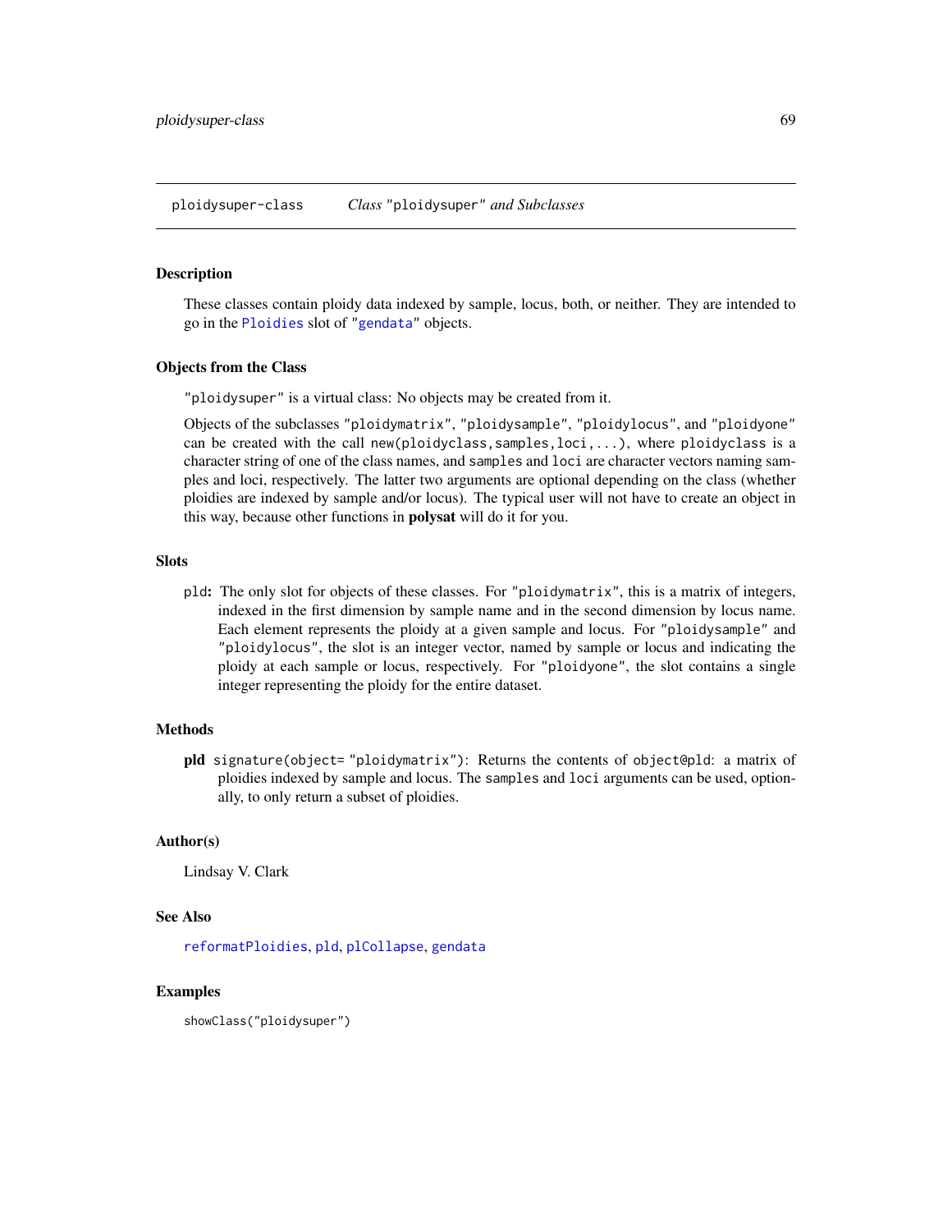ploidysuper-class *Class "ploidysuper" and Subclasses*

## Description

These classes contain ploidy data indexed by sample, locus, both, or neither. They are intended to go in the `Ploidies` slot of "`gendata`" objects.

## Objects from the Class

"`ploidysuper`" is a virtual class: No objects may be created from it.

Objects of the subclasses "`ploidymatrix`", "`ploidysample`", "`ploidylocus`", and "`ploidyone`" can be created with the call `new(ploidyclass,samples,loci,...)`, where `ploidyclass` is a character string of one of the class names, and `samples` and `loci` are character vectors naming samples and loci, respectively. The latter two arguments are optional depending on the class (whether ploidies are indexed by sample and/or locus). The typical user will not have to create an object in this way, because other functions in **polysat** will do it for you.

## Slots

`pld`: The only slot for objects of these classes. For "`ploidymatrix`", this is a matrix of integers, indexed in the first dimension by sample name and in the second dimension by locus name. Each element represents the ploidy at a given sample and locus. For "`ploidysample`" and "`ploidylocus`", the slot is an integer vector, named by sample or locus and indicating the ploidy at each sample or locus, respectively. For "`ploidyone`", the slot contains a single integer representing the ploidy for the entire dataset.

## Methods

**pld** `signature(object= "ploidymatrix")`: Returns the contents of `object@pld`: a matrix of ploidies indexed by sample and locus. The `samples` and `loci` arguments can be used, optionally, to only return a subset of ploidies.

## Author(s)

Lindsay V. Clark

## See Also

`reformatPloidies`, `pld`, `plCollapse`, `gendata`

## Examples

```
showClass("ploidysuper")
```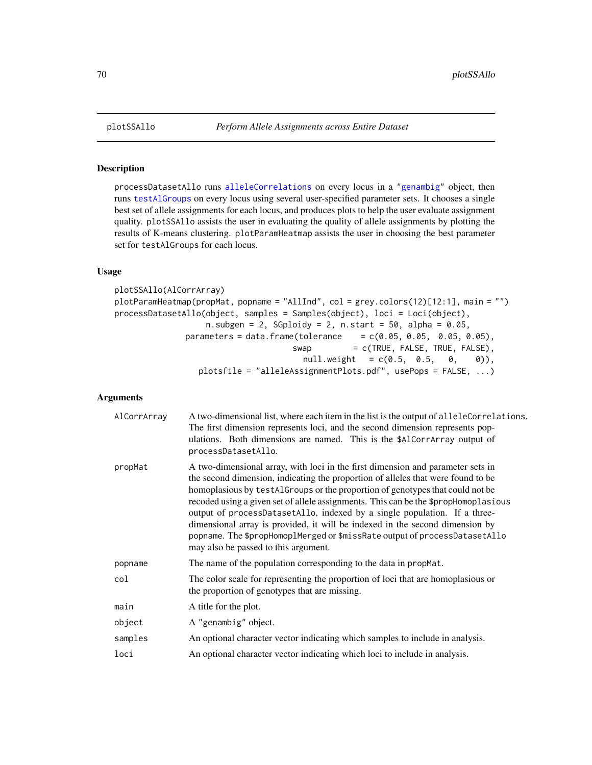plotSSAllo *Perform Allele Assignments across Entire Dataset*

## Description

processDatasetAllo runs alleleCorrelations on every locus in a "genambig" object, then runs testAlGroups on every locus using several user-specified parameter sets. It chooses a single best set of allele assignments for each locus, and produces plots to help the user evaluate assignment quality. plotSSAllo assists the user in evaluating the quality of allele assignments by plotting the results of K-means clustering. plotParamHeatmap assists the user in choosing the best parameter set for testAlGroups for each locus.

## Usage

```
plotSSAllo(AlCorrArray)
plotParamHeatmap(propMat, popname = "AllInd", col = grey.colors(12)[12:1], main = "")
processDatasetAllo(object, samples = Samples(object), loci = Loci(object),
                   n.subgen = 2, SGploidy = 2, n.start = 50, alpha = 0.05,
              parameters = data.frame(tolerance    = c(0.05, 0.05,  0.05, 0.05),
                                      swap         = c(TRUE, FALSE, TRUE, FALSE),
                                        null.weight   = c(0.5,  0.5,   0,    0)),
                 plotsfile = "alleleAssignmentPlots.pdf", usePops = FALSE, ...)
```

## Arguments

| | |
|---|---|
| AlCorrArray | A two-dimensional list, where each item in the list is the output of alleleCorrelations. The first dimension represents loci, and the second dimension represents populations. Both dimensions are named. This is the $AlCorrArray output of processDatasetAllo. |
| propMat | A two-dimensional array, with loci in the first dimension and parameter sets in the second dimension, indicating the proportion of alleles that were found to be homoplasious by testAlGroups or the proportion of genotypes that could not be recoded using a given set of allele assignments. This can be the $propHomoplasious output of processDatasetAllo, indexed by a single population. If a three-dimensional array is provided, it will be indexed in the second dimension by popname. The $propHomoplMerged or $missRate output of processDatasetAllo may also be passed to this argument. |
| popname | The name of the population corresponding to the data in propMat. |
| col | The color scale for representing the proportion of loci that are homoplasious or the proportion of genotypes that are missing. |
| main | A title for the plot. |
| object | A "genambig" object. |
| samples | An optional character vector indicating which samples to include in analysis. |
| loci | An optional character vector indicating which loci to include in analysis. |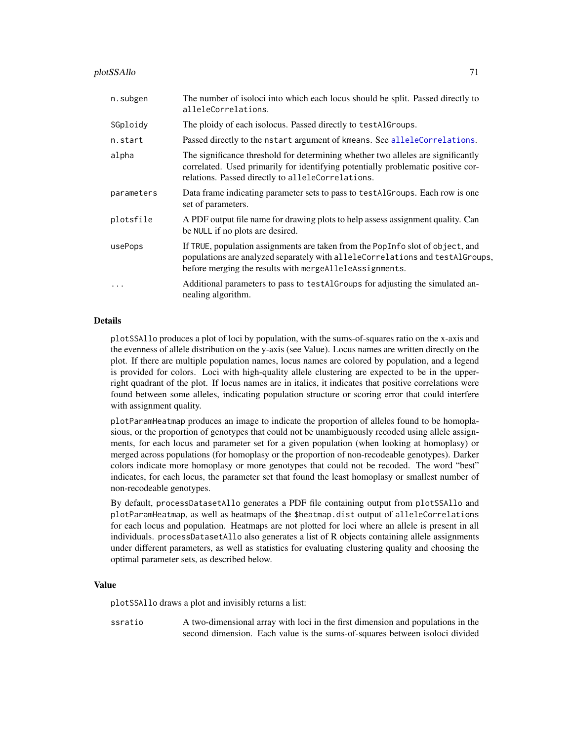| | |
|---|---|
| n.subgen | The number of isoloci into which each locus should be split. Passed directly to alleleCorrelations. |
| SGploidy | The ploidy of each isolocus. Passed directly to testAlGroups. |
| n.start | Passed directly to the nstart argument of kmeans. See alleleCorrelations. |
| alpha | The significance threshold for determining whether two alleles are significantly correlated. Used primarily for identifying potentially problematic positive correlations. Passed directly to alleleCorrelations. |
| parameters | Data frame indicating parameter sets to pass to testAlGroups. Each row is one set of parameters. |
| plotsfile | A PDF output file name for drawing plots to help assess assignment quality. Can be NULL if no plots are desired. |
| usePops | If TRUE, population assignments are taken from the PopInfo slot of object, and populations are analyzed separately with alleleCorrelations and testAlGroups, before merging the results with mergeAlleleAssignments. |
| ... | Additional parameters to pass to testAlGroups for adjusting the simulated annealing algorithm. |

## Details

plotSSAllo produces a plot of loci by population, with the sums-of-squares ratio on the x-axis and the evenness of allele distribution on the y-axis (see Value). Locus names are written directly on the plot. If there are multiple population names, locus names are colored by population, and a legend is provided for colors. Loci with high-quality allele clustering are expected to be in the upper-right quadrant of the plot. If locus names are in italics, it indicates that positive correlations were found between some alleles, indicating population structure or scoring error that could interfere with assignment quality.

plotParamHeatmap produces an image to indicate the proportion of alleles found to be homoplasious, or the proportion of genotypes that could not be unambiguously recoded using allele assignments, for each locus and parameter set for a given population (when looking at homoplasy) or merged across populations (for homoplasy or the proportion of non-recodeable genotypes). Darker colors indicate more homoplasy or more genotypes that could not be recoded. The word "best" indicates, for each locus, the parameter set that found the least homoplasy or smallest number of non-recodeable genotypes.

By default, processDatasetAllo generates a PDF file containing output from plotSSAllo and plotParamHeatmap, as well as heatmaps of the $heatmap.dist output of alleleCorrelations for each locus and population. Heatmaps are not plotted for loci where an allele is present in all individuals. processDatasetAllo also generates a list of R objects containing allele assignments under different parameters, as well as statistics for evaluating clustering quality and choosing the optimal parameter sets, as described below.

## Value

plotSSAllo draws a plot and invisibly returns a list:

| | |
|---|---|
| ssratio | A two-dimensional array with loci in the first dimension and populations in the second dimension. Each value is the sums-of-squares between isoloci divided |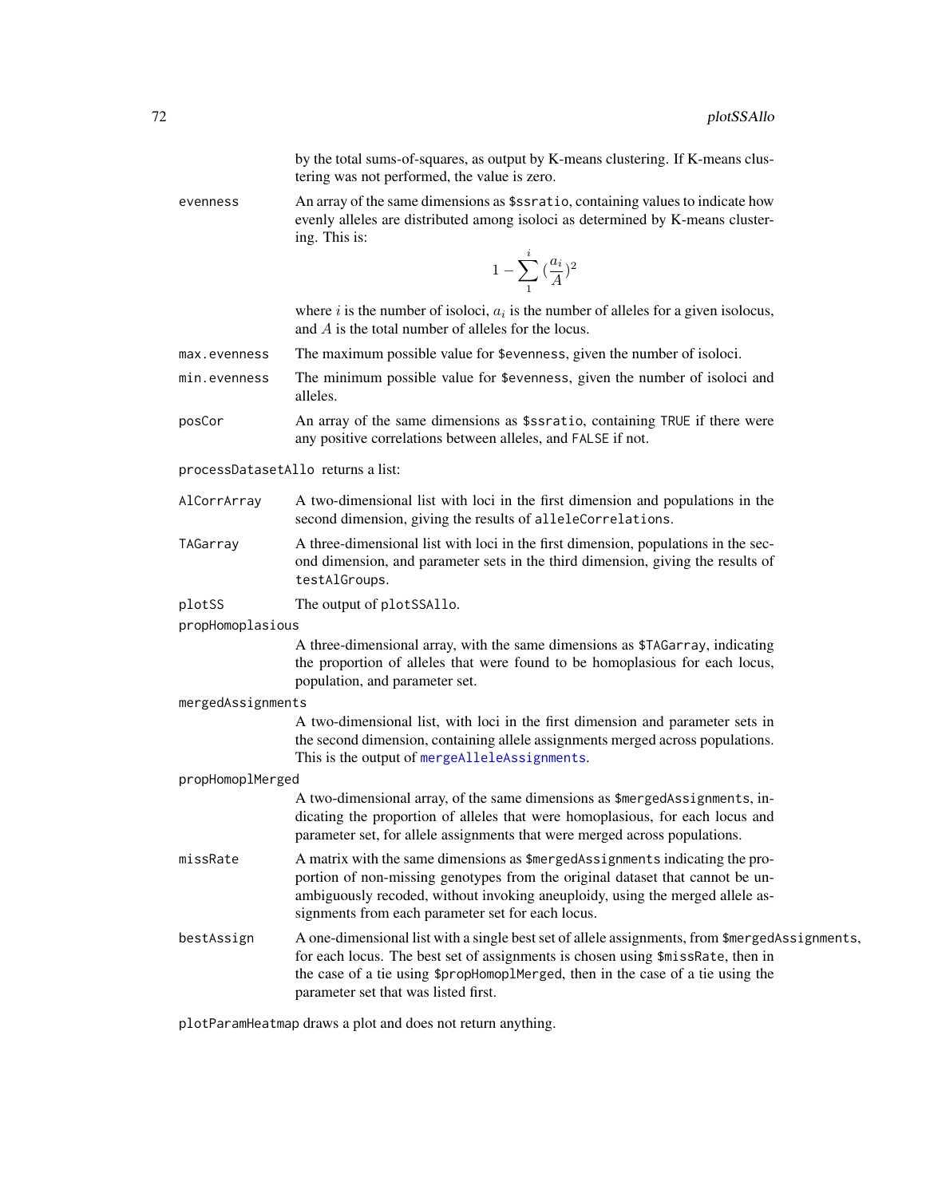by the total sums-of-squares, as output by K-means clustering. If K-means clustering was not performed, the value is zero.

evenness
: An array of the same dimensions as `$ssratio`, containing values to indicate how evenly alleles are distributed among isoloci as determined by K-means clustering. This is:

$$1 - \sum_{1}^{i} (\frac{a_i}{A})^2$$

where $i$ is the number of isoloci, $a_i$ is the number of alleles for a given isolocus, and $A$ is the total number of alleles for the locus.

max.evenness
: The maximum possible value for `$evenness`, given the number of isoloci.

min.evenness
: The minimum possible value for `$evenness`, given the number of isoloci and alleles.

posCor
: An array of the same dimensions as `$ssratio`, containing `TRUE` if there were any positive correlations between alleles, and `FALSE` if not.

`processDatasetAllo` returns a list:

AlCorrArray
: A two-dimensional list with loci in the first dimension and populations in the second dimension, giving the results of `alleleCorrelations`.

TAGarray
: A three-dimensional list with loci in the first dimension, populations in the second dimension, and parameter sets in the third dimension, giving the results of `testAlGroups`.

plotSS
: The output of `plotSSAllo`.

propHomoplasious
: A three-dimensional array, with the same dimensions as `$TAGarray`, indicating the proportion of alleles that were found to be homoplasious for each locus, population, and parameter set.

mergedAssignments
: A two-dimensional list, with loci in the first dimension and parameter sets in the second dimension, containing allele assignments merged across populations. This is the output of `mergeAlleleAssignments`.

propHomoplMerged
: A two-dimensional array, of the same dimensions as `$mergedAssignments`, indicating the proportion of alleles that were homoplasious, for each locus and parameter set, for allele assignments that were merged across populations.

missRate
: A matrix with the same dimensions as `$mergedAssignments` indicating the proportion of non-missing genotypes from the original dataset that cannot be unambiguously recoded, without invoking aneuploidy, using the merged allele assignments from each parameter set for each locus.

bestAssign
: A one-dimensional list with a single best set of allele assignments, from `$mergedAssignments`, for each locus. The best set of assignments is chosen using `$missRate`, then in the case of a tie using `$propHomoplMerged`, then in the case of a tie using the parameter set that was listed first.

`plotParamHeatmap` draws a plot and does not return anything.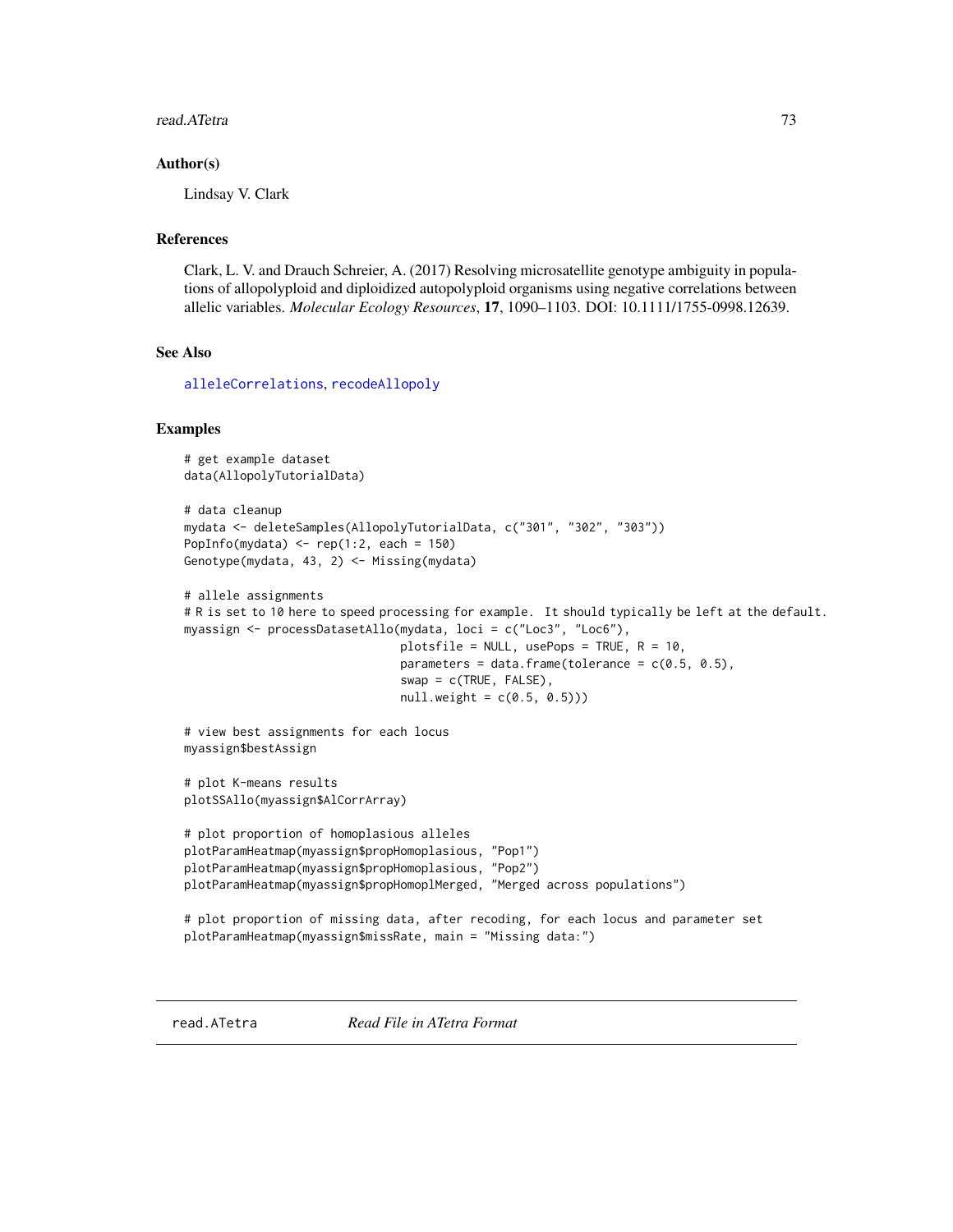## Author(s)

Lindsay V. Clark

## References

Clark, L. V. and Drauch Schreier, A. (2017) Resolving microsatellite genotype ambiguity in populations of allopolyploid and diploidized autopolyploid organisms using negative correlations between allelic variables. *Molecular Ecology Resources*, **17**, 1090–1103. DOI: 10.1111/1755-0998.12639.

## See Also

`alleleCorrelations`, `recodeAllopoly`

## Examples

```
# get example dataset
data(AllopolyTutorialData)

# data cleanup
mydata <- deleteSamples(AllopolyTutorialData, c("301", "302", "303"))
PopInfo(mydata) <- rep(1:2, each = 150)
Genotype(mydata, 43, 2) <- Missing(mydata)

# allele assignments
# R is set to 10 here to speed processing for example.  It should typically be left at the default.
myassign <- processDatasetAllo(mydata, loci = c("Loc3", "Loc6"),
                               plotsfile = NULL, usePops = TRUE, R = 10,
                               parameters = data.frame(tolerance = c(0.5, 0.5),
                               swap = c(TRUE, FALSE),
                               null.weight = c(0.5, 0.5)))

# view best assignments for each locus
myassign$bestAssign

# plot K-means results
plotSSAllo(myassign$AlCorrArray)

# plot proportion of homoplasious alleles
plotParamHeatmap(myassign$propHomoplasious, "Pop1")
plotParamHeatmap(myassign$propHomoplasious, "Pop2")
plotParamHeatmap(myassign$propHomoplMerged, "Merged across populations")

# plot proportion of missing data, after recoding, for each locus and parameter set
plotParamHeatmap(myassign$missRate, main = "Missing data:")
```

---

# read.ATetra — *Read File in ATetra Format*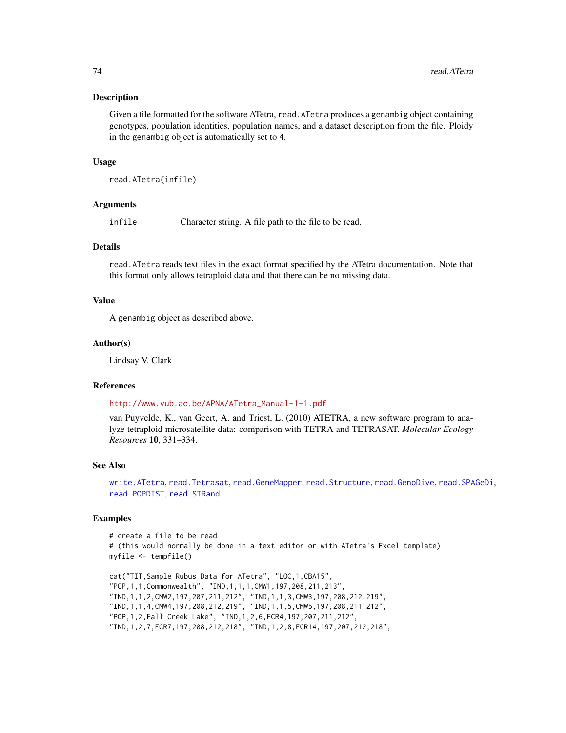## Description

Given a file formatted for the software ATetra, `read.ATetra` produces a `genambig` object containing genotypes, population identities, population names, and a dataset description from the file. Ploidy in the `genambig` object is automatically set to 4.

## Usage

```
read.ATetra(infile)
```

## Arguments

`infile` Character string. A file path to the file to be read.

## Details

`read.ATetra` reads text files in the exact format specified by the ATetra documentation. Note that this format only allows tetraploid data and that there can be no missing data.

## Value

A `genambig` object as described above.

## Author(s)

Lindsay V. Clark

## References

http://www.vub.ac.be/APNA/ATetra_Manual-1-1.pdf

van Puyvelde, K., van Geert, A. and Triest, L. (2010) ATETRA, a new software program to analyze tetraploid microsatellite data: comparison with TETRA and TETRASAT. *Molecular Ecology Resources* **10**, 331–334.

## See Also

`write.ATetra`, `read.Tetrasat`, `read.GeneMapper`, `read.Structure`, `read.GenoDive`, `read.SPAGeDi`, `read.POPDIST`, `read.STRand`

## Examples

```
# create a file to be read
# (this would normally be done in a text editor or with ATetra's Excel template)
myfile <- tempfile()

cat("TIT,Sample Rubus Data for ATetra", "LOC,1,CBA15",
"POP,1,1,Commonwealth", "IND,1,1,1,CMW1,197,208,211,213",
"IND,1,1,2,CMW2,197,207,211,212", "IND,1,1,3,CMW3,197,208,212,219",
"IND,1,1,4,CMW4,197,208,212,219", "IND,1,1,5,CMW5,197,208,211,212",
"POP,1,2,Fall Creek Lake", "IND,1,2,6,FCR4,197,207,211,212",
"IND,1,2,7,FCR7,197,208,212,218", "IND,1,2,8,FCR14,197,207,212,218",
```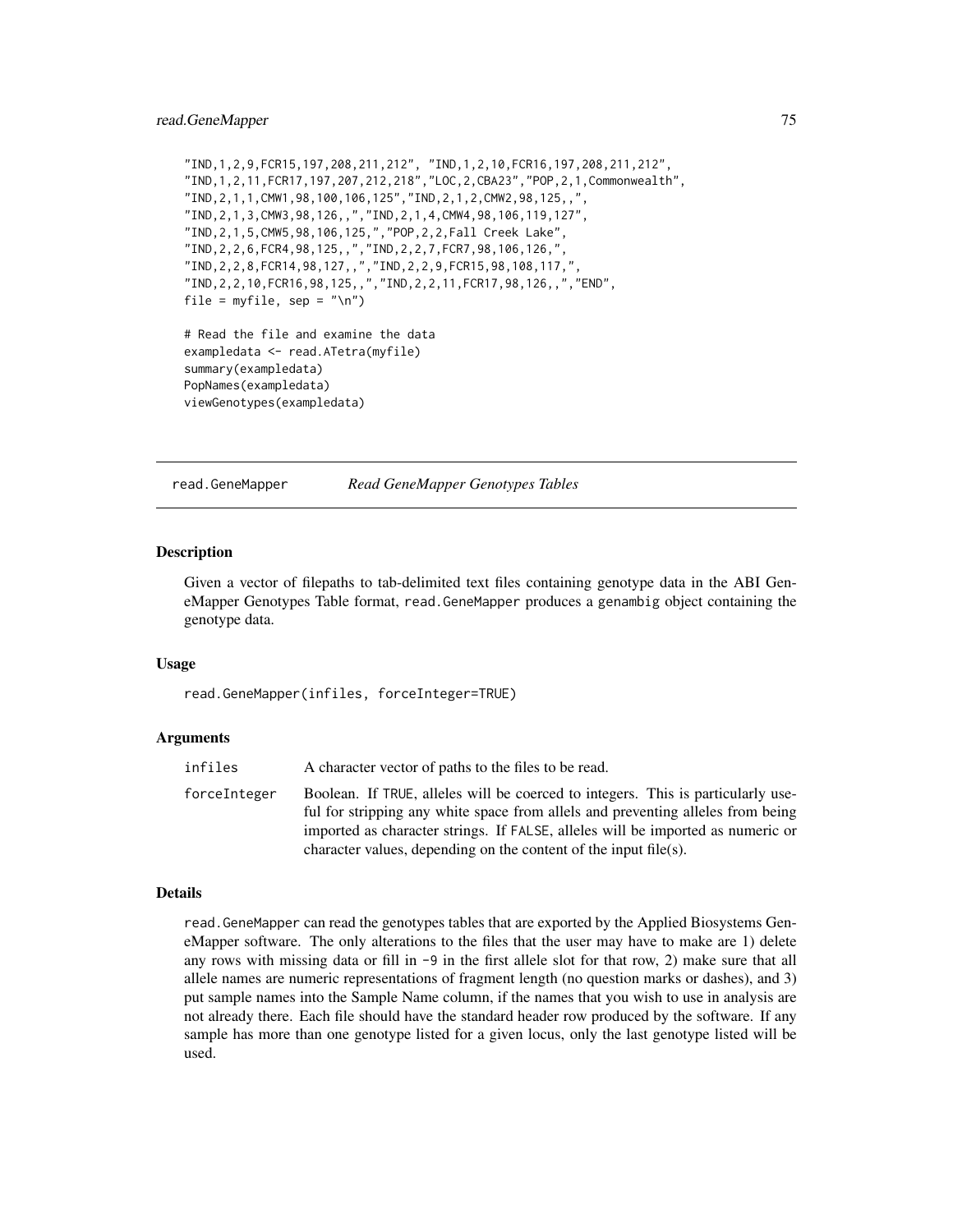```
"IND,1,2,9,FCR15,197,208,211,212", "IND,1,2,10,FCR16,197,208,211,212",
"IND,1,2,11,FCR17,197,207,212,218","LOC,2,CBA23","POP,2,1,Commonwealth",
"IND,2,1,1,CMW1,98,100,106,125","IND,2,1,2,CMW2,98,125,,",
"IND,2,1,3,CMW3,98,126,,","IND,2,1,4,CMW4,98,106,119,127",
"IND,2,1,5,CMW5,98,106,125,","POP,2,2,Fall Creek Lake",
"IND,2,2,6,FCR4,98,125,,","IND,2,2,7,FCR7,98,106,126,",
"IND,2,2,8,FCR14,98,127,,","IND,2,2,9,FCR15,98,108,117,",
"IND,2,2,10,FCR16,98,125,,","IND,2,2,11,FCR17,98,126,,","END",
file = myfile, sep = "\n")

# Read the file and examine the data
exampledata <- read.ATetra(myfile)
summary(exampledata)
PopNames(exampledata)
viewGenotypes(exampledata)
```

---

## read.GeneMapper *Read GeneMapper Genotypes Tables*

### Description

Given a vector of filepaths to tab-delimited text files containing genotype data in the ABI GeneMapper Genotypes Table format, `read.GeneMapper` produces a `genambig` object containing the genotype data.

### Usage

```
read.GeneMapper(infiles, forceInteger=TRUE)
```

### Arguments

| | |
|---|---|
| `infiles` | A character vector of paths to the files to be read. |
| `forceInteger` | Boolean. If `TRUE`, alleles will be coerced to integers. This is particularly useful for stripping any white space from allels and preventing alleles from being imported as character strings. If `FALSE`, alleles will be imported as numeric or character values, depending on the content of the input file(s). |

### Details

`read.GeneMapper` can read the genotypes tables that are exported by the Applied Biosystems GeneMapper software. The only alterations to the files that the user may have to make are 1) delete any rows with missing data or fill in `-9` in the first allele slot for that row, 2) make sure that all allele names are numeric representations of fragment length (no question marks or dashes), and 3) put sample names into the Sample Name column, if the names that you wish to use in analysis are not already there. Each file should have the standard header row produced by the software. If any sample has more than one genotype listed for a given locus, only the last genotype listed will be used.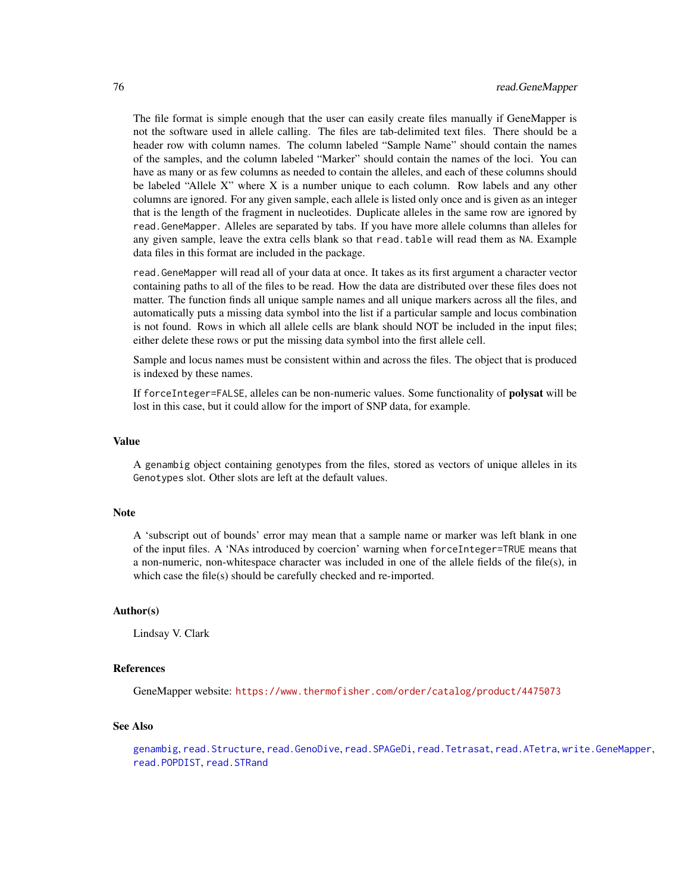The file format is simple enough that the user can easily create files manually if GeneMapper is not the software used in allele calling. The files are tab-delimited text files. There should be a header row with column names. The column labeled "Sample Name" should contain the names of the samples, and the column labeled "Marker" should contain the names of the loci. You can have as many or as few columns as needed to contain the alleles, and each of these columns should be labeled "Allele X" where X is a number unique to each column. Row labels and any other columns are ignored. For any given sample, each allele is listed only once and is given as an integer that is the length of the fragment in nucleotides. Duplicate alleles in the same row are ignored by `read.GeneMapper`. Alleles are separated by tabs. If you have more allele columns than alleles for any given sample, leave the extra cells blank so that `read.table` will read them as `NA`. Example data files in this format are included in the package.

`read.GeneMapper` will read all of your data at once. It takes as its first argument a character vector containing paths to all of the files to be read. How the data are distributed over these files does not matter. The function finds all unique sample names and all unique markers across all the files, and automatically puts a missing data symbol into the list if a particular sample and locus combination is not found. Rows in which all allele cells are blank should NOT be included in the input files; either delete these rows or put the missing data symbol into the first allele cell.

Sample and locus names must be consistent within and across the files. The object that is produced is indexed by these names.

If `forceInteger=FALSE`, alleles can be non-numeric values. Some functionality of **polysat** will be lost in this case, but it could allow for the import of SNP data, for example.

## Value

A `genambig` object containing genotypes from the files, stored as vectors of unique alleles in its `Genotypes` slot. Other slots are left at the default values.

## Note

A 'subscript out of bounds' error may mean that a sample name or marker was left blank in one of the input files. A 'NAs introduced by coercion' warning when `forceInteger=TRUE` means that a non-numeric, non-whitespace character was included in one of the allele fields of the file(s), in which case the file(s) should be carefully checked and re-imported.

## Author(s)

Lindsay V. Clark

## References

GeneMapper website: https://www.thermofisher.com/order/catalog/product/4475073

## See Also

`genambig`, `read.Structure`, `read.GenoDive`, `read.SPAGeDi`, `read.Tetrasat`, `read.ATetra`, `write.GeneMapper`, `read.POPDIST`, `read.STRand`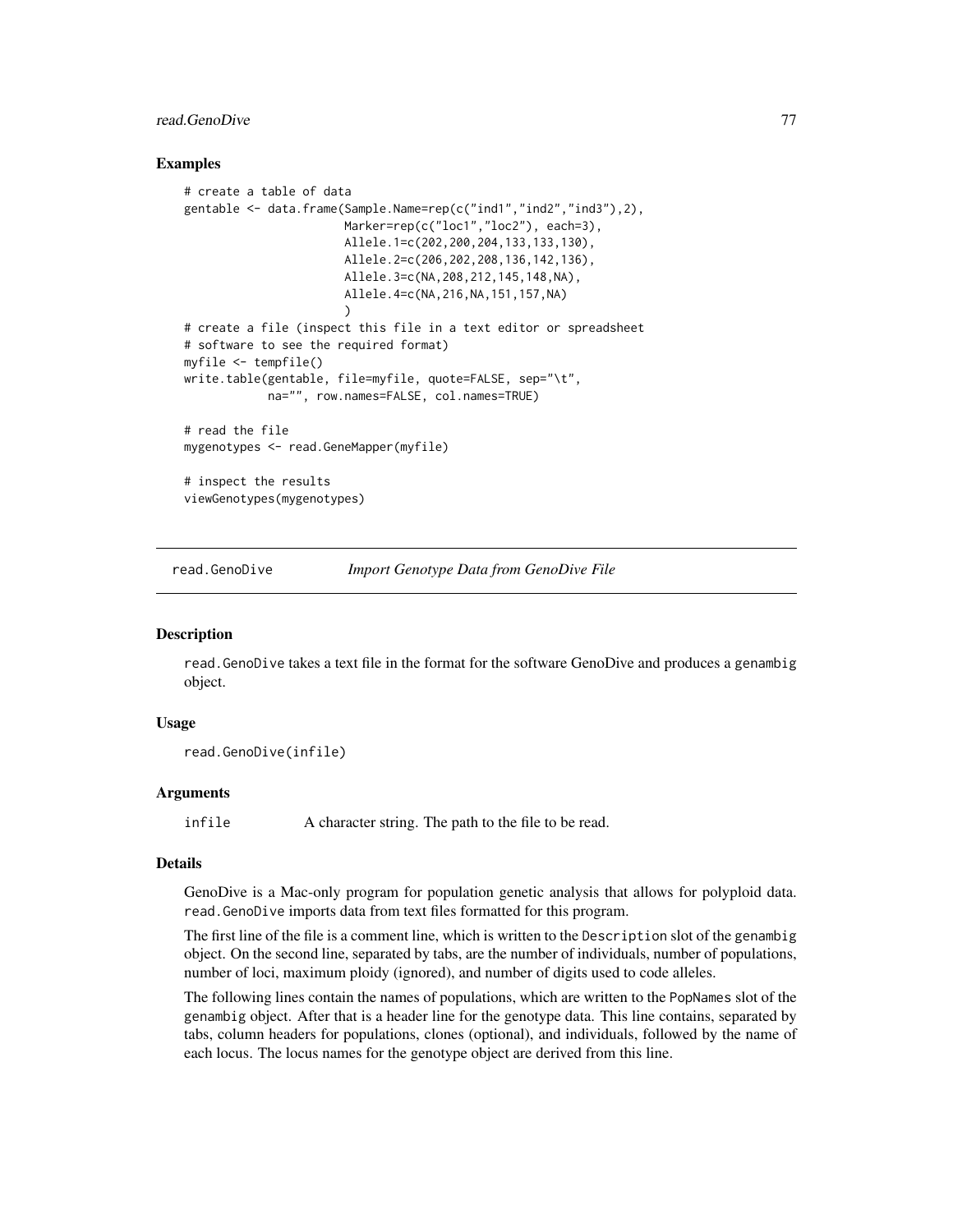### Examples

```
# create a table of data
gentable <- data.frame(Sample.Name=rep(c("ind1","ind2","ind3"),2),
                       Marker=rep(c("loc1","loc2"), each=3),
                       Allele.1=c(202,200,204,133,133,130),
                       Allele.2=c(206,202,208,136,142,136),
                       Allele.3=c(NA,208,212,145,148,NA),
                       Allele.4=c(NA,216,NA,151,157,NA)
                       )
# create a file (inspect this file in a text editor or spreadsheet
# software to see the required format)
myfile <- tempfile()
write.table(gentable, file=myfile, quote=FALSE, sep="\t",
            na="", row.names=FALSE, col.names=TRUE)

# read the file
mygenotypes <- read.GeneMapper(myfile)

# inspect the results
viewGenotypes(mygenotypes)
```

---

## read.GenoDive *Import Genotype Data from GenoDive File*

### Description

`read.GenoDive` takes a text file in the format for the software GenoDive and produces a `genambig` object.

### Usage

```
read.GenoDive(infile)
```

### Arguments

| | |
|---|---|
| `infile` | A character string. The path to the file to be read. |

### Details

GenoDive is a Mac-only program for population genetic analysis that allows for polyploid data. `read.GenoDive` imports data from text files formatted for this program.

The first line of the file is a comment line, which is written to the `Description` slot of the `genambig` object. On the second line, separated by tabs, are the number of individuals, number of populations, number of loci, maximum ploidy (ignored), and number of digits used to code alleles.

The following lines contain the names of populations, which are written to the `PopNames` slot of the `genambig` object. After that is a header line for the genotype data. This line contains, separated by tabs, column headers for populations, clones (optional), and individuals, followed by the name of each locus. The locus names for the genotype object are derived from this line.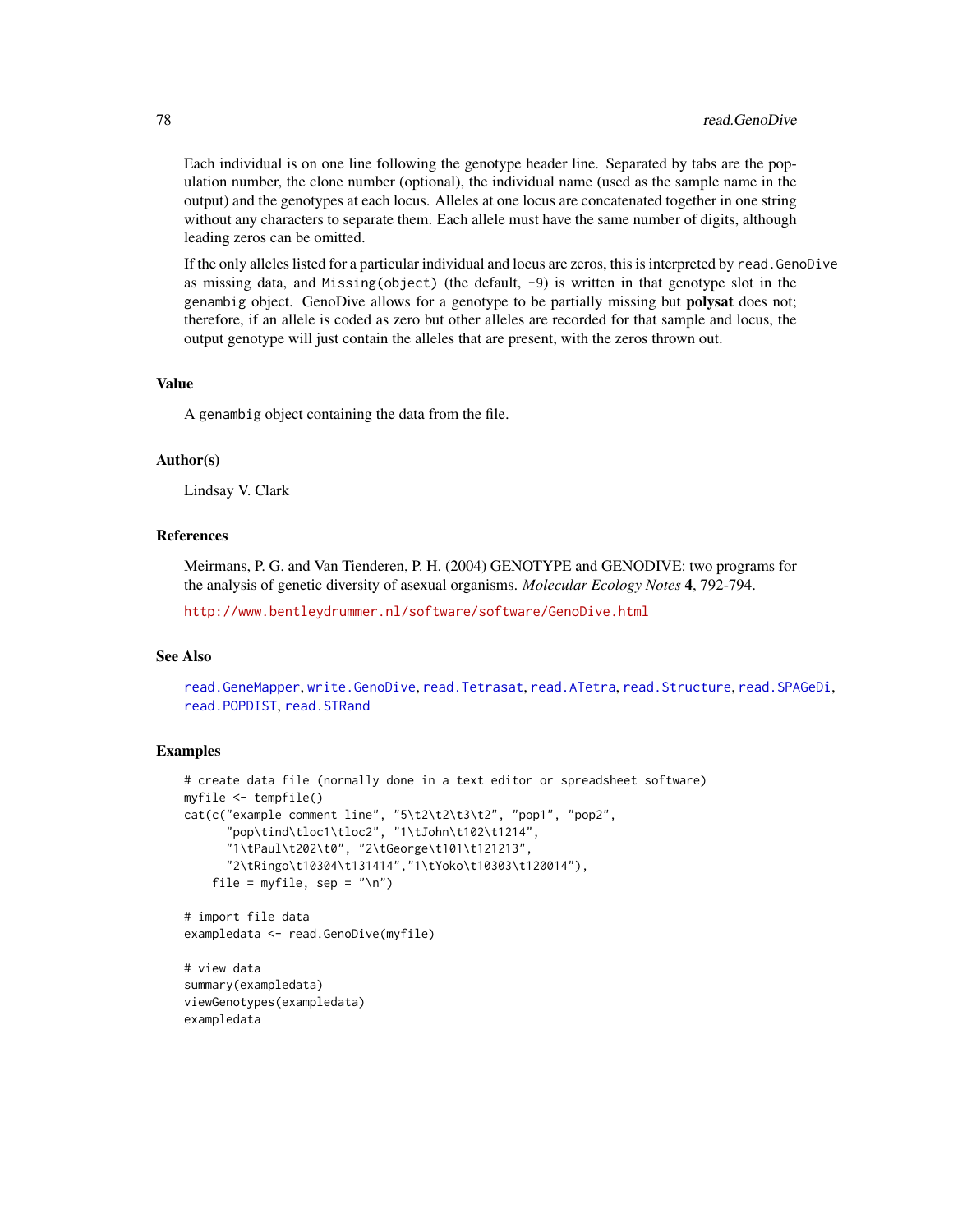Each individual is on one line following the genotype header line. Separated by tabs are the population number, the clone number (optional), the individual name (used as the sample name in the output) and the genotypes at each locus. Alleles at one locus are concatenated together in one string without any characters to separate them. Each allele must have the same number of digits, although leading zeros can be omitted.

If the only alleles listed for a particular individual and locus are zeros, this is interpreted by `read.GenoDive` as missing data, and `Missing(object)` (the default, `-9`) is written in that genotype slot in the `genambig` object. GenoDive allows for a genotype to be partially missing but **polysat** does not; therefore, if an allele is coded as zero but other alleles are recorded for that sample and locus, the output genotype will just contain the alleles that are present, with the zeros thrown out.

## Value

A `genambig` object containing the data from the file.

## Author(s)

Lindsay V. Clark

## References

Meirmans, P. G. and Van Tienderen, P. H. (2004) GENOTYPE and GENODIVE: two programs for the analysis of genetic diversity of asexual organisms. *Molecular Ecology Notes* **4**, 792-794.

http://www.bentleydrummer.nl/software/software/GenoDive.html

## See Also

`read.GeneMapper`, `write.GenoDive`, `read.Tetrasat`, `read.ATetra`, `read.Structure`, `read.SPAGeDi`, `read.POPDIST`, `read.STRand`

## Examples

```
# create data file (normally done in a text editor or spreadsheet software)
myfile <- tempfile()
cat(c("example comment line", "5\t2\t2\t3\t2", "pop1", "pop2",
      "pop\tind\tloc1\tloc2", "1\tJohn\t102\t1214",
      "1\tPaul\t202\t0", "2\tGeorge\t101\t121213",
      "2\tRingo\t10304\t131414","1\tYoko\t10303\t120014"),
    file = myfile, sep = "\n")

# import file data
exampledata <- read.GenoDive(myfile)

# view data
summary(exampledata)
viewGenotypes(exampledata)
exampledata
```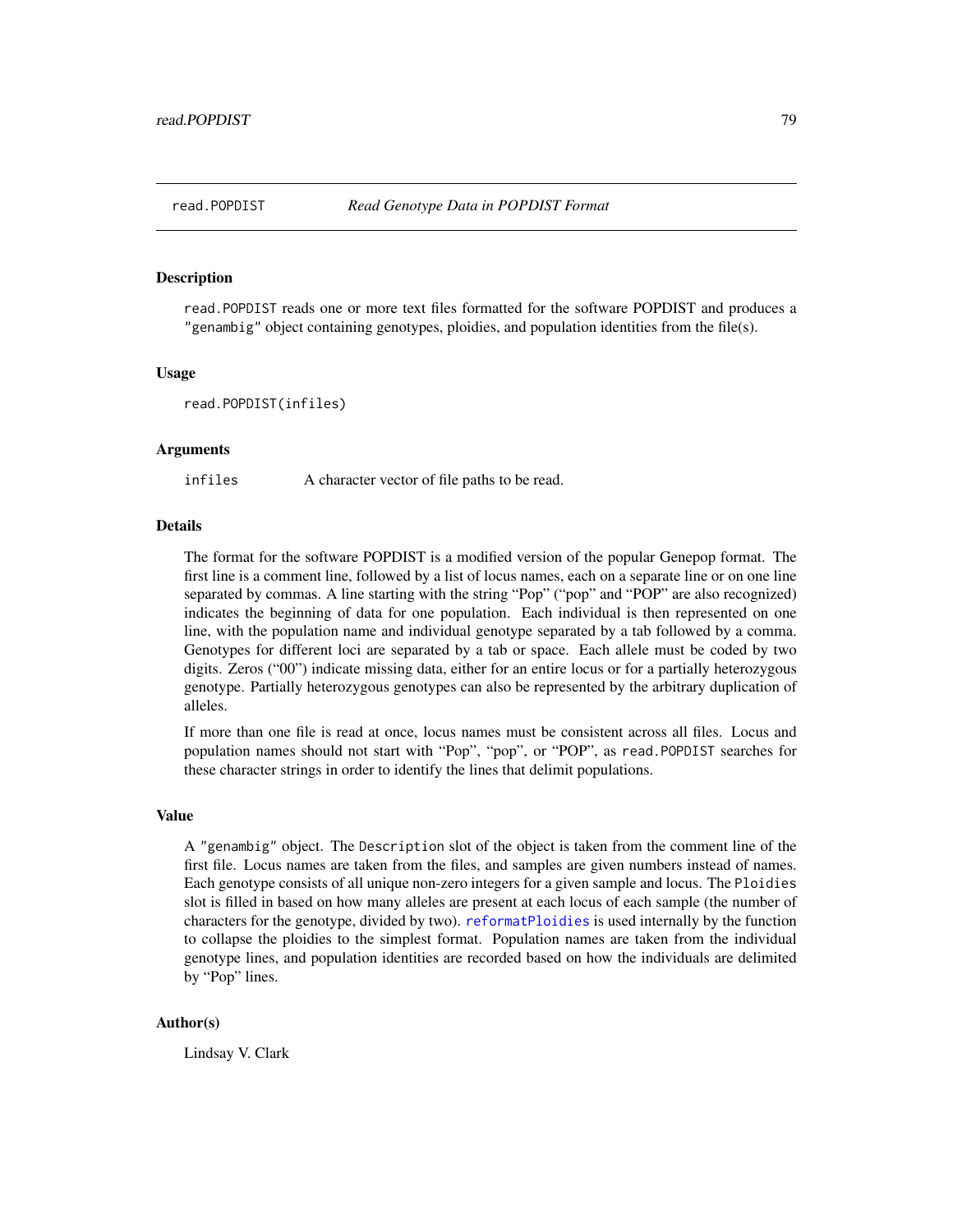read.POPDIST *Read Genotype Data in POPDIST Format*

## Description

read.POPDIST reads one or more text files formatted for the software POPDIST and produces a "genambig" object containing genotypes, ploidies, and population identities from the file(s).

## Usage

```
read.POPDIST(infiles)
```

## Arguments

infiles A character vector of file paths to be read.

## Details

The format for the software POPDIST is a modified version of the popular Genepop format. The first line is a comment line, followed by a list of locus names, each on a separate line or on one line separated by commas. A line starting with the string "Pop" ("pop" and "POP" are also recognized) indicates the beginning of data for one population. Each individual is then represented on one line, with the population name and individual genotype separated by a tab followed by a comma. Genotypes for different loci are separated by a tab or space. Each allele must be coded by two digits. Zeros ("00") indicate missing data, either for an entire locus or for a partially heterozygous genotype. Partially heterozygous genotypes can also be represented by the arbitrary duplication of alleles.

If more than one file is read at once, locus names must be consistent across all files. Locus and population names should not start with "Pop", "pop", or "POP", as read.POPDIST searches for these character strings in order to identify the lines that delimit populations.

## Value

A "genambig" object. The Description slot of the object is taken from the comment line of the first file. Locus names are taken from the files, and samples are given numbers instead of names. Each genotype consists of all unique non-zero integers for a given sample and locus. The Ploidies slot is filled in based on how many alleles are present at each locus of each sample (the number of characters for the genotype, divided by two). reformatPloidies is used internally by the function to collapse the ploidies to the simplest format. Population names are taken from the individual genotype lines, and population identities are recorded based on how the individuals are delimited by "Pop" lines.

## Author(s)

Lindsay V. Clark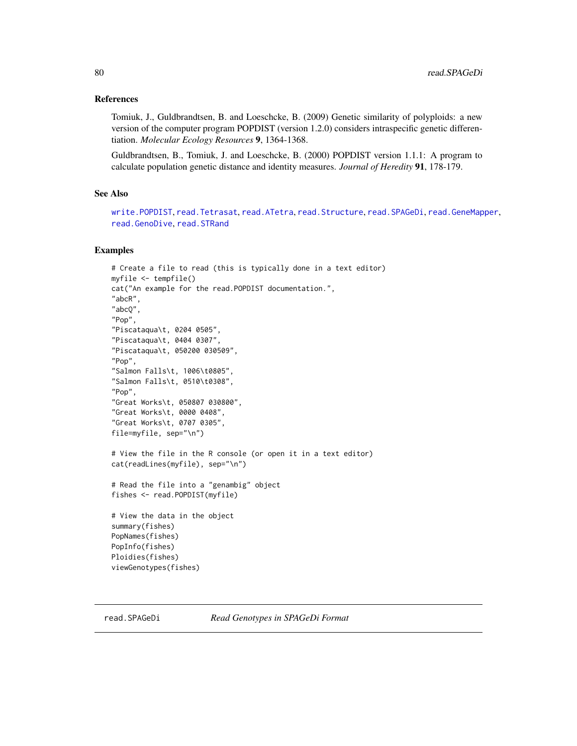### References

Tomiuk, J., Guldbrandtsen, B. and Loeschcke, B. (2009) Genetic similarity of polyploids: a new version of the computer program POPDIST (version 1.2.0) considers intraspecific genetic differentiation. *Molecular Ecology Resources* **9**, 1364-1368.

Guldbrandtsen, B., Tomiuk, J. and Loeschcke, B. (2000) POPDIST version 1.1.1: A program to calculate population genetic distance and identity measures. *Journal of Heredity* **91**, 178-179.

### See Also

write.POPDIST, read.Tetrasat, read.ATetra, read.Structure, read.SPAGeDi, read.GeneMapper, read.GenoDive, read.STRand

### Examples

```
# Create a file to read (this is typically done in a text editor)
myfile <- tempfile()
cat("An example for the read.POPDIST documentation.",
"abcR",
"abcQ",
"Pop",
"Piscataqua\t, 0204 0505",
"Piscataqua\t, 0404 0307",
"Piscataqua\t, 050200 030509",
"Pop",
"Salmon Falls\t, 1006\t0805",
"Salmon Falls\t, 0510\t0308",
"Pop",
"Great Works\t, 050807 030800",
"Great Works\t, 0000 0408",
"Great Works\t, 0707 0305",
file=myfile, sep="\n")

# View the file in the R console (or open it in a text editor)
cat(readLines(myfile), sep="\n")

# Read the file into a "genambig" object
fishes <- read.POPDIST(myfile)

# View the data in the object
summary(fishes)
PopNames(fishes)
PopInfo(fishes)
Ploidies(fishes)
viewGenotypes(fishes)
```

## read.SPAGeDi *Read Genotypes in SPAGeDi Format*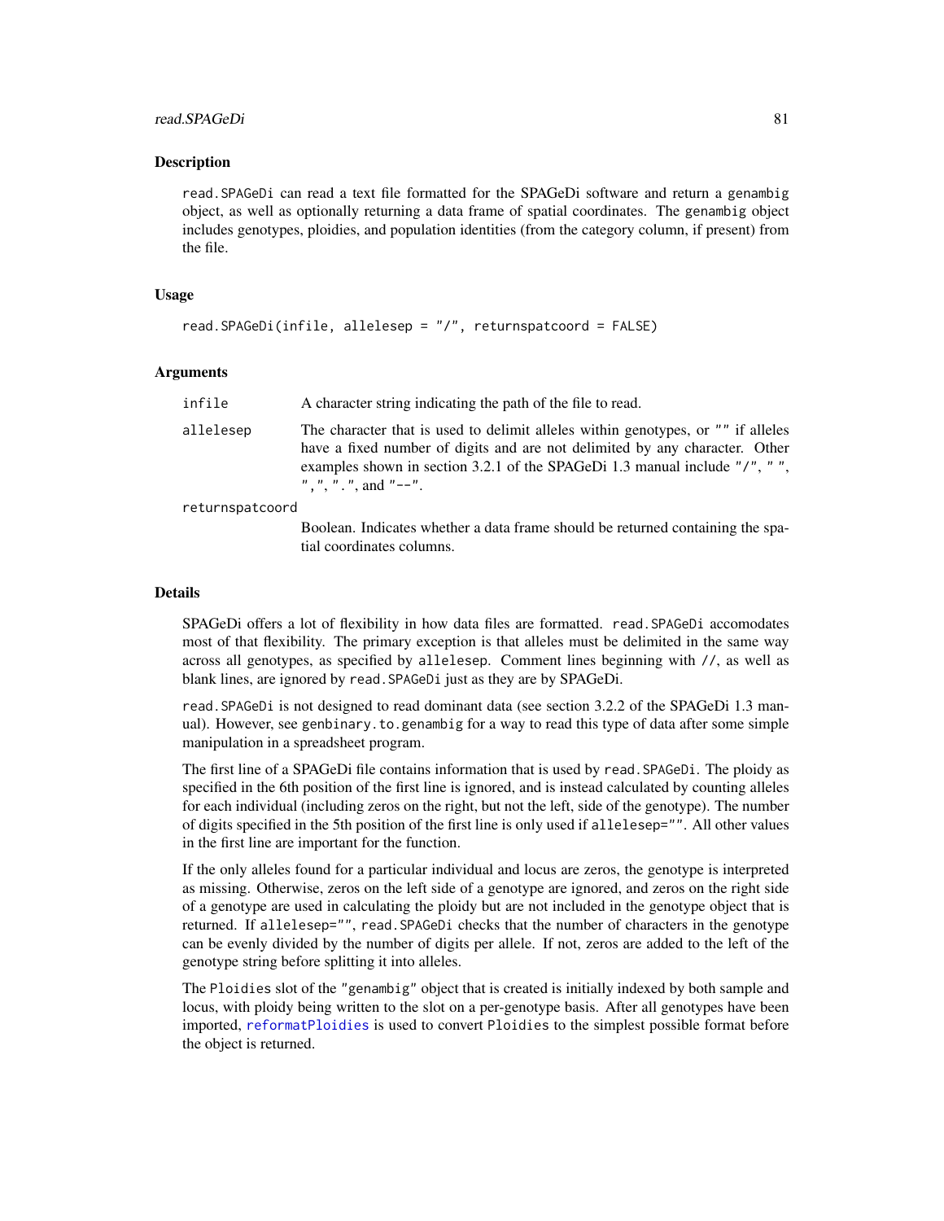## Description

read.SPAGeDi can read a text file formatted for the SPAGeDi software and return a genambig object, as well as optionally returning a data frame of spatial coordinates. The genambig object includes genotypes, ploidies, and population identities (from the category column, if present) from the file.

## Usage

```
read.SPAGeDi(infile, allelesep = "/", returnspatcoord = FALSE)
```

## Arguments

| | |
|---|---|
| infile | A character string indicating the path of the file to read. |
| allelesep | The character that is used to delimit alleles within genotypes, or "" if alleles have a fixed number of digits and are not delimited by any character. Other examples shown in section 3.2.1 of the SPAGeDi 1.3 manual include "/", " ", ",", ".", and "--". |
| returnspatcoord | Boolean. Indicates whether a data frame should be returned containing the spatial coordinates columns. |

## Details

SPAGeDi offers a lot of flexibility in how data files are formatted. read.SPAGeDi accomodates most of that flexibility. The primary exception is that alleles must be delimited in the same way across all genotypes, as specified by allelesep. Comment lines beginning with //, as well as blank lines, are ignored by read.SPAGeDi just as they are by SPAGeDi.

read.SPAGeDi is not designed to read dominant data (see section 3.2.2 of the SPAGeDi 1.3 manual). However, see genbinary.to.genambig for a way to read this type of data after some simple manipulation in a spreadsheet program.

The first line of a SPAGeDi file contains information that is used by read.SPAGeDi. The ploidy as specified in the 6th position of the first line is ignored, and is instead calculated by counting alleles for each individual (including zeros on the right, but not the left, side of the genotype). The number of digits specified in the 5th position of the first line is only used if allelesep="". All other values in the first line are important for the function.

If the only alleles found for a particular individual and locus are zeros, the genotype is interpreted as missing. Otherwise, zeros on the left side of a genotype are ignored, and zeros on the right side of a genotype are used in calculating the ploidy but are not included in the genotype object that is returned. If allelesep="", read.SPAGeDi checks that the number of characters in the genotype can be evenly divided by the number of digits per allele. If not, zeros are added to the left of the genotype string before splitting it into alleles.

The Ploidies slot of the "genambig" object that is created is initially indexed by both sample and locus, with ploidy being written to the slot on a per-genotype basis. After all genotypes have been imported, reformatPloidies is used to convert Ploidies to the simplest possible format before the object is returned.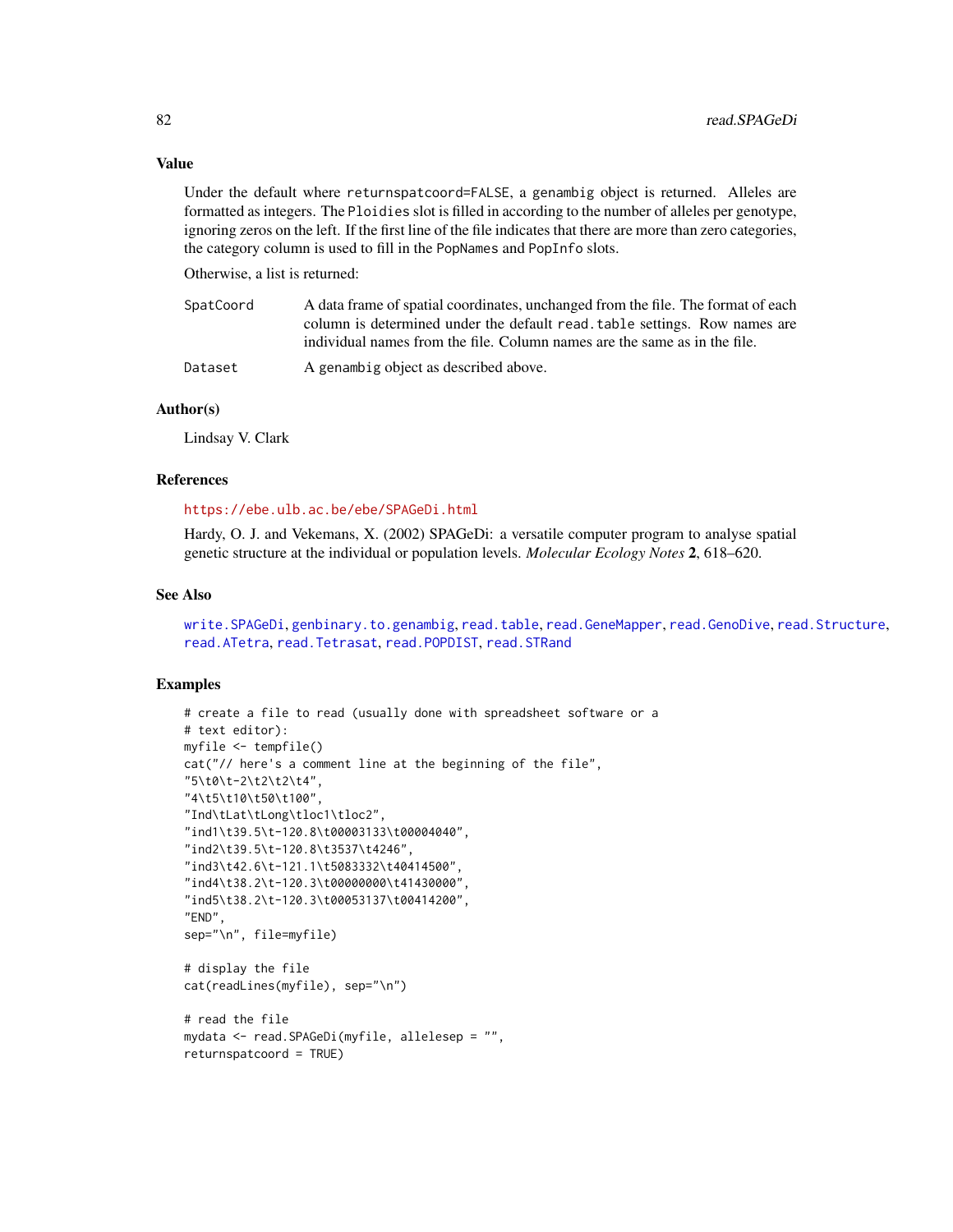## Value

Under the default where `returnspatcoord=FALSE`, a `genambig` object is returned. Alleles are formatted as integers. The `Ploidies` slot is filled in according to the number of alleles per genotype, ignoring zeros on the left. If the first line of the file indicates that there are more than zero categories, the category column is used to fill in the `PopNames` and `PopInfo` slots.

Otherwise, a list is returned:

- `SpatCoord` A data frame of spatial coordinates, unchanged from the file. The format of each column is determined under the default `read.table` settings. Row names are individual names from the file. Column names are the same as in the file.
- `Dataset` A `genambig` object as described above.

## Author(s)

Lindsay V. Clark

## References

https://ebe.ulb.ac.be/ebe/SPAGeDi.html

Hardy, O. J. and Vekemans, X. (2002) SPAGeDi: a versatile computer program to analyse spatial genetic structure at the individual or population levels. *Molecular Ecology Notes* **2**, 618–620.

## See Also

write.SPAGeDi, genbinary.to.genambig, read.table, read.GeneMapper, read.GenoDive, read.Structure, read.ATetra, read.Tetrasat, read.POPDIST, read.STRand

## Examples

```
# create a file to read (usually done with spreadsheet software or a
# text editor):
myfile <- tempfile()
cat("// here's a comment line at the beginning of the file",
"5\t0\t-2\t2\t2\t4",
"4\t5\t10\t50\t100",
"Ind\tLat\tLong\tloc1\tloc2",
"ind1\t39.5\t-120.8\t00003133\t00004040",
"ind2\t39.5\t-120.8\t3537\t4246",
"ind3\t42.6\t-121.1\t5083332\t40414500",
"ind4\t38.2\t-120.3\t00000000\t41430000",
"ind5\t38.2\t-120.3\t00053137\t00414200",
"END",
sep="\n", file=myfile)

# display the file
cat(readLines(myfile), sep="\n")

# read the file
mydata <- read.SPAGeDi(myfile, allelesep = "",
returnspatcoord = TRUE)
```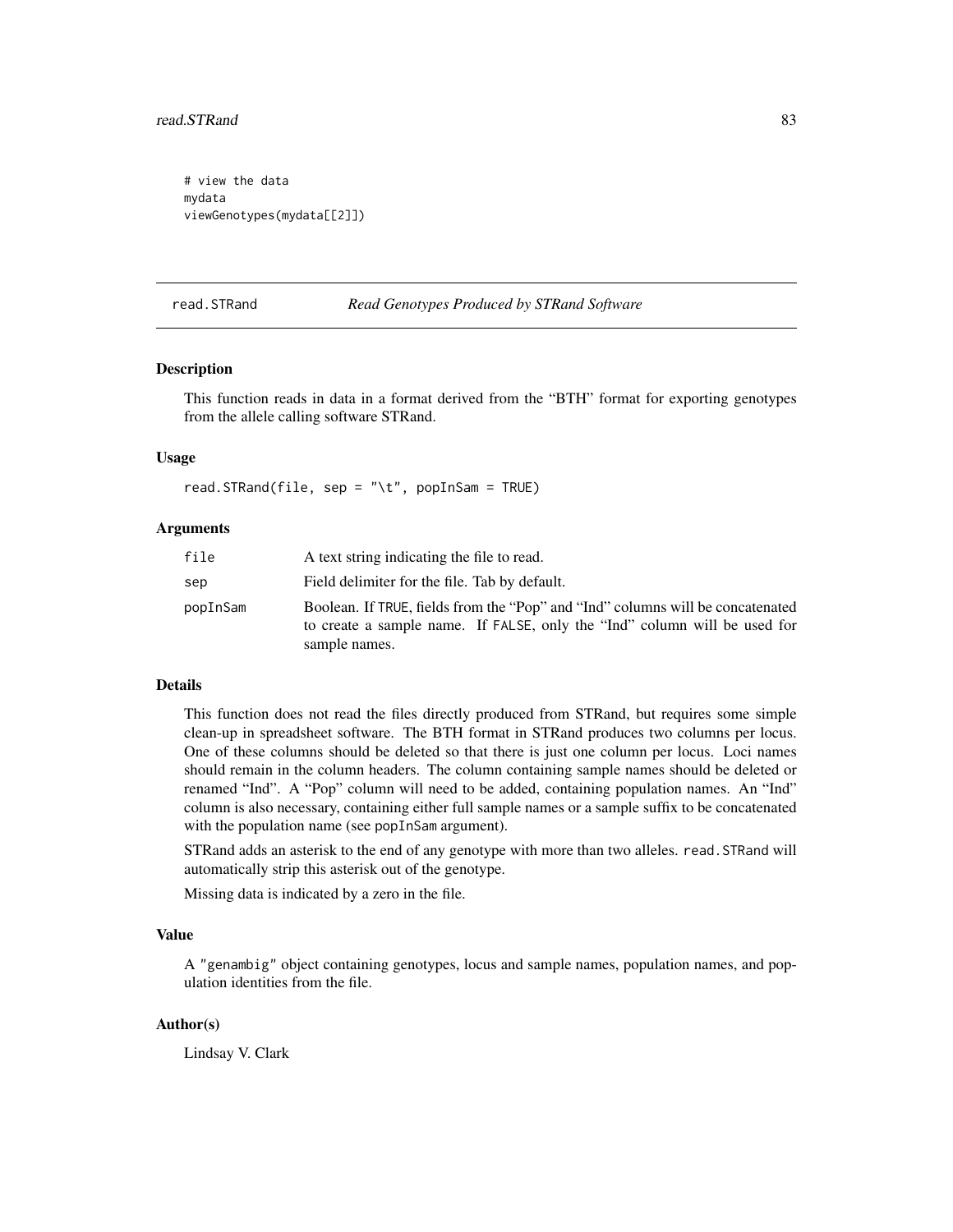```
# view the data
mydata
viewGenotypes(mydata[[2]])
```

---

## read.STRand — *Read Genotypes Produced by STRand Software*

### Description

This function reads in data in a format derived from the "BTH" format for exporting genotypes from the allele calling software STRand.

### Usage

```
read.STRand(file, sep = "\t", popInSam = TRUE)
```

### Arguments

| | |
|---|---|
| `file` | A text string indicating the file to read. |
| `sep` | Field delimiter for the file. Tab by default. |
| `popInSam` | Boolean. If `TRUE`, fields from the "Pop" and "Ind" columns will be concatenated to create a sample name. If `FALSE`, only the "Ind" column will be used for sample names. |

### Details

This function does not read the files directly produced from STRand, but requires some simple clean-up in spreadsheet software. The BTH format in STRand produces two columns per locus. One of these columns should be deleted so that there is just one column per locus. Loci names should remain in the column headers. The column containing sample names should be deleted or renamed "Ind". A "Pop" column will need to be added, containing population names. An "Ind" column is also necessary, containing either full sample names or a sample suffix to be concatenated with the population name (see `popInSam` argument).

STRand adds an asterisk to the end of any genotype with more than two alleles. `read.STRand` will automatically strip this asterisk out of the genotype.

Missing data is indicated by a zero in the file.

### Value

A `"genambig"` object containing genotypes, locus and sample names, population names, and population identities from the file.

### Author(s)

Lindsay V. Clark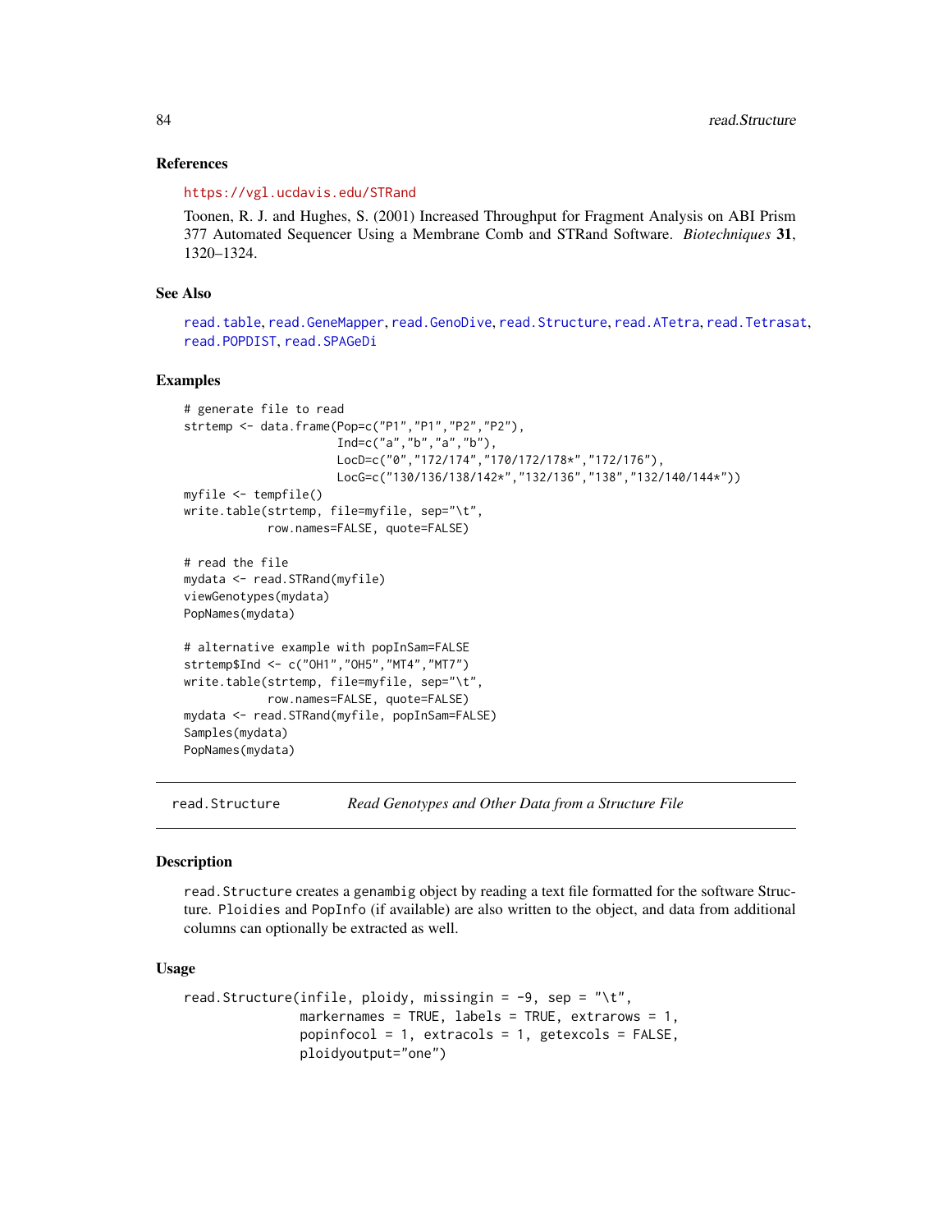### References

https://vgl.ucdavis.edu/STRand

Toonen, R. J. and Hughes, S. (2001) Increased Throughput for Fragment Analysis on ABI Prism 377 Automated Sequencer Using a Membrane Comb and STRand Software. *Biotechniques* **31**, 1320–1324.

### See Also

read.table, read.GeneMapper, read.GenoDive, read.Structure, read.ATetra, read.Tetrasat, read.POPDIST, read.SPAGeDi

### Examples

```
# generate file to read
strtemp <- data.frame(Pop=c("P1","P1","P2","P2"),
                      Ind=c("a","b","a","b"),
                      LocD=c("0","172/174","170/172/178*","172/176"),
                      LocG=c("130/136/138/142*","132/136","138","132/140/144*"))
myfile <- tempfile()
write.table(strtemp, file=myfile, sep="\t",
            row.names=FALSE, quote=FALSE)

# read the file
mydata <- read.STRand(myfile)
viewGenotypes(mydata)
PopNames(mydata)

# alternative example with popInSam=FALSE
strtemp$Ind <- c("OH1","OH5","MT4","MT7")
write.table(strtemp, file=myfile, sep="\t",
            row.names=FALSE, quote=FALSE)
mydata <- read.STRand(myfile, popInSam=FALSE)
Samples(mydata)
PopNames(mydata)
```

---

## read.Structure — *Read Genotypes and Other Data from a Structure File*

### Description

read.Structure creates a genambig object by reading a text file formatted for the software Structure. Ploidies and PopInfo (if available) are also written to the object, and data from additional columns can optionally be extracted as well.

### Usage

```
read.Structure(infile, ploidy, missingin = -9, sep = "\t",
               markernames = TRUE, labels = TRUE, extrarows = 1,
               popinfocol = 1, extracols = 1, getexcols = FALSE,
               ploidyoutput="one")
```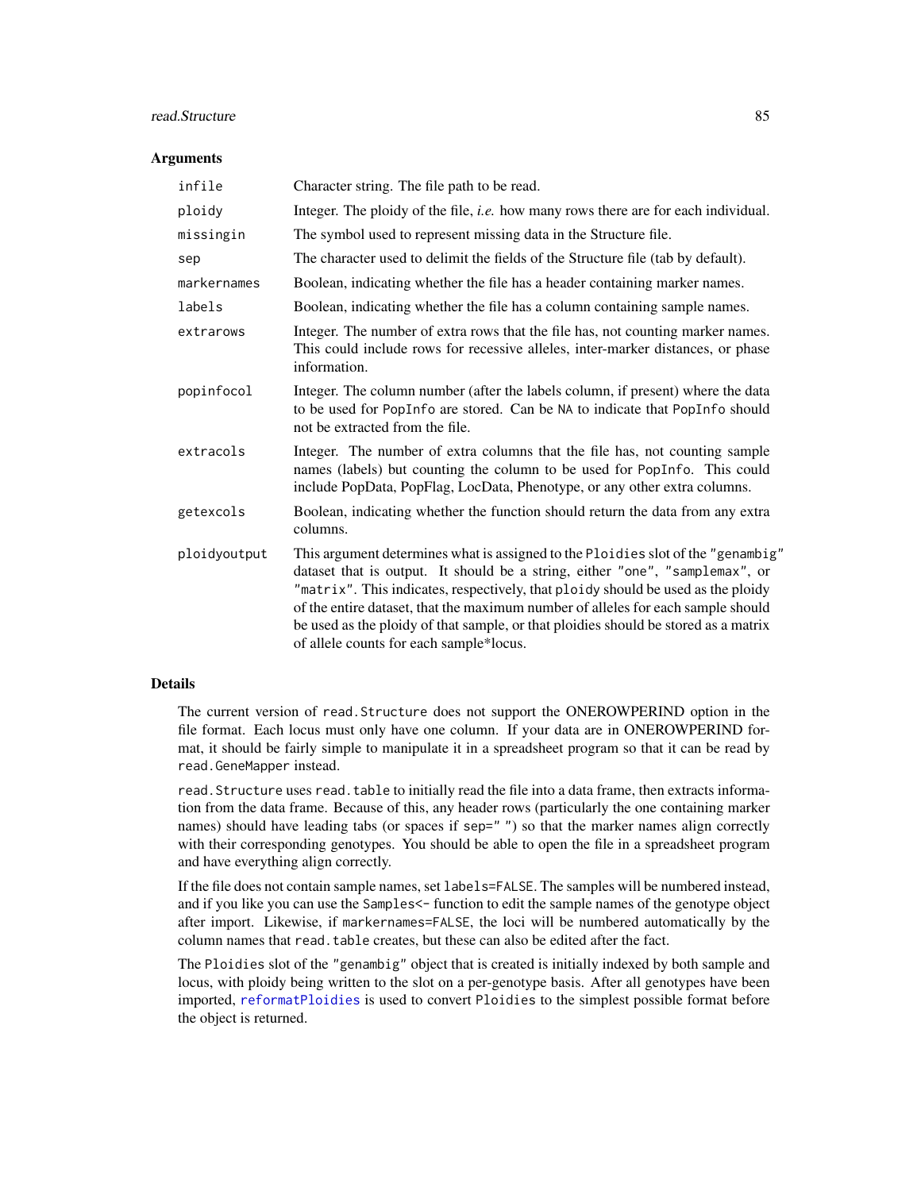### Arguments

| | |
|---|---|
| `infile` | Character string. The file path to be read. |
| `ploidy` | Integer. The ploidy of the file, *i.e.* how many rows there are for each individual. |
| `missingin` | The symbol used to represent missing data in the Structure file. |
| `sep` | The character used to delimit the fields of the Structure file (tab by default). |
| `markernames` | Boolean, indicating whether the file has a header containing marker names. |
| `labels` | Boolean, indicating whether the file has a column containing sample names. |
| `extrarows` | Integer. The number of extra rows that the file has, not counting marker names. This could include rows for recessive alleles, inter-marker distances, or phase information. |
| `popinfocol` | Integer. The column number (after the labels column, if present) where the data to be used for `PopInfo` are stored. Can be `NA` to indicate that `PopInfo` should not be extracted from the file. |
| `extracols` | Integer. The number of extra columns that the file has, not counting sample names (labels) but counting the column to be used for `PopInfo`. This could include PopData, PopFlag, LocData, Phenotype, or any other extra columns. |
| `getexcols` | Boolean, indicating whether the function should return the data from any extra columns. |
| `ploidyoutput` | This argument determines what is assigned to the `Ploidies` slot of the `"genambig"` dataset that is output. It should be a string, either `"one"`, `"samplemax"`, or `"matrix"`. This indicates, respectively, that `ploidy` should be used as the ploidy of the entire dataset, that the maximum number of alleles for each sample should be used as the ploidy of that sample, or that ploidies should be stored as a matrix of allele counts for each sample*locus. |

### Details

The current version of `read.Structure` does not support the ONEROWPERIND option in the file format. Each locus must only have one column. If your data are in ONEROWPERIND format, it should be fairly simple to manipulate it in a spreadsheet program so that it can be read by `read.GeneMapper` instead.

`read.Structure` uses `read.table` to initially read the file into a data frame, then extracts information from the data frame. Because of this, any header rows (particularly the one containing marker names) should have leading tabs (or spaces if `sep=" "`) so that the marker names align correctly with their corresponding genotypes. You should be able to open the file in a spreadsheet program and have everything align correctly.

If the file does not contain sample names, set `labels=FALSE`. The samples will be numbered instead, and if you like you can use the `Samples<-` function to edit the sample names of the genotype object after import. Likewise, if `markernames=FALSE`, the loci will be numbered automatically by the column names that `read.table` creates, but these can also be edited after the fact.

The `Ploidies` slot of the `"genambig"` object that is created is initially indexed by both sample and locus, with ploidy being written to the slot on a per-genotype basis. After all genotypes have been imported, `reformatPloidies` is used to convert `Ploidies` to the simplest possible format before the object is returned.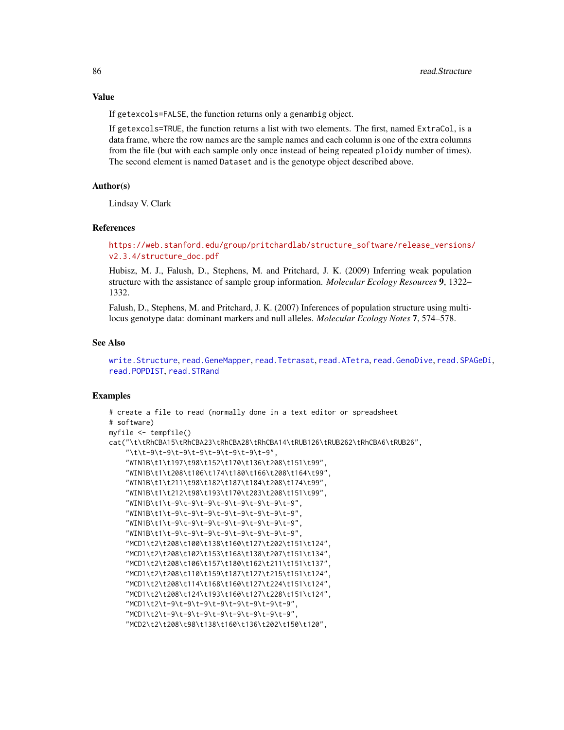## Value

If `getexcols=FALSE`, the function returns only a `genambig` object.

If `getexcols=TRUE`, the function returns a list with two elements. The first, named `ExtraCol`, is a data frame, where the row names are the sample names and each column is one of the extra columns from the file (but with each sample only once instead of being repeated `ploidy` number of times). The second element is named `Dataset` and is the genotype object described above.

## Author(s)

Lindsay V. Clark

## References

https://web.stanford.edu/group/pritchardlab/structure_software/release_versions/v2.3.4/structure_doc.pdf

Hubisz, M. J., Falush, D., Stephens, M. and Pritchard, J. K. (2009) Inferring weak population structure with the assistance of sample group information. *Molecular Ecology Resources* **9**, 1322–1332.

Falush, D., Stephens, M. and Pritchard, J. K. (2007) Inferences of population structure using multilocus genotype data: dominant markers and null alleles. *Molecular Ecology Notes* **7**, 574–578.

## See Also

`write.Structure`, `read.GeneMapper`, `read.Tetrasat`, `read.ATetra`, `read.GenoDive`, `read.SPAGeDi`, `read.POPDIST`, `read.STRand`

## Examples

```
# create a file to read (normally done in a text editor or spreadsheet
# software)
myfile <- tempfile()
cat("\t\tRhCBA15\tRhCBA23\tRhCBA28\tRhCBA14\tRUB126\tRUB262\tRhCBA6\tRUB26",
    "\t\t-9\t-9\t-9\t-9\t-9\t-9\t-9\t-9",
    "WIN1B\t1\t197\t98\t152\t170\t136\t208\t151\t99",
    "WIN1B\t1\t208\t106\t174\t180\t166\t208\t164\t99",
    "WIN1B\t1\t211\t98\t182\t187\t184\t208\t174\t99",
    "WIN1B\t1\t212\t98\t193\t170\t203\t208\t151\t99",
    "WIN1B\t1\t-9\t-9\t-9\t-9\t-9\t-9\t-9\t-9",
    "WIN1B\t1\t-9\t-9\t-9\t-9\t-9\t-9\t-9\t-9",
    "WIN1B\t1\t-9\t-9\t-9\t-9\t-9\t-9\t-9\t-9",
    "WIN1B\t1\t-9\t-9\t-9\t-9\t-9\t-9\t-9\t-9",
    "MCD1\t2\t208\t100\t138\t160\t127\t202\t151\t124",
    "MCD1\t2\t208\t102\t153\t168\t138\t207\t151\t134",
    "MCD1\t2\t208\t106\t157\t180\t162\t211\t151\t137",
    "MCD1\t2\t208\t110\t159\t187\t127\t215\t151\t124",
    "MCD1\t2\t208\t114\t168\t160\t127\t224\t151\t124",
    "MCD1\t2\t208\t124\t193\t160\t127\t228\t151\t124",
    "MCD1\t2\t-9\t-9\t-9\t-9\t-9\t-9\t-9\t-9",
    "MCD1\t2\t-9\t-9\t-9\t-9\t-9\t-9\t-9\t-9",
    "MCD2\t2\t208\t98\t138\t160\t136\t202\t150\t120",
```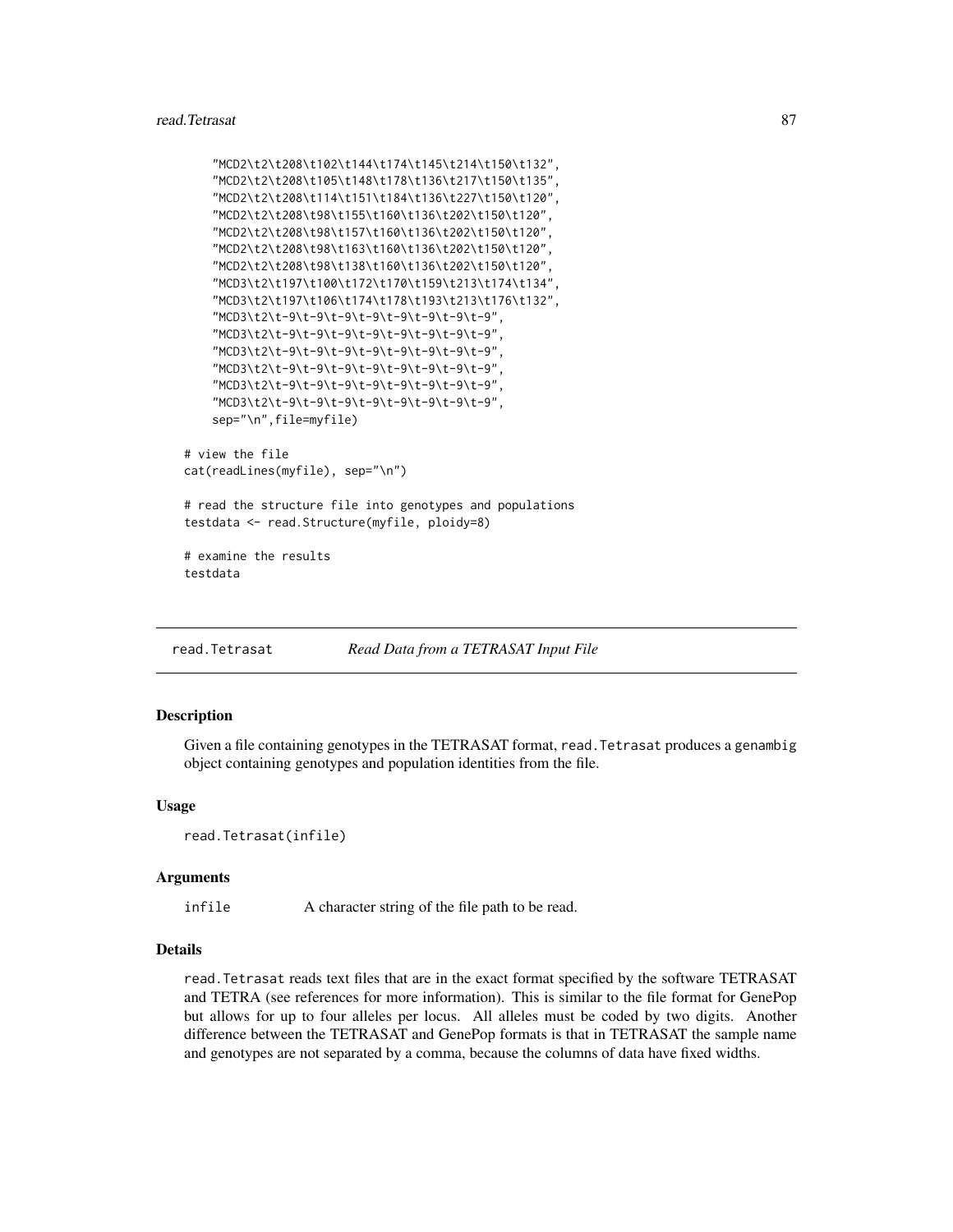```
    "MCD2\t2\t208\t102\t144\t174\t145\t214\t150\t132",
    "MCD2\t2\t208\t105\t148\t178\t136\t217\t150\t135",
    "MCD2\t2\t208\t114\t151\t184\t136\t227\t150\t120",
    "MCD2\t2\t208\t98\t155\t160\t136\t202\t150\t120",
    "MCD2\t2\t208\t98\t157\t160\t136\t202\t150\t120",
    "MCD2\t2\t208\t98\t163\t160\t136\t202\t150\t120",
    "MCD2\t2\t208\t98\t138\t160\t136\t202\t150\t120",
    "MCD3\t2\t197\t100\t172\t170\t159\t213\t174\t134",
    "MCD3\t2\t197\t106\t174\t178\t193\t213\t176\t132",
    "MCD3\t2\t-9\t-9\t-9\t-9\t-9\t-9\t-9\t-9",
    "MCD3\t2\t-9\t-9\t-9\t-9\t-9\t-9\t-9\t-9",
    "MCD3\t2\t-9\t-9\t-9\t-9\t-9\t-9\t-9\t-9",
    "MCD3\t2\t-9\t-9\t-9\t-9\t-9\t-9\t-9\t-9",
    "MCD3\t2\t-9\t-9\t-9\t-9\t-9\t-9\t-9\t-9",
    "MCD3\t2\t-9\t-9\t-9\t-9\t-9\t-9\t-9\t-9",
    sep="\n",file=myfile)

# view the file
cat(readLines(myfile), sep="\n")

# read the structure file into genotypes and populations
testdata <- read.Structure(myfile, ploidy=8)

# examine the results
testdata
```

---

## read.Tetrasat — *Read Data from a TETRASAT Input File*

### Description

Given a file containing genotypes in the TETRASAT format, `read.Tetrasat` produces a `genambig` object containing genotypes and population identities from the file.

### Usage

```
read.Tetrasat(infile)
```

### Arguments

| | |
|---|---|
| `infile` | A character string of the file path to be read. |

### Details

`read.Tetrasat` reads text files that are in the exact format specified by the software TETRASAT and TETRA (see references for more information). This is similar to the file format for GenePop but allows for up to four alleles per locus. All alleles must be coded by two digits. Another difference between the TETRASAT and GenePop formats is that in TETRASAT the sample name and genotypes are not separated by a comma, because the columns of data have fixed widths.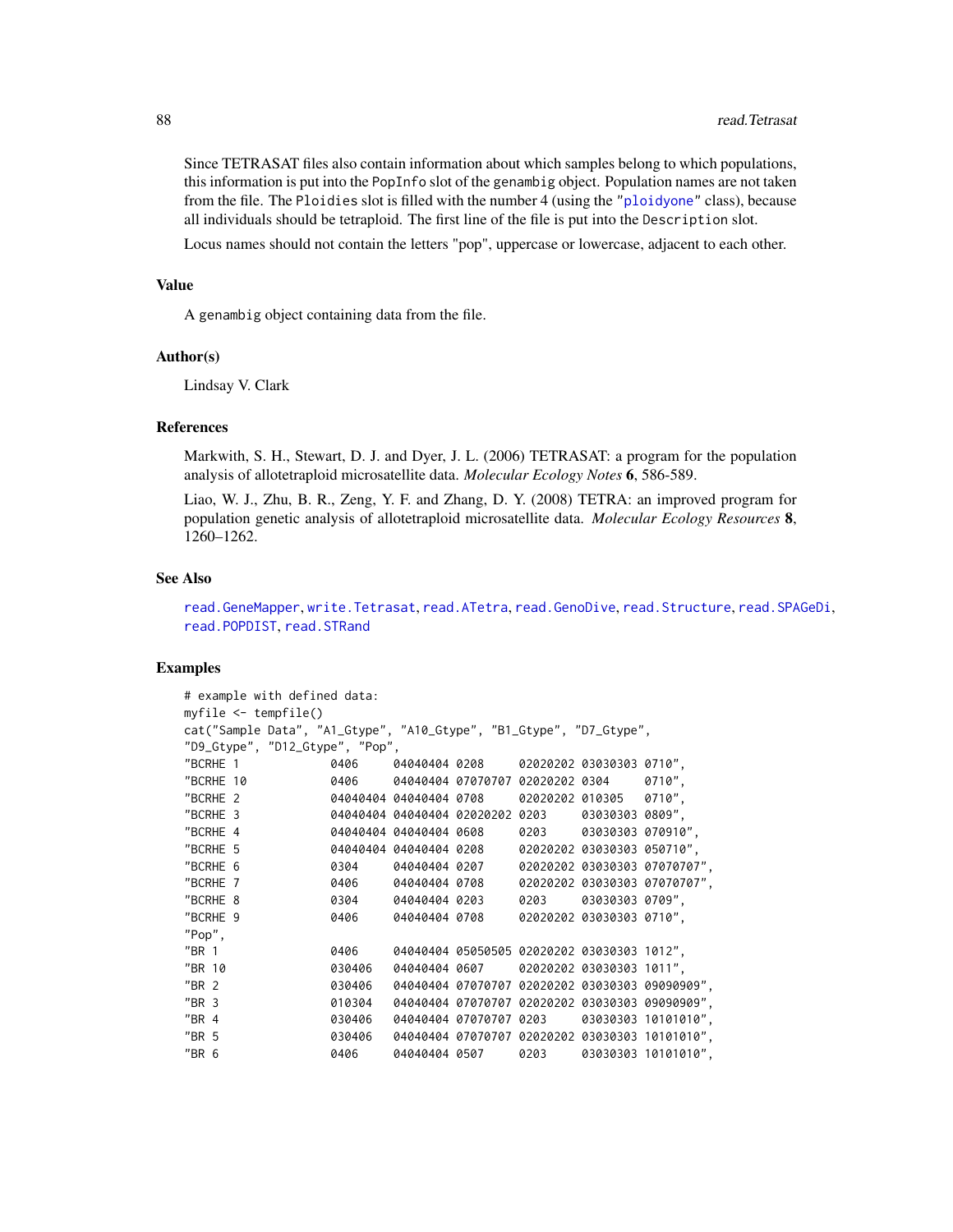Since TETRASAT files also contain information about which samples belong to which populations, this information is put into the PopInfo slot of the genambig object. Population names are not taken from the file. The Ploidies slot is filled with the number 4 (using the "ploidyone" class), because all individuals should be tetraploid. The first line of the file is put into the Description slot.

Locus names should not contain the letters "pop", uppercase or lowercase, adjacent to each other.

## Value

A genambig object containing data from the file.

## Author(s)

Lindsay V. Clark

## References

Markwith, S. H., Stewart, D. J. and Dyer, J. L. (2006) TETRASAT: a program for the population analysis of allotetraploid microsatellite data. *Molecular Ecology Notes* **6**, 586-589.

Liao, W. J., Zhu, B. R., Zeng, Y. F. and Zhang, D. Y. (2008) TETRA: an improved program for population genetic analysis of allotetraploid microsatellite data. *Molecular Ecology Resources* **8**, 1260–1262.

## See Also

read.GeneMapper, write.Tetrasat, read.ATetra, read.GenoDive, read.Structure, read.SPAGeDi, read.POPDIST, read.STRand

## Examples

```
# example with defined data:
myfile <- tempfile()
cat("Sample Data", "A1_Gtype", "A10_Gtype", "B1_Gtype", "D7_Gtype",
"D9_Gtype", "D12_Gtype", "Pop",
"BCRHE 1            0406     04040404 0208     02020202 03030303 0710",
"BCRHE 10           0406     04040404 07070707 02020202 0304     0710",
"BCRHE 2            04040404 04040404 0708     02020202 010305   0710",
"BCRHE 3            04040404 04040404 02020202 0203     03030303 0809",
"BCRHE 4            04040404 04040404 0608     0203     03030303 070910",
"BCRHE 5            04040404 04040404 0208     02020202 03030303 050710",
"BCRHE 6            0304     04040404 0207     02020202 03030303 07070707",
"BCRHE 7            0406     04040404 0708     02020202 03030303 07070707",
"BCRHE 8            0304     04040404 0203     0203     03030303 0709",
"BCRHE 9            0406     04040404 0708     02020202 03030303 0710",
"Pop",
"BR 1               0406     04040404 05050505 02020202 03030303 1012",
"BR 10              030406   04040404 0607     02020202 03030303 1011",
"BR 2               030406   04040404 07070707 02020202 03030303 09090909",
"BR 3               010304   04040404 07070707 02020202 03030303 09090909",
"BR 4               030406   04040404 07070707 0203     03030303 10101010",
"BR 5               030406   04040404 07070707 02020202 03030303 10101010",
"BR 6               0406     04040404 0507     0203     03030303 10101010",
```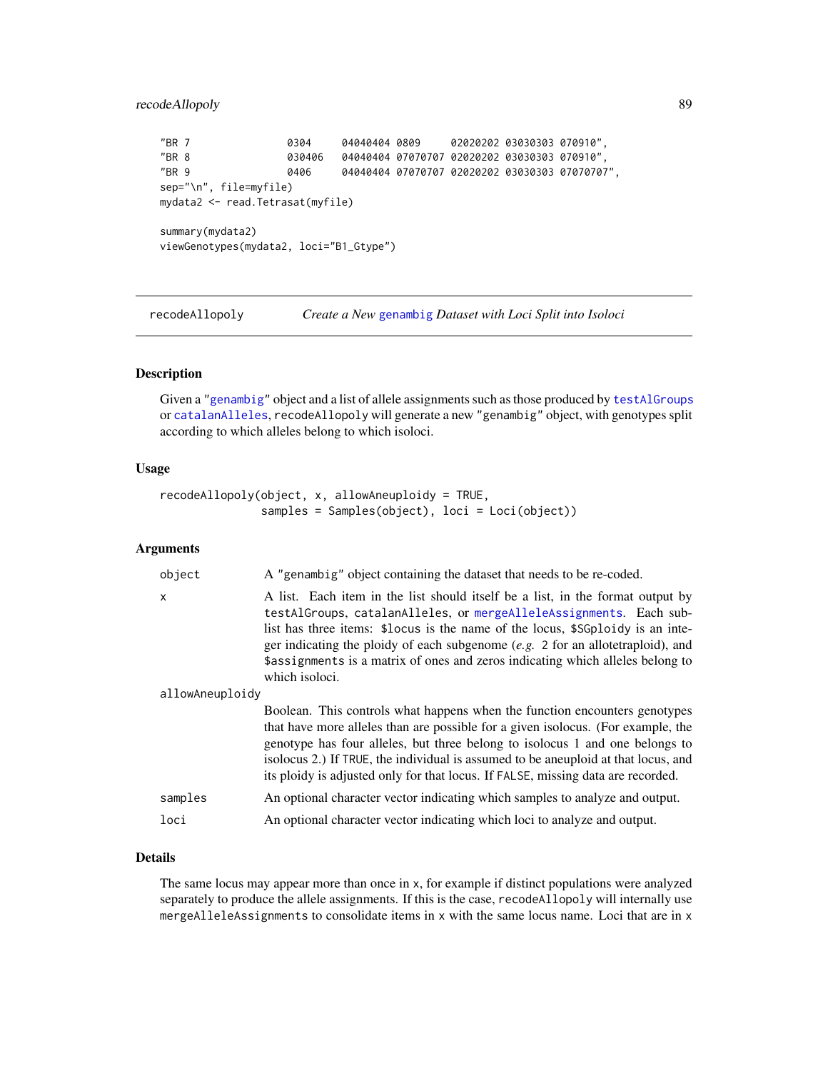```
"BR 7                0304     04040404 0809     02020202 03030303 070910",
"BR 8                030406   04040404 07070707 02020202 03030303 070910",
"BR 9                0406     04040404 07070707 02020202 03030303 07070707",
sep="\n", file=myfile)
mydata2 <- read.Tetrasat(myfile)

summary(mydata2)
viewGenotypes(mydata2, loci="B1_Gtype")
```

## recodeAllopoly — *Create a New* genambig *Dataset with Loci Split into Isoloci*

### Description

Given a "genambig" object and a list of allele assignments such as those produced by testAlGroups or catalanAlleles, recodeAllopoly will generate a new "genambig" object, with genotypes split according to which alleles belong to which isoloci.

### Usage

```
recodeAllopoly(object, x, allowAneuploidy = TRUE,
               samples = Samples(object), loci = Loci(object))
```

### Arguments

- **object**: A "genambig" object containing the dataset that needs to be re-coded.
- **x**: A list. Each item in the list should itself be a list, in the format output by testAlGroups, catalanAlleles, or mergeAlleleAssignments. Each sublist has three items: $locus is the name of the locus, $SGploidy is an integer indicating the ploidy of each subgenome (*e.g.* 2 for an allotetraploid), and $assignments is a matrix of ones and zeros indicating which alleles belong to which isoloci.
- **allowAneuploidy**: Boolean. This controls what happens when the function encounters genotypes that have more alleles than are possible for a given isolocus. (For example, the genotype has four alleles, but three belong to isolocus 1 and one belongs to isolocus 2.) If TRUE, the individual is assumed to be aneuploid at that locus, and its ploidy is adjusted only for that locus. If FALSE, missing data are recorded.
- **samples**: An optional character vector indicating which samples to analyze and output.
- **loci**: An optional character vector indicating which loci to analyze and output.

### Details

The same locus may appear more than once in x, for example if distinct populations were analyzed separately to produce the allele assignments. If this is the case, recodeAllopoly will internally use mergeAlleleAssignments to consolidate items in x with the same locus name. Loci that are in x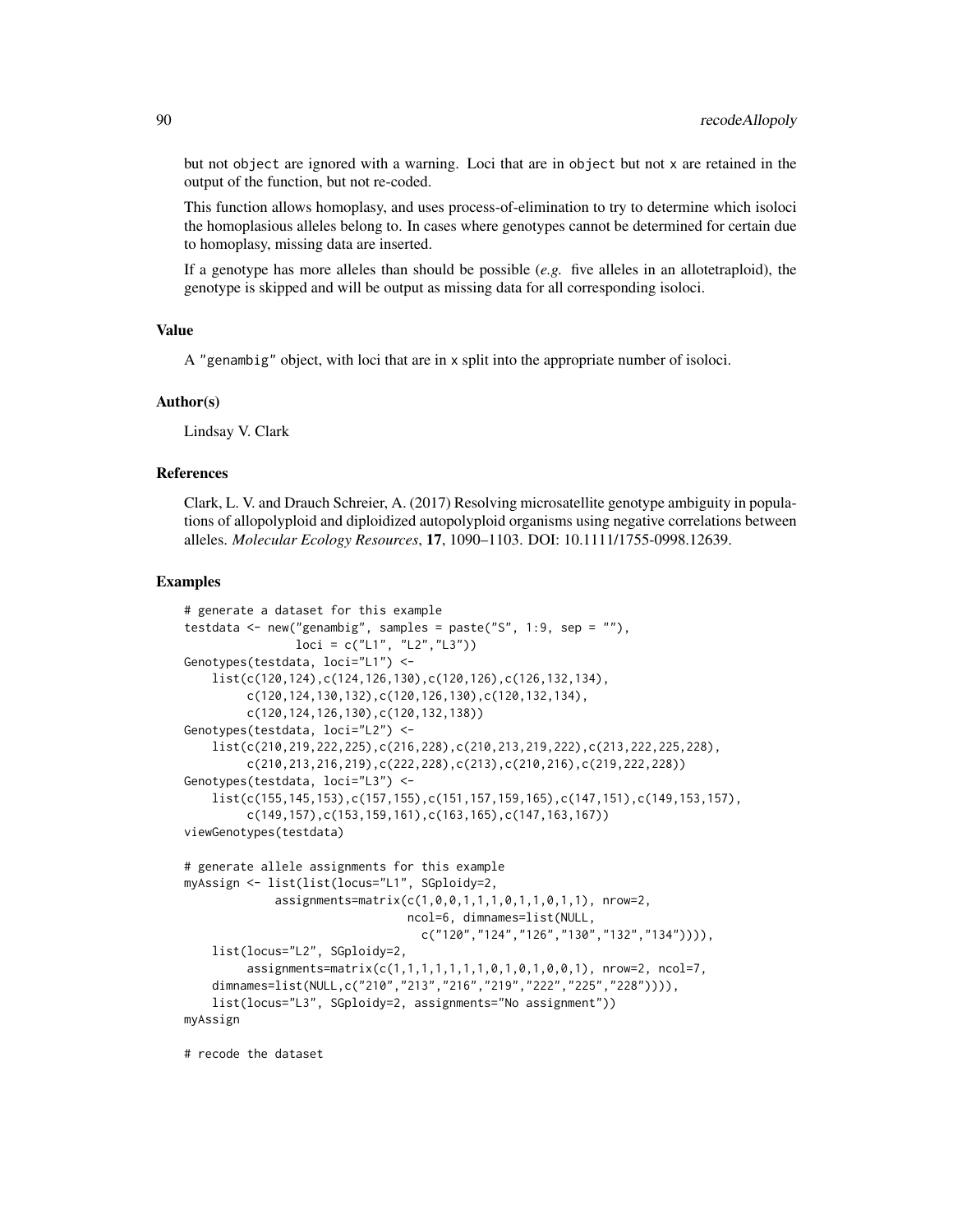but not object are ignored with a warning. Loci that are in object but not x are retained in the output of the function, but not re-coded.

This function allows homoplasy, and uses process-of-elimination to try to determine which isoloci the homoplasious alleles belong to. In cases where genotypes cannot be determined for certain due to homoplasy, missing data are inserted.

If a genotype has more alleles than should be possible (*e.g.* five alleles in an allotetraploid), the genotype is skipped and will be output as missing data for all corresponding isoloci.

## Value

A "genambig" object, with loci that are in x split into the appropriate number of isoloci.

## Author(s)

Lindsay V. Clark

## References

Clark, L. V. and Drauch Schreier, A. (2017) Resolving microsatellite genotype ambiguity in populations of allopolyploid and diploidized autopolyploid organisms using negative correlations between alleles. *Molecular Ecology Resources*, **17**, 1090–1103. DOI: 10.1111/1755-0998.12639.

## Examples

```
# generate a dataset for this example
testdata <- new("genambig", samples = paste("S", 1:9, sep = ""),
                loci = c("L1", "L2","L3"))
Genotypes(testdata, loci="L1") <-
    list(c(120,124),c(124,126,130),c(120,126),c(126,132,134),
         c(120,124,130,132),c(120,126,130),c(120,132,134),
         c(120,124,126,130),c(120,132,138))
Genotypes(testdata, loci="L2") <-
    list(c(210,219,222,225),c(216,228),c(210,213,219,222),c(213,222,225,228),
         c(210,213,216,219),c(222,228),c(213),c(210,216),c(219,222,228))
Genotypes(testdata, loci="L3") <-
    list(c(155,145,153),c(157,155),c(151,157,159,165),c(147,151),c(149,153,157),
         c(149,157),c(153,159,161),c(163,165),c(147,163,167))
viewGenotypes(testdata)

# generate allele assignments for this example
myAssign <- list(list(locus="L1", SGploidy=2,
             assignments=matrix(c(1,0,0,1,1,1,0,1,1,0,1,1), nrow=2,
                                ncol=6, dimnames=list(NULL,
                                  c("120","124","126","130","132","134")))),
    list(locus="L2", SGploidy=2,
         assignments=matrix(c(1,1,1,1,1,1,1,0,1,0,1,0,0,1), nrow=2, ncol=7,
    dimnames=list(NULL,c("210","213","216","219","222","225","228")))),
    list(locus="L3", SGploidy=2, assignments="No assignment"))
myAssign

# recode the dataset
```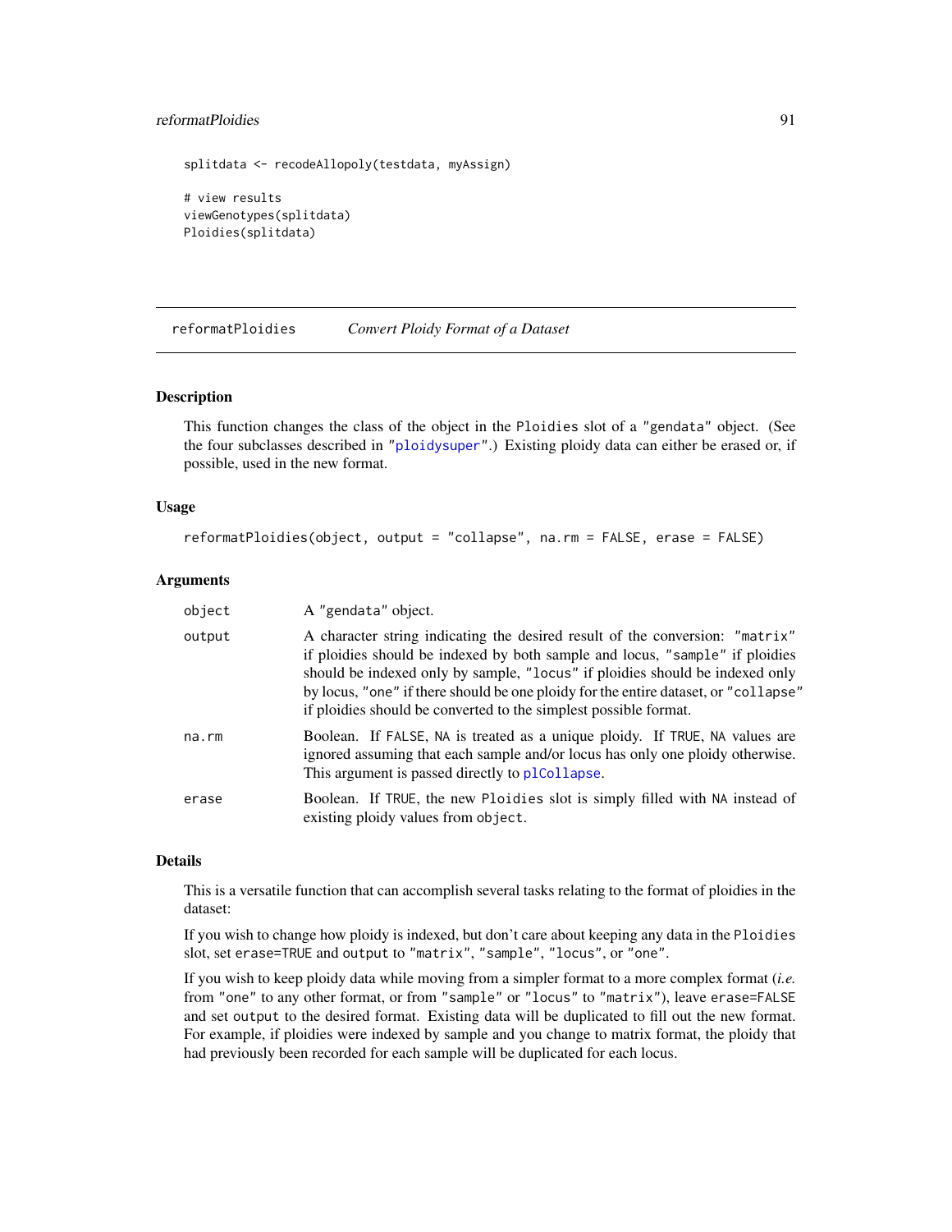```
splitdata <- recodeAllopoly(testdata, myAssign)

# view results
viewGenotypes(splitdata)
Ploidies(splitdata)
```

---

## reformatPloidies — *Convert Ploidy Format of a Dataset*

---

### Description

This function changes the class of the object in the `Ploidies` slot of a `"gendata"` object. (See the four subclasses described in `"ploidysuper"`.) Existing ploidy data can either be erased or, if possible, used in the new format.

### Usage

```
reformatPloidies(object, output = "collapse", na.rm = FALSE, erase = FALSE)
```

### Arguments

| | |
|---|---|
| `object` | A `"gendata"` object. |
| `output` | A character string indicating the desired result of the conversion: `"matrix"` if ploidies should be indexed by both sample and locus, `"sample"` if ploidies should be indexed only by sample, `"locus"` if ploidies should be indexed only by locus, `"one"` if there should be one ploidy for the entire dataset, or `"collapse"` if ploidies should be converted to the simplest possible format. |
| `na.rm` | Boolean. If `FALSE`, `NA` is treated as a unique ploidy. If `TRUE`, `NA` values are ignored assuming that each sample and/or locus has only one ploidy otherwise. This argument is passed directly to `plCollapse`. |
| `erase` | Boolean. If `TRUE`, the new `Ploidies` slot is simply filled with `NA` instead of existing ploidy values from `object`. |

### Details

This is a versatile function that can accomplish several tasks relating to the format of ploidies in the dataset:

If you wish to change how ploidy is indexed, but don't care about keeping any data in the `Ploidies` slot, set `erase=TRUE` and `output` to `"matrix"`, `"sample"`, `"locus"`, or `"one"`.

If you wish to keep ploidy data while moving from a simpler format to a more complex format (*i.e.* from `"one"` to any other format, or from `"sample"` or `"locus"` to `"matrix"`), leave `erase=FALSE` and set `output` to the desired format. Existing data will be duplicated to fill out the new format. For example, if ploidies were indexed by sample and you change to matrix format, the ploidy that had previously been recorded for each sample will be duplicated for each locus.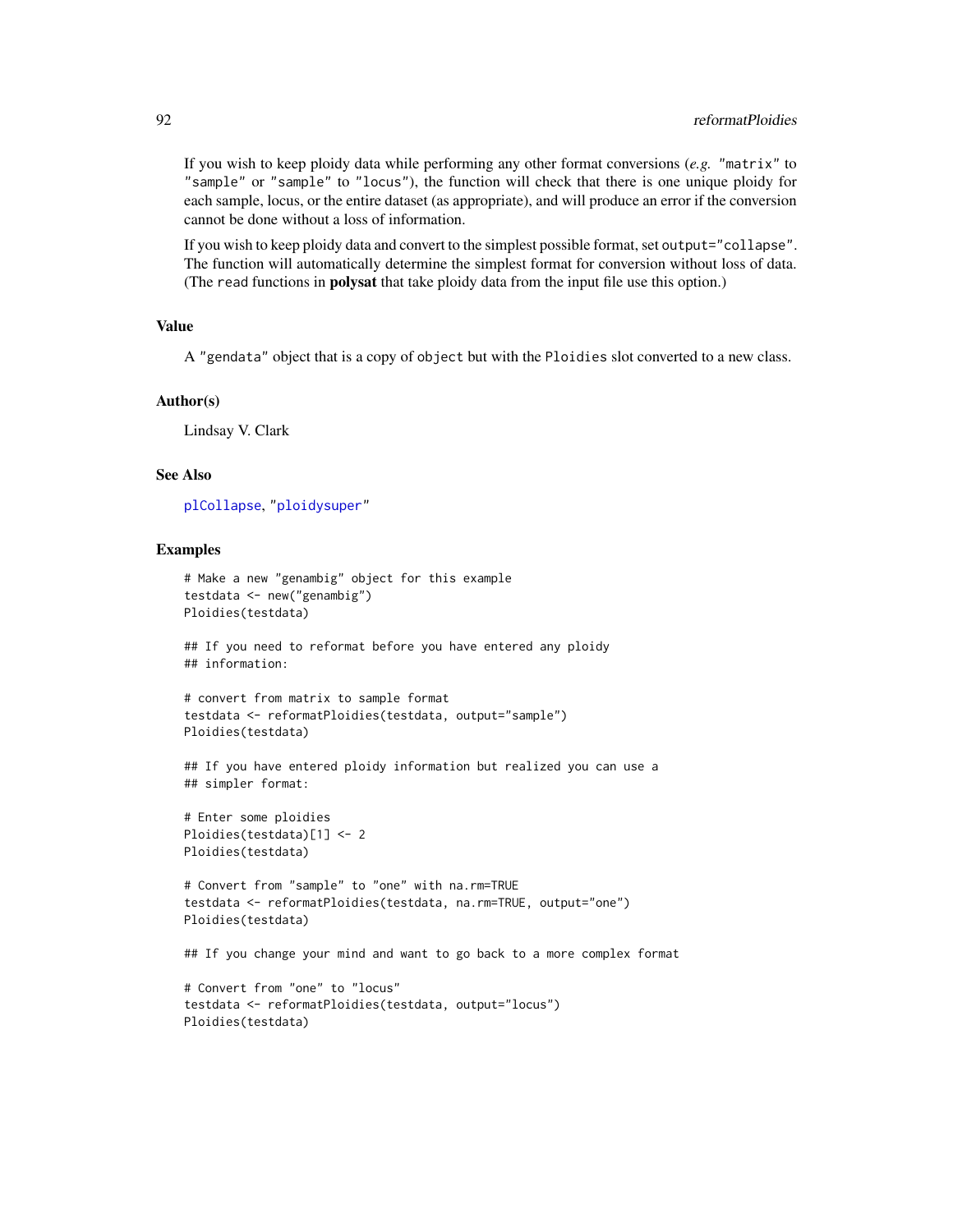If you wish to keep ploidy data while performing any other format conversions (*e.g.* "matrix" to "sample" or "sample" to "locus"), the function will check that there is one unique ploidy for each sample, locus, or the entire dataset (as appropriate), and will produce an error if the conversion cannot be done without a loss of information.

If you wish to keep ploidy data and convert to the simplest possible format, set `output="collapse"`. The function will automatically determine the simplest format for conversion without loss of data. (The `read` functions in **polysat** that take ploidy data from the input file use this option.)

## Value

A "gendata" object that is a copy of `object` but with the `Ploidies` slot converted to a new class.

## Author(s)

Lindsay V. Clark

## See Also

plCollapse, "ploidysuper"

## Examples

```
# Make a new "genambig" object for this example
testdata <- new("genambig")
Ploidies(testdata)

## If you need to reformat before you have entered any ploidy
## information:

# convert from matrix to sample format
testdata <- reformatPloidies(testdata, output="sample")
Ploidies(testdata)

## If you have entered ploidy information but realized you can use a
## simpler format:

# Enter some ploidies
Ploidies(testdata)[1] <- 2
Ploidies(testdata)

# Convert from "sample" to "one" with na.rm=TRUE
testdata <- reformatPloidies(testdata, na.rm=TRUE, output="one")
Ploidies(testdata)

## If you change your mind and want to go back to a more complex format

# Convert from "one" to "locus"
testdata <- reformatPloidies(testdata, output="locus")
Ploidies(testdata)
```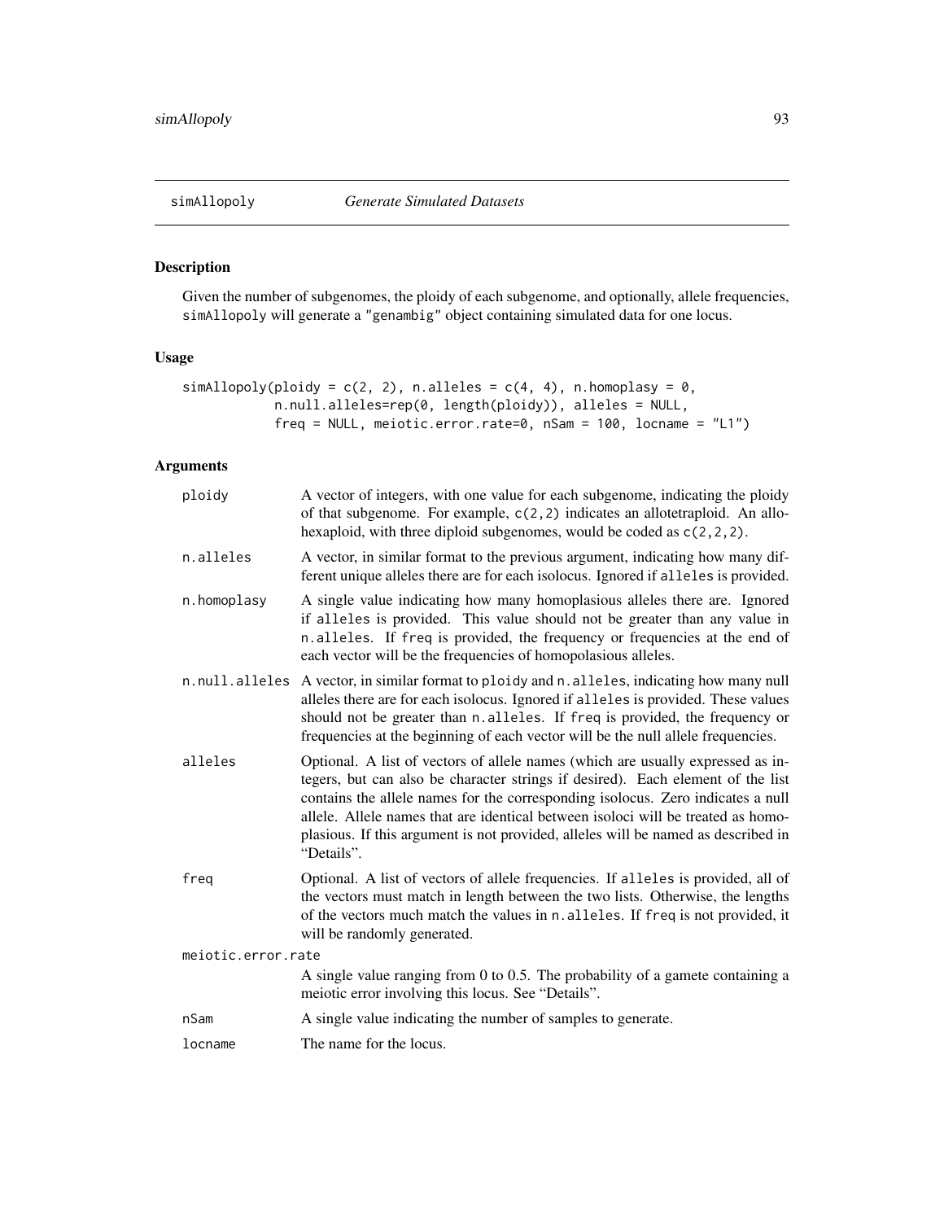## simAllopoly *Generate Simulated Datasets*

### Description

Given the number of subgenomes, the ploidy of each subgenome, and optionally, allele frequencies, `simAllopoly` will generate a `"genambig"` object containing simulated data for one locus.

### Usage

```
simAllopoly(ploidy = c(2, 2), n.alleles = c(4, 4), n.homoplasy = 0,
            n.null.alleles=rep(0, length(ploidy)), alleles = NULL,
            freq = NULL, meiotic.error.rate=0, nSam = 100, locname = "L1")
```

### Arguments

| | |
|---|---|
| `ploidy` | A vector of integers, with one value for each subgenome, indicating the ploidy of that subgenome. For example, `c(2,2)` indicates an allotetraploid. An allohexaploid, with three diploid subgenomes, would be coded as `c(2,2,2)`. |
| `n.alleles` | A vector, in similar format to the previous argument, indicating how many different unique alleles there are for each isolocus. Ignored if `alleles` is provided. |
| `n.homoplasy` | A single value indicating how many homoplasious alleles there are. Ignored if `alleles` is provided. This value should not be greater than any value in `n.alleles`. If `freq` is provided, the frequency or frequencies at the end of each vector will be the frequencies of homopolasious alleles. |
| `n.null.alleles` | A vector, in similar format to `ploidy` and `n.alleles`, indicating how many null alleles there are for each isolocus. Ignored if `alleles` is provided. These values should not be greater than `n.alleles`. If `freq` is provided, the frequency or frequencies at the beginning of each vector will be the null allele frequencies. |
| `alleles` | Optional. A list of vectors of allele names (which are usually expressed as integers, but can also be character strings if desired). Each element of the list contains the allele names for the corresponding isolocus. Zero indicates a null allele. Allele names that are identical between isoloci will be treated as homoplasious. If this argument is not provided, alleles will be named as described in "Details". |
| `freq` | Optional. A list of vectors of allele frequencies. If `alleles` is provided, all of the vectors must match in length between the two lists. Otherwise, the lengths of the vectors much match the values in `n.alleles`. If `freq` is not provided, it will be randomly generated. |
| `meiotic.error.rate` | A single value ranging from 0 to 0.5. The probability of a gamete containing a meiotic error involving this locus. See "Details". |
| `nSam` | A single value indicating the number of samples to generate. |
| `locname` | The name for the locus. |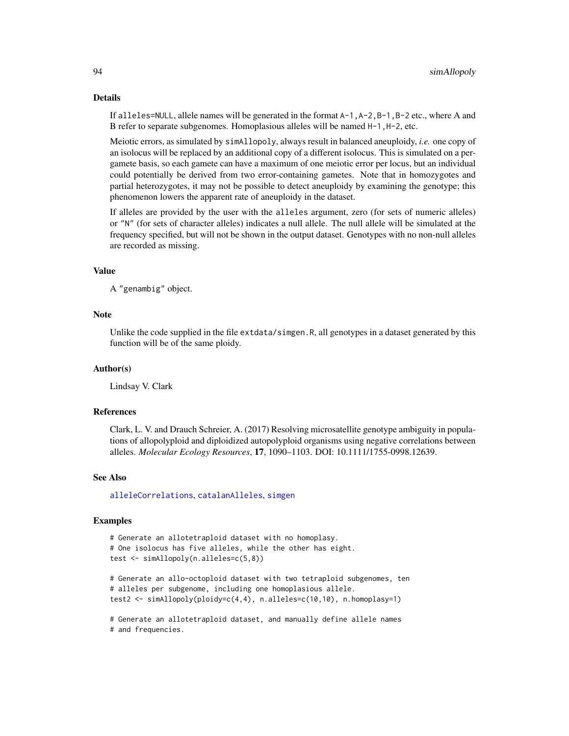## Details

If `alleles=NULL`, allele names will be generated in the format `A-1,A-2,B-1,B-2` etc., where A and B refer to separate subgenomes. Homoplasious alleles will be named `H-1,H-2`, etc.

Meiotic errors, as simulated by `simAllopoly`, always result in balanced aneuploidy, *i.e.* one copy of an isolocus will be replaced by an additional copy of a different isolocus. This is simulated on a per-gamete basis, so each gamete can have a maximum of one meiotic error per locus, but an individual could potentially be derived from two error-containing gametes. Note that in homozygotes and partial heterozygotes, it may not be possible to detect aneuploidy by examining the genotype; this phenomenon lowers the apparent rate of aneuploidy in the dataset.

If alleles are provided by the user with the `alleles` argument, zero (for sets of numeric alleles) or `"N"` (for sets of character alleles) indicates a null allele. The null allele will be simulated at the frequency specified, but will not be shown in the output dataset. Genotypes with no non-null alleles are recorded as missing.

## Value

A `"genambig"` object.

## Note

Unlike the code supplied in the file `extdata/simgen.R`, all genotypes in a dataset generated by this function will be of the same ploidy.

## Author(s)

Lindsay V. Clark

## References

Clark, L. V. and Drauch Schreier, A. (2017) Resolving microsatellite genotype ambiguity in populations of allopolyploid and diploidized autopolyploid organisms using negative correlations between alleles. *Molecular Ecology Resources*, **17**, 1090–1103. DOI: 10.1111/1755-0998.12639.

## See Also

`alleleCorrelations`, `catalanAlleles`, `simgen`

## Examples

```
# Generate an allotetraploid dataset with no homoplasy.
# One isolocus has five alleles, while the other has eight.
test <- simAllopoly(n.alleles=c(5,8))

# Generate an allo-octoploid dataset with two tetraploid subgenomes, ten
# alleles per subgenome, including one homoplasious allele.
test2 <- simAllopoly(ploidy=c(4,4), n.alleles=c(10,10), n.homoplasy=1)

# Generate an allotetraploid dataset, and manually define allele names
# and frequencies.
```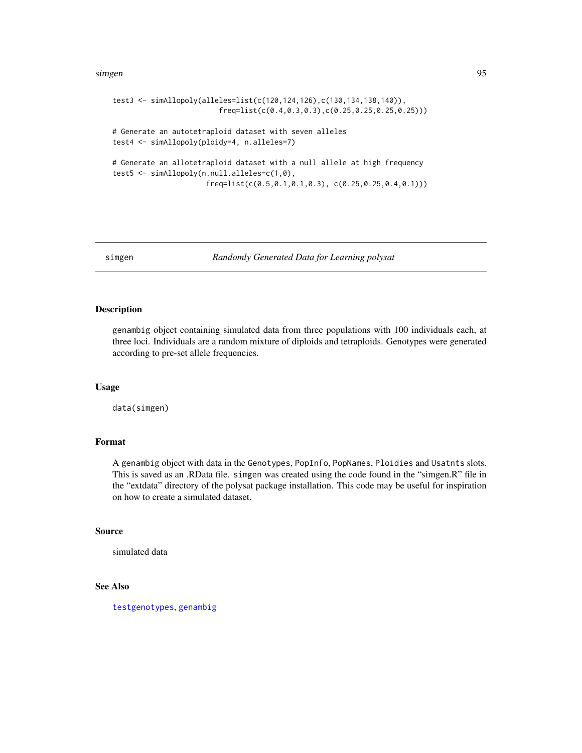```
test3 <- simAllopoly(alleles=list(c(120,124,126),c(130,134,138,140)),
                     freq=list(c(0.4,0.3,0.3),c(0.25,0.25,0.25,0.25)))

# Generate an autotetraploid dataset with seven alleles
test4 <- simAllopoly(ploidy=4, n.alleles=7)

# Generate an allotetraploid dataset with a null allele at high frequency
test5 <- simAllopoly(n.null.alleles=c(1,0),
                     freq=list(c(0.5,0.1,0.1,0.3), c(0.25,0.25,0.4,0.1)))
```

---

## simgen — *Randomly Generated Data for Learning polysat*

### Description

genambig object containing simulated data from three populations with 100 individuals each, at three loci. Individuals are a random mixture of diploids and tetraploids. Genotypes were generated according to pre-set allele frequencies.

### Usage

```
data(simgen)
```

### Format

A genambig object with data in the Genotypes, PopInfo, PopNames, Ploidies and Usatnts slots. This is saved as an .RData file. simgen was created using the code found in the "simgen.R" file in the "extdata" directory of the polysat package installation. This code may be useful for inspiration on how to create a simulated dataset.

### Source

simulated data

### See Also

testgenotypes, genambig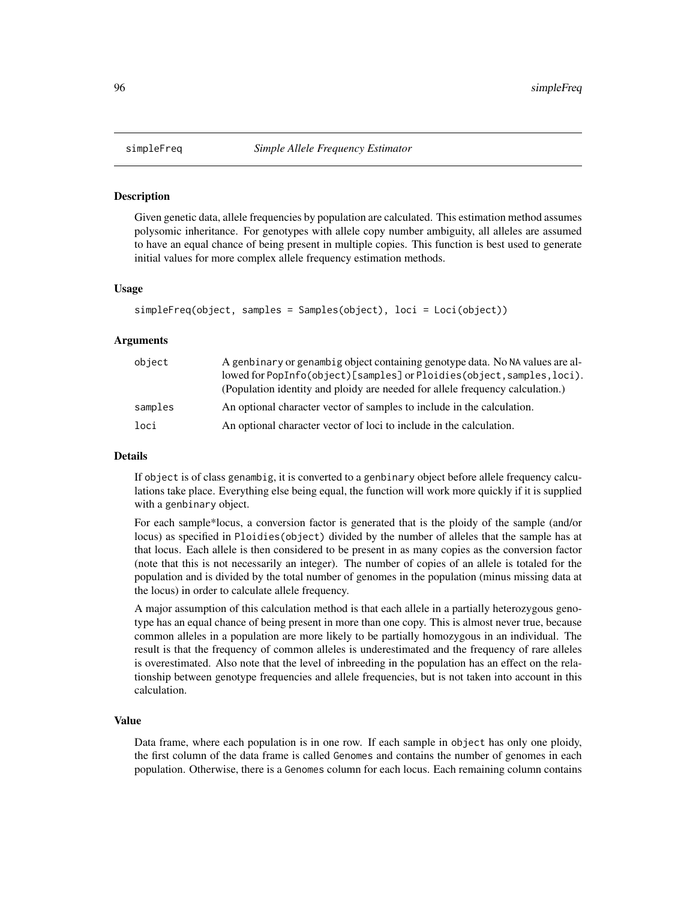# simpleFreq — *Simple Allele Frequency Estimator*

## Description

Given genetic data, allele frequencies by population are calculated. This estimation method assumes polysomic inheritance. For genotypes with allele copy number ambiguity, all alleles are assumed to have an equal chance of being present in multiple copies. This function is best used to generate initial values for more complex allele frequency estimation methods.

## Usage

```
simpleFreq(object, samples = Samples(object), loci = Loci(object))
```

## Arguments

| | |
|---|---|
| object | A genbinary or genambig object containing genotype data. No NA values are allowed for PopInfo(object)[samples] or Ploidies(object,samples,loci). (Population identity and ploidy are needed for allele frequency calculation.) |
| samples | An optional character vector of samples to include in the calculation. |
| loci | An optional character vector of loci to include in the calculation. |

## Details

If object is of class genambig, it is converted to a genbinary object before allele frequency calculations take place. Everything else being equal, the function will work more quickly if it is supplied with a genbinary object.

For each sample*locus, a conversion factor is generated that is the ploidy of the sample (and/or locus) as specified in Ploidies(object) divided by the number of alleles that the sample has at that locus. Each allele is then considered to be present in as many copies as the conversion factor (note that this is not necessarily an integer). The number of copies of an allele is totaled for the population and is divided by the total number of genomes in the population (minus missing data at the locus) in order to calculate allele frequency.

A major assumption of this calculation method is that each allele in a partially heterozygous genotype has an equal chance of being present in more than one copy. This is almost never true, because common alleles in a population are more likely to be partially homozygous in an individual. The result is that the frequency of common alleles is underestimated and the frequency of rare alleles is overestimated. Also note that the level of inbreeding in the population has an effect on the relationship between genotype frequencies and allele frequencies, but is not taken into account in this calculation.

## Value

Data frame, where each population is in one row. If each sample in object has only one ploidy, the first column of the data frame is called Genomes and contains the number of genomes in each population. Otherwise, there is a Genomes column for each locus. Each remaining column contains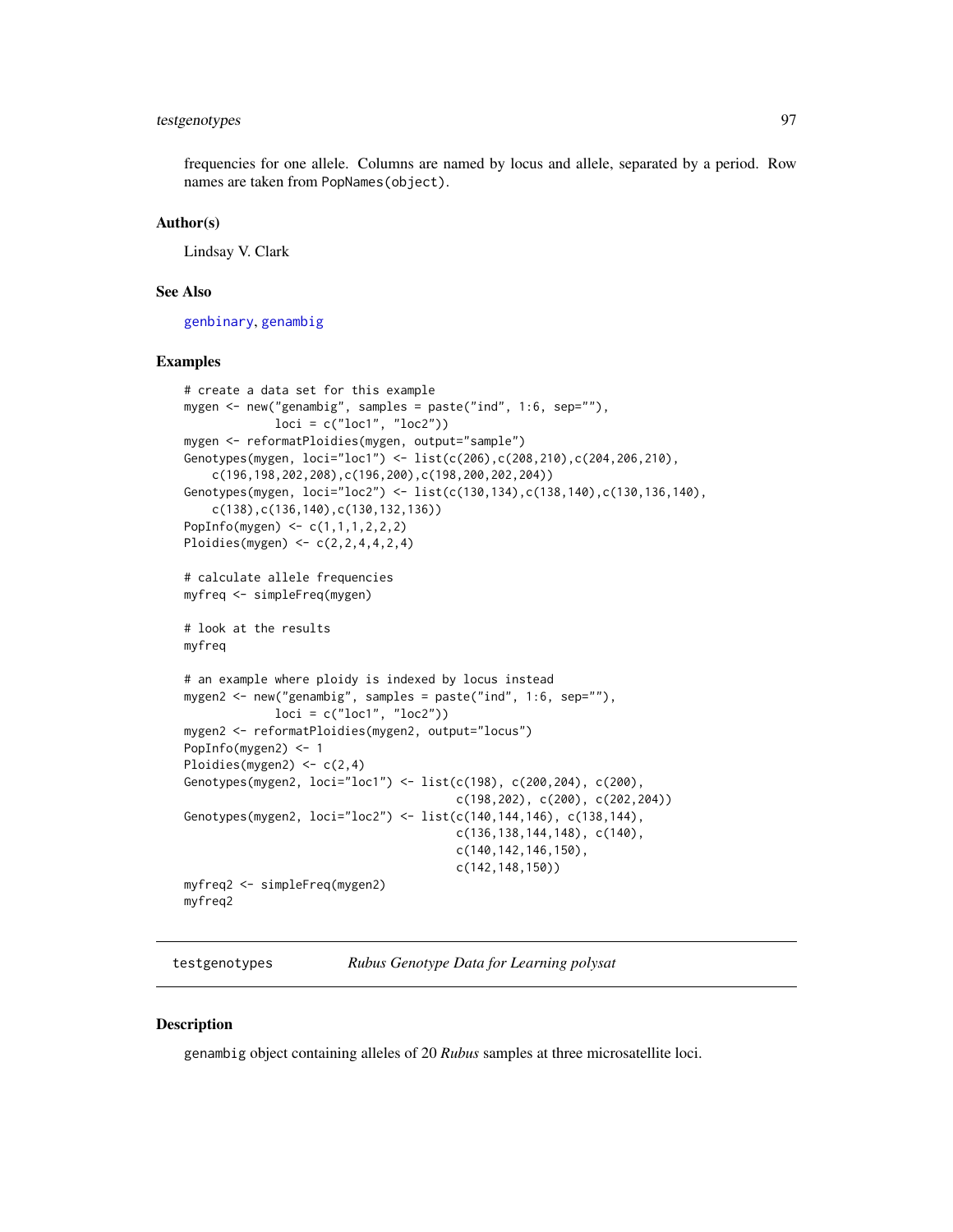frequencies for one allele. Columns are named by locus and allele, separated by a period. Row names are taken from PopNames(object).

### Author(s)

Lindsay V. Clark

### See Also

genbinary, genambig

### Examples

```
# create a data set for this example
mygen <- new("genambig", samples = paste("ind", 1:6, sep=""),
             loci = c("loc1", "loc2"))
mygen <- reformatPloidies(mygen, output="sample")
Genotypes(mygen, loci="loc1") <- list(c(206),c(208,210),c(204,206,210),
    c(196,198,202,208),c(196,200),c(198,200,202,204))
Genotypes(mygen, loci="loc2") <- list(c(130,134),c(138,140),c(130,136,140),
    c(138),c(136,140),c(130,132,136))
PopInfo(mygen) <- c(1,1,1,2,2,2)
Ploidies(mygen) <- c(2,2,4,4,2,4)

# calculate allele frequencies
myfreq <- simpleFreq(mygen)

# look at the results
myfreq

# an example where ploidy is indexed by locus instead
mygen2 <- new("genambig", samples = paste("ind", 1:6, sep=""),
             loci = c("loc1", "loc2"))
mygen2 <- reformatPloidies(mygen2, output="locus")
PopInfo(mygen2) <- 1
Ploidies(mygen2) <- c(2,4)
Genotypes(mygen2, loci="loc1") <- list(c(198), c(200,204), c(200),
                                       c(198,202), c(200), c(202,204))
Genotypes(mygen2, loci="loc2") <- list(c(140,144,146), c(138,144),
                                       c(136,138,144,148), c(140),
                                       c(140,142,146,150),
                                       c(142,148,150))
myfreq2 <- simpleFreq(mygen2)
myfreq2
```

---

## testgenotypes *Rubus Genotype Data for Learning polysat*

### Description

genambig object containing alleles of 20 *Rubus* samples at three microsatellite loci.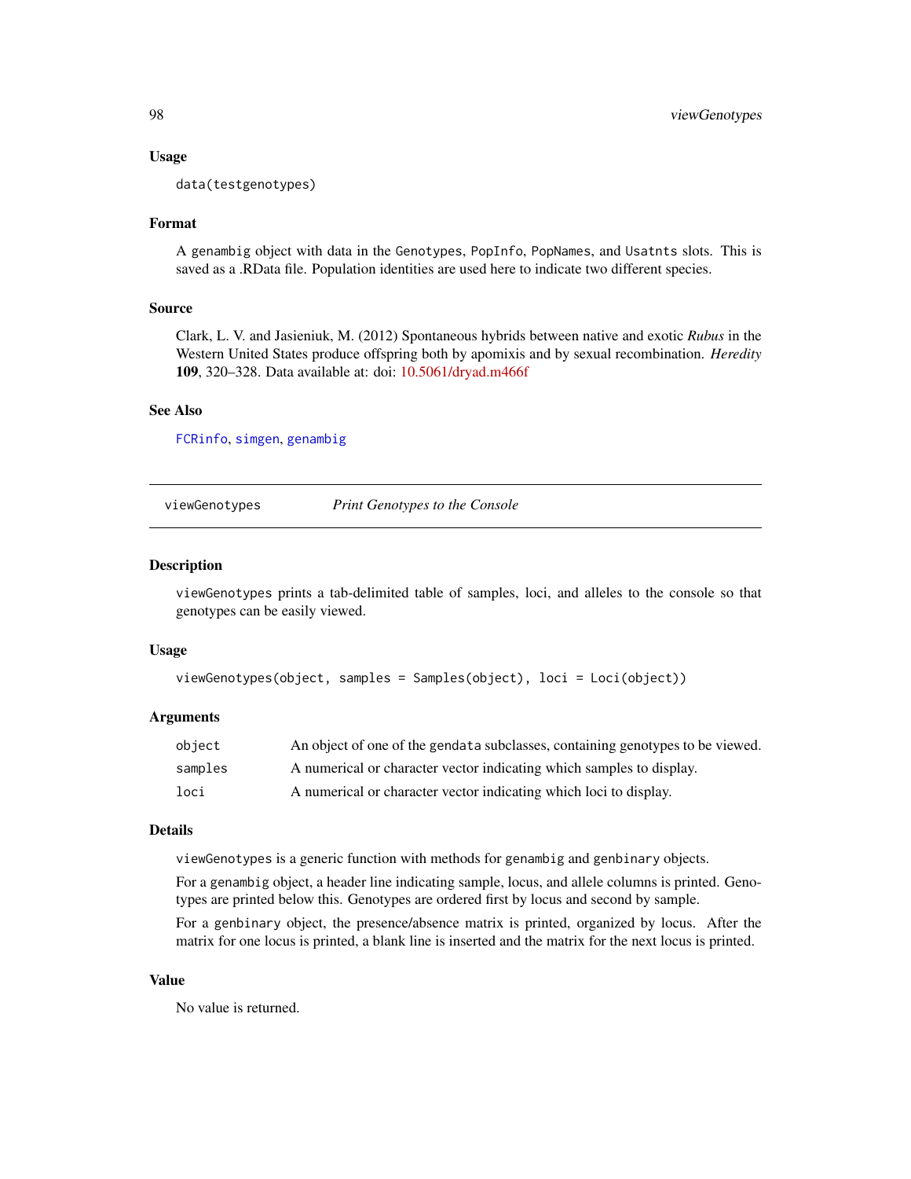### Usage

```
data(testgenotypes)
```

### Format

A genambig object with data in the Genotypes, PopInfo, PopNames, and Usatnts slots. This is saved as a .RData file. Population identities are used here to indicate two different species.

### Source

Clark, L. V. and Jasieniuk, M. (2012) Spontaneous hybrids between native and exotic *Rubus* in the Western United States produce offspring both by apomixis and by sexual recombination. *Heredity* **109**, 320–328. Data available at: doi: 10.5061/dryad.m466f

### See Also

FCRinfo, simgen, genambig

---

## viewGenotypes — *Print Genotypes to the Console*

### Description

viewGenotypes prints a tab-delimited table of samples, loci, and alleles to the console so that genotypes can be easily viewed.

### Usage

```
viewGenotypes(object, samples = Samples(object), loci = Loci(object))
```

### Arguments

| | |
|---|---|
| object | An object of one of the gendata subclasses, containing genotypes to be viewed. |
| samples | A numerical or character vector indicating which samples to display. |
| loci | A numerical or character vector indicating which loci to display. |

### Details

viewGenotypes is a generic function with methods for genambig and genbinary objects.

For a genambig object, a header line indicating sample, locus, and allele columns is printed. Genotypes are printed below this. Genotypes are ordered first by locus and second by sample.

For a genbinary object, the presence/absence matrix is printed, organized by locus. After the matrix for one locus is printed, a blank line is inserted and the matrix for the next locus is printed.

### Value

No value is returned.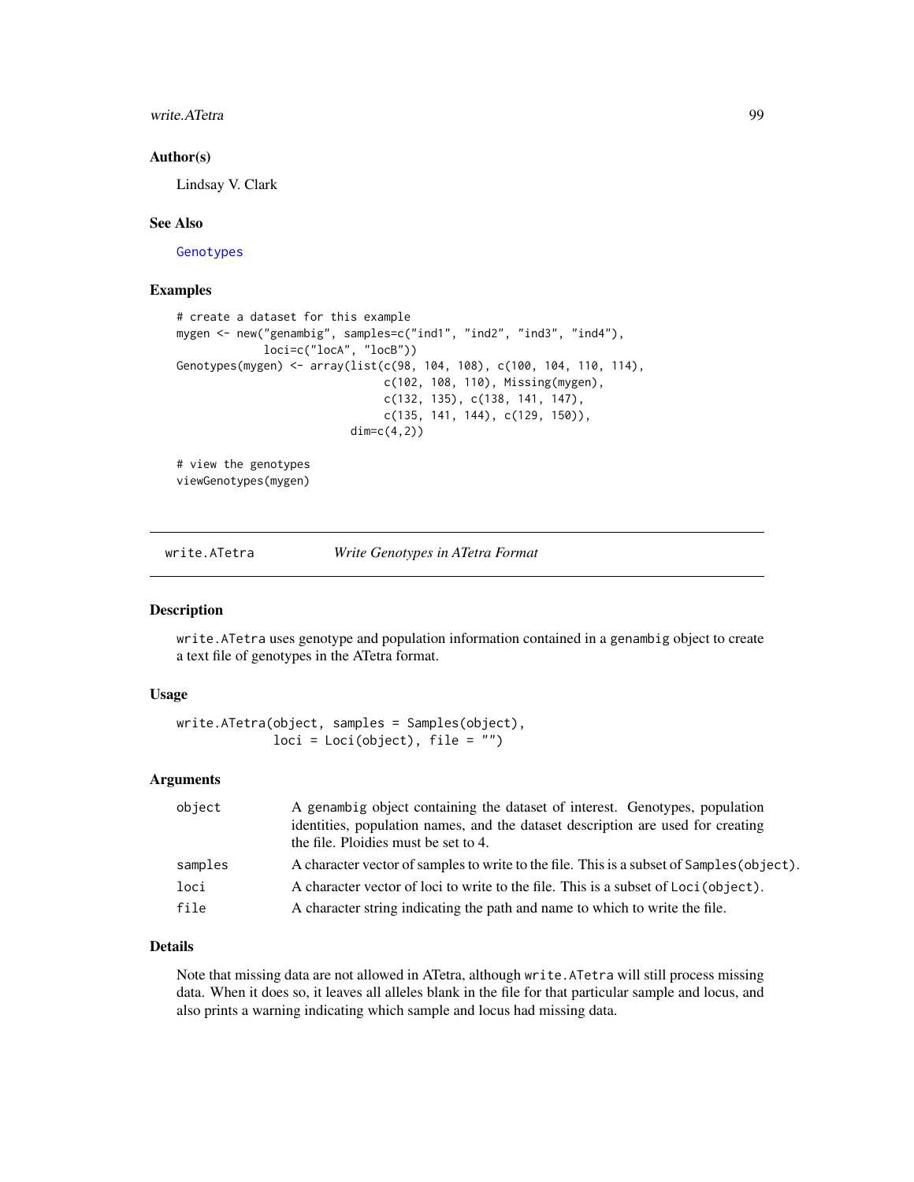### Author(s)

Lindsay V. Clark

### See Also

Genotypes

### Examples

```
# create a dataset for this example
mygen <- new("genambig", samples=c("ind1", "ind2", "ind3", "ind4"),
             loci=c("locA", "locB"))
Genotypes(mygen) <- array(list(c(98, 104, 108), c(100, 104, 110, 114),
                               c(102, 108, 110), Missing(mygen),
                               c(132, 135), c(138, 141, 147),
                               c(135, 141, 144), c(129, 150)),
                          dim=c(4,2))

# view the genotypes
viewGenotypes(mygen)
```

---

## write.ATetra — *Write Genotypes in ATetra Format*

### Description

`write.ATetra` uses genotype and population information contained in a `genambig` object to create a text file of genotypes in the ATetra format.

### Usage

```
write.ATetra(object, samples = Samples(object),
             loci = Loci(object), file = "")
```

### Arguments

| | |
|---|---|
| object | A genambig object containing the dataset of interest. Genotypes, population identities, population names, and the dataset description are used for creating the file. Ploidies must be set to 4. |
| samples | A character vector of samples to write to the file. This is a subset of `Samples(object)`. |
| loci | A character vector of loci to write to the file. This is a subset of `Loci(object)`. |
| file | A character string indicating the path and name to which to write the file. |

### Details

Note that missing data are not allowed in ATetra, although `write.ATetra` will still process missing data. When it does so, it leaves all alleles blank in the file for that particular sample and locus, and also prints a warning indicating which sample and locus had missing data.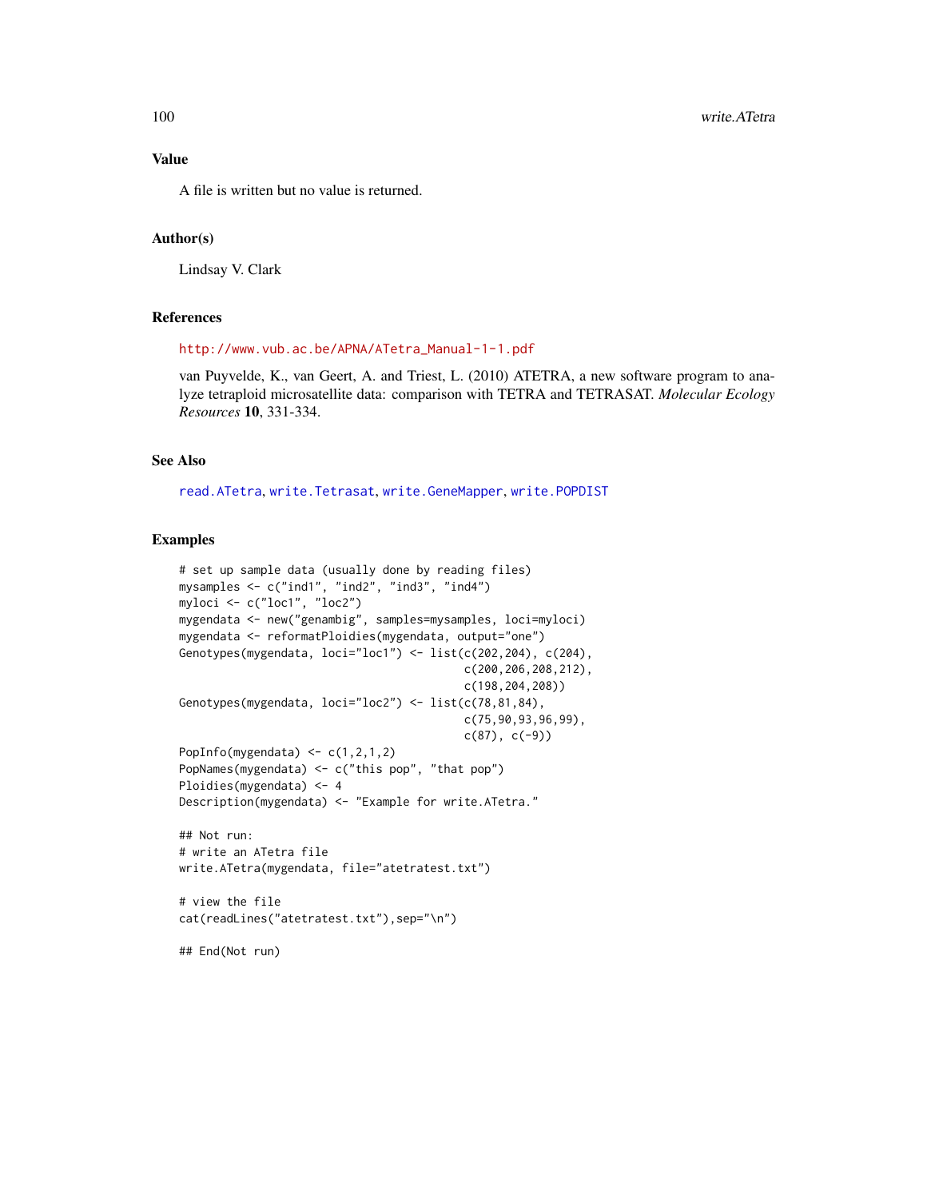## Value

A file is written but no value is returned.

## Author(s)

Lindsay V. Clark

## References

http://www.vub.ac.be/APNA/ATetra_Manual-1-1.pdf

van Puyvelde, K., van Geert, A. and Triest, L. (2010) ATETRA, a new software program to analyze tetraploid microsatellite data: comparison with TETRA and TETRASAT. *Molecular Ecology Resources* **10**, 331-334.

## See Also

read.ATetra, write.Tetrasat, write.GeneMapper, write.POPDIST

## Examples

```
# set up sample data (usually done by reading files)
mysamples <- c("ind1", "ind2", "ind3", "ind4")
myloci <- c("loc1", "loc2")
mygendata <- new("genambig", samples=mysamples, loci=myloci)
mygendata <- reformatPloidies(mygendata, output="one")
Genotypes(mygendata, loci="loc1") <- list(c(202,204), c(204),
                                          c(200,206,208,212),
                                          c(198,204,208))
Genotypes(mygendata, loci="loc2") <- list(c(78,81,84),
                                          c(75,90,93,96,99),
                                          c(87), c(-9))
PopInfo(mygendata) <- c(1,2,1,2)
PopNames(mygendata) <- c("this pop", "that pop")
Ploidies(mygendata) <- 4
Description(mygendata) <- "Example for write.ATetra."

## Not run:
# write an ATetra file
write.ATetra(mygendata, file="atetratest.txt")

# view the file
cat(readLines("atetratest.txt"),sep="\n")

## End(Not run)
```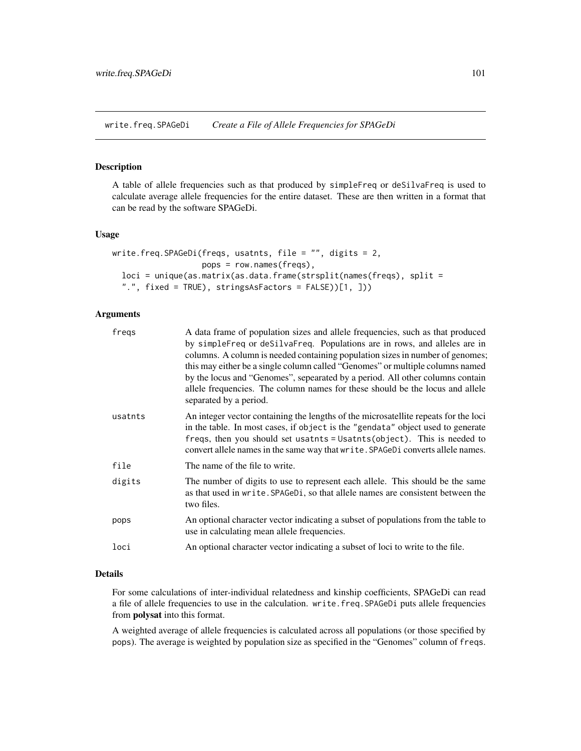## write.freq.SPAGeDi *Create a File of Allele Frequencies for SPAGeDi*

### Description

A table of allele frequencies such as that produced by `simpleFreq` or `deSilvaFreq` is used to calculate average allele frequencies for the entire dataset. These are then written in a format that can be read by the software SPAGeDi.

### Usage

```
write.freq.SPAGeDi(freqs, usatnts, file = "", digits = 2,
                   pops = row.names(freqs),
  loci = unique(as.matrix(as.data.frame(strsplit(names(freqs), split =
  ".", fixed = TRUE), stringsAsFactors = FALSE))[1, ]))
```

### Arguments

| | |
|---|---|
| `freqs` | A data frame of population sizes and allele frequencies, such as that produced by `simpleFreq` or `deSilvaFreq`. Populations are in rows, and alleles are in columns. A column is needed containing population sizes in number of genomes; this may either be a single column called "Genomes" or multiple columns named by the locus and "Genomes", sepearated by a period. All other columns contain allele frequencies. The column names for these should be the locus and allele separated by a period. |
| `usatnts` | An integer vector containing the lengths of the microsatellite repeats for the loci in the table. In most cases, if `object` is the `"gendata"` object used to generate `freqs`, then you should set `usatnts = Usatnts(object)`. This is needed to convert allele names in the same way that `write.SPAGeDi` converts allele names. |
| `file` | The name of the file to write. |
| `digits` | The number of digits to use to represent each allele. This should be the same as that used in `write.SPAGeDi`, so that allele names are consistent between the two files. |
| `pops` | An optional character vector indicating a subset of populations from the table to use in calculating mean allele frequencies. |
| `loci` | An optional character vector indicating a subset of loci to write to the file. |

### Details

For some calculations of inter-individual relatedness and kinship coefficients, SPAGeDi can read a file of allele frequencies to use in the calculation. `write.freq.SPAGeDi` puts allele frequencies from **polysat** into this format.

A weighted average of allele frequencies is calculated across all populations (or those specified by `pops`). The average is weighted by population size as specified in the "Genomes" column of `freqs`.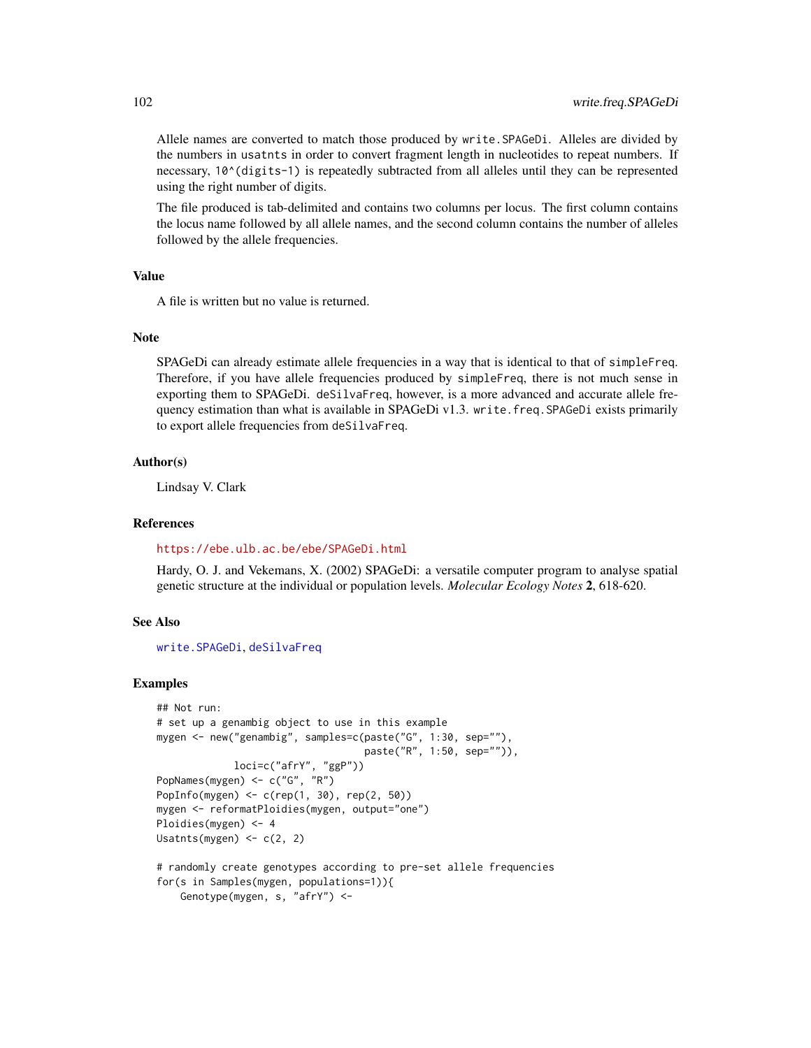Allele names are converted to match those produced by `write.SPAGeDi`. Alleles are divided by the numbers in `usatnts` in order to convert fragment length in nucleotides to repeat numbers. If necessary, `10^(digits-1)` is repeatedly subtracted from all alleles until they can be represented using the right number of digits.

The file produced is tab-delimited and contains two columns per locus. The first column contains the locus name followed by all allele names, and the second column contains the number of alleles followed by the allele frequencies.

## Value

A file is written but no value is returned.

## Note

SPAGeDi can already estimate allele frequencies in a way that is identical to that of `simpleFreq`. Therefore, if you have allele frequencies produced by `simpleFreq`, there is not much sense in exporting them to SPAGeDi. `deSilvaFreq`, however, is a more advanced and accurate allele frequency estimation than what is available in SPAGeDi v1.3. `write.freq.SPAGeDi` exists primarily to export allele frequencies from `deSilvaFreq`.

## Author(s)

Lindsay V. Clark

## References

https://ebe.ulb.ac.be/ebe/SPAGeDi.html

Hardy, O. J. and Vekemans, X. (2002) SPAGeDi: a versatile computer program to analyse spatial genetic structure at the individual or population levels. *Molecular Ecology Notes* **2**, 618-620.

## See Also

`write.SPAGeDi`, `deSilvaFreq`

## Examples

```
## Not run:
# set up a genambig object to use in this example
mygen <- new("genambig", samples=c(paste("G", 1:30, sep=""),
                                   paste("R", 1:50, sep="")),
             loci=c("afrY", "ggP"))
PopNames(mygen) <- c("G", "R")
PopInfo(mygen) <- c(rep(1, 30), rep(2, 50))
mygen <- reformatPloidies(mygen, output="one")
Ploidies(mygen) <- 4
Usatnts(mygen) <- c(2, 2)

# randomly create genotypes according to pre-set allele frequencies
for(s in Samples(mygen, populations=1)){
    Genotype(mygen, s, "afrY") <-
```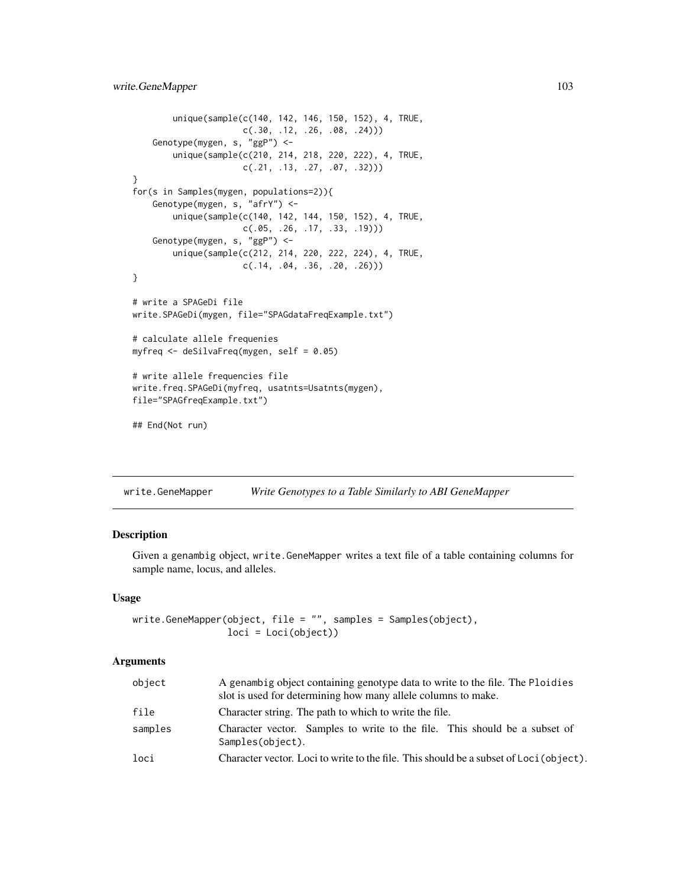```
        unique(sample(c(140, 142, 146, 150, 152), 4, TRUE,
                      c(.30, .12, .26, .08, .24)))
    Genotype(mygen, s, "ggP") <-
        unique(sample(c(210, 214, 218, 220, 222), 4, TRUE,
                      c(.21, .13, .27, .07, .32)))
}
for(s in Samples(mygen, populations=2)){
    Genotype(mygen, s, "afrY") <-
        unique(sample(c(140, 142, 144, 150, 152), 4, TRUE,
                      c(.05, .26, .17, .33, .19)))
    Genotype(mygen, s, "ggP") <-
        unique(sample(c(212, 214, 220, 222, 224), 4, TRUE,
                      c(.14, .04, .36, .20, .26)))
}

# write a SPAGeDi file
write.SPAGeDi(mygen, file="SPAGdataFreqExample.txt")

# calculate allele frequenies
myfreq <- deSilvaFreq(mygen, self = 0.05)

# write allele frequencies file
write.freq.SPAGeDi(myfreq, usatnts=Usatnts(mygen),
file="SPAGfreqExample.txt")

## End(Not run)
```

## write.GeneMapper *Write Genotypes to a Table Similarly to ABI GeneMapper*

### Description

Given a genambig object, write.GeneMapper writes a text file of a table containing columns for sample name, locus, and alleles.

### Usage

```
write.GeneMapper(object, file = "", samples = Samples(object),
                 loci = Loci(object))
```

### Arguments

| | |
|---|---|
| object | A genambig object containing genotype data to write to the file. The Ploidies slot is used for determining how many allele columns to make. |
| file | Character string. The path to which to write the file. |
| samples | Character vector. Samples to write to the file. This should be a subset of Samples(object). |
| loci | Character vector. Loci to write to the file. This should be a subset of Loci(object). |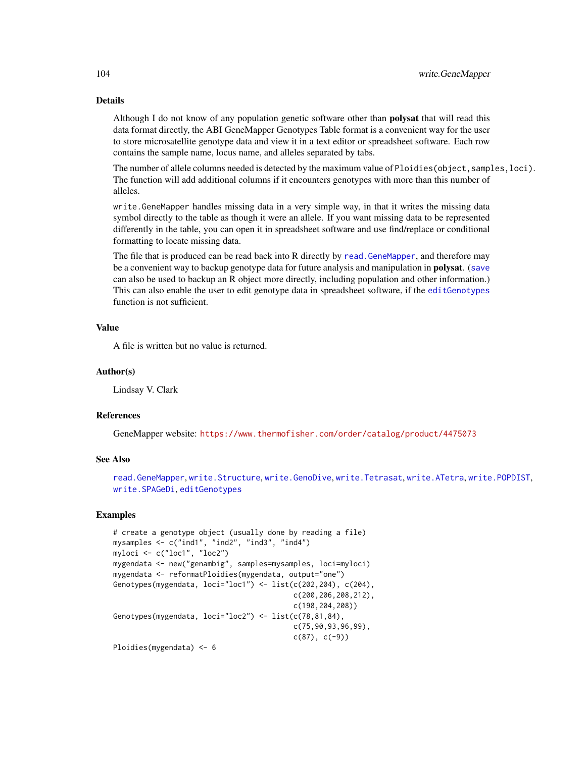## Details

Although I do not know of any population genetic software other than **polysat** that will read this data format directly, the ABI GeneMapper Genotypes Table format is a convenient way for the user to store microsatellite genotype data and view it in a text editor or spreadsheet software. Each row contains the sample name, locus name, and alleles separated by tabs.

The number of allele columns needed is detected by the maximum value of `Ploidies(object,samples,loci)`. The function will add additional columns if it encounters genotypes with more than this number of alleles.

`write.GeneMapper` handles missing data in a very simple way, in that it writes the missing data symbol directly to the table as though it were an allele. If you want missing data to be represented differently in the table, you can open it in spreadsheet software and use find/replace or conditional formatting to locate missing data.

The file that is produced can be read back into R directly by `read.GeneMapper`, and therefore may be a convenient way to backup genotype data for future analysis and manipulation in **polysat**. (`save` can also be used to backup an R object more directly, including population and other information.) This can also enable the user to edit genotype data in spreadsheet software, if the `editGenotypes` function is not sufficient.

## Value

A file is written but no value is returned.

## Author(s)

Lindsay V. Clark

## References

GeneMapper website: https://www.thermofisher.com/order/catalog/product/4475073

## See Also

`read.GeneMapper`, `write.Structure`, `write.GenoDive`, `write.Tetrasat`, `write.ATetra`, `write.POPDIST`, `write.SPAGeDi`, `editGenotypes`

## Examples

```
# create a genotype object (usually done by reading a file)
mysamples <- c("ind1", "ind2", "ind3", "ind4")
myloci <- c("loc1", "loc2")
mygendata <- new("genambig", samples=mysamples, loci=myloci)
mygendata <- reformatPloidies(mygendata, output="one")
Genotypes(mygendata, loci="loc1") <- list(c(202,204), c(204),
                                          c(200,206,208,212),
                                          c(198,204,208))
Genotypes(mygendata, loci="loc2") <- list(c(78,81,84),
                                          c(75,90,93,96,99),
                                          c(87), c(-9))
Ploidies(mygendata) <- 6
```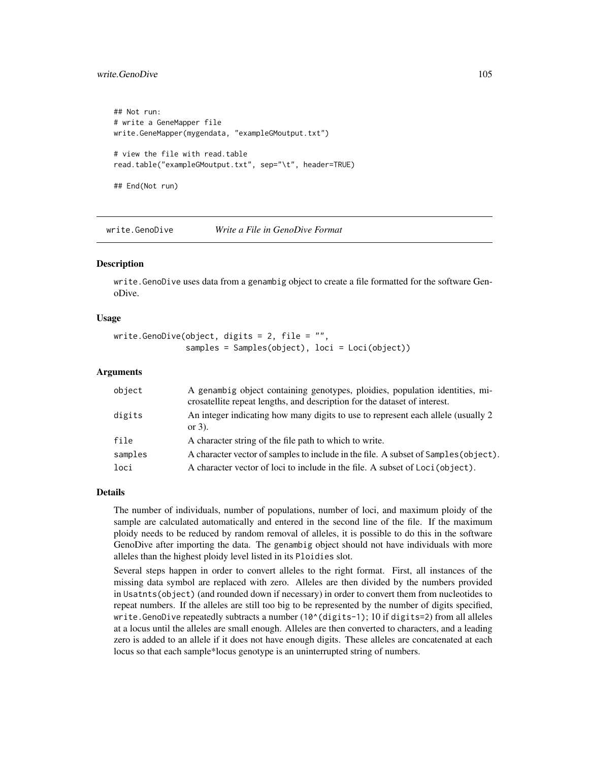```
## Not run:
# write a GeneMapper file
write.GeneMapper(mygendata, "exampleGMoutput.txt")

# view the file with read.table
read.table("exampleGMoutput.txt", sep="\t", header=TRUE)

## End(Not run)
```

---

## write.GenoDive — *Write a File in GenoDive Format*

### Description

`write.GenoDive` uses data from a `genambig` object to create a file formatted for the software GenoDive.

### Usage

```
write.GenoDive(object, digits = 2, file = "",
               samples = Samples(object), loci = Loci(object))
```

### Arguments

| | |
|---|---|
| `object` | A `genambig` object containing genotypes, ploidies, population identities, microsatellite repeat lengths, and description for the dataset of interest. |
| `digits` | An integer indicating how many digits to use to represent each allele (usually 2 or 3). |
| `file` | A character string of the file path to which to write. |
| `samples` | A character vector of samples to include in the file. A subset of `Samples(object)`. |
| `loci` | A character vector of loci to include in the file. A subset of `Loci(object)`. |

### Details

The number of individuals, number of populations, number of loci, and maximum ploidy of the sample are calculated automatically and entered in the second line of the file. If the maximum ploidy needs to be reduced by random removal of alleles, it is possible to do this in the software GenoDive after importing the data. The `genambig` object should not have individuals with more alleles than the highest ploidy level listed in its `Ploidies` slot.

Several steps happen in order to convert alleles to the right format. First, all instances of the missing data symbol are replaced with zero. Alleles are then divided by the numbers provided in `Usatnts(object)` (and rounded down if necessary) in order to convert them from nucleotides to repeat numbers. If the alleles are still too big to be represented by the number of digits specified, `write.GenoDive` repeatedly subtracts a number (`10^(digits-1)`; 10 if `digits=2`) from all alleles at a locus until the alleles are small enough. Alleles are then converted to characters, and a leading zero is added to an allele if it does not have enough digits. These alleles are concatenated at each locus so that each sample*locus genotype is an uninterrupted string of numbers.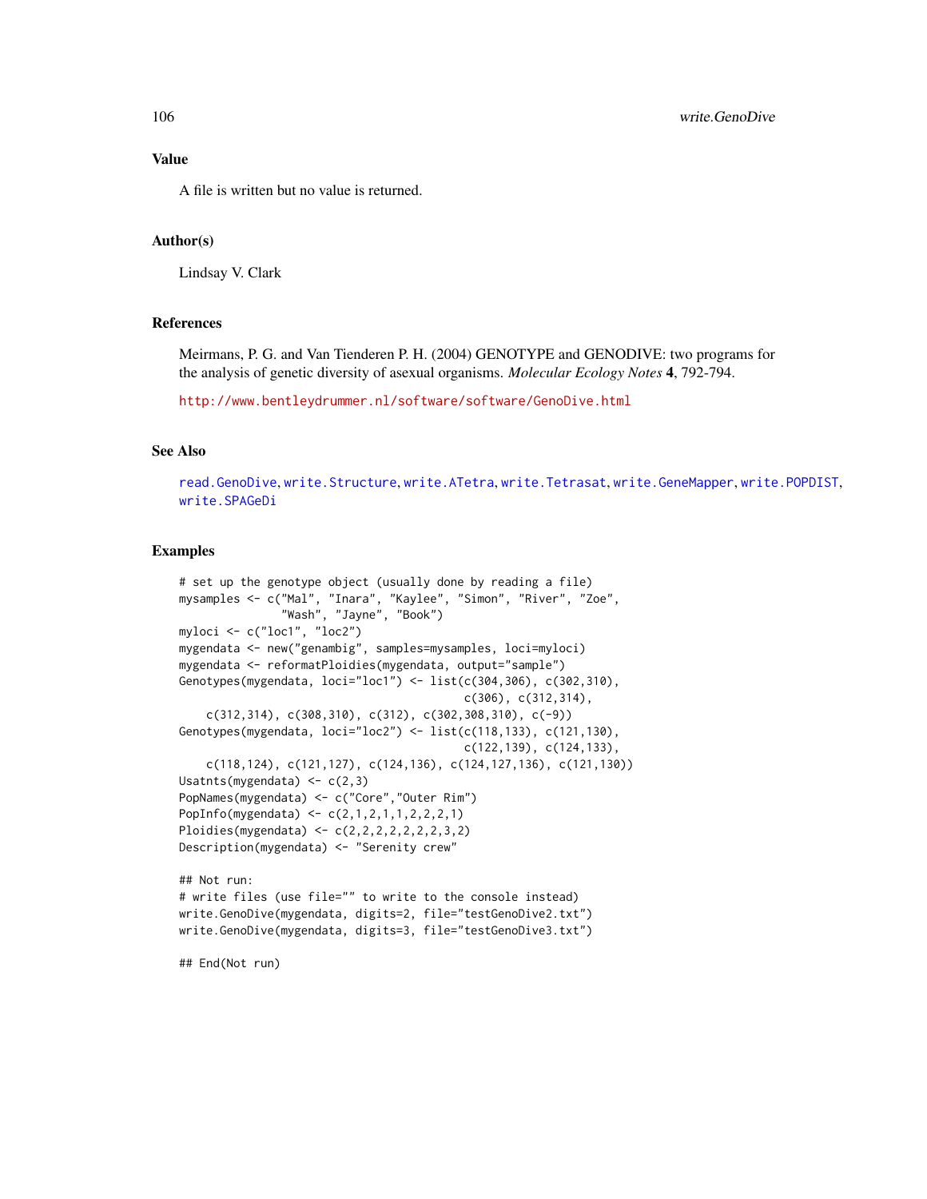## Value

A file is written but no value is returned.

## Author(s)

Lindsay V. Clark

## References

Meirmans, P. G. and Van Tienderen P. H. (2004) GENOTYPE and GENODIVE: two programs for the analysis of genetic diversity of asexual organisms. *Molecular Ecology Notes* **4**, 792-794.

http://www.bentleydrummer.nl/software/software/GenoDive.html

## See Also

read.GenoDive, write.Structure, write.ATetra, write.Tetrasat, write.GeneMapper, write.POPDIST, write.SPAGeDi

## Examples

```
# set up the genotype object (usually done by reading a file)
mysamples <- c("Mal", "Inara", "Kaylee", "Simon", "River", "Zoe",
               "Wash", "Jayne", "Book")
myloci <- c("loc1", "loc2")
mygendata <- new("genambig", samples=mysamples, loci=myloci)
mygendata <- reformatPloidies(mygendata, output="sample")
Genotypes(mygendata, loci="loc1") <- list(c(304,306), c(302,310),
                                          c(306), c(312,314),
    c(312,314), c(308,310), c(312), c(302,308,310), c(-9))
Genotypes(mygendata, loci="loc2") <- list(c(118,133), c(121,130),
                                          c(122,139), c(124,133),
    c(118,124), c(121,127), c(124,136), c(124,127,136), c(121,130))
Usatnts(mygendata) <- c(2,3)
PopNames(mygendata) <- c("Core","Outer Rim")
PopInfo(mygendata) <- c(2,1,2,1,1,2,2,2,1)
Ploidies(mygendata) <- c(2,2,2,2,2,2,2,3,2)
Description(mygendata) <- "Serenity crew"

## Not run:
# write files (use file="" to write to the console instead)
write.GenoDive(mygendata, digits=2, file="testGenoDive2.txt")
write.GenoDive(mygendata, digits=3, file="testGenoDive3.txt")

## End(Not run)
```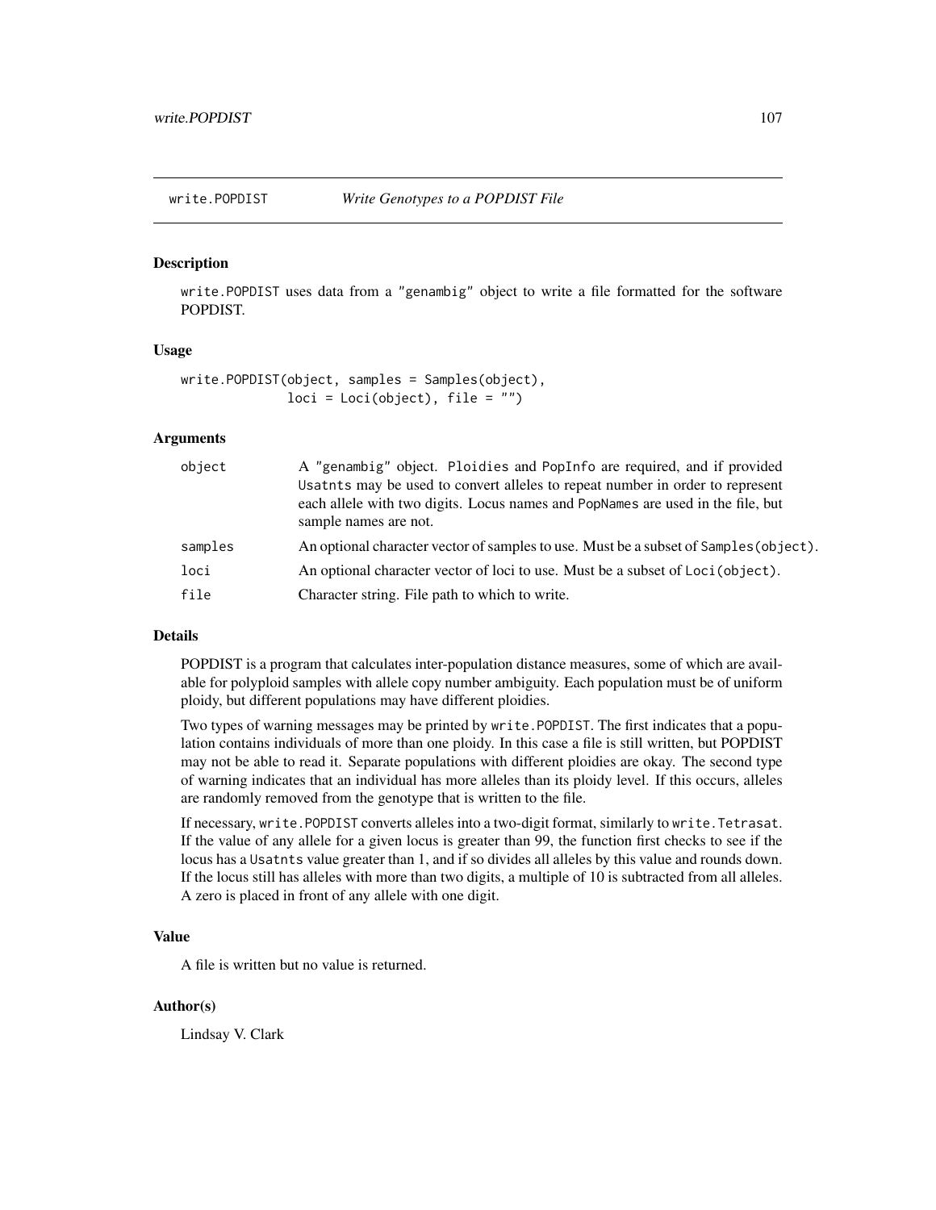## write.POPDIST *Write Genotypes to a POPDIST File*

### Description

write.POPDIST uses data from a "genambig" object to write a file formatted for the software POPDIST.

### Usage

```
write.POPDIST(object, samples = Samples(object),
              loci = Loci(object), file = "")
```

### Arguments

| | |
|---|---|
| object | A "genambig" object. Ploidies and PopInfo are required, and if provided Usatnts may be used to convert alleles to repeat number in order to represent each allele with two digits. Locus names and PopNames are used in the file, but sample names are not. |
| samples | An optional character vector of samples to use. Must be a subset of Samples(object). |
| loci | An optional character vector of loci to use. Must be a subset of Loci(object). |
| file | Character string. File path to which to write. |

### Details

POPDIST is a program that calculates inter-population distance measures, some of which are available for polyploid samples with allele copy number ambiguity. Each population must be of uniform ploidy, but different populations may have different ploidies.

Two types of warning messages may be printed by write.POPDIST. The first indicates that a population contains individuals of more than one ploidy. In this case a file is still written, but POPDIST may not be able to read it. Separate populations with different ploidies are okay. The second type of warning indicates that an individual has more alleles than its ploidy level. If this occurs, alleles are randomly removed from the genotype that is written to the file.

If necessary, write.POPDIST converts alleles into a two-digit format, similarly to write.Tetrasat. If the value of any allele for a given locus is greater than 99, the function first checks to see if the locus has a Usatnts value greater than 1, and if so divides all alleles by this value and rounds down. If the locus still has alleles with more than two digits, a multiple of 10 is subtracted from all alleles. A zero is placed in front of any allele with one digit.

### Value

A file is written but no value is returned.

### Author(s)

Lindsay V. Clark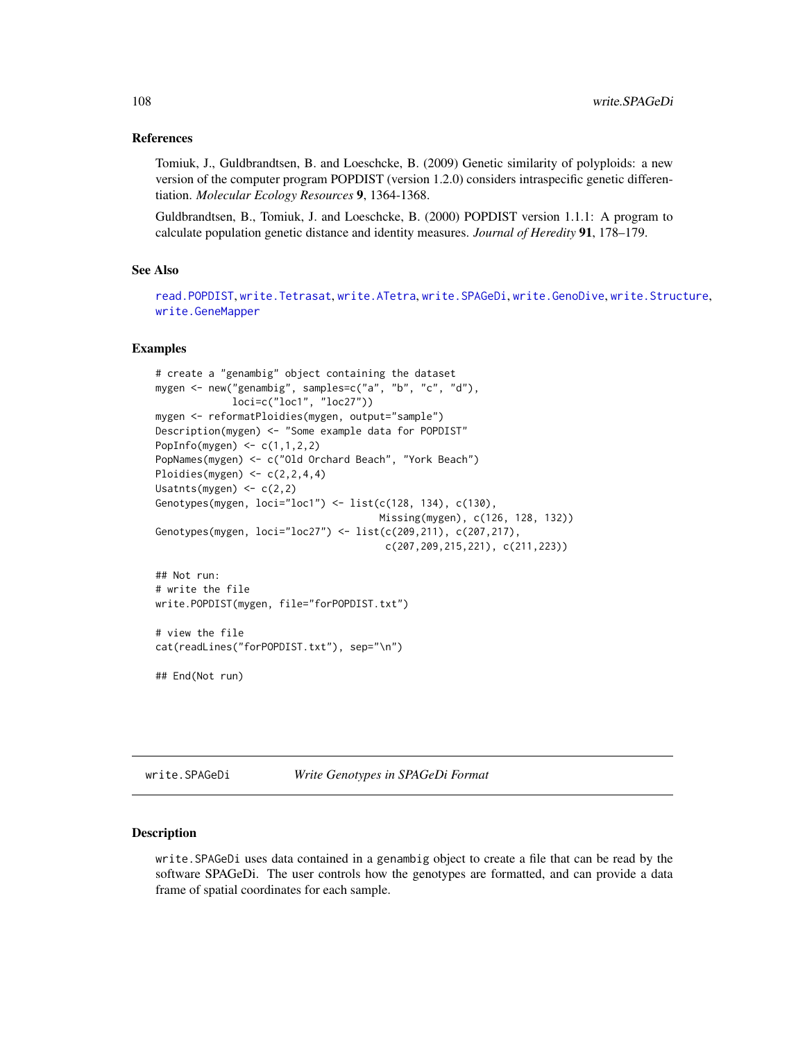### References

Tomiuk, J., Guldbrandtsen, B. and Loeschcke, B. (2009) Genetic similarity of polyploids: a new version of the computer program POPDIST (version 1.2.0) considers intraspecific genetic differentiation. *Molecular Ecology Resources* **9**, 1364-1368.

Guldbrandtsen, B., Tomiuk, J. and Loeschcke, B. (2000) POPDIST version 1.1.1: A program to calculate population genetic distance and identity measures. *Journal of Heredity* **91**, 178–179.

### See Also

read.POPDIST, write.Tetrasat, write.ATetra, write.SPAGeDi, write.GenoDive, write.Structure, write.GeneMapper

### Examples

```
# create a "genambig" object containing the dataset
mygen <- new("genambig", samples=c("a", "b", "c", "d"),
             loci=c("loc1", "loc27"))
mygen <- reformatPloidies(mygen, output="sample")
Description(mygen) <- "Some example data for POPDIST"
PopInfo(mygen) <- c(1,1,2,2)
PopNames(mygen) <- c("Old Orchard Beach", "York Beach")
Ploidies(mygen) <- c(2,2,4,4)
Usatnts(mygen) <- c(2,2)
Genotypes(mygen, loci="loc1") <- list(c(128, 134), c(130),
                                    Missing(mygen), c(126, 128, 132))
Genotypes(mygen, loci="loc27") <- list(c(209,211), c(207,217),
                                     c(207,209,215,221), c(211,223))

## Not run:
# write the file
write.POPDIST(mygen, file="forPOPDIST.txt")

# view the file
cat(readLines("forPOPDIST.txt"), sep="\n")

## End(Not run)
```

---

## write.SPAGeDi *Write Genotypes in SPAGeDi Format*

### Description

write.SPAGeDi uses data contained in a genambig object to create a file that can be read by the software SPAGeDi. The user controls how the genotypes are formatted, and can provide a data frame of spatial coordinates for each sample.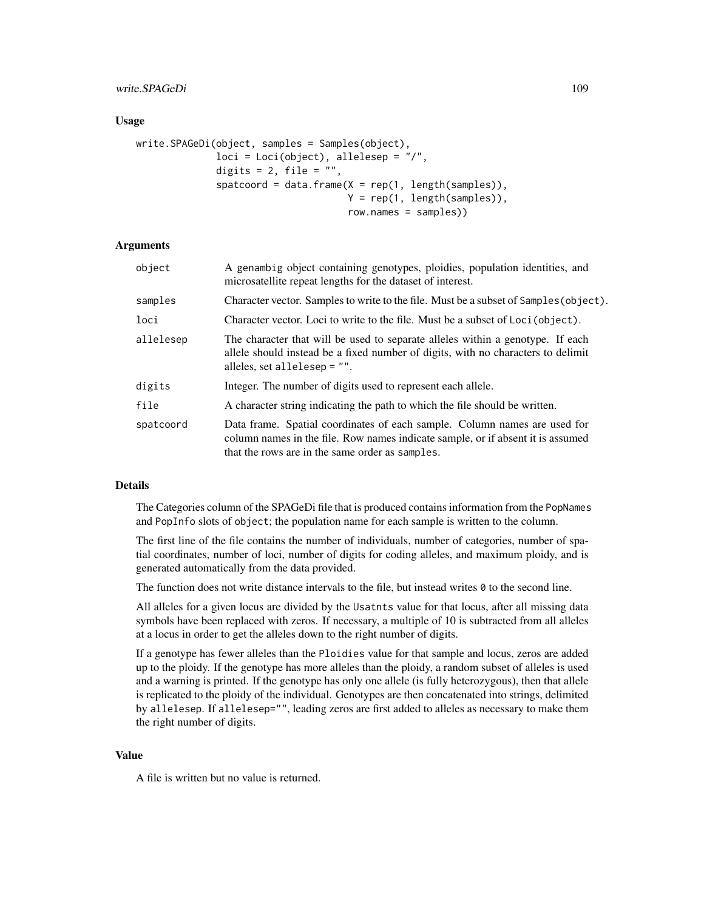### Usage

```
write.SPAGeDi(object, samples = Samples(object),
              loci = Loci(object), allelesep = "/",
              digits = 2, file = "",
              spatcoord = data.frame(X = rep(1, length(samples)),
                                     Y = rep(1, length(samples)),
                                     row.names = samples))
```

### Arguments

| | |
|---|---|
| `object` | A `genambig` object containing genotypes, ploidies, population identities, and microsatellite repeat lengths for the dataset of interest. |
| `samples` | Character vector. Samples to write to the file. Must be a subset of `Samples(object)`. |
| `loci` | Character vector. Loci to write to the file. Must be a subset of `Loci(object)`. |
| `allelesep` | The character that will be used to separate alleles within a genotype. If each allele should instead be a fixed number of digits, with no characters to delimit alleles, set `allelesep = ""`. |
| `digits` | Integer. The number of digits used to represent each allele. |
| `file` | A character string indicating the path to which the file should be written. |
| `spatcoord` | Data frame. Spatial coordinates of each sample. Column names are used for column names in the file. Row names indicate sample, or if absent it is assumed that the rows are in the same order as `samples`. |

### Details

The Categories column of the SPAGeDi file that is produced contains information from the `PopNames` and `PopInfo` slots of `object`; the population name for each sample is written to the column.

The first line of the file contains the number of individuals, number of categories, number of spatial coordinates, number of loci, number of digits for coding alleles, and maximum ploidy, and is generated automatically from the data provided.

The function does not write distance intervals to the file, but instead writes `0` to the second line.

All alleles for a given locus are divided by the `Usatnts` value for that locus, after all missing data symbols have been replaced with zeros. If necessary, a multiple of 10 is subtracted from all alleles at a locus in order to get the alleles down to the right number of digits.

If a genotype has fewer alleles than the `Ploidies` value for that sample and locus, zeros are added up to the ploidy. If the genotype has more alleles than the ploidy, a random subset of alleles is used and a warning is printed. If the genotype has only one allele (is fully heterozygous), then that allele is replicated to the ploidy of the individual. Genotypes are then concatenated into strings, delimited by `allelesep`. If `allelesep=""`, leading zeros are first added to alleles as necessary to make them the right number of digits.

### Value

A file is written but no value is returned.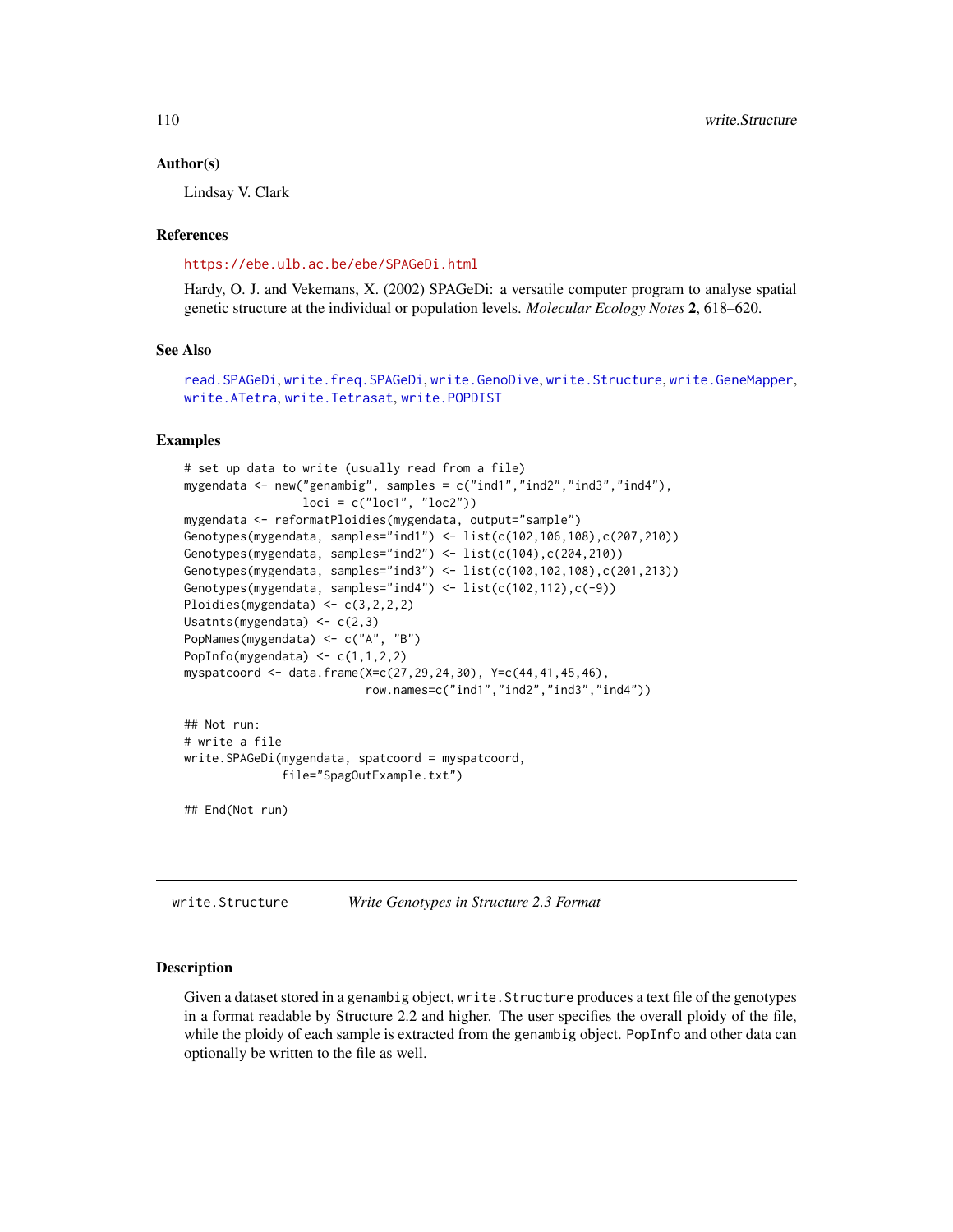### Author(s)

Lindsay V. Clark

### References

https://ebe.ulb.ac.be/ebe/SPAGeDi.html

Hardy, O. J. and Vekemans, X. (2002) SPAGeDi: a versatile computer program to analyse spatial genetic structure at the individual or population levels. *Molecular Ecology Notes* **2**, 618–620.

### See Also

read.SPAGeDi, write.freq.SPAGeDi, write.GenoDive, write.Structure, write.GeneMapper, write.ATetra, write.Tetrasat, write.POPDIST

### Examples

```
# set up data to write (usually read from a file)
mygendata <- new("genambig", samples = c("ind1","ind2","ind3","ind4"),
                 loci = c("loc1", "loc2"))
mygendata <- reformatPloidies(mygendata, output="sample")
Genotypes(mygendata, samples="ind1") <- list(c(102,106,108),c(207,210))
Genotypes(mygendata, samples="ind2") <- list(c(104),c(204,210))
Genotypes(mygendata, samples="ind3") <- list(c(100,102,108),c(201,213))
Genotypes(mygendata, samples="ind4") <- list(c(102,112),c(-9))
Ploidies(mygendata) <- c(3,2,2,2)
Usatnts(mygendata) <- c(2,3)
PopNames(mygendata) <- c("A", "B")
PopInfo(mygendata) <- c(1,1,2,2)
myspatcoord <- data.frame(X=c(27,29,24,30), Y=c(44,41,45,46),
                          row.names=c("ind1","ind2","ind3","ind4"))

## Not run:
# write a file
write.SPAGeDi(mygendata, spatcoord = myspatcoord,
              file="SpagOutExample.txt")

## End(Not run)
```

---

## write.Structure    *Write Genotypes in Structure 2.3 Format*

### Description

Given a dataset stored in a genambig object, write.Structure produces a text file of the genotypes in a format readable by Structure 2.2 and higher. The user specifies the overall ploidy of the file, while the ploidy of each sample is extracted from the genambig object. PopInfo and other data can optionally be written to the file as well.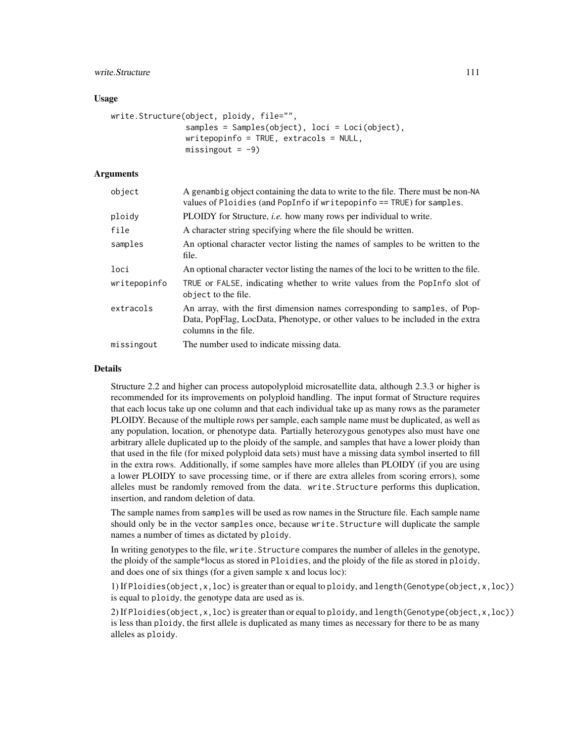## Usage

```
write.Structure(object, ploidy, file="",
                samples = Samples(object), loci = Loci(object),
                writepopinfo = TRUE, extracols = NULL,
                missingout = -9)
```

## Arguments

| | |
|---|---|
| object | A genambig object containing the data to write to the file. There must be non-NA values of Ploidies (and PopInfo if writepopinfo == TRUE) for samples. |
| ploidy | PLOIDY for Structure, *i.e.* how many rows per individual to write. |
| file | A character string specifying where the file should be written. |
| samples | An optional character vector listing the names of samples to be written to the file. |
| loci | An optional character vector listing the names of the loci to be written to the file. |
| writepopinfo | TRUE or FALSE, indicating whether to write values from the PopInfo slot of object to the file. |
| extracols | An array, with the first dimension names corresponding to samples, of PopData, PopFlag, LocData, Phenotype, or other values to be included in the extra columns in the file. |
| missingout | The number used to indicate missing data. |

## Details

Structure 2.2 and higher can process autopolyploid microsatellite data, although 2.3.3 or higher is recommended for its improvements on polyploid handling. The input format of Structure requires that each locus take up one column and that each individual take up as many rows as the parameter PLOIDY. Because of the multiple rows per sample, each sample name must be duplicated, as well as any population, location, or phenotype data. Partially heterozygous genotypes also must have one arbitrary allele duplicated up to the ploidy of the sample, and samples that have a lower ploidy than that used in the file (for mixed polyploid data sets) must have a missing data symbol inserted to fill in the extra rows. Additionally, if some samples have more alleles than PLOIDY (if you are using a lower PLOIDY to save processing time, or if there are extra alleles from scoring errors), some alleles must be randomly removed from the data. write.Structure performs this duplication, insertion, and random deletion of data.

The sample names from samples will be used as row names in the Structure file. Each sample name should only be in the vector samples once, because write.Structure will duplicate the sample names a number of times as dictated by ploidy.

In writing genotypes to the file, write.Structure compares the number of alleles in the genotype, the ploidy of the sample*locus as stored in Ploidies, and the ploidy of the file as stored in ploidy, and does one of six things (for a given sample x and locus loc):

1) If Ploidies(object,x,loc) is greater than or equal to ploidy, and length(Genotype(object,x,loc)) is equal to ploidy, the genotype data are used as is.

2) If Ploidies(object,x,loc) is greater than or equal to ploidy, and length(Genotype(object,x,loc)) is less than ploidy, the first allele is duplicated as many times as necessary for there to be as many alleles as ploidy.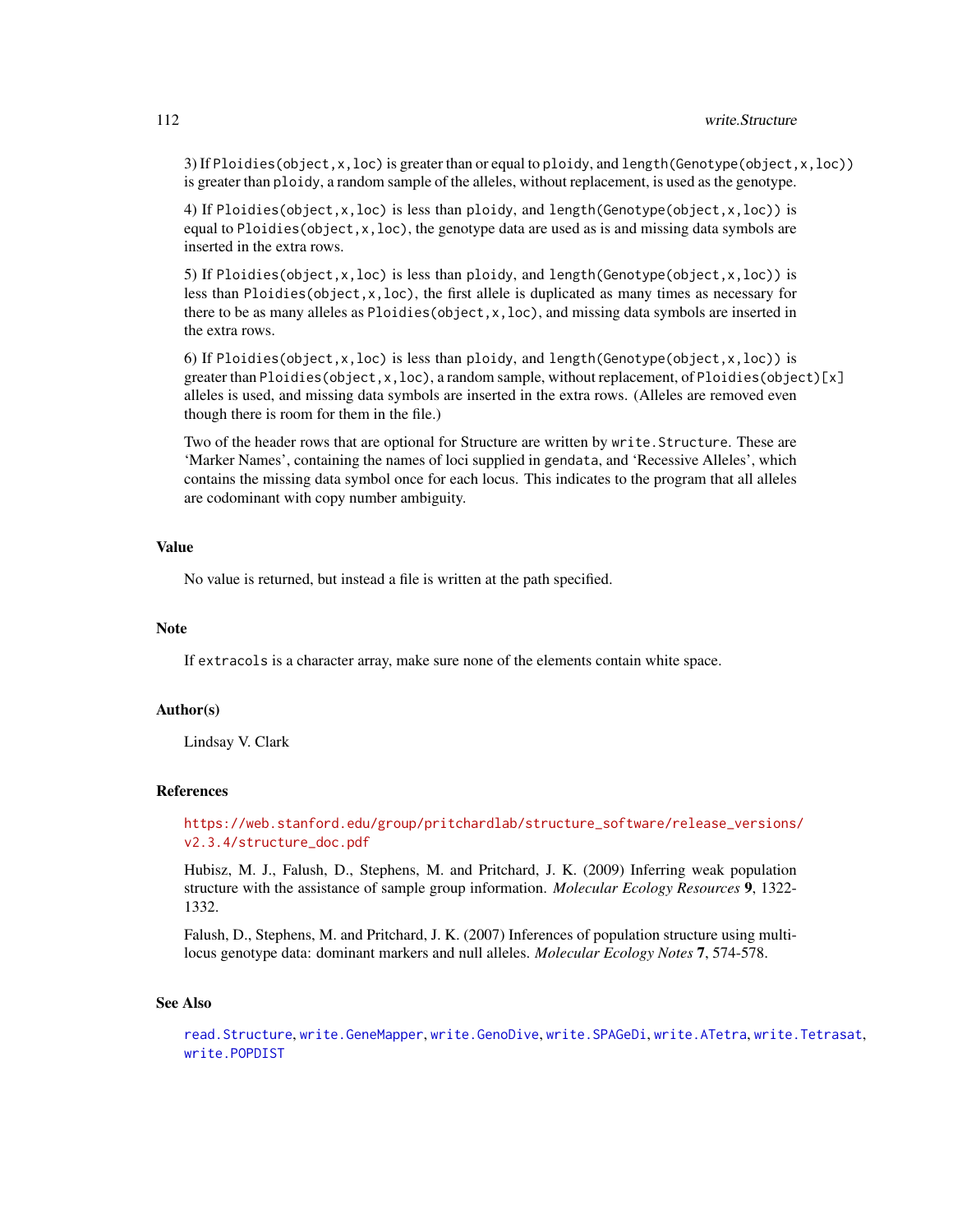3) If `Ploidies(object,x,loc)` is greater than or equal to `ploidy`, and `length(Genotype(object,x,loc))` is greater than `ploidy`, a random sample of the alleles, without replacement, is used as the genotype.

4) If `Ploidies(object,x,loc)` is less than `ploidy`, and `length(Genotype(object,x,loc))` is equal to `Ploidies(object,x,loc)`, the genotype data are used as is and missing data symbols are inserted in the extra rows.

5) If `Ploidies(object,x,loc)` is less than `ploidy`, and `length(Genotype(object,x,loc))` is less than `Ploidies(object,x,loc)`, the first allele is duplicated as many times as necessary for there to be as many alleles as `Ploidies(object,x,loc)`, and missing data symbols are inserted in the extra rows.

6) If `Ploidies(object,x,loc)` is less than `ploidy`, and `length(Genotype(object,x,loc))` is greater than `Ploidies(object,x,loc)`, a random sample, without replacement, of `Ploidies(object)[x]` alleles is used, and missing data symbols are inserted in the extra rows. (Alleles are removed even though there is room for them in the file.)

Two of the header rows that are optional for Structure are written by `write.Structure`. These are 'Marker Names', containing the names of loci supplied in `gendata`, and 'Recessive Alleles', which contains the missing data symbol once for each locus. This indicates to the program that all alleles are codominant with copy number ambiguity.

## Value

No value is returned, but instead a file is written at the path specified.

## Note

If `extracols` is a character array, make sure none of the elements contain white space.

## Author(s)

Lindsay V. Clark

## References

https://web.stanford.edu/group/pritchardlab/structure_software/release_versions/v2.3.4/structure_doc.pdf

Hubisz, M. J., Falush, D., Stephens, M. and Pritchard, J. K. (2009) Inferring weak population structure with the assistance of sample group information. *Molecular Ecology Resources* **9**, 1322-1332.

Falush, D., Stephens, M. and Pritchard, J. K. (2007) Inferences of population structure using multi-locus genotype data: dominant markers and null alleles. *Molecular Ecology Notes* **7**, 574-578.

## See Also

`read.Structure`, `write.GeneMapper`, `write.GenoDive`, `write.SPAGeDi`, `write.ATetra`, `write.Tetrasat`, `write.POPDIST`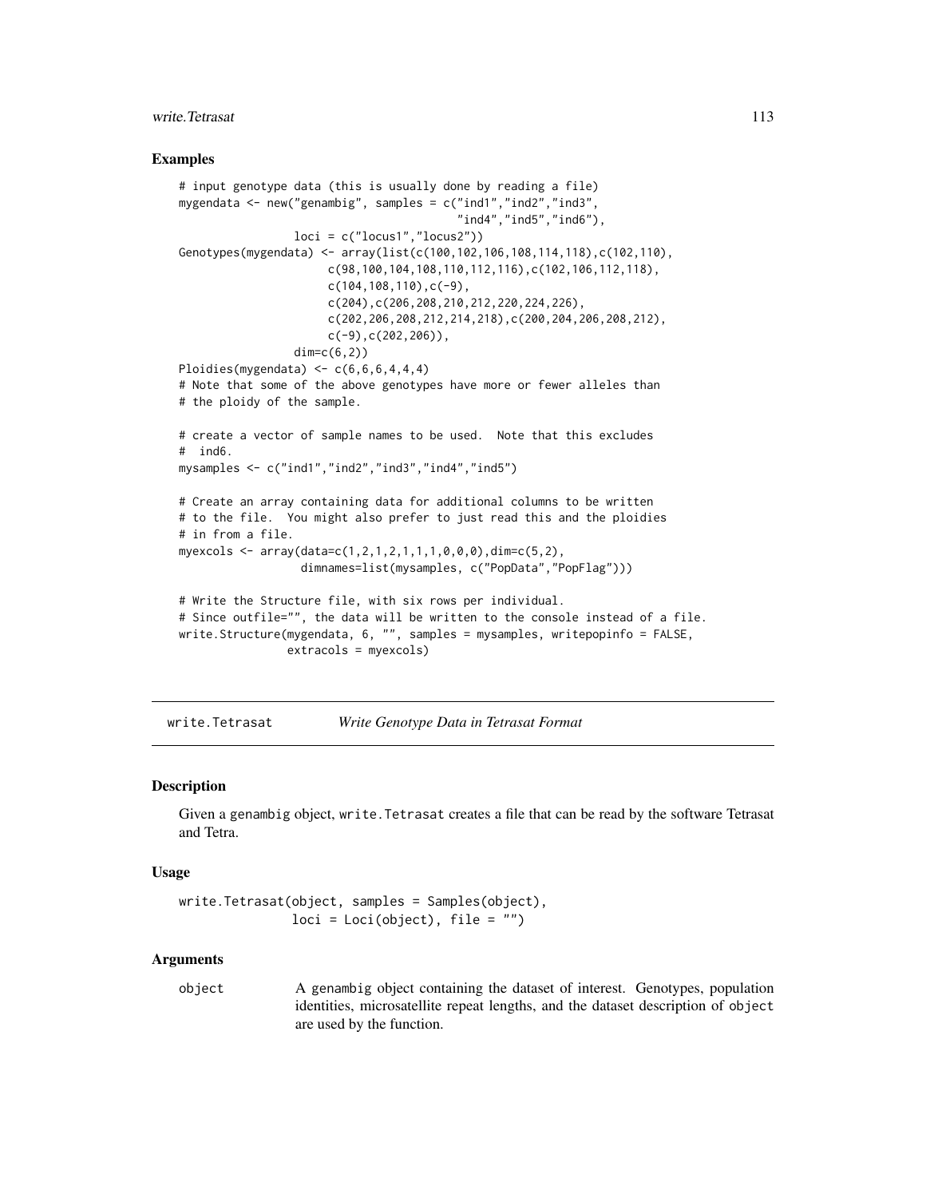### Examples

```
# input genotype data (this is usually done by reading a file)
mygendata <- new("genambig", samples = c("ind1","ind2","ind3",
                                          "ind4","ind5","ind6"),
                 loci = c("locus1","locus2"))
Genotypes(mygendata) <- array(list(c(100,102,106,108,114,118),c(102,110),
                     c(98,100,104,108,110,112,116),c(102,106,112,118),
                     c(104,108,110),c(-9),
                     c(204),c(206,208,210,212,220,224,226),
                     c(202,206,208,212,214,218),c(200,204,206,208,212),
                     c(-9),c(202,206)),
                 dim=c(6,2))
Ploidies(mygendata) <- c(6,6,6,4,4,4)
# Note that some of the above genotypes have more or fewer alleles than
# the ploidy of the sample.

# create a vector of sample names to be used.  Note that this excludes
#  ind6.
mysamples <- c("ind1","ind2","ind3","ind4","ind5")

# Create an array containing data for additional columns to be written
# to the file.  You might also prefer to just read this and the ploidies
# in from a file.
myexcols <- array(data=c(1,2,1,2,1,1,1,0,0,0),dim=c(5,2),
                  dimnames=list(mysamples, c("PopData","PopFlag")))

# Write the Structure file, with six rows per individual.
# Since outfile="", the data will be written to the console instead of a file.
write.Structure(mygendata, 6, "", samples = mysamples, writepopinfo = FALSE,
                extracols = myexcols)
```

---

## write.Tetrasat    *Write Genotype Data in Tetrasat Format*

### Description

Given a genambig object, write.Tetrasat creates a file that can be read by the software Tetrasat and Tetra.

### Usage

```
write.Tetrasat(object, samples = Samples(object),
               loci = Loci(object), file = "")
```

### Arguments

object    A genambig object containing the dataset of interest. Genotypes, population identities, microsatellite repeat lengths, and the dataset description of object are used by the function.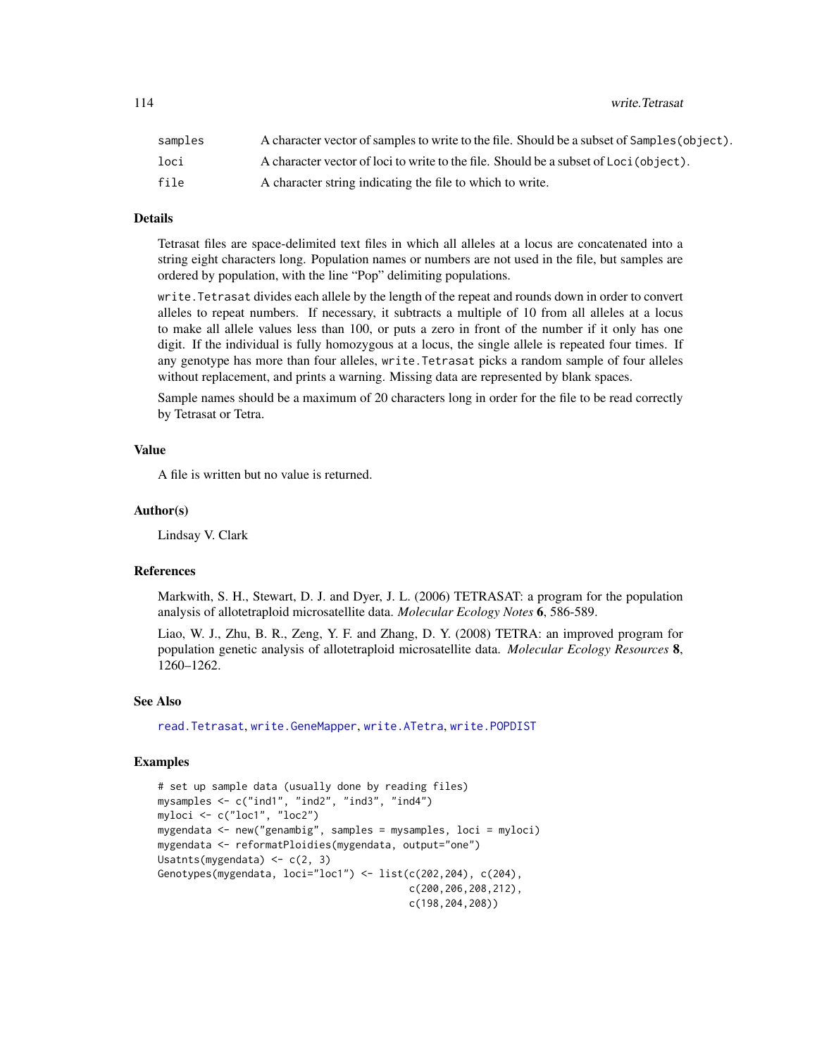| | |
|---|---|
| samples | A character vector of samples to write to the file. Should be a subset of `Samples(object)`. |
| loci | A character vector of loci to write to the file. Should be a subset of `Loci(object)`. |
| file | A character string indicating the file to which to write. |

## Details

Tetrasat files are space-delimited text files in which all alleles at a locus are concatenated into a string eight characters long. Population names or numbers are not used in the file, but samples are ordered by population, with the line "Pop" delimiting populations.

`write.Tetrasat` divides each allele by the length of the repeat and rounds down in order to convert alleles to repeat numbers. If necessary, it subtracts a multiple of 10 from all alleles at a locus to make all allele values less than 100, or puts a zero in front of the number if it only has one digit. If the individual is fully homozygous at a locus, the single allele is repeated four times. If any genotype has more than four alleles, `write.Tetrasat` picks a random sample of four alleles without replacement, and prints a warning. Missing data are represented by blank spaces.

Sample names should be a maximum of 20 characters long in order for the file to be read correctly by Tetrasat or Tetra.

## Value

A file is written but no value is returned.

## Author(s)

Lindsay V. Clark

## References

Markwith, S. H., Stewart, D. J. and Dyer, J. L. (2006) TETRASAT: a program for the population analysis of allotetraploid microsatellite data. *Molecular Ecology Notes* **6**, 586-589.

Liao, W. J., Zhu, B. R., Zeng, Y. F. and Zhang, D. Y. (2008) TETRA: an improved program for population genetic analysis of allotetraploid microsatellite data. *Molecular Ecology Resources* **8**, 1260–1262.

## See Also

`read.Tetrasat`, `write.GeneMapper`, `write.ATetra`, `write.POPDIST`

## Examples

```
# set up sample data (usually done by reading files)
mysamples <- c("ind1", "ind2", "ind3", "ind4")
myloci <- c("loc1", "loc2")
mygendata <- new("genambig", samples = mysamples, loci = myloci)
mygendata <- reformatPloidies(mygendata, output="one")
Usatnts(mygendata) <- c(2, 3)
Genotypes(mygendata, loci="loc1") <- list(c(202,204), c(204),
                                          c(200,206,208,212),
                                          c(198,204,208))
```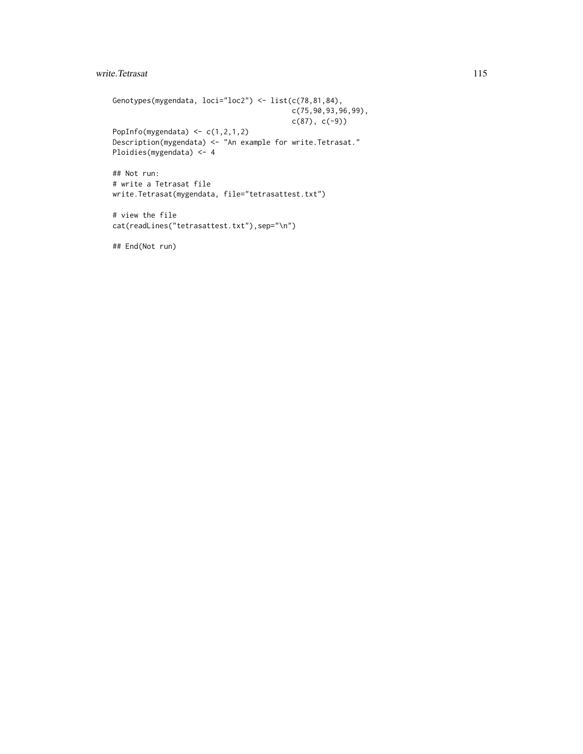```
Genotypes(mygendata, loci="loc2") <- list(c(78,81,84),
                                          c(75,90,93,96,99),
                                          c(87), c(-9))
PopInfo(mygendata) <- c(1,2,1,2)
Description(mygendata) <- "An example for write.Tetrasat."
Ploidies(mygendata) <- 4

## Not run:
# write a Tetrasat file
write.Tetrasat(mygendata, file="tetrasattest.txt")

# view the file
cat(readLines("tetrasattest.txt"),sep="\n")

## End(Not run)
```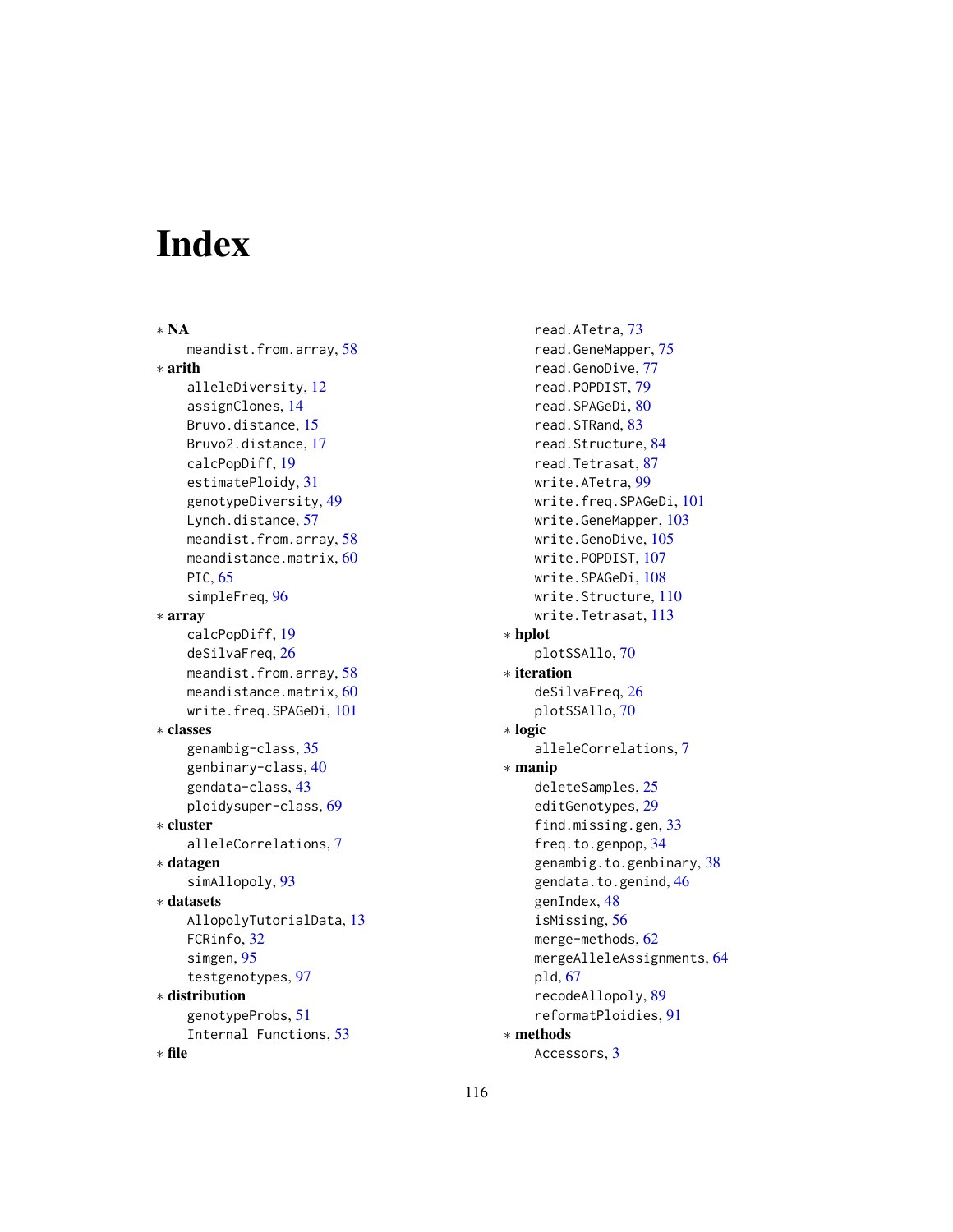# Index

* **NA**
  - meandist.from.array, 58
* **arith**
  - alleleDiversity, 12
  - assignClones, 14
  - Bruvo.distance, 15
  - Bruvo2.distance, 17
  - calcPopDiff, 19
  - estimatePloidy, 31
  - genotypeDiversity, 49
  - Lynch.distance, 57
  - meandist.from.array, 58
  - meandistance.matrix, 60
  - PIC, 65
  - simpleFreq, 96
* **array**
  - calcPopDiff, 19
  - deSilvaFreq, 26
  - meandist.from.array, 58
  - meandistance.matrix, 60
  - write.freq.SPAGeDi, 101
* **classes**
  - genambig-class, 35
  - genbinary-class, 40
  - gendata-class, 43
  - ploidysuper-class, 69
* **cluster**
  - alleleCorrelations, 7
* **datagen**
  - simAllopoly, 93
* **datasets**
  - AllopolyTutorialData, 13
  - FCRinfo, 32
  - simgen, 95
  - testgenotypes, 97
* **distribution**
  - genotypeProbs, 51
  - Internal Functions, 53
* **file**
  - read.ATetra, 73
  - read.GeneMapper, 75
  - read.GenoDive, 77
  - read.POPDIST, 79
  - read.SPAGeDi, 80
  - read.STRand, 83
  - read.Structure, 84
  - read.Tetrasat, 87
  - write.ATetra, 99
  - write.freq.SPAGeDi, 101
  - write.GeneMapper, 103
  - write.GenoDive, 105
  - write.POPDIST, 107
  - write.SPAGeDi, 108
  - write.Structure, 110
  - write.Tetrasat, 113
* **hplot**
  - plotSSAllo, 70
* **iteration**
  - deSilvaFreq, 26
  - plotSSAllo, 70
* **logic**
  - alleleCorrelations, 7
* **manip**
  - deleteSamples, 25
  - editGenotypes, 29
  - find.missing.gen, 33
  - freq.to.genpop, 34
  - genambig.to.genbinary, 38
  - gendata.to.genind, 46
  - genIndex, 48
  - isMissing, 56
  - merge-methods, 62
  - mergeAlleleAssignments, 64
  - pld, 67
  - recodeAllopoly, 89
  - reformatPloidies, 91
* **methods**
  - Accessors, 3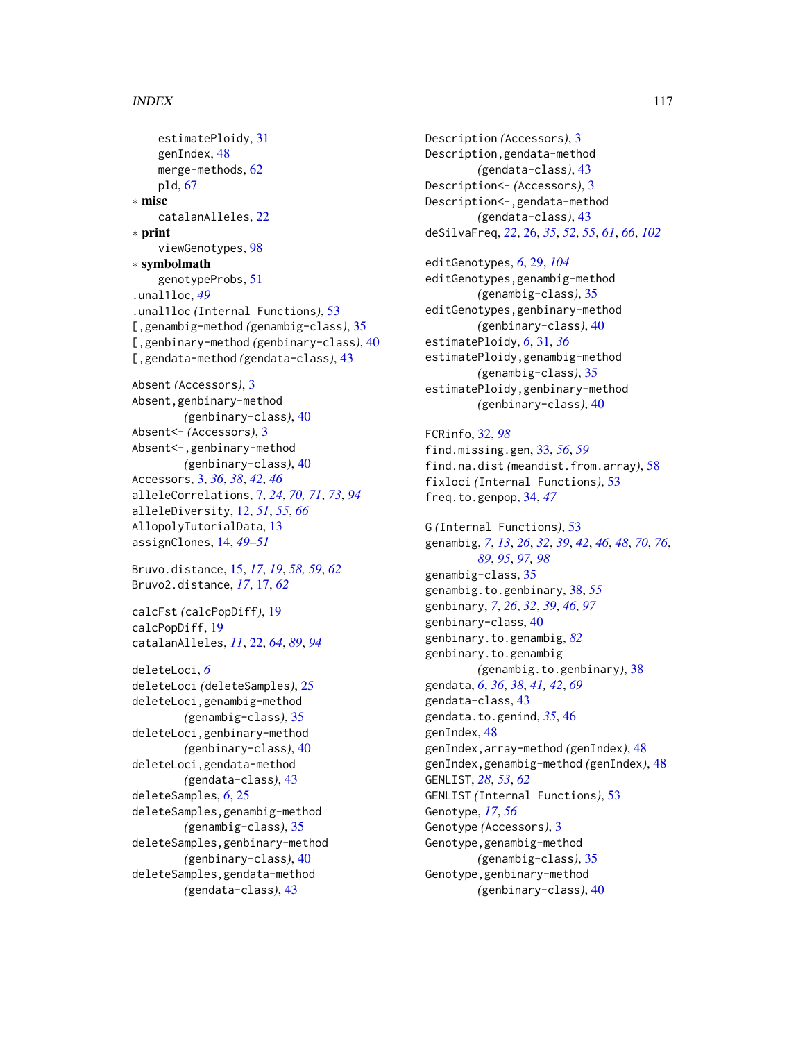estimatePloidy, 31
genIndex, 48
merge-methods, 62
pld, 67

∗ **misc**

catalanAlleles, 22

∗ **print**

viewGenotypes, 98

∗ **symbolmath**

genotypeProbs, 51

.unal1loc, *49*
.unal1loc *(*Internal Functions*)*, 53
[,genambig-method *(*genambig-class*)*, 35
[,genbinary-method *(*genbinary-class*)*, 40
[,gendata-method *(*gendata-class*)*, 43

Absent *(*Accessors*)*, 3
Absent,genbinary-method *(*genbinary-class*)*, 40
Absent<- *(*Accessors*)*, 3
Absent<-,genbinary-method *(*genbinary-class*)*, 40
Accessors, 3, *36*, *38*, *42*, *46*
alleleCorrelations, 7, *24*, *70, 71*, *73*, *94*
alleleDiversity, 12, *51*, *55*, *66*
AllopolyTutorialData, 13
assignClones, 14, *49–51*

Bruvo.distance, 15, *17*, *19*, *58, 59*, *62*
Bruvo2.distance, *17*, 17, *62*

calcFst *(*calcPopDiff*)*, 19
calcPopDiff, 19
catalanAlleles, *11*, 22, *64*, *89*, *94*

deleteLoci, *6*
deleteLoci *(*deleteSamples*)*, 25
deleteLoci,genambig-method *(*genambig-class*)*, 35
deleteLoci,genbinary-method *(*genbinary-class*)*, 40
deleteLoci,gendata-method *(*gendata-class*)*, 43
deleteSamples, *6*, 25
deleteSamples,genambig-method *(*genambig-class*)*, 35
deleteSamples,genbinary-method *(*genbinary-class*)*, 40
deleteSamples,gendata-method *(*gendata-class*)*, 43

Description *(*Accessors*)*, 3
Description,gendata-method *(*gendata-class*)*, 43
Description<- *(*Accessors*)*, 3
Description<-,gendata-method *(*gendata-class*)*, 43
deSilvaFreq, *22*, 26, *35*, *52*, *55*, *61*, *66*, *102*

editGenotypes, *6*, 29, *104*
editGenotypes,genambig-method *(*genambig-class*)*, 35
editGenotypes,genbinary-method *(*genbinary-class*)*, 40
estimatePloidy, *6*, 31, *36*
estimatePloidy,genambig-method *(*genambig-class*)*, 35
estimatePloidy,genbinary-method *(*genbinary-class*)*, 40

FCRinfo, 32, *98*
find.missing.gen, 33, *56*, *59*
find.na.dist *(*meandist.from.array*)*, 58
fixloci *(*Internal Functions*)*, 53
freq.to.genpop, 34, *47*

G *(*Internal Functions*)*, 53
genambig, *7*, *13*, *26*, *32*, *39*, *42*, *46*, *48*, *70*, *76*, *89*, *95*, *97, 98*
genambig-class, 35
genambig.to.genbinary, 38, *55*
genbinary, *7*, *26*, *32*, *39*, *46*, *97*
genbinary-class, 40
genbinary.to.genambig, *82*
genbinary.to.genambig *(*genambig.to.genbinary*)*, 38
gendata, *6*, *36*, *38*, *41, 42*, *69*
gendata-class, 43
gendata.to.genind, *35*, 46
genIndex, 48
genIndex,array-method *(*genIndex*)*, 48
genIndex,genambig-method *(*genIndex*)*, 48
GENLIST, *28*, *53*, *62*
GENLIST *(*Internal Functions*)*, 53
Genotype, *17*, *56*
Genotype *(*Accessors*)*, 3
Genotype,genambig-method *(*genambig-class*)*, 35
Genotype,genbinary-method *(*genbinary-class*)*, 40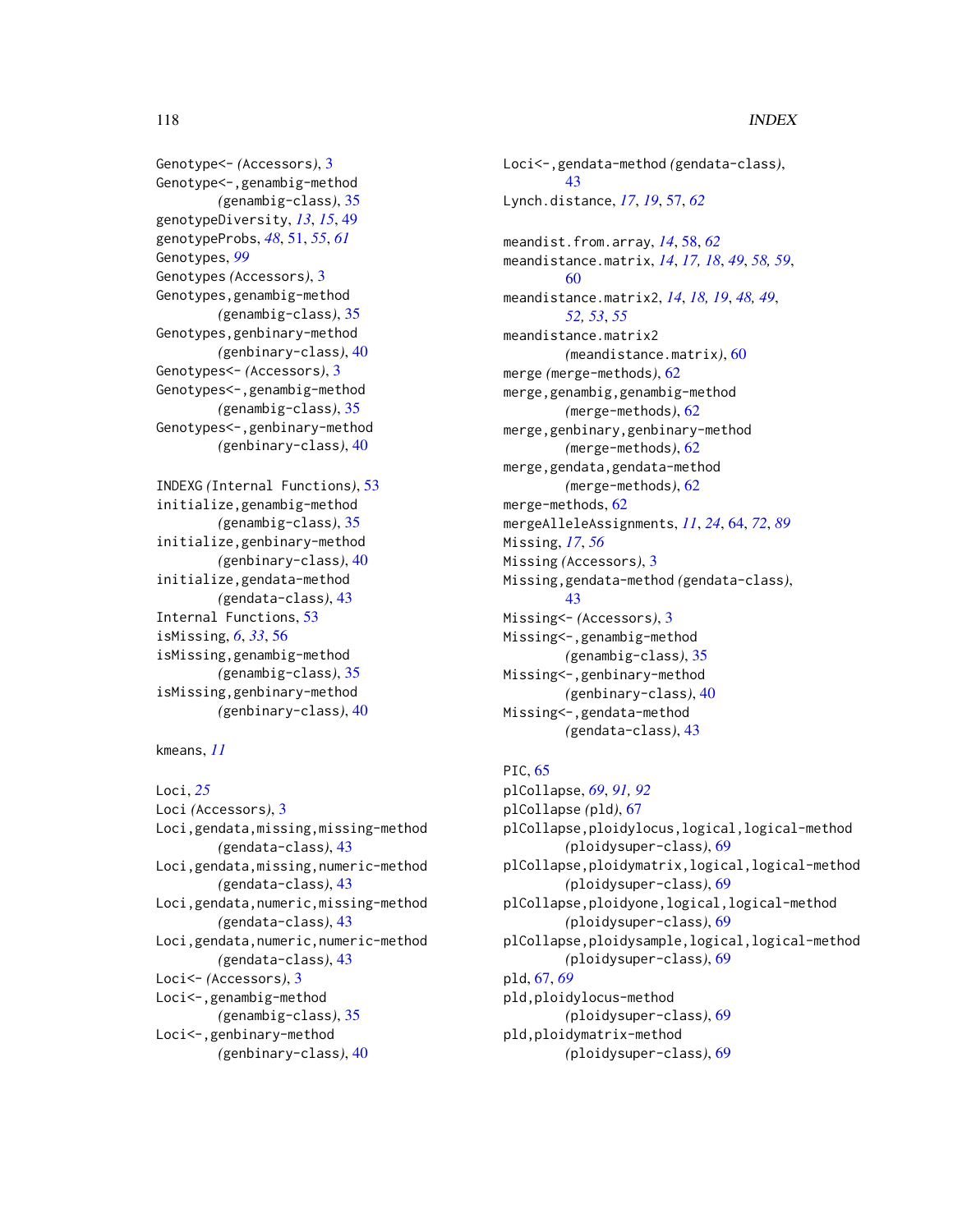Genotype<- *(Accessors)*, 3
Genotype<-,genambig-method *(genambig-class)*, 35
genotypeDiversity, *13*, *15*, 49
genotypeProbs, *48*, 51, *55*, *61*
Genotypes, *99*
Genotypes *(Accessors)*, 3
Genotypes,genambig-method *(genambig-class)*, 35
Genotypes,genbinary-method *(genbinary-class)*, 40
Genotypes<- *(Accessors)*, 3
Genotypes<-,genambig-method *(genambig-class)*, 35
Genotypes<-,genbinary-method *(genbinary-class)*, 40

INDEXG *(Internal Functions)*, 53
initialize,genambig-method *(genambig-class)*, 35
initialize,genbinary-method *(genbinary-class)*, 40
initialize,gendata-method *(gendata-class)*, 43
Internal Functions, 53
isMissing, *6*, *33*, 56
isMissing,genambig-method *(genambig-class)*, 35
isMissing,genbinary-method *(genbinary-class)*, 40

kmeans, *11*

Loci, *25*
Loci *(Accessors)*, 3
Loci,gendata,missing,missing-method *(gendata-class)*, 43
Loci,gendata,missing,numeric-method *(gendata-class)*, 43
Loci,gendata,numeric,missing-method *(gendata-class)*, 43
Loci,gendata,numeric,numeric-method *(gendata-class)*, 43
Loci<- *(Accessors)*, 3
Loci<-,genambig-method *(genambig-class)*, 35
Loci<-,genbinary-method *(genbinary-class)*, 40
Loci<-,gendata-method *(gendata-class)*, 43
Lynch.distance, *17*, *19*, 57, *62*

meandist.from.array, *14*, 58, *62*
meandistance.matrix, *14*, *17, 18*, *49*, *58, 59*, 60
meandistance.matrix2, *14*, *18, 19*, *48, 49*, *52, 53*, *55*
meandistance.matrix2 *(meandistance.matrix)*, 60
merge *(merge-methods)*, 62
merge,genambig,genambig-method *(merge-methods)*, 62
merge,genbinary,genbinary-method *(merge-methods)*, 62
merge,gendata,gendata-method *(merge-methods)*, 62
merge-methods, 62
mergeAlleleAssignments, *11*, *24*, 64, *72*, *89*
Missing, *17*, *56*
Missing *(Accessors)*, 3
Missing,gendata-method *(gendata-class)*, 43
Missing<- *(Accessors)*, 3
Missing<-,genambig-method *(genambig-class)*, 35
Missing<-,genbinary-method *(genbinary-class)*, 40
Missing<-,gendata-method *(gendata-class)*, 43

PIC, 65
plCollapse, *69*, *91, 92*
plCollapse *(pld)*, 67
plCollapse,ploidylocus,logical,logical-method *(ploidysuper-class)*, 69
plCollapse,ploidymatrix,logical,logical-method *(ploidysuper-class)*, 69
plCollapse,ploidyone,logical,logical-method *(ploidysuper-class)*, 69
plCollapse,ploidysample,logical,logical-method *(ploidysuper-class)*, 69
pld, 67, *69*
pld,ploidylocus-method *(ploidysuper-class)*, 69
pld,ploidymatrix-method *(ploidysuper-class)*, 69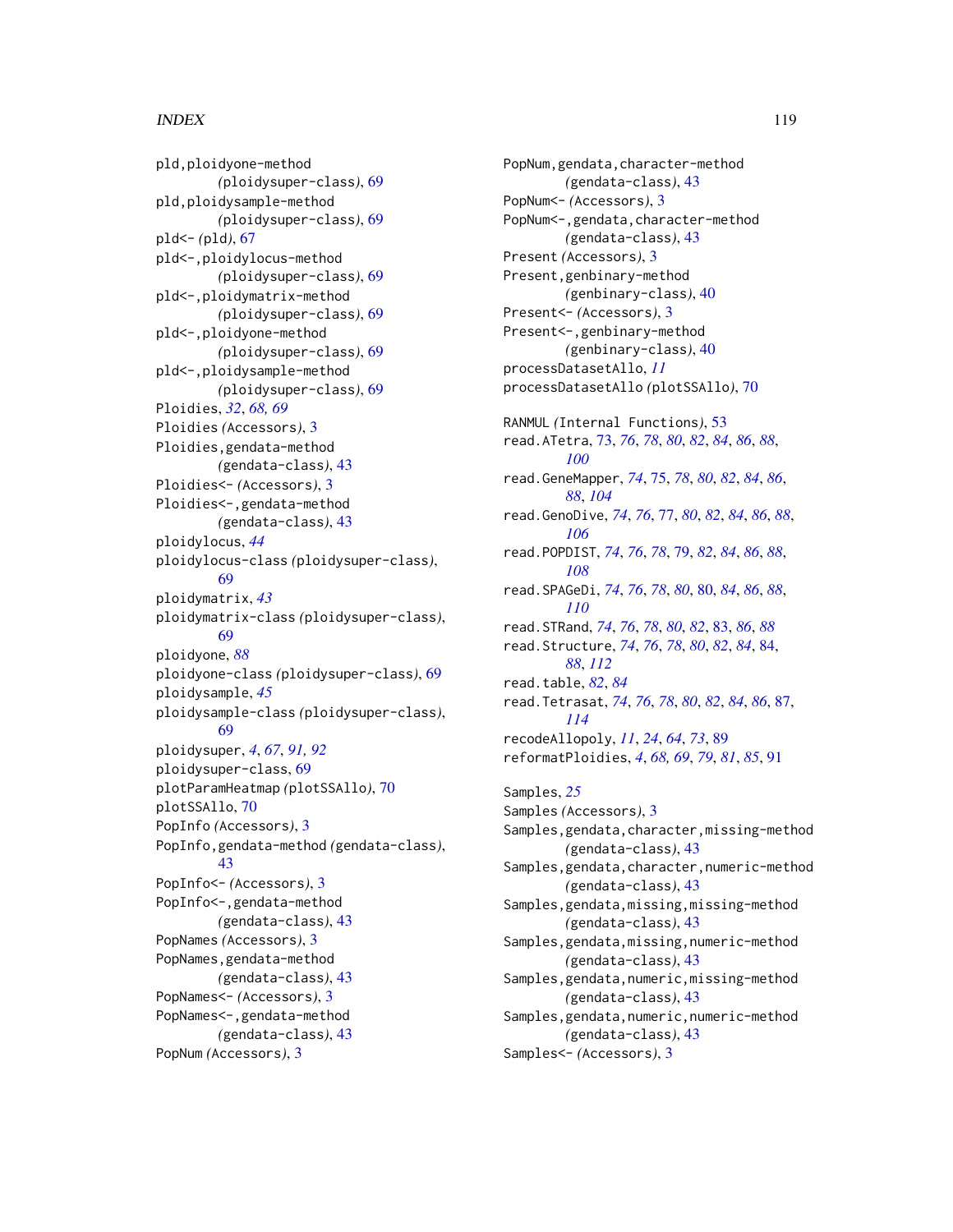pld,ploidyone-method
*(ploidysuper-class)*, 69
pld,ploidysample-method
*(ploidysuper-class)*, 69
pld<- *(pld)*, 67
pld<-,ploidylocus-method
*(ploidysuper-class)*, 69
pld<-,ploidymatrix-method
*(ploidysuper-class)*, 69
pld<-,ploidyone-method
*(ploidysuper-class)*, 69
pld<-,ploidysample-method
*(ploidysuper-class)*, 69
Ploidies, *32*, *68, 69*
Ploidies *(Accessors)*, 3
Ploidies,gendata-method
*(gendata-class)*, 43
Ploidies<- *(Accessors)*, 3
Ploidies<-,gendata-method
*(gendata-class)*, 43
ploidylocus, *44*
ploidylocus-class *(ploidysuper-class)*, 69
ploidymatrix, *43*
ploidymatrix-class *(ploidysuper-class)*, 69
ploidyone, *88*
ploidyone-class *(ploidysuper-class)*, 69
ploidysample, *45*
ploidysample-class *(ploidysuper-class)*, 69
ploidysuper, *4*, *67*, *91, 92*
ploidysuper-class, 69
plotParamHeatmap *(plotSSAllo)*, 70
plotSSAllo, 70
PopInfo *(Accessors)*, 3
PopInfo,gendata-method *(gendata-class)*, 43
PopInfo<- *(Accessors)*, 3
PopInfo<-,gendata-method
*(gendata-class)*, 43
PopNames *(Accessors)*, 3
PopNames,gendata-method
*(gendata-class)*, 43
PopNames<- *(Accessors)*, 3
PopNames<-,gendata-method
*(gendata-class)*, 43
PopNum *(Accessors)*, 3
PopNum,gendata,character-method
*(gendata-class)*, 43
PopNum<- *(Accessors)*, 3
PopNum<-,gendata,character-method
*(gendata-class)*, 43
Present *(Accessors)*, 3
Present,genbinary-method
*(genbinary-class)*, 40
Present<- *(Accessors)*, 3
Present<-,genbinary-method
*(genbinary-class)*, 40
processDatasetAllo, *11*
processDatasetAllo *(plotSSAllo)*, 70

RANMUL *(Internal Functions)*, 53
read.ATetra, 73, *76*, *78*, *80*, *82*, *84*, *86*, *88*, *100*
read.GeneMapper, *74*, 75, *78*, *80*, *82*, *84*, *86*, *88*, *104*
read.GenoDive, *74*, *76*, 77, *80*, *82*, *84*, *86*, *88*, *106*
read.POPDIST, *74*, *76*, *78*, 79, *82*, *84*, *86*, *88*, *108*
read.SPAGeDi, *74*, *76*, *78*, *80*, 80, *84*, *86*, *88*, *110*
read.STRand, *74*, *76*, *78*, *80*, *82*, 83, *86*, *88*
read.Structure, *74*, *76*, *78*, *80*, *82*, *84*, 84, *88*, *112*
read.table, *82*, *84*
read.Tetrasat, *74*, *76*, *78*, *80*, *82*, *84*, *86*, 87, *114*
recodeAllopoly, *11*, *24*, *64*, *73*, 89
reformatPloidies, *4*, *68, 69*, *79*, *81*, *85*, 91

Samples, *25*
Samples *(Accessors)*, 3
Samples,gendata,character,missing-method
*(gendata-class)*, 43
Samples,gendata,character,numeric-method
*(gendata-class)*, 43
Samples,gendata,missing,missing-method
*(gendata-class)*, 43
Samples,gendata,missing,numeric-method
*(gendata-class)*, 43
Samples,gendata,numeric,missing-method
*(gendata-class)*, 43
Samples,gendata,numeric,numeric-method
*(gendata-class)*, 43
Samples<- *(Accessors)*, 3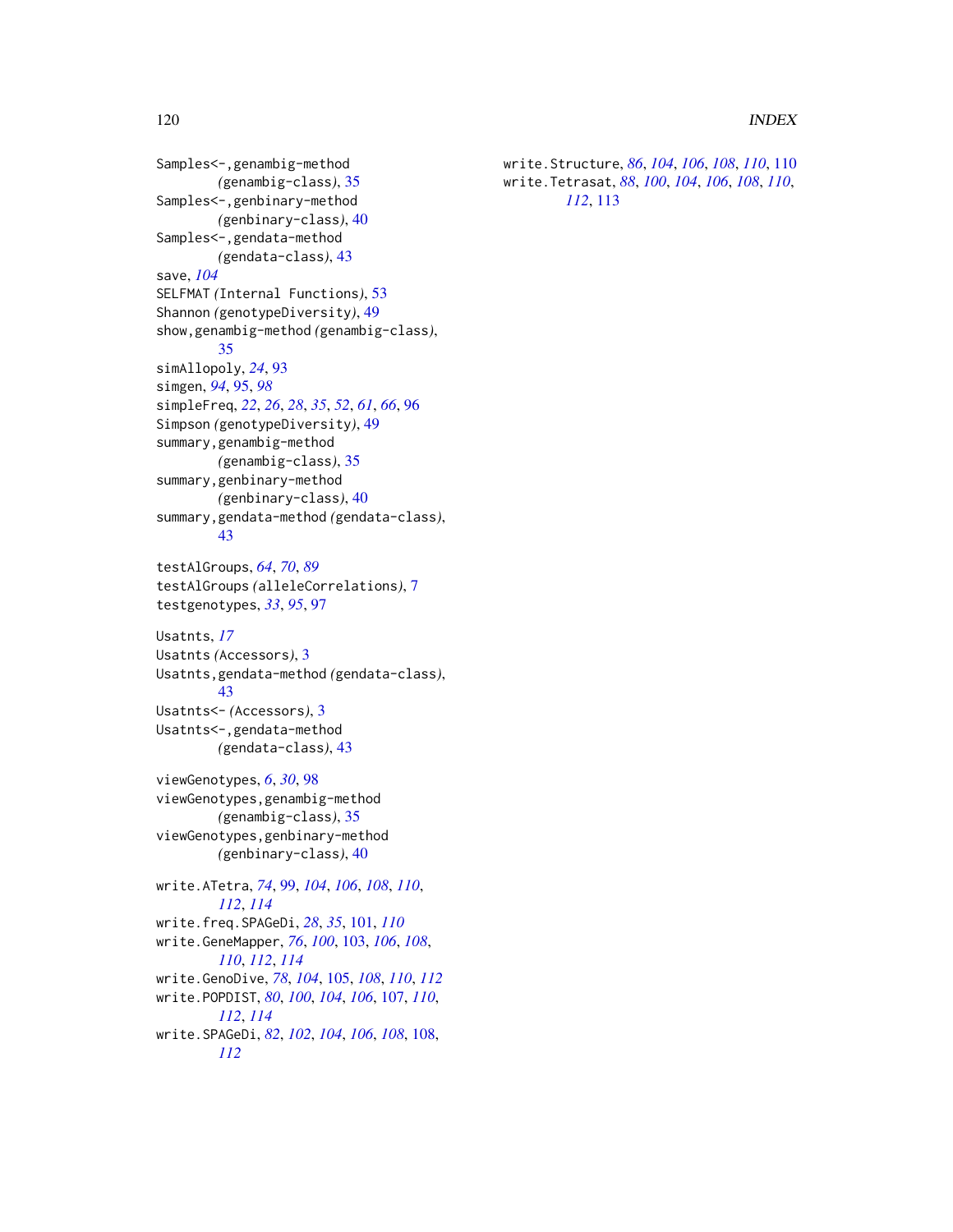Samples<-,genambig-method *(genambig-class)*, 35
Samples<-,genbinary-method *(genbinary-class)*, 40
Samples<-,gendata-method *(gendata-class)*, 43
save, *104*
SELFMAT *(Internal Functions)*, 53
Shannon *(genotypeDiversity)*, 49
show,genambig-method *(genambig-class)*, 35
simAllopoly, *24*, 93
simgen, *94*, 95, *98*
simpleFreq, *22*, *26*, *28*, *35*, *52*, *61*, *66*, 96
Simpson *(genotypeDiversity)*, 49
summary,genambig-method *(genambig-class)*, 35
summary,genbinary-method *(genbinary-class)*, 40
summary,gendata-method *(gendata-class)*, 43

testAlGroups, *64*, *70*, *89*
testAlGroups *(alleleCorrelations)*, 7
testgenotypes, *33*, *95*, 97

Usatnts, *17*
Usatnts *(Accessors)*, 3
Usatnts,gendata-method *(gendata-class)*, 43
Usatnts<- *(Accessors)*, 3
Usatnts<-,gendata-method *(gendata-class)*, 43

viewGenotypes, *6*, *30*, 98
viewGenotypes,genambig-method *(genambig-class)*, 35
viewGenotypes,genbinary-method *(genbinary-class)*, 40

write.ATetra, *74*, 99, *104*, *106*, *108*, *110*, *112*, *114*
write.freq.SPAGeDi, *28*, *35*, 101, *110*
write.GeneMapper, *76*, *100*, 103, *106*, *108*, *110*, *112*, *114*
write.GenoDive, *78*, *104*, 105, *108*, *110*, *112*
write.POPDIST, *80*, *100*, *104*, *106*, 107, *110*, *112*, *114*
write.SPAGeDi, *82*, *102*, *104*, *106*, *108*, 108, *112*
write.Structure, *86*, *104*, *106*, *108*, *110*, 110
write.Tetrasat, *88*, *100*, *104*, *106*, *108*, *110*, *112*, 113